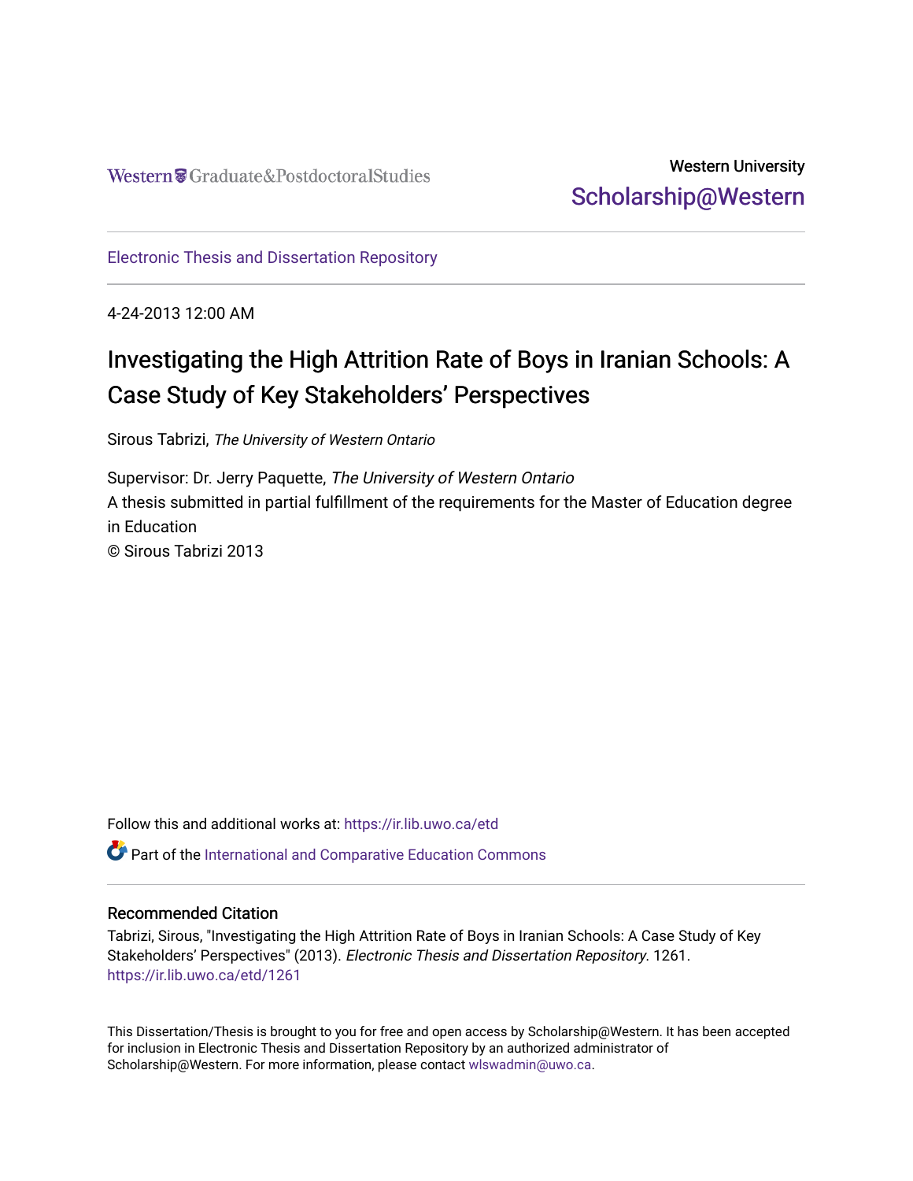Western Graduate&PostdoctoralStudies

Western University

Scholarship@Western

Electronic Thesis and Dissertation Repository

4-24-2013 12:00 AM

# Investigating the High Attrition Rate of Boys in Iranian Schools: A Case Study of Key Stakeholders' Perspectives

Sirous Tabrizi, *The University of Western Ontario*

Supervisor: Dr. Jerry Paquette, *The University of Western Ontario*

A thesis submitted in partial fulfillment of the requirements for the Master of Education degree in Education

© Sirous Tabrizi 2013

Follow this and additional works at: https://ir.lib.uwo.ca/etd

Part of the International and Comparative Education Commons

## Recommended Citation

Tabrizi, Sirous, "Investigating the High Attrition Rate of Boys in Iranian Schools: A Case Study of Key Stakeholders' Perspectives" (2013). *Electronic Thesis and Dissertation Repository*. 1261.
https://ir.lib.uwo.ca/etd/1261

This Dissertation/Thesis is brought to you for free and open access by Scholarship@Western. It has been accepted for inclusion in Electronic Thesis and Dissertation Repository by an authorized administrator of Scholarship@Western. For more information, please contact wlswadmin@uwo.ca.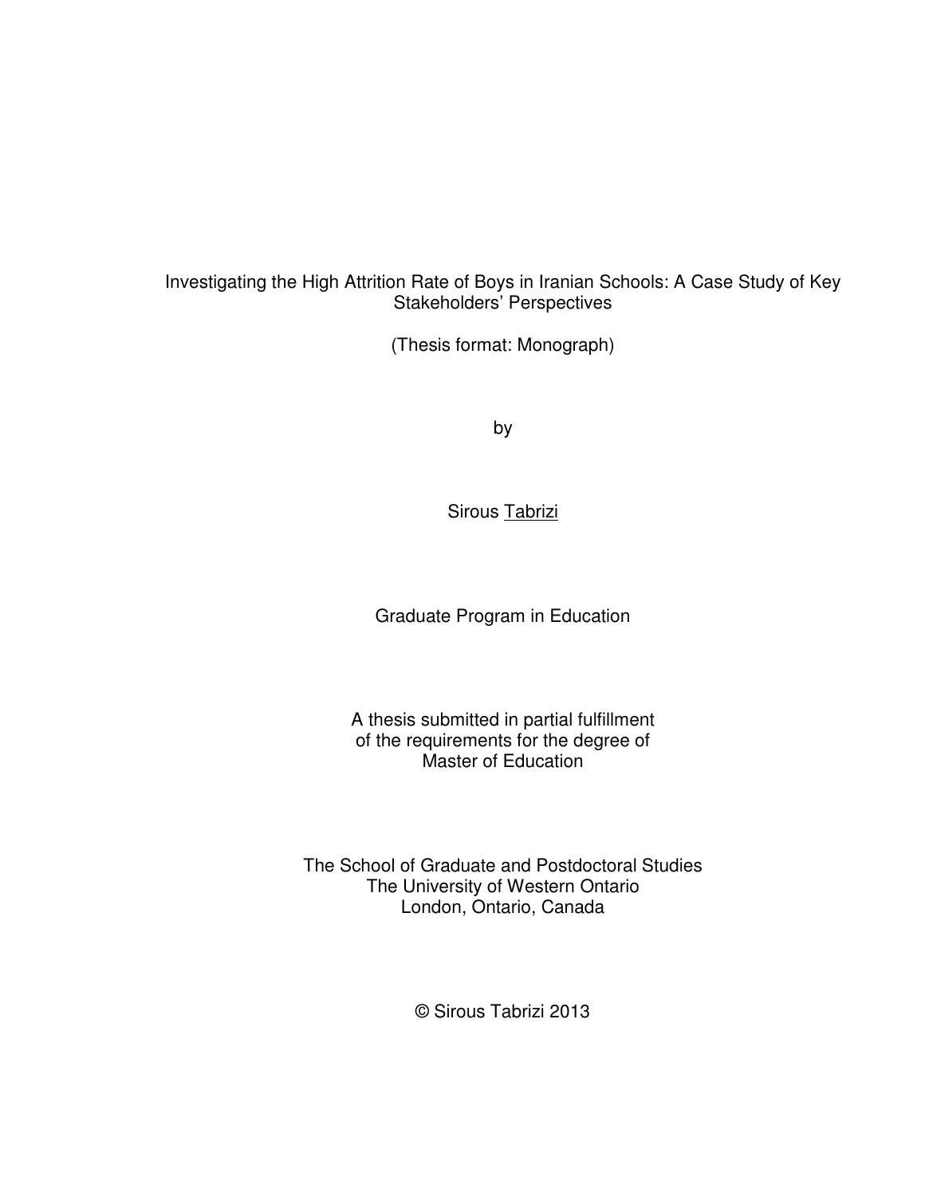# Investigating the High Attrition Rate of Boys in Iranian Schools: A Case Study of Key Stakeholders' Perspectives

(Thesis format: Monograph)

by

Sirous Tabrizi

Graduate Program in Education

A thesis submitted in partial fulfillment
of the requirements for the degree of
Master of Education

The School of Graduate and Postdoctoral Studies
The University of Western Ontario
London, Ontario, Canada

© Sirous Tabrizi 2013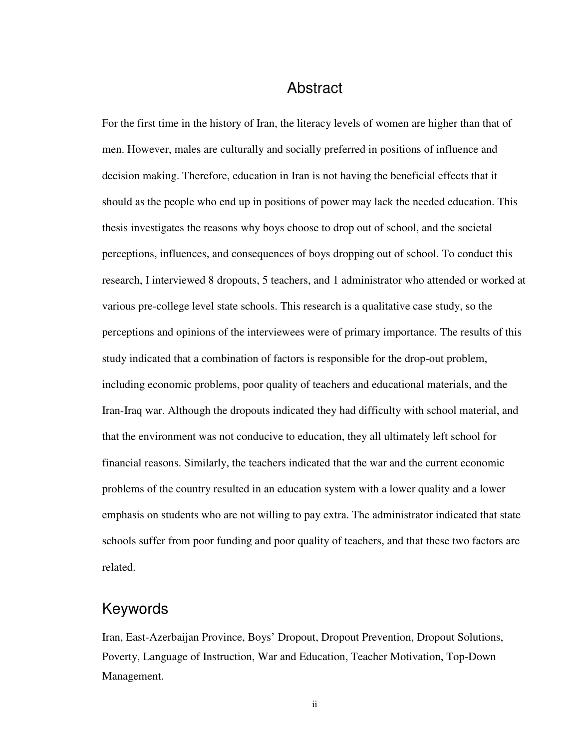# Abstract

For the first time in the history of Iran, the literacy levels of women are higher than that of men. However, males are culturally and socially preferred in positions of influence and decision making. Therefore, education in Iran is not having the beneficial effects that it should as the people who end up in positions of power may lack the needed education. This thesis investigates the reasons why boys choose to drop out of school, and the societal perceptions, influences, and consequences of boys dropping out of school. To conduct this research, I interviewed 8 dropouts, 5 teachers, and 1 administrator who attended or worked at various pre-college level state schools. This research is a qualitative case study, so the perceptions and opinions of the interviewees were of primary importance. The results of this study indicated that a combination of factors is responsible for the drop-out problem, including economic problems, poor quality of teachers and educational materials, and the Iran-Iraq war. Although the dropouts indicated they had difficulty with school material, and that the environment was not conducive to education, they all ultimately left school for financial reasons. Similarly, the teachers indicated that the war and the current economic problems of the country resulted in an education system with a lower quality and a lower emphasis on students who are not willing to pay extra. The administrator indicated that state schools suffer from poor funding and poor quality of teachers, and that these two factors are related.

## Keywords

Iran, East-Azerbaijan Province, Boys' Dropout, Dropout Prevention, Dropout Solutions, Poverty, Language of Instruction, War and Education, Teacher Motivation, Top-Down Management.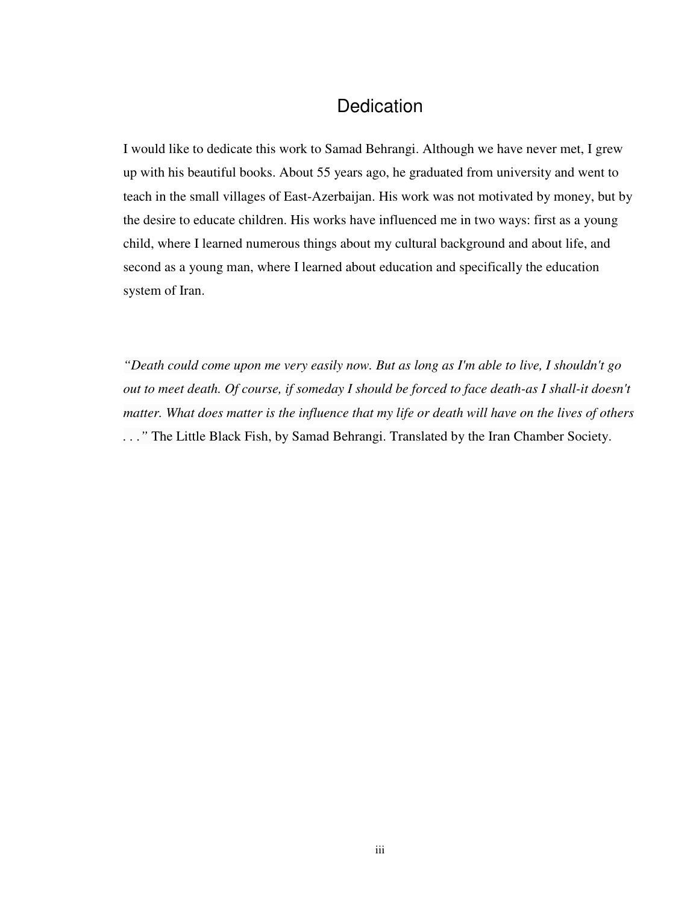# Dedication

I would like to dedicate this work to Samad Behrangi. Although we have never met, I grew up with his beautiful books. About 55 years ago, he graduated from university and went to teach in the small villages of East-Azerbaijan. His work was not motivated by money, but by the desire to educate children. His works have influenced me in two ways: first as a young child, where I learned numerous things about my cultural background and about life, and second as a young man, where I learned about education and specifically the education system of Iran.

*"Death could come upon me very easily now. But as long as I'm able to live, I shouldn't go out to meet death. Of course, if someday I should be forced to face death-as I shall-it doesn't matter. What does matter is the influence that my life or death will have on the lives of others . . ."* The Little Black Fish, by Samad Behrangi. Translated by the Iran Chamber Society.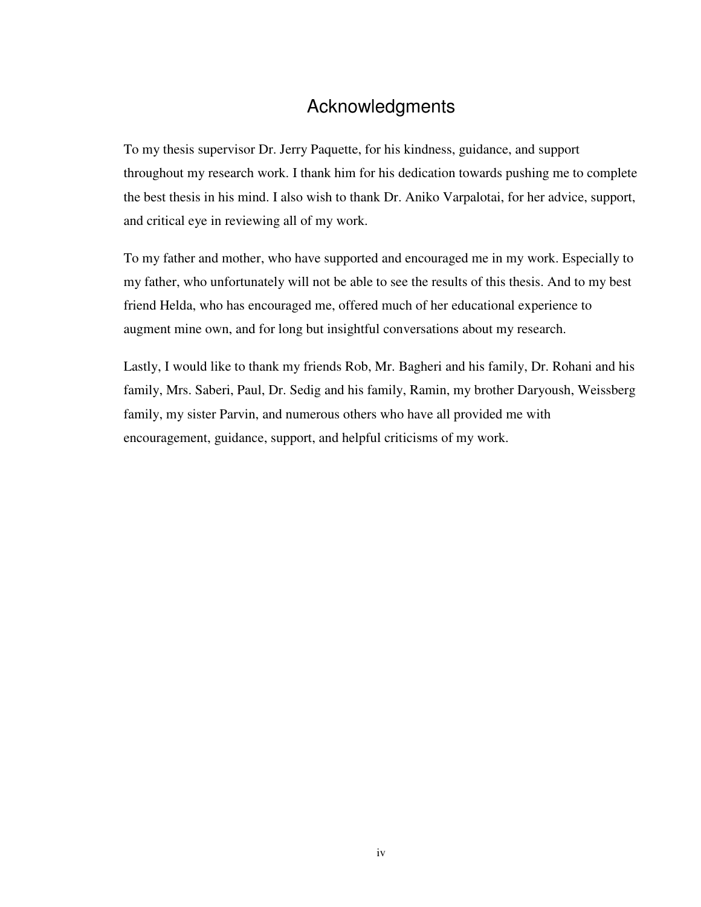# Acknowledgments

To my thesis supervisor Dr. Jerry Paquette, for his kindness, guidance, and support throughout my research work. I thank him for his dedication towards pushing me to complete the best thesis in his mind. I also wish to thank Dr. Aniko Varpalotai, for her advice, support, and critical eye in reviewing all of my work.

To my father and mother, who have supported and encouraged me in my work. Especially to my father, who unfortunately will not be able to see the results of this thesis. And to my best friend Helda, who has encouraged me, offered much of her educational experience to augment mine own, and for long but insightful conversations about my research.

Lastly, I would like to thank my friends Rob, Mr. Bagheri and his family, Dr. Rohani and his family, Mrs. Saberi, Paul, Dr. Sedig and his family, Ramin, my brother Daryoush, Weissberg family, my sister Parvin, and numerous others who have all provided me with encouragement, guidance, support, and helpful criticisms of my work.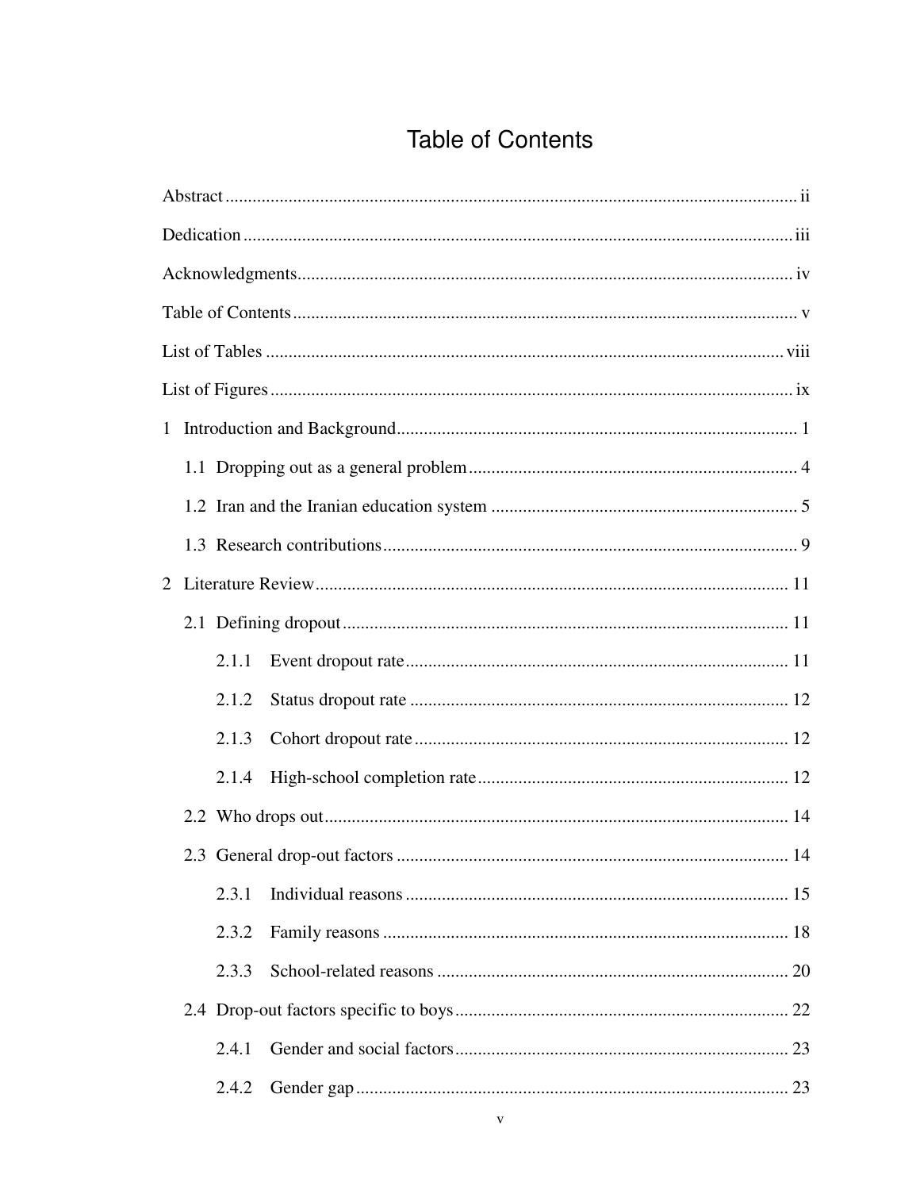# Table of Contents

Abstract ........................................................ ii

Dedication ........................................................ iii

Acknowledgments ........................................................ iv

Table of Contents ........................................................ v

List of Tables ........................................................ viii

List of Figures ........................................................ ix

1 Introduction and Background ........................................................ 1

- 1.1 Dropping out as a general problem ........................................................ 4
- 1.2 Iran and the Iranian education system ........................................................ 5
- 1.3 Research contributions ........................................................ 9

2 Literature Review ........................................................ 11

- 2.1 Defining dropout ........................................................ 11
  - 2.1.1 Event dropout rate ........................................................ 11
  - 2.1.2 Status dropout rate ........................................................ 12
  - 2.1.3 Cohort dropout rate ........................................................ 12
  - 2.1.4 High-school completion rate ........................................................ 12
- 2.2 Who drops out ........................................................ 14
- 2.3 General drop-out factors ........................................................ 14
  - 2.3.1 Individual reasons ........................................................ 15
  - 2.3.2 Family reasons ........................................................ 18
  - 2.3.3 School-related reasons ........................................................ 20
- 2.4 Drop-out factors specific to boys ........................................................ 22
  - 2.4.1 Gender and social factors ........................................................ 23
  - 2.4.2 Gender gap ........................................................ 23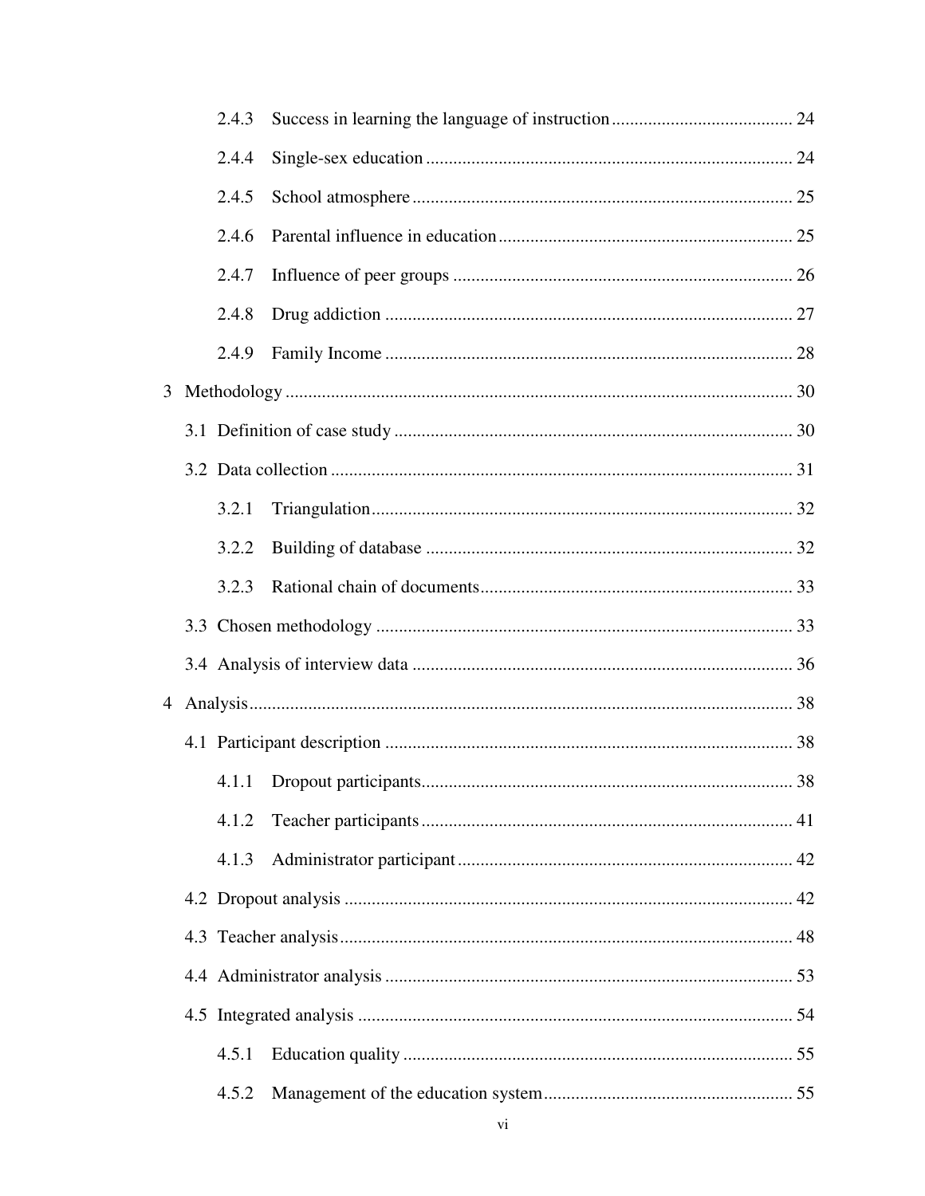2.4.3 Success in learning the language of instruction ........................................ 24

2.4.4 Single-sex education ................................................................................ 24

2.4.5 School atmosphere ................................................................................... 25

2.4.6 Parental influence in education ................................................................ 25

2.4.7 Influence of peer groups .......................................................................... 26

2.4.8 Drug addiction .......................................................................................... 27

2.4.9 Family Income .......................................................................................... 28

3 Methodology ................................................................................................................ 30

3.1 Definition of case study ........................................................................................ 30

3.2 Data collection ...................................................................................................... 31

3.2.1 Triangulation ............................................................................................. 32

3.2.2 Building of database ................................................................................. 32

3.2.3 Rational chain of documents ..................................................................... 33

3.3 Chosen methodology ............................................................................................ 33

3.4 Analysis of interview data .................................................................................... 36

4 Analysis ........................................................................................................................ 38

4.1 Participant description .......................................................................................... 38

4.1.1 Dropout participants .................................................................................. 38

4.1.2 Teacher participants .................................................................................. 41

4.1.3 Administrator participant .......................................................................... 42

4.2 Dropout analysis ................................................................................................... 42

4.3 Teacher analysis .................................................................................................... 48

4.4 Administrator analysis .......................................................................................... 53

4.5 Integrated analysis ................................................................................................ 54

4.5.1 Education quality ...................................................................................... 55

4.5.2 Management of the education system ....................................................... 55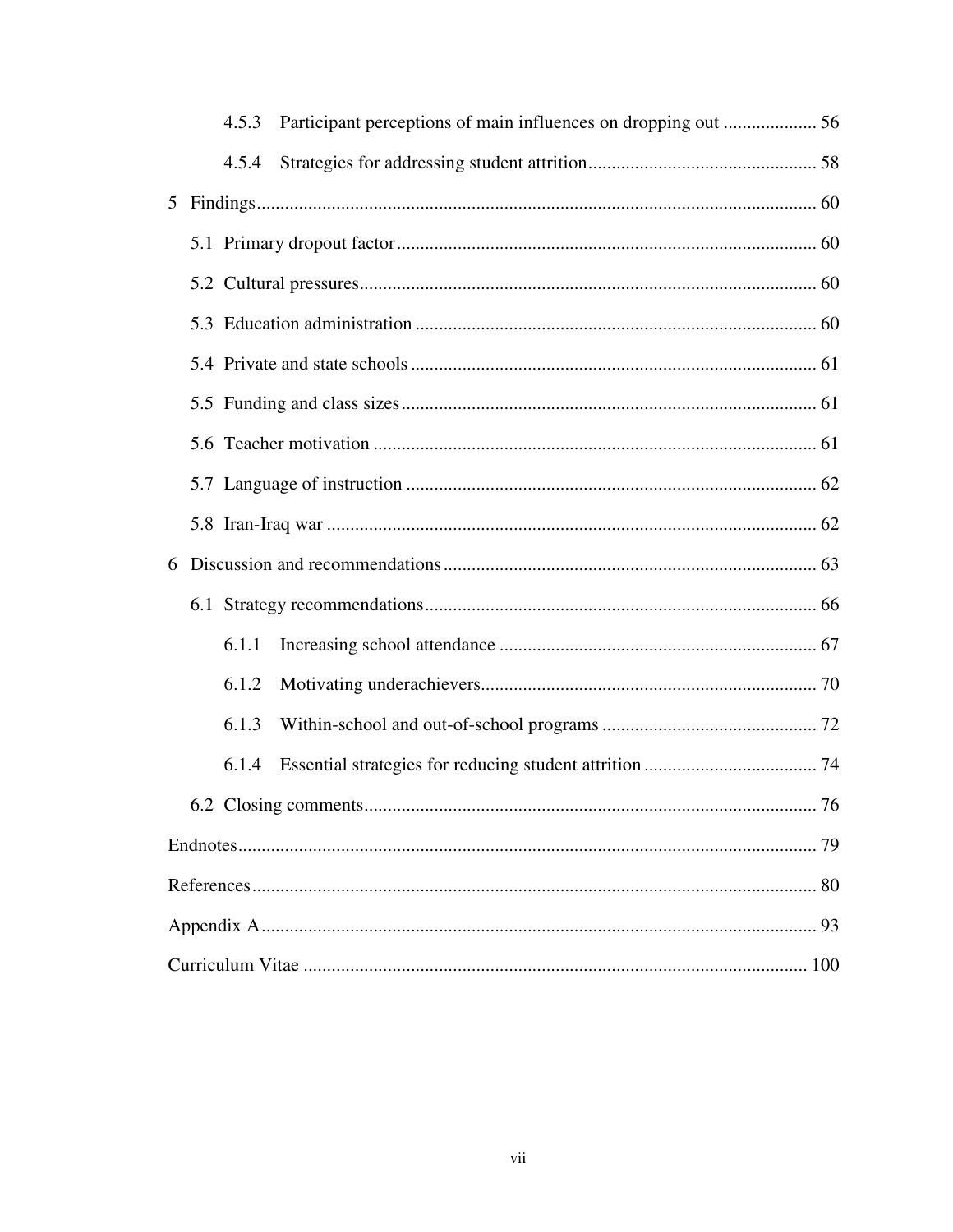4.5.3 Participant perceptions of main influences on dropping out .................... 56

4.5.4 Strategies for addressing student attrition................................................. 58

5 Findings........................................................................................................................ 60

5.1 Primary dropout factor......................................................................................... 60

5.2 Cultural pressures................................................................................................. 60

5.3 Education administration ..................................................................................... 60

5.4 Private and state schools ...................................................................................... 61

5.5 Funding and class sizes........................................................................................ 61

5.6 Teacher motivation .............................................................................................. 61

5.7 Language of instruction ....................................................................................... 62

5.8 Iran-Iraq war ........................................................................................................ 62

6 Discussion and recommendations............................................................................... 63

6.1 Strategy recommendations................................................................................... 66

6.1.1 Increasing school attendance ................................................................... 67

6.1.2 Motivating underachievers....................................................................... 70

6.1.3 Within-school and out-of-school programs ............................................. 72

6.1.4 Essential strategies for reducing student attrition .................................... 74

6.2 Closing comments................................................................................................ 76

Endnotes........................................................................................................................... 79

References........................................................................................................................ 80

Appendix A...................................................................................................................... 93

Curriculum Vitae ........................................................................................................... 100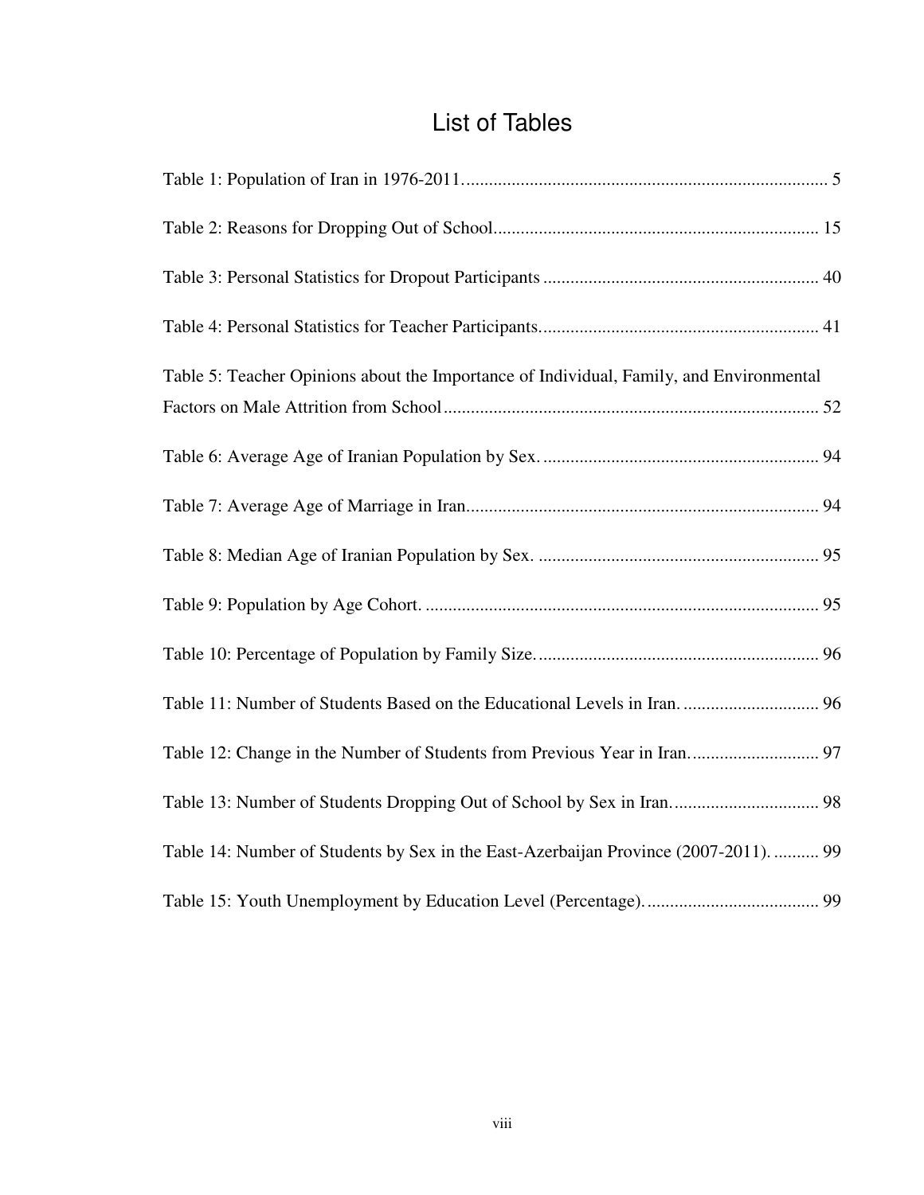# List of Tables

Table 1: Population of Iran in 1976-2011. 5

Table 2: Reasons for Dropping Out of School. 15

Table 3: Personal Statistics for Dropout Participants 40

Table 4: Personal Statistics for Teacher Participants. 41

Table 5: Teacher Opinions about the Importance of Individual, Family, and Environmental Factors on Male Attrition from School 52

Table 6: Average Age of Iranian Population by Sex. 94

Table 7: Average Age of Marriage in Iran. 94

Table 8: Median Age of Iranian Population by Sex. 95

Table 9: Population by Age Cohort. 95

Table 10: Percentage of Population by Family Size. 96

Table 11: Number of Students Based on the Educational Levels in Iran. 96

Table 12: Change in the Number of Students from Previous Year in Iran. 97

Table 13: Number of Students Dropping Out of School by Sex in Iran. 98

Table 14: Number of Students by Sex in the East-Azerbaijan Province (2007-2011). 99

Table 15: Youth Unemployment by Education Level (Percentage). 99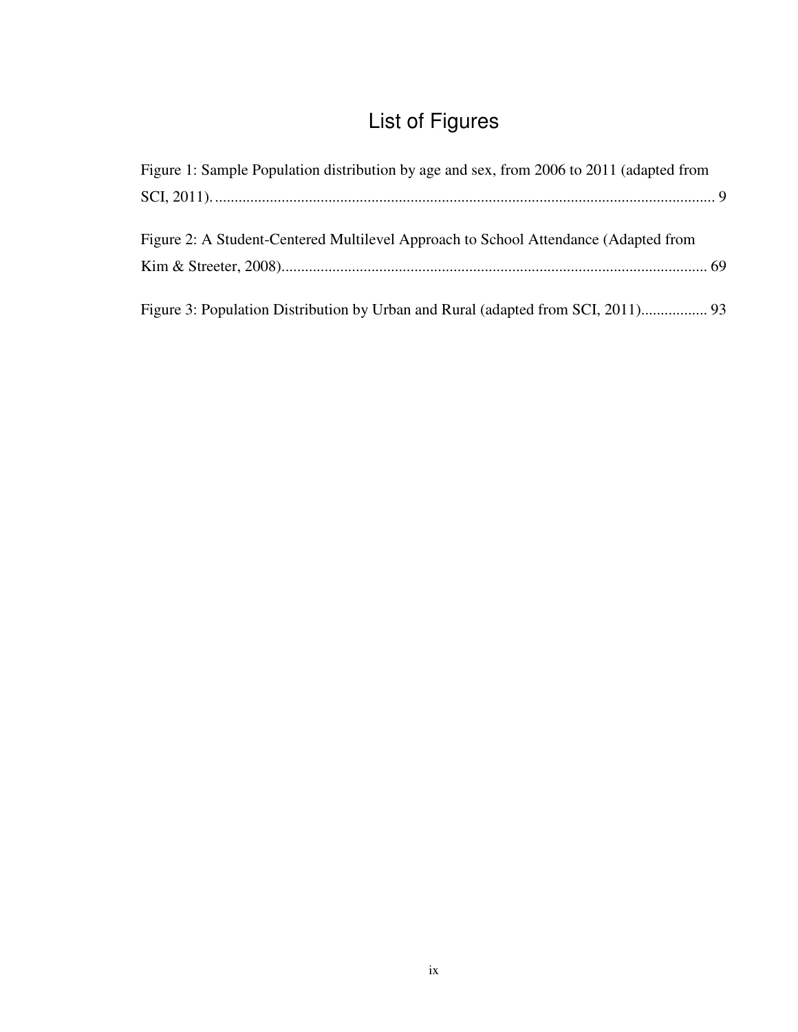# List of Figures

Figure 1: Sample Population distribution by age and sex, from 2006 to 2011 (adapted from SCI, 2011). ........................................................................................................................ 9

Figure 2: A Student-Centered Multilevel Approach to School Attendance (Adapted from Kim & Streeter, 2008)........................................................................................................... 69

Figure 3: Population Distribution by Urban and Rural (adapted from SCI, 2011)................. 93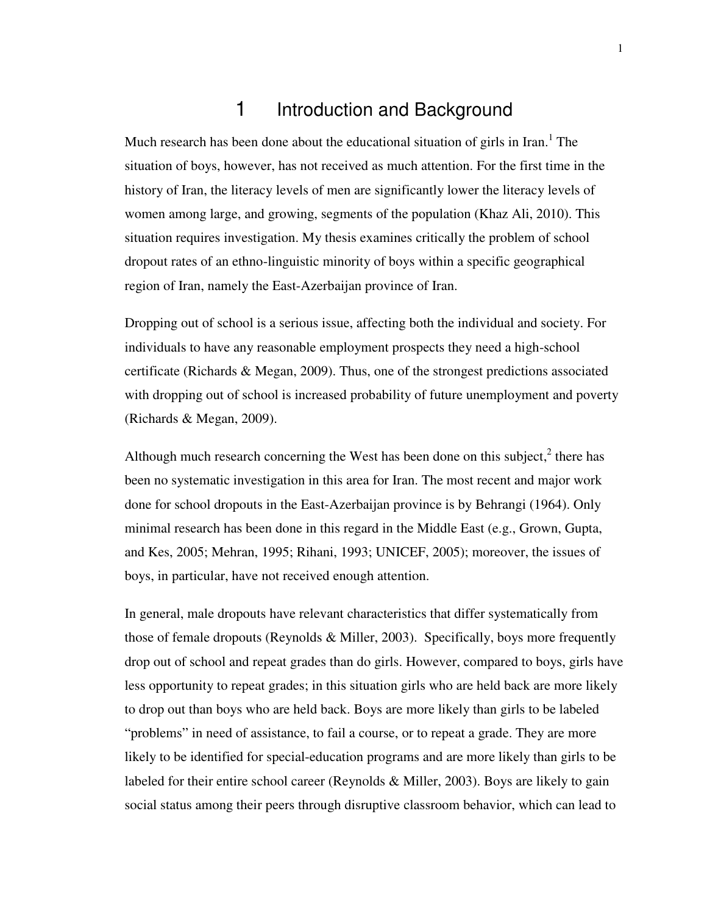# 1 Introduction and Background

Much research has been done about the educational situation of girls in Iran.[1] The situation of boys, however, has not received as much attention. For the first time in the history of Iran, the literacy levels of men are significantly lower the literacy levels of women among large, and growing, segments of the population (Khaz Ali, 2010). This situation requires investigation. My thesis examines critically the problem of school dropout rates of an ethno-linguistic minority of boys within a specific geographical region of Iran, namely the East-Azerbaijan province of Iran.

Dropping out of school is a serious issue, affecting both the individual and society. For individuals to have any reasonable employment prospects they need a high-school certificate (Richards & Megan, 2009). Thus, one of the strongest predictions associated with dropping out of school is increased probability of future unemployment and poverty (Richards & Megan, 2009).

Although much research concerning the West has been done on this subject,[2] there has been no systematic investigation in this area for Iran. The most recent and major work done for school dropouts in the East-Azerbaijan province is by Behrangi (1964). Only minimal research has been done in this regard in the Middle East (e.g., Grown, Gupta, and Kes, 2005; Mehran, 1995; Rihani, 1993; UNICEF, 2005); moreover, the issues of boys, in particular, have not received enough attention.

In general, male dropouts have relevant characteristics that differ systematically from those of female dropouts (Reynolds & Miller, 2003). Specifically, boys more frequently drop out of school and repeat grades than do girls. However, compared to boys, girls have less opportunity to repeat grades; in this situation girls who are held back are more likely to drop out than boys who are held back. Boys are more likely than girls to be labeled "problems" in need of assistance, to fail a course, or to repeat a grade. They are more likely to be identified for special-education programs and are more likely than girls to be labeled for their entire school career (Reynolds & Miller, 2003). Boys are likely to gain social status among their peers through disruptive classroom behavior, which can lead to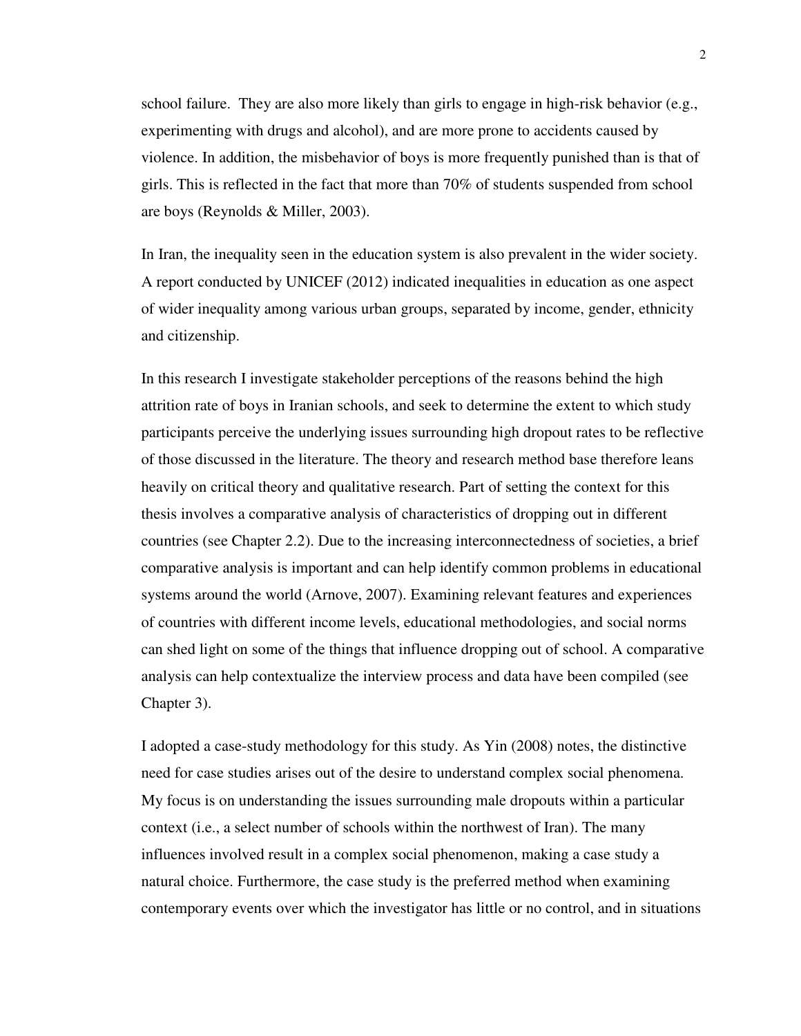school failure. They are also more likely than girls to engage in high-risk behavior (e.g., experimenting with drugs and alcohol), and are more prone to accidents caused by violence. In addition, the misbehavior of boys is more frequently punished than is that of girls. This is reflected in the fact that more than 70% of students suspended from school are boys (Reynolds & Miller, 2003).

In Iran, the inequality seen in the education system is also prevalent in the wider society. A report conducted by UNICEF (2012) indicated inequalities in education as one aspect of wider inequality among various urban groups, separated by income, gender, ethnicity and citizenship.

In this research I investigate stakeholder perceptions of the reasons behind the high attrition rate of boys in Iranian schools, and seek to determine the extent to which study participants perceive the underlying issues surrounding high dropout rates to be reflective of those discussed in the literature. The theory and research method base therefore leans heavily on critical theory and qualitative research. Part of setting the context for this thesis involves a comparative analysis of characteristics of dropping out in different countries (see Chapter 2.2). Due to the increasing interconnectedness of societies, a brief comparative analysis is important and can help identify common problems in educational systems around the world (Arnove, 2007). Examining relevant features and experiences of countries with different income levels, educational methodologies, and social norms can shed light on some of the things that influence dropping out of school. A comparative analysis can help contextualize the interview process and data have been compiled (see Chapter 3).

I adopted a case-study methodology for this study. As Yin (2008) notes, the distinctive need for case studies arises out of the desire to understand complex social phenomena. My focus is on understanding the issues surrounding male dropouts within a particular context (i.e., a select number of schools within the northwest of Iran). The many influences involved result in a complex social phenomenon, making a case study a natural choice. Furthermore, the case study is the preferred method when examining contemporary events over which the investigator has little or no control, and in situations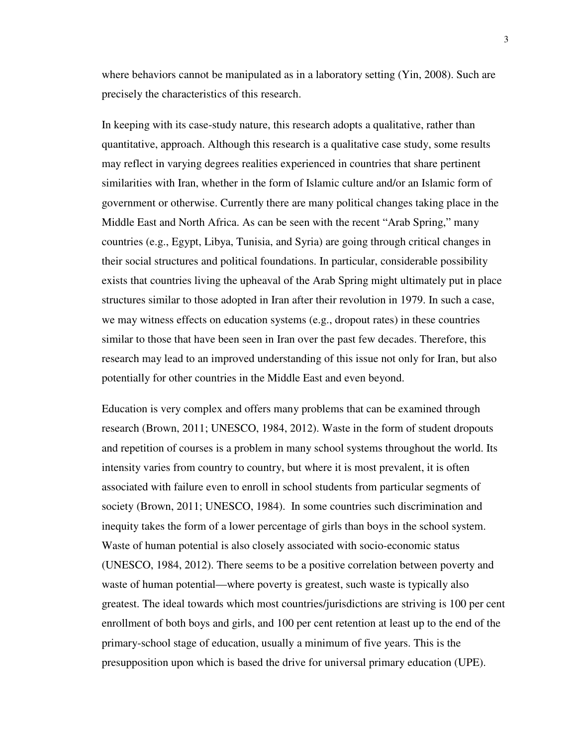where behaviors cannot be manipulated as in a laboratory setting (Yin, 2008). Such are precisely the characteristics of this research.

In keeping with its case-study nature, this research adopts a qualitative, rather than quantitative, approach. Although this research is a qualitative case study, some results may reflect in varying degrees realities experienced in countries that share pertinent similarities with Iran, whether in the form of Islamic culture and/or an Islamic form of government or otherwise. Currently there are many political changes taking place in the Middle East and North Africa. As can be seen with the recent "Arab Spring," many countries (e.g., Egypt, Libya, Tunisia, and Syria) are going through critical changes in their social structures and political foundations. In particular, considerable possibility exists that countries living the upheaval of the Arab Spring might ultimately put in place structures similar to those adopted in Iran after their revolution in 1979. In such a case, we may witness effects on education systems (e.g., dropout rates) in these countries similar to those that have been seen in Iran over the past few decades. Therefore, this research may lead to an improved understanding of this issue not only for Iran, but also potentially for other countries in the Middle East and even beyond.

Education is very complex and offers many problems that can be examined through research (Brown, 2011; UNESCO, 1984, 2012). Waste in the form of student dropouts and repetition of courses is a problem in many school systems throughout the world. Its intensity varies from country to country, but where it is most prevalent, it is often associated with failure even to enroll in school students from particular segments of society (Brown, 2011; UNESCO, 1984). In some countries such discrimination and inequity takes the form of a lower percentage of girls than boys in the school system. Waste of human potential is also closely associated with socio-economic status (UNESCO, 1984, 2012). There seems to be a positive correlation between poverty and waste of human potential—where poverty is greatest, such waste is typically also greatest. The ideal towards which most countries/jurisdictions are striving is 100 per cent enrollment of both boys and girls, and 100 per cent retention at least up to the end of the primary-school stage of education, usually a minimum of five years. This is the presupposition upon which is based the drive for universal primary education (UPE).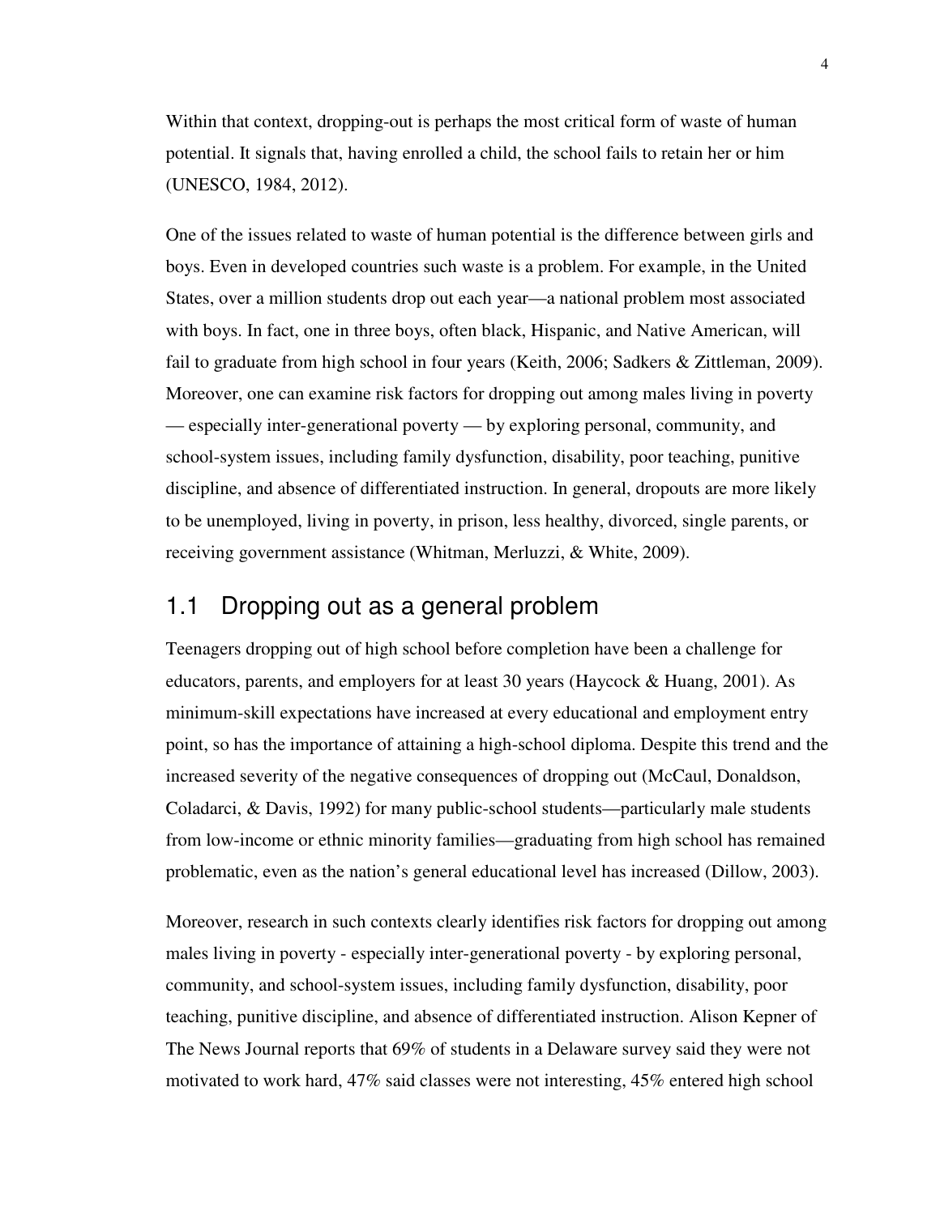Within that context, dropping-out is perhaps the most critical form of waste of human potential. It signals that, having enrolled a child, the school fails to retain her or him (UNESCO, 1984, 2012).

One of the issues related to waste of human potential is the difference between girls and boys. Even in developed countries such waste is a problem. For example, in the United States, over a million students drop out each year—a national problem most associated with boys. In fact, one in three boys, often black, Hispanic, and Native American, will fail to graduate from high school in four years (Keith, 2006; Sadkers & Zittleman, 2009). Moreover, one can examine risk factors for dropping out among males living in poverty — especially inter-generational poverty — by exploring personal, community, and school-system issues, including family dysfunction, disability, poor teaching, punitive discipline, and absence of differentiated instruction. In general, dropouts are more likely to be unemployed, living in poverty, in prison, less healthy, divorced, single parents, or receiving government assistance (Whitman, Merluzzi, & White, 2009).

## 1.1 Dropping out as a general problem

Teenagers dropping out of high school before completion have been a challenge for educators, parents, and employers for at least 30 years (Haycock & Huang, 2001). As minimum-skill expectations have increased at every educational and employment entry point, so has the importance of attaining a high-school diploma. Despite this trend and the increased severity of the negative consequences of dropping out (McCaul, Donaldson, Coladarci, & Davis, 1992) for many public-school students—particularly male students from low-income or ethnic minority families—graduating from high school has remained problematic, even as the nation's general educational level has increased (Dillow, 2003).

Moreover, research in such contexts clearly identifies risk factors for dropping out among males living in poverty - especially inter-generational poverty - by exploring personal, community, and school-system issues, including family dysfunction, disability, poor teaching, punitive discipline, and absence of differentiated instruction. Alison Kepner of The News Journal reports that 69% of students in a Delaware survey said they were not motivated to work hard, 47% said classes were not interesting, 45% entered high school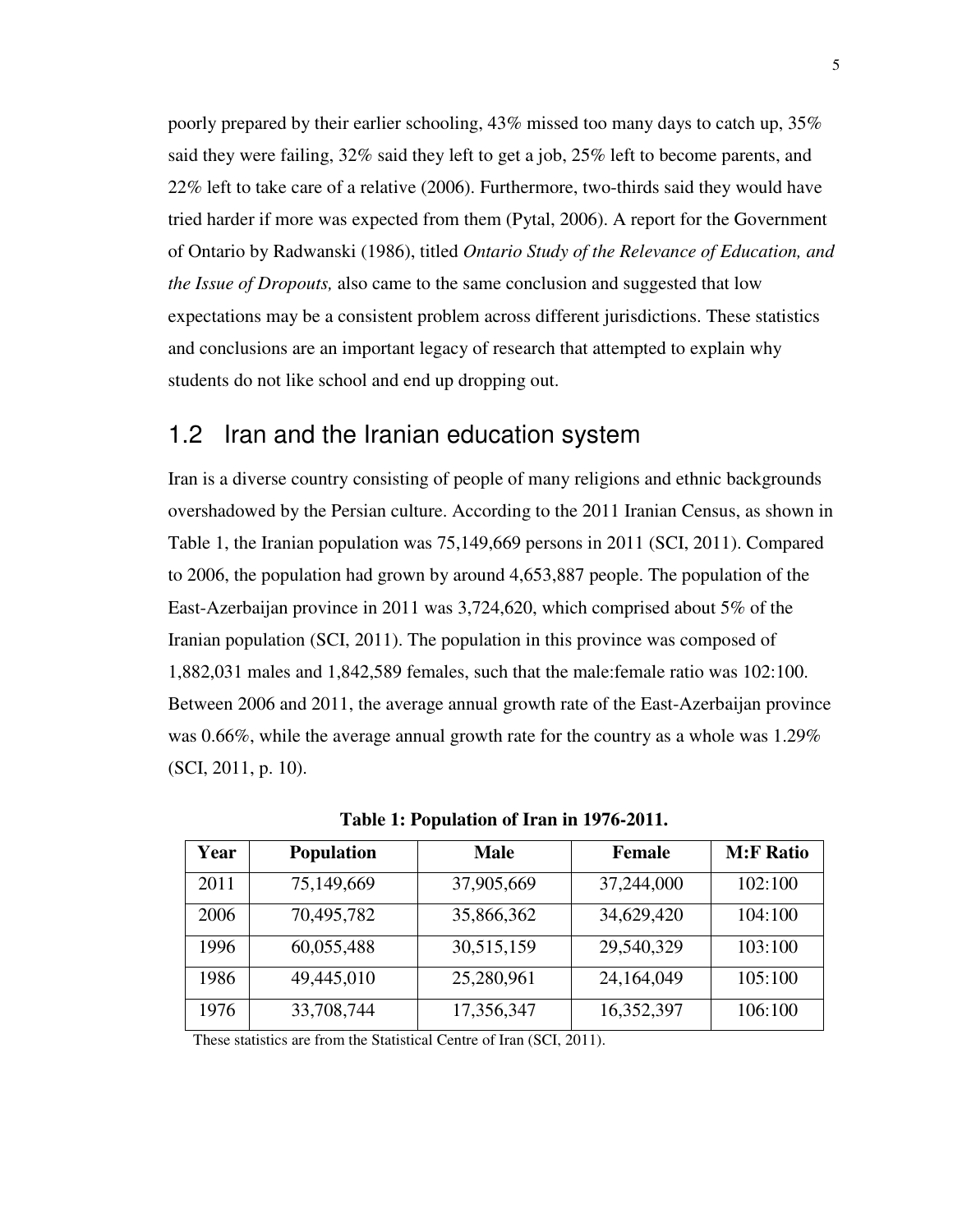poorly prepared by their earlier schooling, 43% missed too many days to catch up, 35% said they were failing, 32% said they left to get a job, 25% left to become parents, and 22% left to take care of a relative (2006). Furthermore, two-thirds said they would have tried harder if more was expected from them (Pytal, 2006). A report for the Government of Ontario by Radwanski (1986), titled *Ontario Study of the Relevance of Education, and the Issue of Dropouts,* also came to the same conclusion and suggested that low expectations may be a consistent problem across different jurisdictions. These statistics and conclusions are an important legacy of research that attempted to explain why students do not like school and end up dropping out.

## 1.2 Iran and the Iranian education system

Iran is a diverse country consisting of people of many religions and ethnic backgrounds overshadowed by the Persian culture. According to the 2011 Iranian Census, as shown in Table 1, the Iranian population was 75,149,669 persons in 2011 (SCI, 2011). Compared to 2006, the population had grown by around 4,653,887 people. The population of the East-Azerbaijan province in 2011 was 3,724,620, which comprised about 5% of the Iranian population (SCI, 2011). The population in this province was composed of 1,882,031 males and 1,842,589 females, such that the male:female ratio was 102:100. Between 2006 and 2011, the average annual growth rate of the East-Azerbaijan province was 0.66%, while the average annual growth rate for the country as a whole was 1.29% (SCI, 2011, p. 10).

**Table 1: Population of Iran in 1976-2011.**

| Year | Population | Male | Female | M:F Ratio |
|---|---|---|---|---|
| 2011 | 75,149,669 | 37,905,669 | 37,244,000 | 102:100 |
| 2006 | 70,495,782 | 35,866,362 | 34,629,420 | 104:100 |
| 1996 | 60,055,488 | 30,515,159 | 29,540,329 | 103:100 |
| 1986 | 49,445,010 | 25,280,961 | 24,164,049 | 105:100 |
| 1976 | 33,708,744 | 17,356,347 | 16,352,397 | 106:100 |

These statistics are from the Statistical Centre of Iran (SCI, 2011).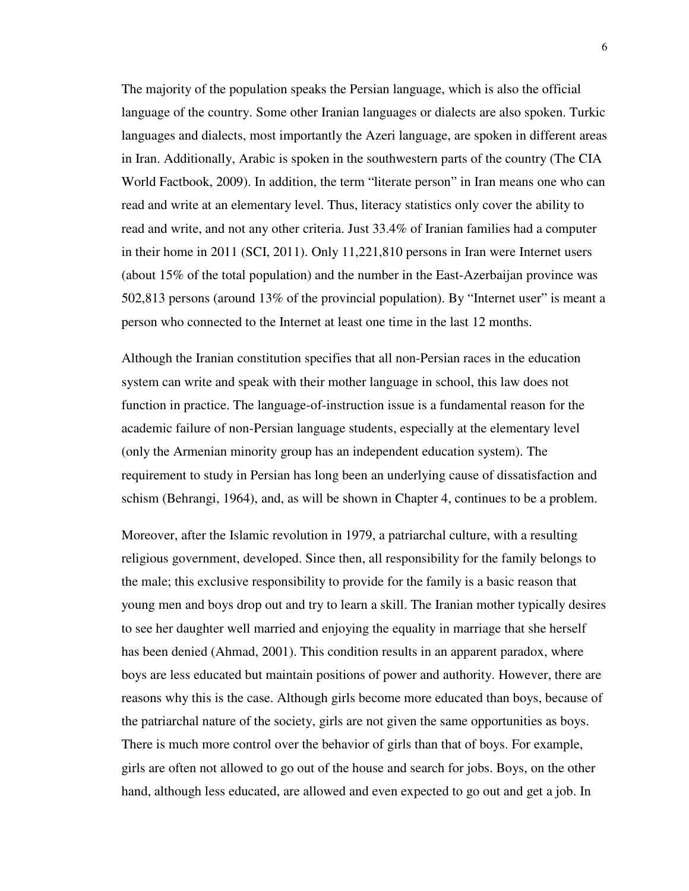The majority of the population speaks the Persian language, which is also the official language of the country. Some other Iranian languages or dialects are also spoken. Turkic languages and dialects, most importantly the Azeri language, are spoken in different areas in Iran. Additionally, Arabic is spoken in the southwestern parts of the country (The CIA World Factbook, 2009). In addition, the term "literate person" in Iran means one who can read and write at an elementary level. Thus, literacy statistics only cover the ability to read and write, and not any other criteria. Just 33.4% of Iranian families had a computer in their home in 2011 (SCI, 2011). Only 11,221,810 persons in Iran were Internet users (about 15% of the total population) and the number in the East-Azerbaijan province was 502,813 persons (around 13% of the provincial population). By "Internet user" is meant a person who connected to the Internet at least one time in the last 12 months.

Although the Iranian constitution specifies that all non-Persian races in the education system can write and speak with their mother language in school, this law does not function in practice. The language-of-instruction issue is a fundamental reason for the academic failure of non-Persian language students, especially at the elementary level (only the Armenian minority group has an independent education system). The requirement to study in Persian has long been an underlying cause of dissatisfaction and schism (Behrangi, 1964), and, as will be shown in Chapter 4, continues to be a problem.

Moreover, after the Islamic revolution in 1979, a patriarchal culture, with a resulting religious government, developed. Since then, all responsibility for the family belongs to the male; this exclusive responsibility to provide for the family is a basic reason that young men and boys drop out and try to learn a skill. The Iranian mother typically desires to see her daughter well married and enjoying the equality in marriage that she herself has been denied (Ahmad, 2001). This condition results in an apparent paradox, where boys are less educated but maintain positions of power and authority. However, there are reasons why this is the case. Although girls become more educated than boys, because of the patriarchal nature of the society, girls are not given the same opportunities as boys. There is much more control over the behavior of girls than that of boys. For example, girls are often not allowed to go out of the house and search for jobs. Boys, on the other hand, although less educated, are allowed and even expected to go out and get a job. In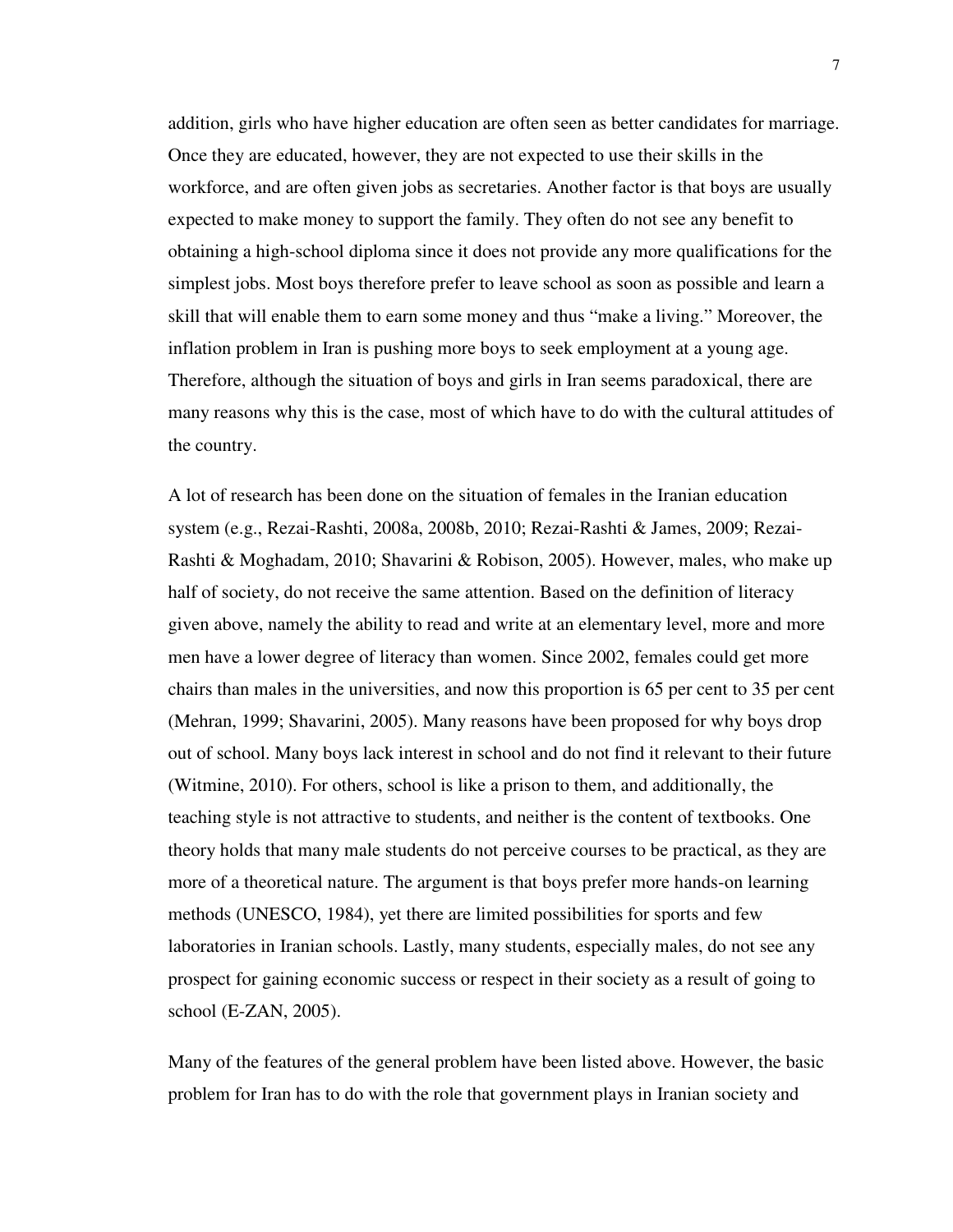addition, girls who have higher education are often seen as better candidates for marriage. Once they are educated, however, they are not expected to use their skills in the workforce, and are often given jobs as secretaries. Another factor is that boys are usually expected to make money to support the family. They often do not see any benefit to obtaining a high-school diploma since it does not provide any more qualifications for the simplest jobs. Most boys therefore prefer to leave school as soon as possible and learn a skill that will enable them to earn some money and thus "make a living." Moreover, the inflation problem in Iran is pushing more boys to seek employment at a young age. Therefore, although the situation of boys and girls in Iran seems paradoxical, there are many reasons why this is the case, most of which have to do with the cultural attitudes of the country.

A lot of research has been done on the situation of females in the Iranian education system (e.g., Rezai-Rashti, 2008a, 2008b, 2010; Rezai-Rashti & James, 2009; Rezai-Rashti & Moghadam, 2010; Shavarini & Robison, 2005). However, males, who make up half of society, do not receive the same attention. Based on the definition of literacy given above, namely the ability to read and write at an elementary level, more and more men have a lower degree of literacy than women. Since 2002, females could get more chairs than males in the universities, and now this proportion is 65 per cent to 35 per cent (Mehran, 1999; Shavarini, 2005). Many reasons have been proposed for why boys drop out of school. Many boys lack interest in school and do not find it relevant to their future (Witmine, 2010). For others, school is like a prison to them, and additionally, the teaching style is not attractive to students, and neither is the content of textbooks. One theory holds that many male students do not perceive courses to be practical, as they are more of a theoretical nature. The argument is that boys prefer more hands-on learning methods (UNESCO, 1984), yet there are limited possibilities for sports and few laboratories in Iranian schools. Lastly, many students, especially males, do not see any prospect for gaining economic success or respect in their society as a result of going to school (E-ZAN, 2005).

Many of the features of the general problem have been listed above. However, the basic problem for Iran has to do with the role that government plays in Iranian society and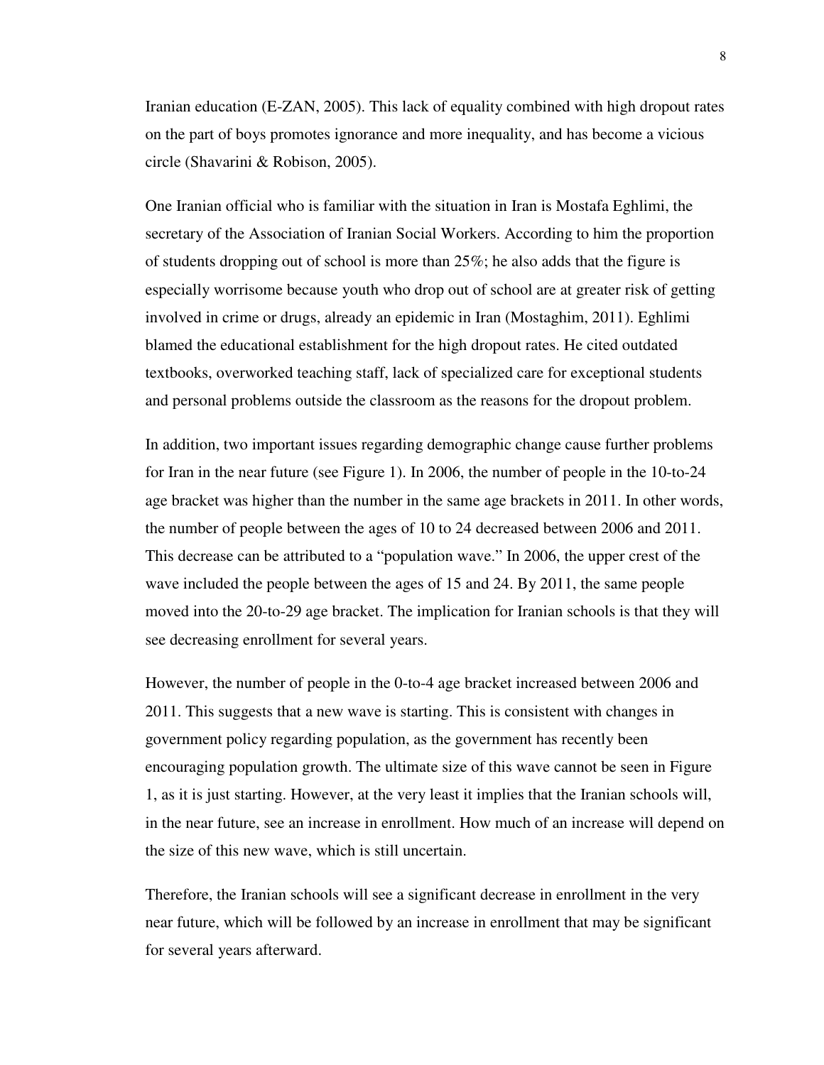Iranian education (E-ZAN, 2005). This lack of equality combined with high dropout rates on the part of boys promotes ignorance and more inequality, and has become a vicious circle (Shavarini & Robison, 2005).

One Iranian official who is familiar with the situation in Iran is Mostafa Eghlimi, the secretary of the Association of Iranian Social Workers. According to him the proportion of students dropping out of school is more than 25%; he also adds that the figure is especially worrisome because youth who drop out of school are at greater risk of getting involved in crime or drugs, already an epidemic in Iran (Mostaghim, 2011). Eghlimi blamed the educational establishment for the high dropout rates. He cited outdated textbooks, overworked teaching staff, lack of specialized care for exceptional students and personal problems outside the classroom as the reasons for the dropout problem.

In addition, two important issues regarding demographic change cause further problems for Iran in the near future (see Figure 1). In 2006, the number of people in the 10-to-24 age bracket was higher than the number in the same age brackets in 2011. In other words, the number of people between the ages of 10 to 24 decreased between 2006 and 2011. This decrease can be attributed to a "population wave." In 2006, the upper crest of the wave included the people between the ages of 15 and 24. By 2011, the same people moved into the 20-to-29 age bracket. The implication for Iranian schools is that they will see decreasing enrollment for several years.

However, the number of people in the 0-to-4 age bracket increased between 2006 and 2011. This suggests that a new wave is starting. This is consistent with changes in government policy regarding population, as the government has recently been encouraging population growth. The ultimate size of this wave cannot be seen in Figure 1, as it is just starting. However, at the very least it implies that the Iranian schools will, in the near future, see an increase in enrollment. How much of an increase will depend on the size of this new wave, which is still uncertain.

Therefore, the Iranian schools will see a significant decrease in enrollment in the very near future, which will be followed by an increase in enrollment that may be significant for several years afterward.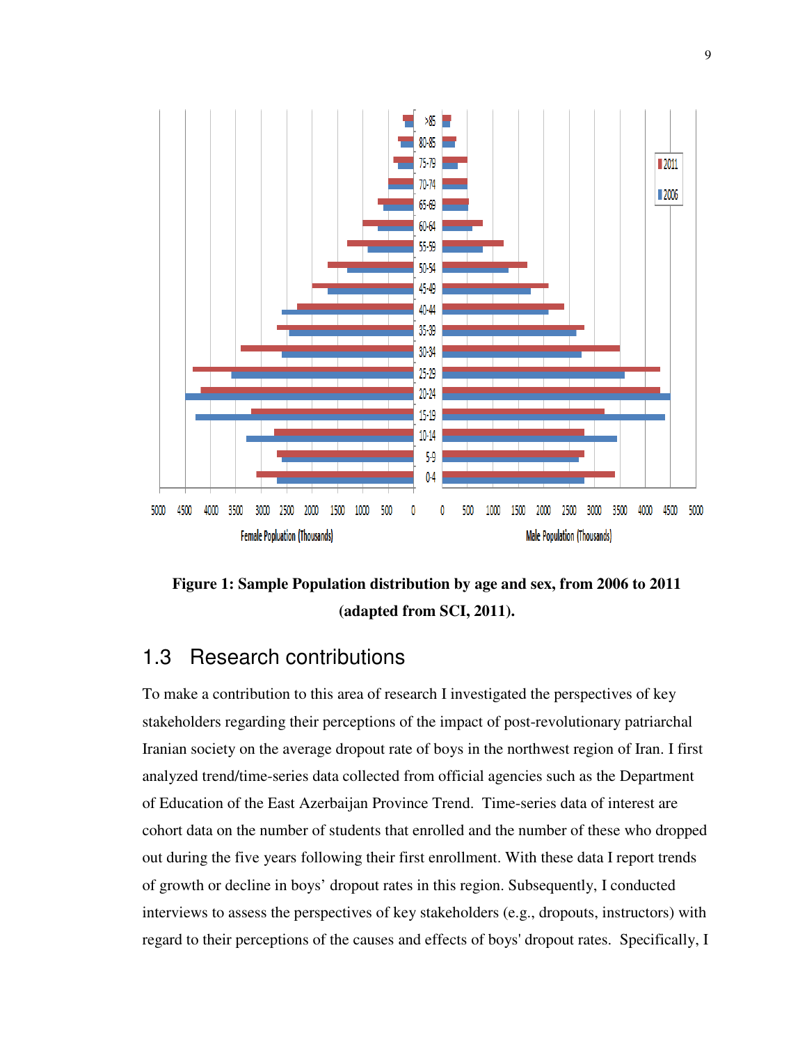Figure 1: **Sample Population distribution by age and sex, from 2006 to 2011 (adapted from SCI, 2011).**

## 1.3 Research contributions

To make a contribution to this area of research I investigated the perspectives of key stakeholders regarding their perceptions of the impact of post-revolutionary patriarchal Iranian society on the average dropout rate of boys in the northwest region of Iran. I first analyzed trend/time-series data collected from official agencies such as the Department of Education of the East Azerbaijan Province Trend. Time-series data of interest are cohort data on the number of students that enrolled and the number of these who dropped out during the five years following their first enrollment. With these data I report trends of growth or decline in boys' dropout rates in this region. Subsequently, I conducted interviews to assess the perspectives of key stakeholders (e.g., dropouts, instructors) with regard to their perceptions of the causes and effects of boys' dropout rates. Specifically, I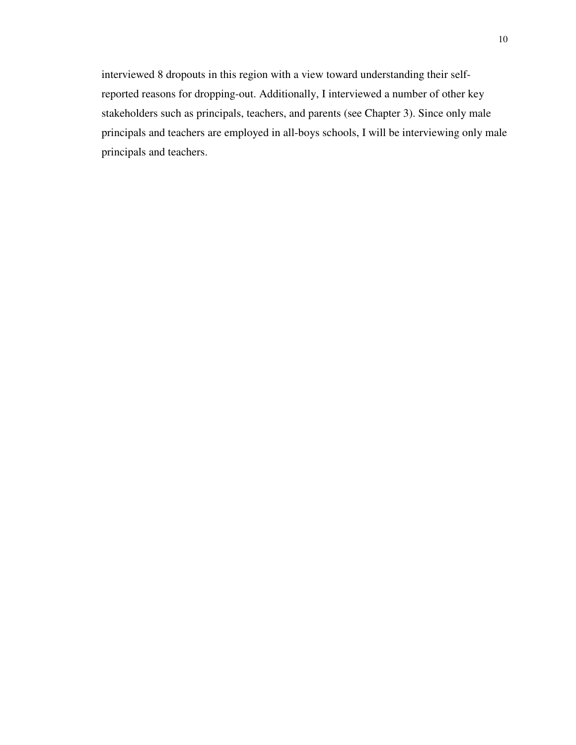interviewed 8 dropouts in this region with a view toward understanding their self-reported reasons for dropping-out. Additionally, I interviewed a number of other key stakeholders such as principals, teachers, and parents (see Chapter 3). Since only male principals and teachers are employed in all-boys schools, I will be interviewing only male principals and teachers.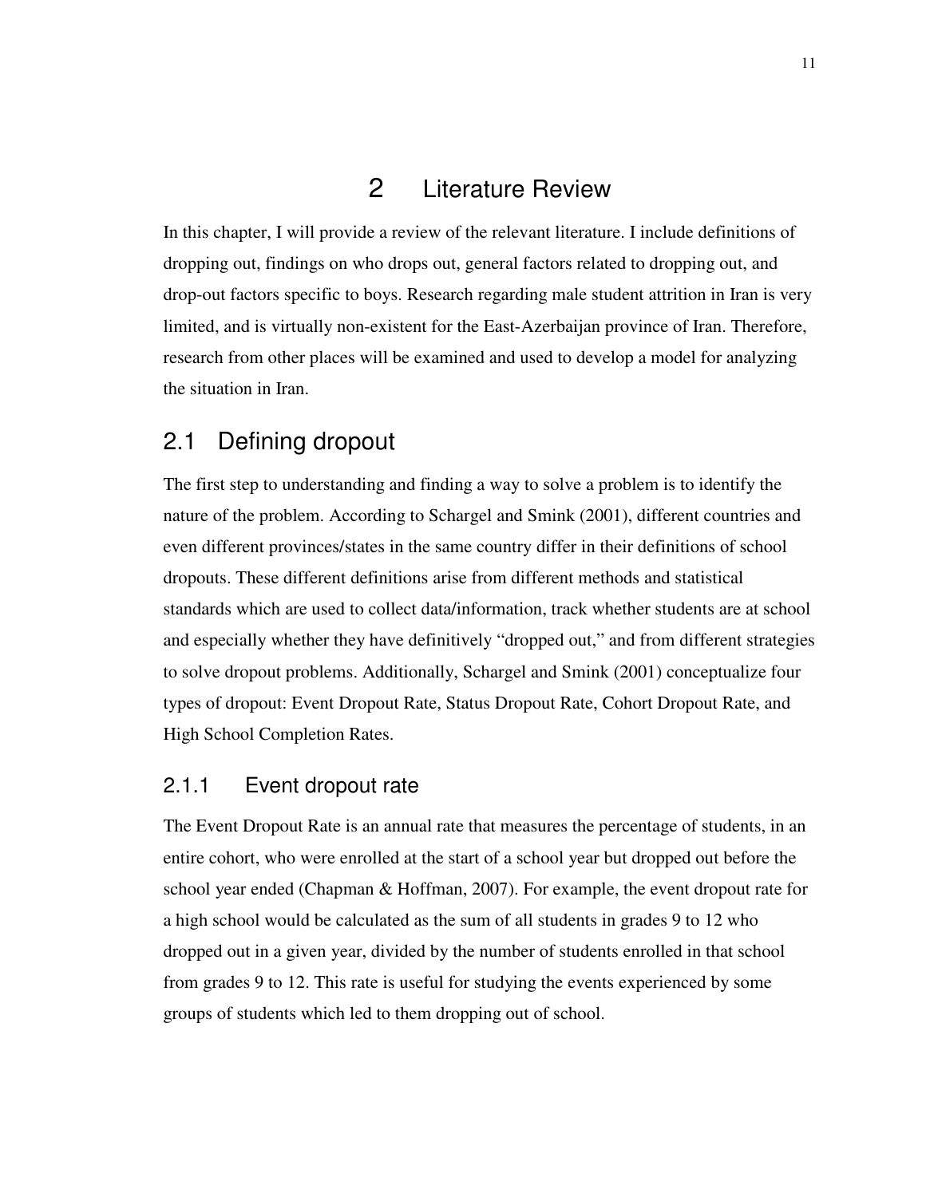# 2 Literature Review

In this chapter, I will provide a review of the relevant literature. I include definitions of dropping out, findings on who drops out, general factors related to dropping out, and drop-out factors specific to boys. Research regarding male student attrition in Iran is very limited, and is virtually non-existent for the East-Azerbaijan province of Iran. Therefore, research from other places will be examined and used to develop a model for analyzing the situation in Iran.

## 2.1 Defining dropout

The first step to understanding and finding a way to solve a problem is to identify the nature of the problem. According to Schargel and Smink (2001), different countries and even different provinces/states in the same country differ in their definitions of school dropouts. These different definitions arise from different methods and statistical standards which are used to collect data/information, track whether students are at school and especially whether they have definitively "dropped out," and from different strategies to solve dropout problems. Additionally, Schargel and Smink (2001) conceptualize four types of dropout: Event Dropout Rate, Status Dropout Rate, Cohort Dropout Rate, and High School Completion Rates.

### 2.1.1 Event dropout rate

The Event Dropout Rate is an annual rate that measures the percentage of students, in an entire cohort, who were enrolled at the start of a school year but dropped out before the school year ended (Chapman & Hoffman, 2007). For example, the event dropout rate for a high school would be calculated as the sum of all students in grades 9 to 12 who dropped out in a given year, divided by the number of students enrolled in that school from grades 9 to 12. This rate is useful for studying the events experienced by some groups of students which led to them dropping out of school.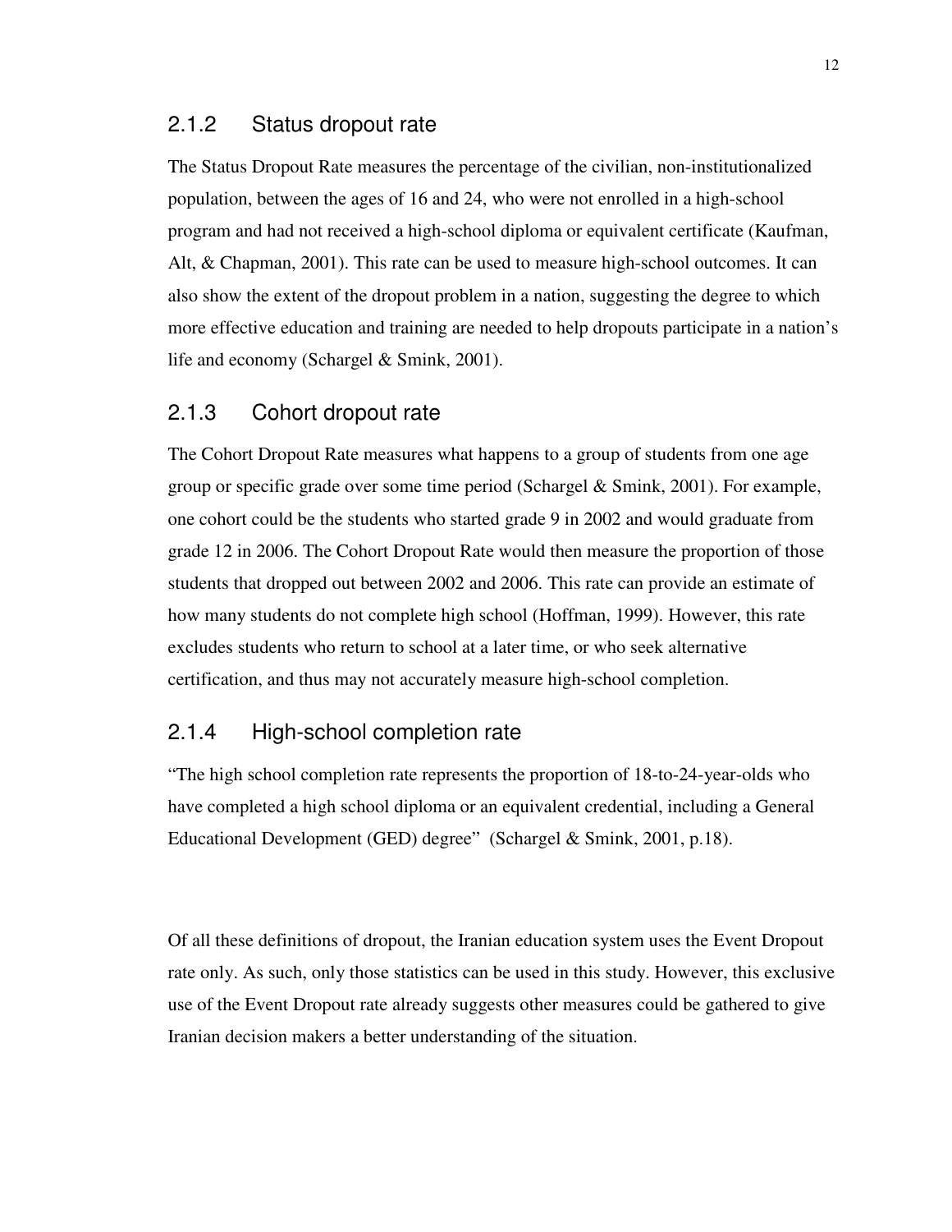### 2.1.2 Status dropout rate

The Status Dropout Rate measures the percentage of the civilian, non-institutionalized population, between the ages of 16 and 24, who were not enrolled in a high-school program and had not received a high-school diploma or equivalent certificate (Kaufman, Alt, & Chapman, 2001). This rate can be used to measure high-school outcomes. It can also show the extent of the dropout problem in a nation, suggesting the degree to which more effective education and training are needed to help dropouts participate in a nation's life and economy (Schargel & Smink, 2001).

### 2.1.3 Cohort dropout rate

The Cohort Dropout Rate measures what happens to a group of students from one age group or specific grade over some time period (Schargel & Smink, 2001). For example, one cohort could be the students who started grade 9 in 2002 and would graduate from grade 12 in 2006. The Cohort Dropout Rate would then measure the proportion of those students that dropped out between 2002 and 2006. This rate can provide an estimate of how many students do not complete high school (Hoffman, 1999). However, this rate excludes students who return to school at a later time, or who seek alternative certification, and thus may not accurately measure high-school completion.

### 2.1.4 High-school completion rate

"The high school completion rate represents the proportion of 18-to-24-year-olds who have completed a high school diploma or an equivalent credential, including a General Educational Development (GED) degree" (Schargel & Smink, 2001, p.18).

Of all these definitions of dropout, the Iranian education system uses the Event Dropout rate only. As such, only those statistics can be used in this study. However, this exclusive use of the Event Dropout rate already suggests other measures could be gathered to give Iranian decision makers a better understanding of the situation.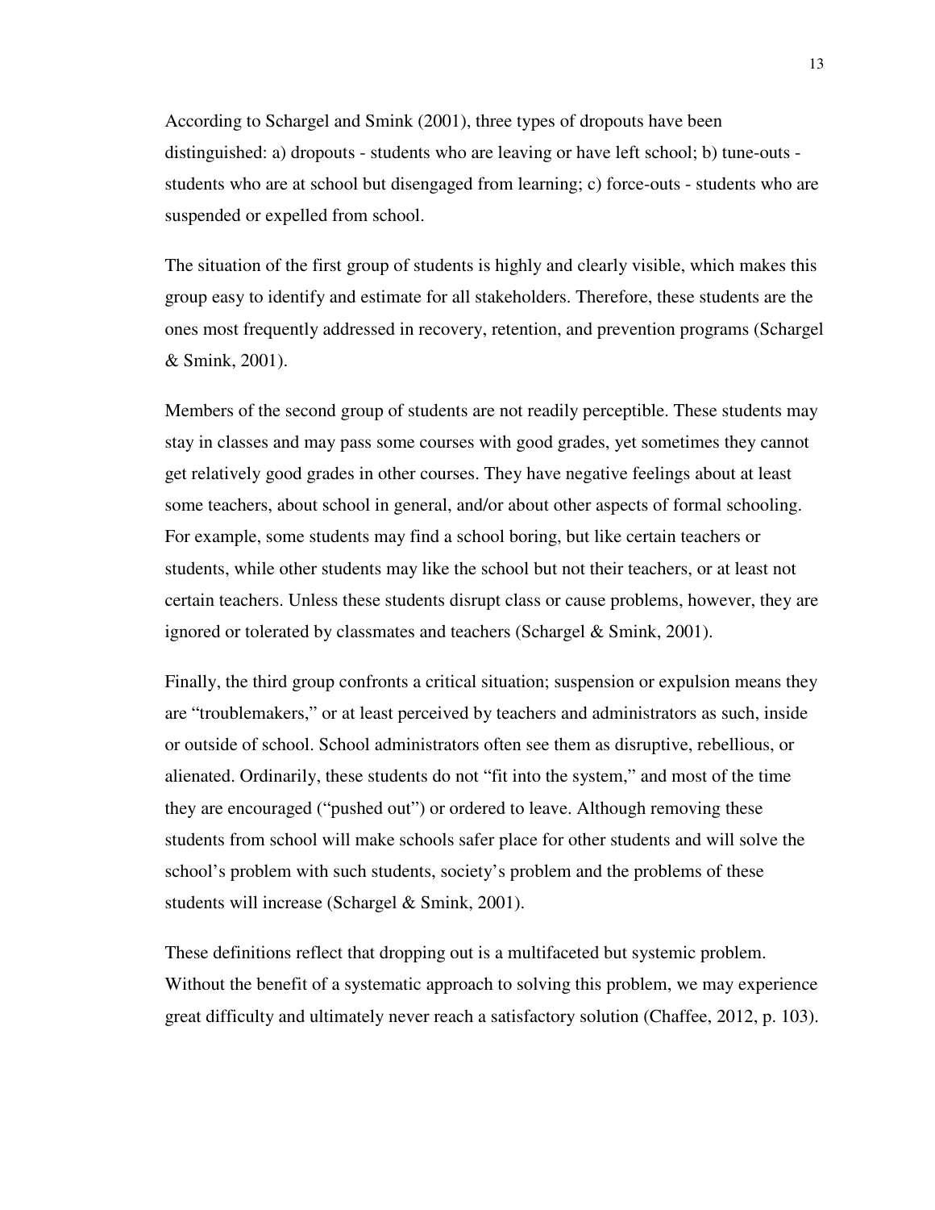According to Schargel and Smink (2001), three types of dropouts have been distinguished: a) dropouts - students who are leaving or have left school; b) tune-outs - students who are at school but disengaged from learning; c) force-outs - students who are suspended or expelled from school.

The situation of the first group of students is highly and clearly visible, which makes this group easy to identify and estimate for all stakeholders. Therefore, these students are the ones most frequently addressed in recovery, retention, and prevention programs (Schargel & Smink, 2001).

Members of the second group of students are not readily perceptible. These students may stay in classes and may pass some courses with good grades, yet sometimes they cannot get relatively good grades in other courses. They have negative feelings about at least some teachers, about school in general, and/or about other aspects of formal schooling. For example, some students may find a school boring, but like certain teachers or students, while other students may like the school but not their teachers, or at least not certain teachers. Unless these students disrupt class or cause problems, however, they are ignored or tolerated by classmates and teachers (Schargel & Smink, 2001).

Finally, the third group confronts a critical situation; suspension or expulsion means they are "troublemakers," or at least perceived by teachers and administrators as such, inside or outside of school. School administrators often see them as disruptive, rebellious, or alienated. Ordinarily, these students do not "fit into the system," and most of the time they are encouraged ("pushed out") or ordered to leave. Although removing these students from school will make schools safer place for other students and will solve the school's problem with such students, society's problem and the problems of these students will increase (Schargel & Smink, 2001).

These definitions reflect that dropping out is a multifaceted but systemic problem. Without the benefit of a systematic approach to solving this problem, we may experience great difficulty and ultimately never reach a satisfactory solution (Chaffee, 2012, p. 103).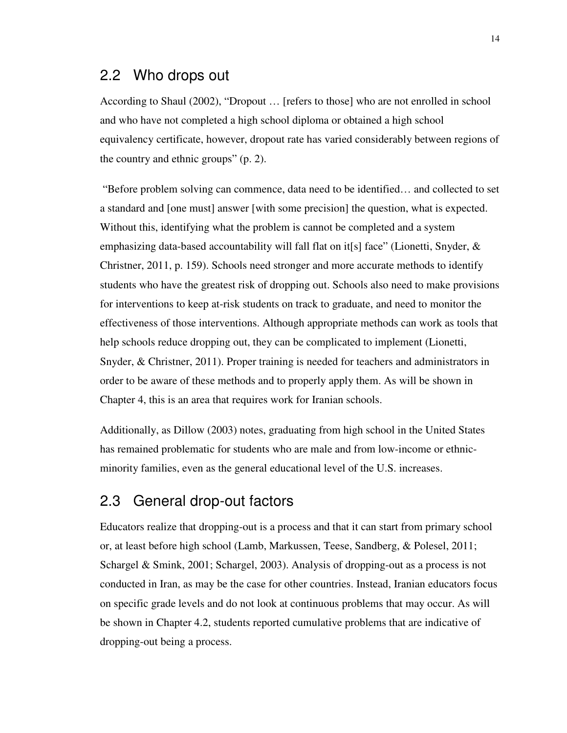## 2.2 Who drops out

According to Shaul (2002), "Dropout … [refers to those] who are not enrolled in school and who have not completed a high school diploma or obtained a high school equivalency certificate, however, dropout rate has varied considerably between regions of the country and ethnic groups" (p. 2).

"Before problem solving can commence, data need to be identified… and collected to set a standard and [one must] answer [with some precision] the question, what is expected. Without this, identifying what the problem is cannot be completed and a system emphasizing data-based accountability will fall flat on it[s] face" (Lionetti, Snyder, & Christner, 2011, p. 159). Schools need stronger and more accurate methods to identify students who have the greatest risk of dropping out. Schools also need to make provisions for interventions to keep at-risk students on track to graduate, and need to monitor the effectiveness of those interventions. Although appropriate methods can work as tools that help schools reduce dropping out, they can be complicated to implement (Lionetti, Snyder, & Christner, 2011). Proper training is needed for teachers and administrators in order to be aware of these methods and to properly apply them. As will be shown in Chapter 4, this is an area that requires work for Iranian schools.

Additionally, as Dillow (2003) notes, graduating from high school in the United States has remained problematic for students who are male and from low-income or ethnic-minority families, even as the general educational level of the U.S. increases.

## 2.3 General drop-out factors

Educators realize that dropping-out is a process and that it can start from primary school or, at least before high school (Lamb, Markussen, Teese, Sandberg, & Polesel, 2011; Schargel & Smink, 2001; Schargel, 2003). Analysis of dropping-out as a process is not conducted in Iran, as may be the case for other countries. Instead, Iranian educators focus on specific grade levels and do not look at continuous problems that may occur. As will be shown in Chapter 4.2, students reported cumulative problems that are indicative of dropping-out being a process.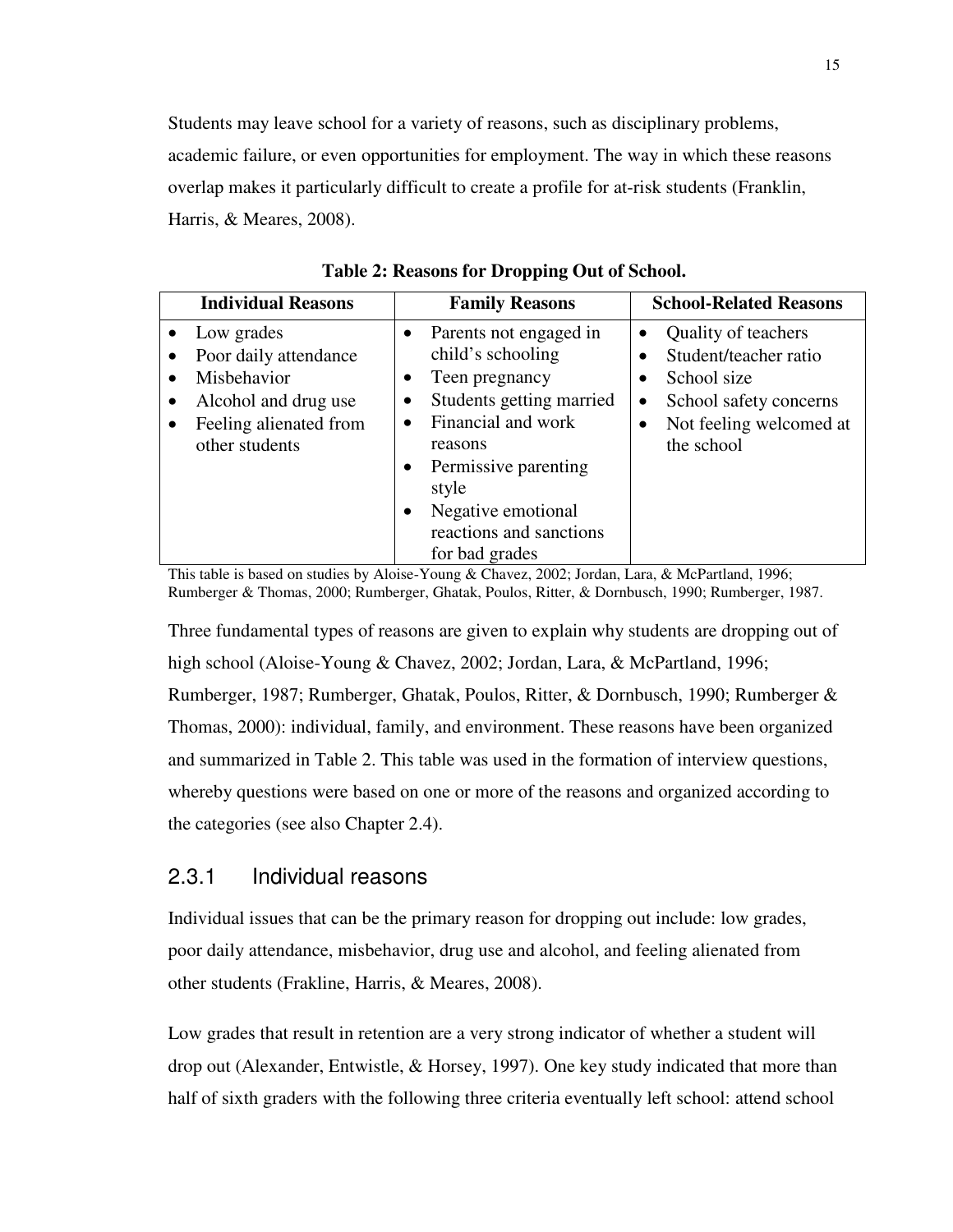Students may leave school for a variety of reasons, such as disciplinary problems, academic failure, or even opportunities for employment. The way in which these reasons overlap makes it particularly difficult to create a profile for at-risk students (Franklin, Harris, & Meares, 2008).

**Table 2: Reasons for Dropping Out of School.**

| Individual Reasons | Family Reasons | School-Related Reasons |
|---|---|---|
| • Low grades<br>• Poor daily attendance<br>• Misbehavior<br>• Alcohol and drug use<br>• Feeling alienated from other students | • Parents not engaged in child's schooling<br>• Teen pregnancy<br>• Students getting married<br>• Financial and work reasons<br>• Permissive parenting style<br>• Negative emotional reactions and sanctions for bad grades | • Quality of teachers<br>• Student/teacher ratio<br>• School size<br>• School safety concerns<br>• Not feeling welcomed at the school |

This table is based on studies by Aloise-Young & Chavez, 2002; Jordan, Lara, & McPartland, 1996; Rumberger & Thomas, 2000; Rumberger, Ghatak, Poulos, Ritter, & Dornbusch, 1990; Rumberger, 1987.

Three fundamental types of reasons are given to explain why students are dropping out of high school (Aloise-Young & Chavez, 2002; Jordan, Lara, & McPartland, 1996; Rumberger, 1987; Rumberger, Ghatak, Poulos, Ritter, & Dornbusch, 1990; Rumberger & Thomas, 2000): individual, family, and environment. These reasons have been organized and summarized in Table 2. This table was used in the formation of interview questions, whereby questions were based on one or more of the reasons and organized according to the categories (see also Chapter 2.4).

### 2.3.1 Individual reasons

Individual issues that can be the primary reason for dropping out include: low grades, poor daily attendance, misbehavior, drug use and alcohol, and feeling alienated from other students (Frakline, Harris, & Meares, 2008).

Low grades that result in retention are a very strong indicator of whether a student will drop out (Alexander, Entwistle, & Horsey, 1997). One key study indicated that more than half of sixth graders with the following three criteria eventually left school: attend school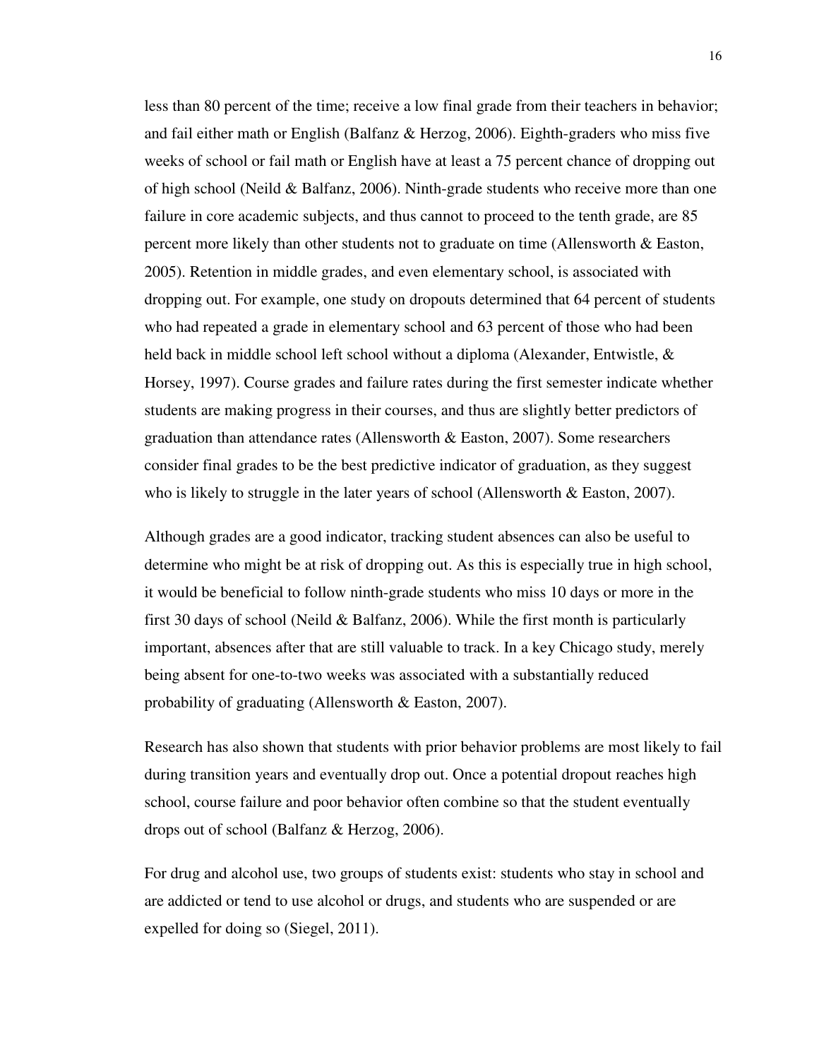less than 80 percent of the time; receive a low final grade from their teachers in behavior; and fail either math or English (Balfanz & Herzog, 2006). Eighth-graders who miss five weeks of school or fail math or English have at least a 75 percent chance of dropping out of high school (Neild & Balfanz, 2006). Ninth-grade students who receive more than one failure in core academic subjects, and thus cannot to proceed to the tenth grade, are 85 percent more likely than other students not to graduate on time (Allensworth & Easton, 2005). Retention in middle grades, and even elementary school, is associated with dropping out. For example, one study on dropouts determined that 64 percent of students who had repeated a grade in elementary school and 63 percent of those who had been held back in middle school left school without a diploma (Alexander, Entwistle, & Horsey, 1997). Course grades and failure rates during the first semester indicate whether students are making progress in their courses, and thus are slightly better predictors of graduation than attendance rates (Allensworth & Easton, 2007). Some researchers consider final grades to be the best predictive indicator of graduation, as they suggest who is likely to struggle in the later years of school (Allensworth & Easton, 2007).

Although grades are a good indicator, tracking student absences can also be useful to determine who might be at risk of dropping out. As this is especially true in high school, it would be beneficial to follow ninth-grade students who miss 10 days or more in the first 30 days of school (Neild & Balfanz, 2006). While the first month is particularly important, absences after that are still valuable to track. In a key Chicago study, merely being absent for one-to-two weeks was associated with a substantially reduced probability of graduating (Allensworth & Easton, 2007).

Research has also shown that students with prior behavior problems are most likely to fail during transition years and eventually drop out. Once a potential dropout reaches high school, course failure and poor behavior often combine so that the student eventually drops out of school (Balfanz & Herzog, 2006).

For drug and alcohol use, two groups of students exist: students who stay in school and are addicted or tend to use alcohol or drugs, and students who are suspended or are expelled for doing so (Siegel, 2011).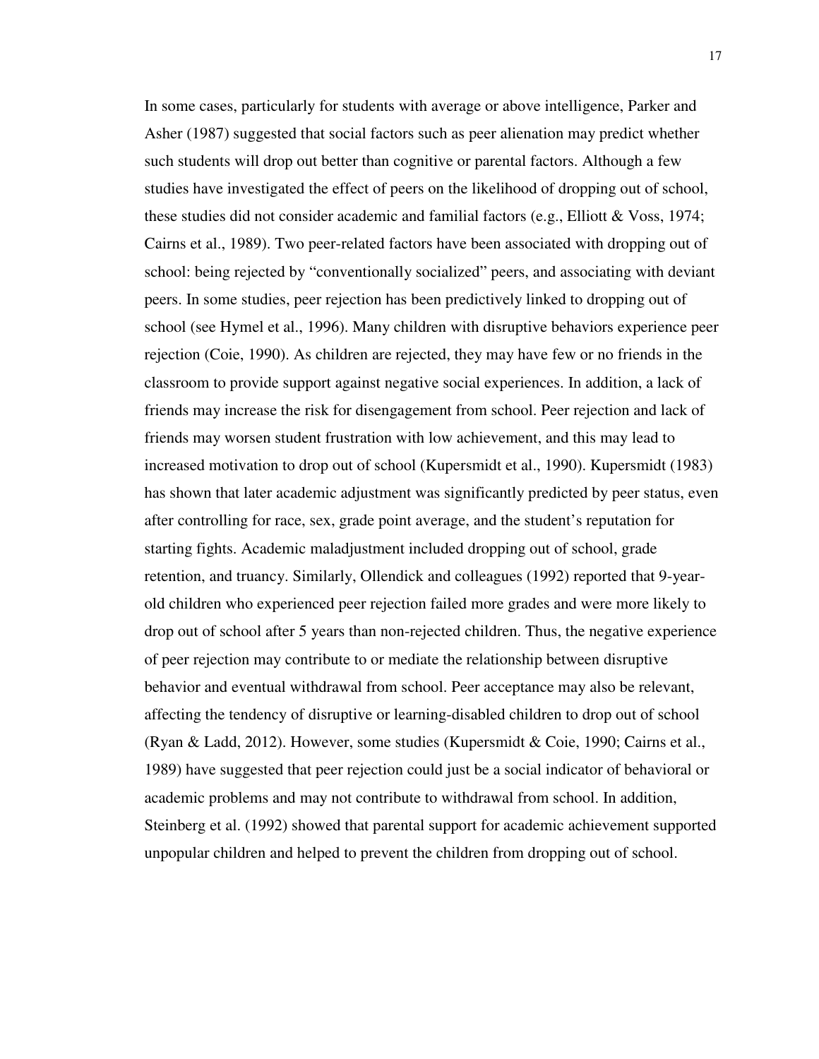In some cases, particularly for students with average or above intelligence, Parker and Asher (1987) suggested that social factors such as peer alienation may predict whether such students will drop out better than cognitive or parental factors. Although a few studies have investigated the effect of peers on the likelihood of dropping out of school, these studies did not consider academic and familial factors (e.g., Elliott & Voss, 1974; Cairns et al., 1989). Two peer-related factors have been associated with dropping out of school: being rejected by "conventionally socialized" peers, and associating with deviant peers. In some studies, peer rejection has been predictively linked to dropping out of school (see Hymel et al., 1996). Many children with disruptive behaviors experience peer rejection (Coie, 1990). As children are rejected, they may have few or no friends in the classroom to provide support against negative social experiences. In addition, a lack of friends may increase the risk for disengagement from school. Peer rejection and lack of friends may worsen student frustration with low achievement, and this may lead to increased motivation to drop out of school (Kupersmidt et al., 1990). Kupersmidt (1983) has shown that later academic adjustment was significantly predicted by peer status, even after controlling for race, sex, grade point average, and the student's reputation for starting fights. Academic maladjustment included dropping out of school, grade retention, and truancy. Similarly, Ollendick and colleagues (1992) reported that 9-year-old children who experienced peer rejection failed more grades and were more likely to drop out of school after 5 years than non-rejected children. Thus, the negative experience of peer rejection may contribute to or mediate the relationship between disruptive behavior and eventual withdrawal from school. Peer acceptance may also be relevant, affecting the tendency of disruptive or learning-disabled children to drop out of school (Ryan & Ladd, 2012). However, some studies (Kupersmidt & Coie, 1990; Cairns et al., 1989) have suggested that peer rejection could just be a social indicator of behavioral or academic problems and may not contribute to withdrawal from school. In addition, Steinberg et al. (1992) showed that parental support for academic achievement supported unpopular children and helped to prevent the children from dropping out of school.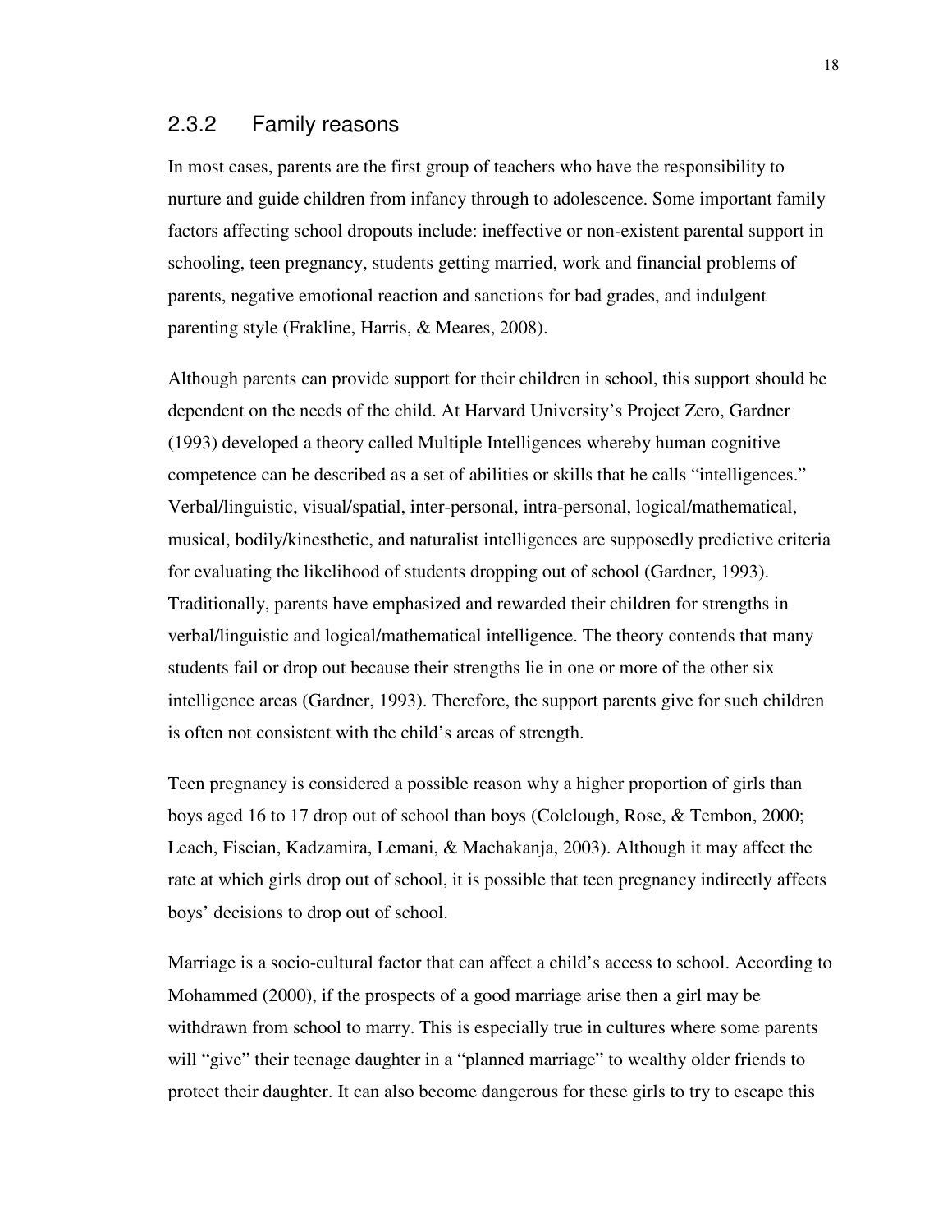### 2.3.2 Family reasons

In most cases, parents are the first group of teachers who have the responsibility to nurture and guide children from infancy through to adolescence. Some important family factors affecting school dropouts include: ineffective or non-existent parental support in schooling, teen pregnancy, students getting married, work and financial problems of parents, negative emotional reaction and sanctions for bad grades, and indulgent parenting style (Frakline, Harris, & Meares, 2008).

Although parents can provide support for their children in school, this support should be dependent on the needs of the child. At Harvard University's Project Zero, Gardner (1993) developed a theory called Multiple Intelligences whereby human cognitive competence can be described as a set of abilities or skills that he calls "intelligences." Verbal/linguistic, visual/spatial, inter-personal, intra-personal, logical/mathematical, musical, bodily/kinesthetic, and naturalist intelligences are supposedly predictive criteria for evaluating the likelihood of students dropping out of school (Gardner, 1993). Traditionally, parents have emphasized and rewarded their children for strengths in verbal/linguistic and logical/mathematical intelligence. The theory contends that many students fail or drop out because their strengths lie in one or more of the other six intelligence areas (Gardner, 1993). Therefore, the support parents give for such children is often not consistent with the child's areas of strength.

Teen pregnancy is considered a possible reason why a higher proportion of girls than boys aged 16 to 17 drop out of school than boys (Colclough, Rose, & Tembon, 2000; Leach, Fiscian, Kadzamira, Lemani, & Machakanja, 2003). Although it may affect the rate at which girls drop out of school, it is possible that teen pregnancy indirectly affects boys' decisions to drop out of school.

Marriage is a socio-cultural factor that can affect a child's access to school. According to Mohammed (2000), if the prospects of a good marriage arise then a girl may be withdrawn from school to marry. This is especially true in cultures where some parents will "give" their teenage daughter in a "planned marriage" to wealthy older friends to protect their daughter. It can also become dangerous for these girls to try to escape this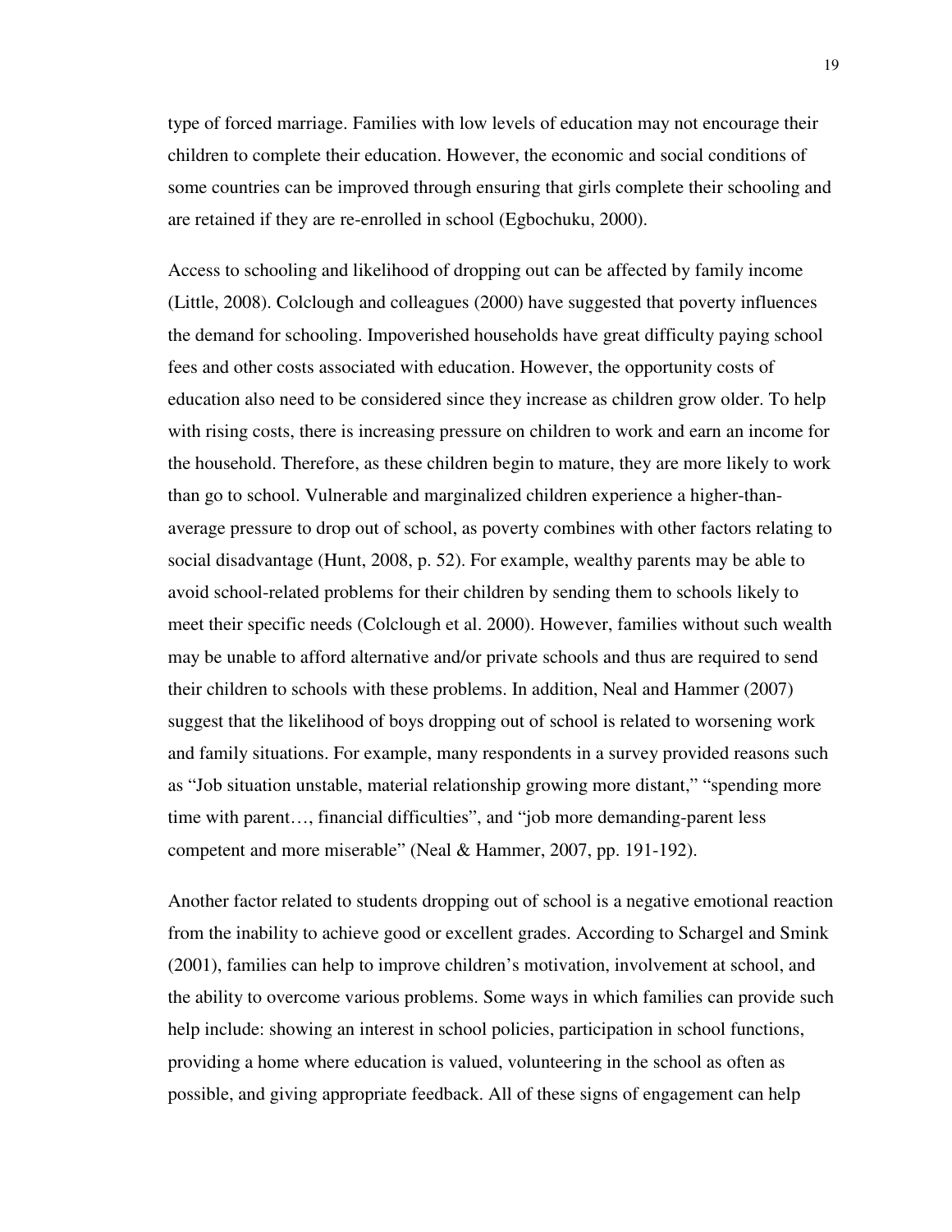type of forced marriage. Families with low levels of education may not encourage their children to complete their education. However, the economic and social conditions of some countries can be improved through ensuring that girls complete their schooling and are retained if they are re-enrolled in school (Egbochuku, 2000).

Access to schooling and likelihood of dropping out can be affected by family income (Little, 2008). Colclough and colleagues (2000) have suggested that poverty influences the demand for schooling. Impoverished households have great difficulty paying school fees and other costs associated with education. However, the opportunity costs of education also need to be considered since they increase as children grow older. To help with rising costs, there is increasing pressure on children to work and earn an income for the household. Therefore, as these children begin to mature, they are more likely to work than go to school. Vulnerable and marginalized children experience a higher-than-average pressure to drop out of school, as poverty combines with other factors relating to social disadvantage (Hunt, 2008, p. 52). For example, wealthy parents may be able to avoid school-related problems for their children by sending them to schools likely to meet their specific needs (Colclough et al. 2000). However, families without such wealth may be unable to afford alternative and/or private schools and thus are required to send their children to schools with these problems. In addition, Neal and Hammer (2007) suggest that the likelihood of boys dropping out of school is related to worsening work and family situations. For example, many respondents in a survey provided reasons such as "Job situation unstable, material relationship growing more distant," "spending more time with parent…, financial difficulties", and "job more demanding-parent less competent and more miserable" (Neal & Hammer, 2007, pp. 191-192).

Another factor related to students dropping out of school is a negative emotional reaction from the inability to achieve good or excellent grades. According to Schargel and Smink (2001), families can help to improve children's motivation, involvement at school, and the ability to overcome various problems. Some ways in which families can provide such help include: showing an interest in school policies, participation in school functions, providing a home where education is valued, volunteering in the school as often as possible, and giving appropriate feedback. All of these signs of engagement can help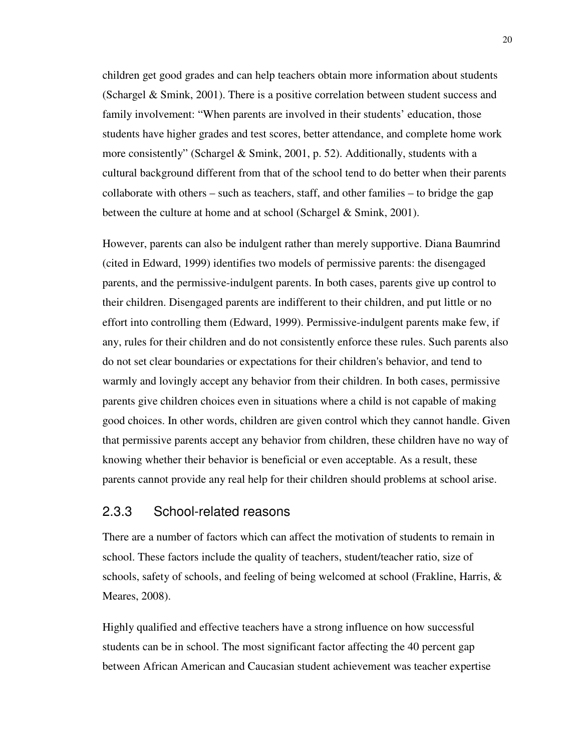children get good grades and can help teachers obtain more information about students (Schargel & Smink, 2001). There is a positive correlation between student success and family involvement: "When parents are involved in their students' education, those students have higher grades and test scores, better attendance, and complete home work more consistently" (Schargel & Smink, 2001, p. 52). Additionally, students with a cultural background different from that of the school tend to do better when their parents collaborate with others – such as teachers, staff, and other families – to bridge the gap between the culture at home and at school (Schargel & Smink, 2001).

However, parents can also be indulgent rather than merely supportive. Diana Baumrind (cited in Edward, 1999) identifies two models of permissive parents: the disengaged parents, and the permissive-indulgent parents. In both cases, parents give up control to their children. Disengaged parents are indifferent to their children, and put little or no effort into controlling them (Edward, 1999). Permissive-indulgent parents make few, if any, rules for their children and do not consistently enforce these rules. Such parents also do not set clear boundaries or expectations for their children's behavior, and tend to warmly and lovingly accept any behavior from their children. In both cases, permissive parents give children choices even in situations where a child is not capable of making good choices. In other words, children are given control which they cannot handle. Given that permissive parents accept any behavior from children, these children have no way of knowing whether their behavior is beneficial or even acceptable. As a result, these parents cannot provide any real help for their children should problems at school arise.

### 2.3.3 School-related reasons

There are a number of factors which can affect the motivation of students to remain in school. These factors include the quality of teachers, student/teacher ratio, size of schools, safety of schools, and feeling of being welcomed at school (Frakline, Harris, & Meares, 2008).

Highly qualified and effective teachers have a strong influence on how successful students can be in school. The most significant factor affecting the 40 percent gap between African American and Caucasian student achievement was teacher expertise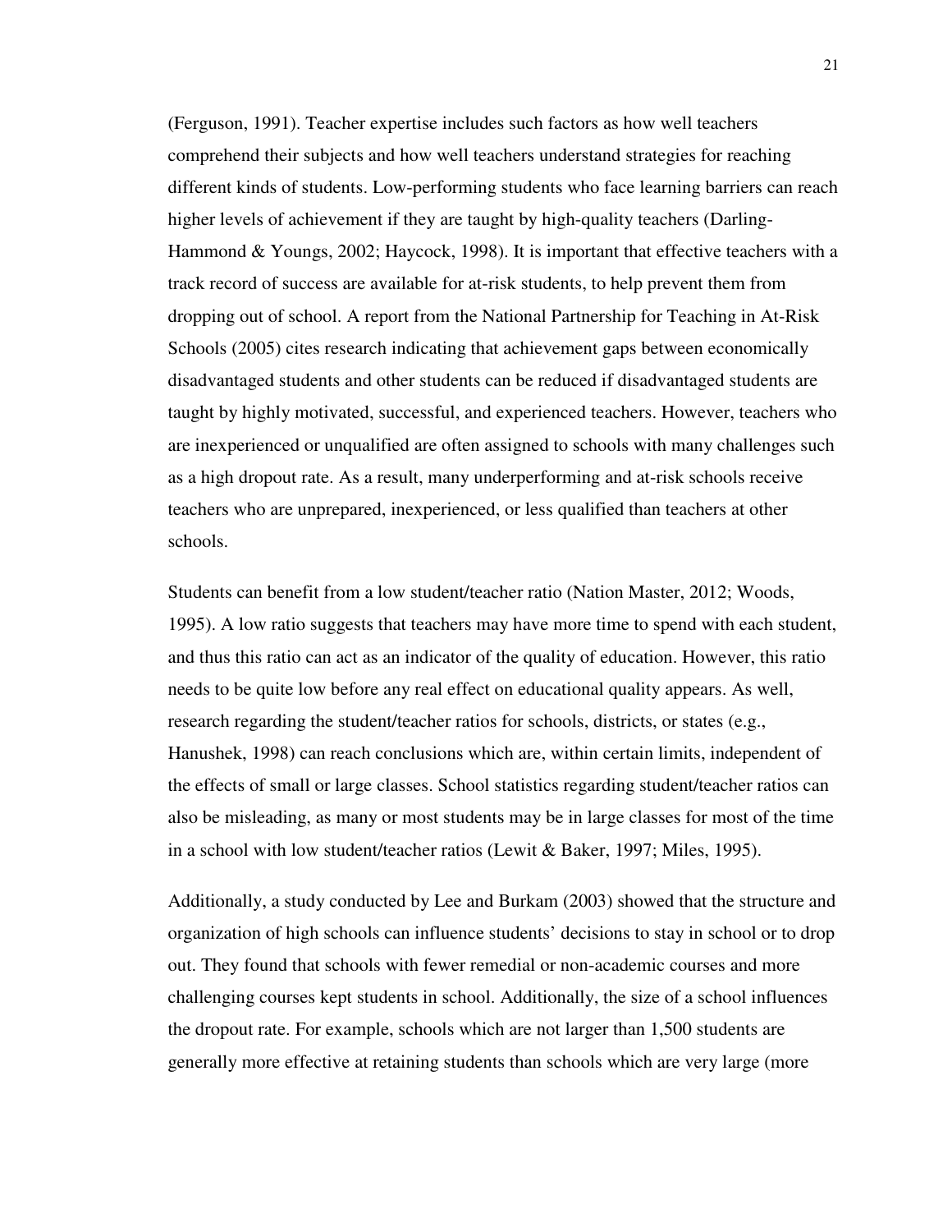(Ferguson, 1991). Teacher expertise includes such factors as how well teachers comprehend their subjects and how well teachers understand strategies for reaching different kinds of students. Low-performing students who face learning barriers can reach higher levels of achievement if they are taught by high-quality teachers (Darling-Hammond & Youngs, 2002; Haycock, 1998). It is important that effective teachers with a track record of success are available for at-risk students, to help prevent them from dropping out of school. A report from the National Partnership for Teaching in At-Risk Schools (2005) cites research indicating that achievement gaps between economically disadvantaged students and other students can be reduced if disadvantaged students are taught by highly motivated, successful, and experienced teachers. However, teachers who are inexperienced or unqualified are often assigned to schools with many challenges such as a high dropout rate. As a result, many underperforming and at-risk schools receive teachers who are unprepared, inexperienced, or less qualified than teachers at other schools.

Students can benefit from a low student/teacher ratio (Nation Master, 2012; Woods, 1995). A low ratio suggests that teachers may have more time to spend with each student, and thus this ratio can act as an indicator of the quality of education. However, this ratio needs to be quite low before any real effect on educational quality appears. As well, research regarding the student/teacher ratios for schools, districts, or states (e.g., Hanushek, 1998) can reach conclusions which are, within certain limits, independent of the effects of small or large classes. School statistics regarding student/teacher ratios can also be misleading, as many or most students may be in large classes for most of the time in a school with low student/teacher ratios (Lewit & Baker, 1997; Miles, 1995).

Additionally, a study conducted by Lee and Burkam (2003) showed that the structure and organization of high schools can influence students' decisions to stay in school or to drop out. They found that schools with fewer remedial or non-academic courses and more challenging courses kept students in school. Additionally, the size of a school influences the dropout rate. For example, schools which are not larger than 1,500 students are generally more effective at retaining students than schools which are very large (more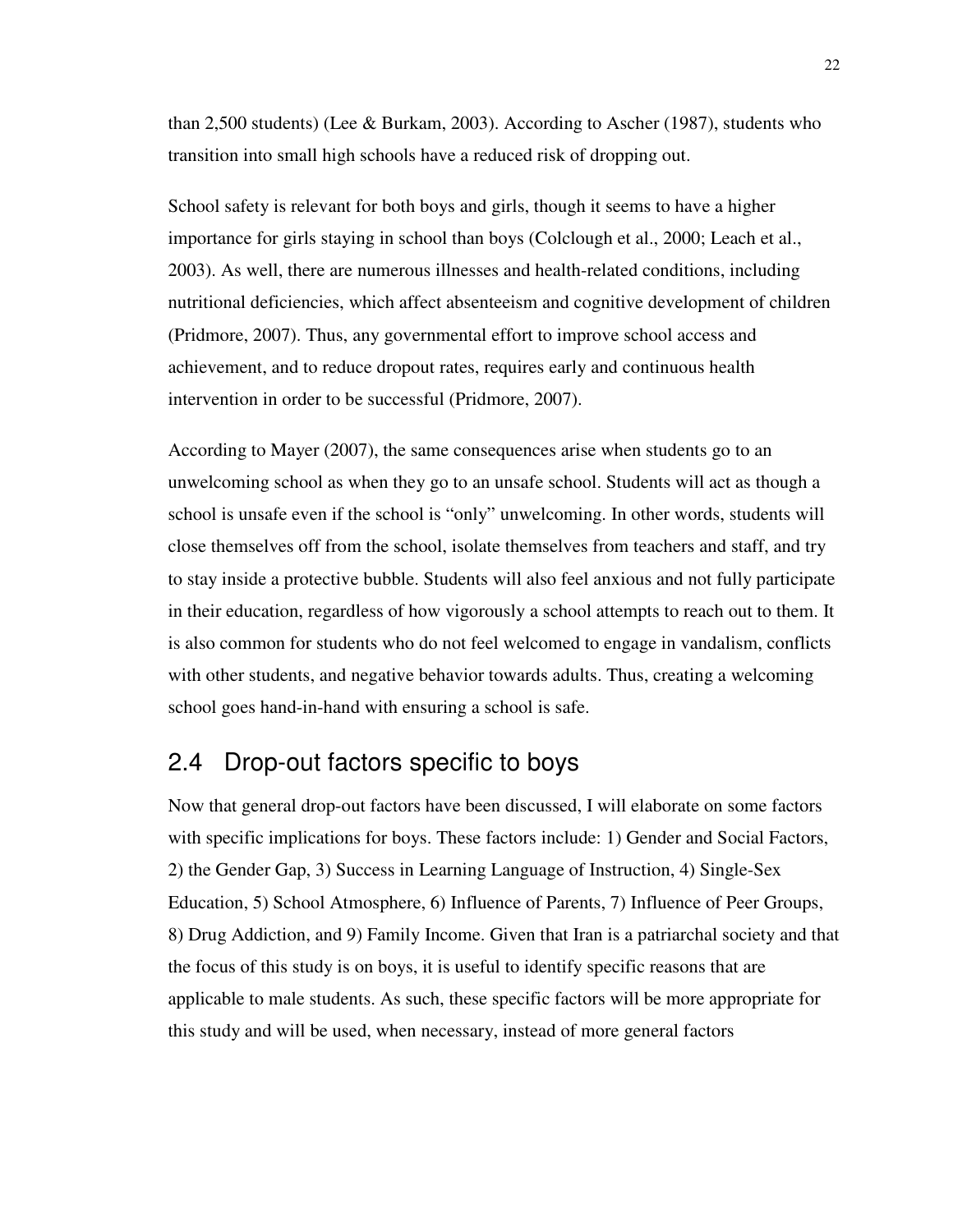than 2,500 students) (Lee & Burkam, 2003). According to Ascher (1987), students who transition into small high schools have a reduced risk of dropping out.

School safety is relevant for both boys and girls, though it seems to have a higher importance for girls staying in school than boys (Colclough et al., 2000; Leach et al., 2003). As well, there are numerous illnesses and health-related conditions, including nutritional deficiencies, which affect absenteeism and cognitive development of children (Pridmore, 2007). Thus, any governmental effort to improve school access and achievement, and to reduce dropout rates, requires early and continuous health intervention in order to be successful (Pridmore, 2007).

According to Mayer (2007), the same consequences arise when students go to an unwelcoming school as when they go to an unsafe school. Students will act as though a school is unsafe even if the school is "only" unwelcoming. In other words, students will close themselves off from the school, isolate themselves from teachers and staff, and try to stay inside a protective bubble. Students will also feel anxious and not fully participate in their education, regardless of how vigorously a school attempts to reach out to them. It is also common for students who do not feel welcomed to engage in vandalism, conflicts with other students, and negative behavior towards adults. Thus, creating a welcoming school goes hand-in-hand with ensuring a school is safe.

## 2.4 Drop-out factors specific to boys

Now that general drop-out factors have been discussed, I will elaborate on some factors with specific implications for boys. These factors include: 1) Gender and Social Factors, 2) the Gender Gap, 3) Success in Learning Language of Instruction, 4) Single-Sex Education, 5) School Atmosphere, 6) Influence of Parents, 7) Influence of Peer Groups, 8) Drug Addiction, and 9) Family Income. Given that Iran is a patriarchal society and that the focus of this study is on boys, it is useful to identify specific reasons that are applicable to male students. As such, these specific factors will be more appropriate for this study and will be used, when necessary, instead of more general factors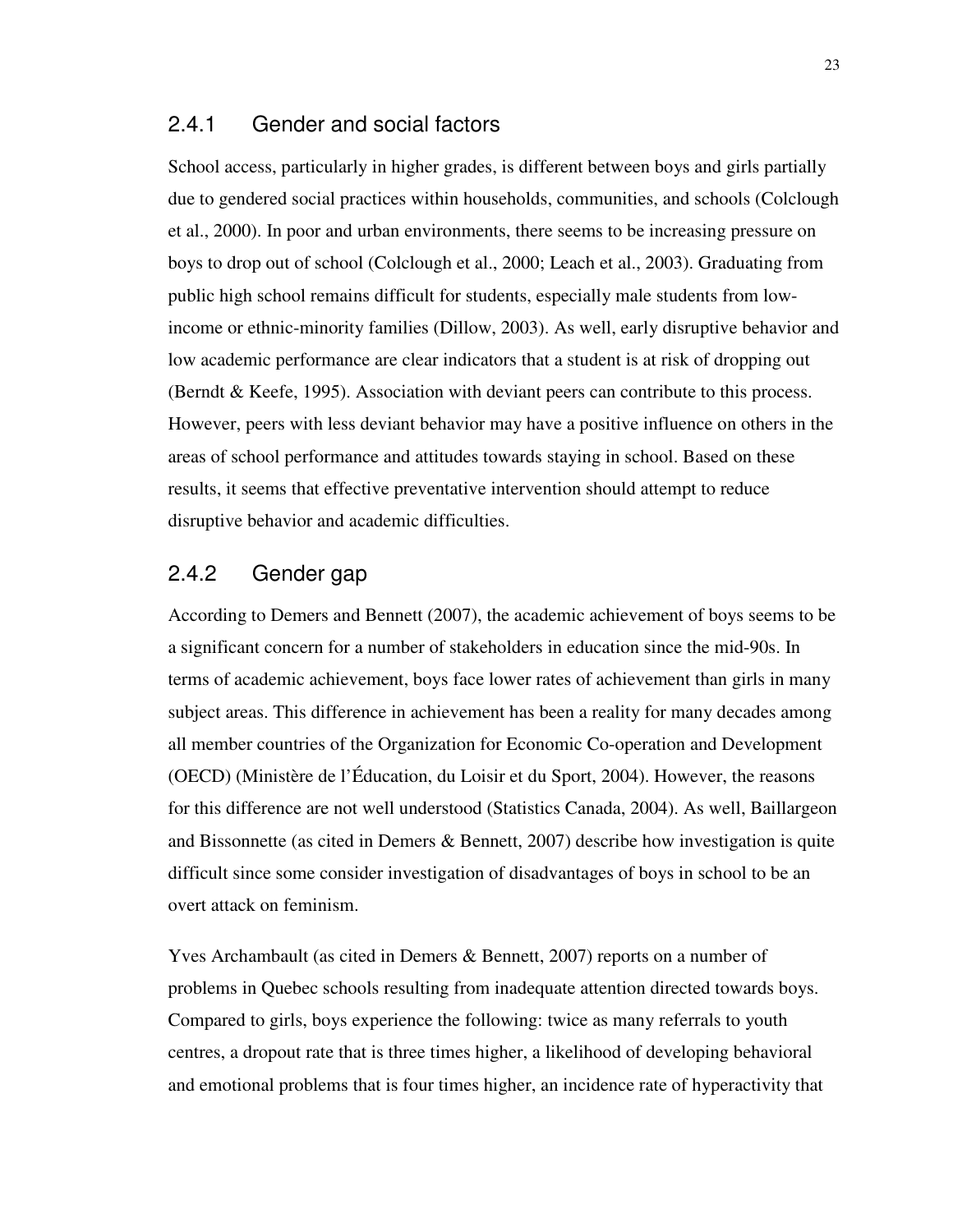### 2.4.1 Gender and social factors

School access, particularly in higher grades, is different between boys and girls partially due to gendered social practices within households, communities, and schools (Colclough et al., 2000). In poor and urban environments, there seems to be increasing pressure on boys to drop out of school (Colclough et al., 2000; Leach et al., 2003). Graduating from public high school remains difficult for students, especially male students from low-income or ethnic-minority families (Dillow, 2003). As well, early disruptive behavior and low academic performance are clear indicators that a student is at risk of dropping out (Berndt & Keefe, 1995). Association with deviant peers can contribute to this process. However, peers with less deviant behavior may have a positive influence on others in the areas of school performance and attitudes towards staying in school. Based on these results, it seems that effective preventative intervention should attempt to reduce disruptive behavior and academic difficulties.

### 2.4.2 Gender gap

According to Demers and Bennett (2007), the academic achievement of boys seems to be a significant concern for a number of stakeholders in education since the mid-90s. In terms of academic achievement, boys face lower rates of achievement than girls in many subject areas. This difference in achievement has been a reality for many decades among all member countries of the Organization for Economic Co-operation and Development (OECD) (Ministère de l'Éducation, du Loisir et du Sport, 2004). However, the reasons for this difference are not well understood (Statistics Canada, 2004). As well, Baillargeon and Bissonnette (as cited in Demers & Bennett, 2007) describe how investigation is quite difficult since some consider investigation of disadvantages of boys in school to be an overt attack on feminism.

Yves Archambault (as cited in Demers & Bennett, 2007) reports on a number of problems in Quebec schools resulting from inadequate attention directed towards boys. Compared to girls, boys experience the following: twice as many referrals to youth centres, a dropout rate that is three times higher, a likelihood of developing behavioral and emotional problems that is four times higher, an incidence rate of hyperactivity that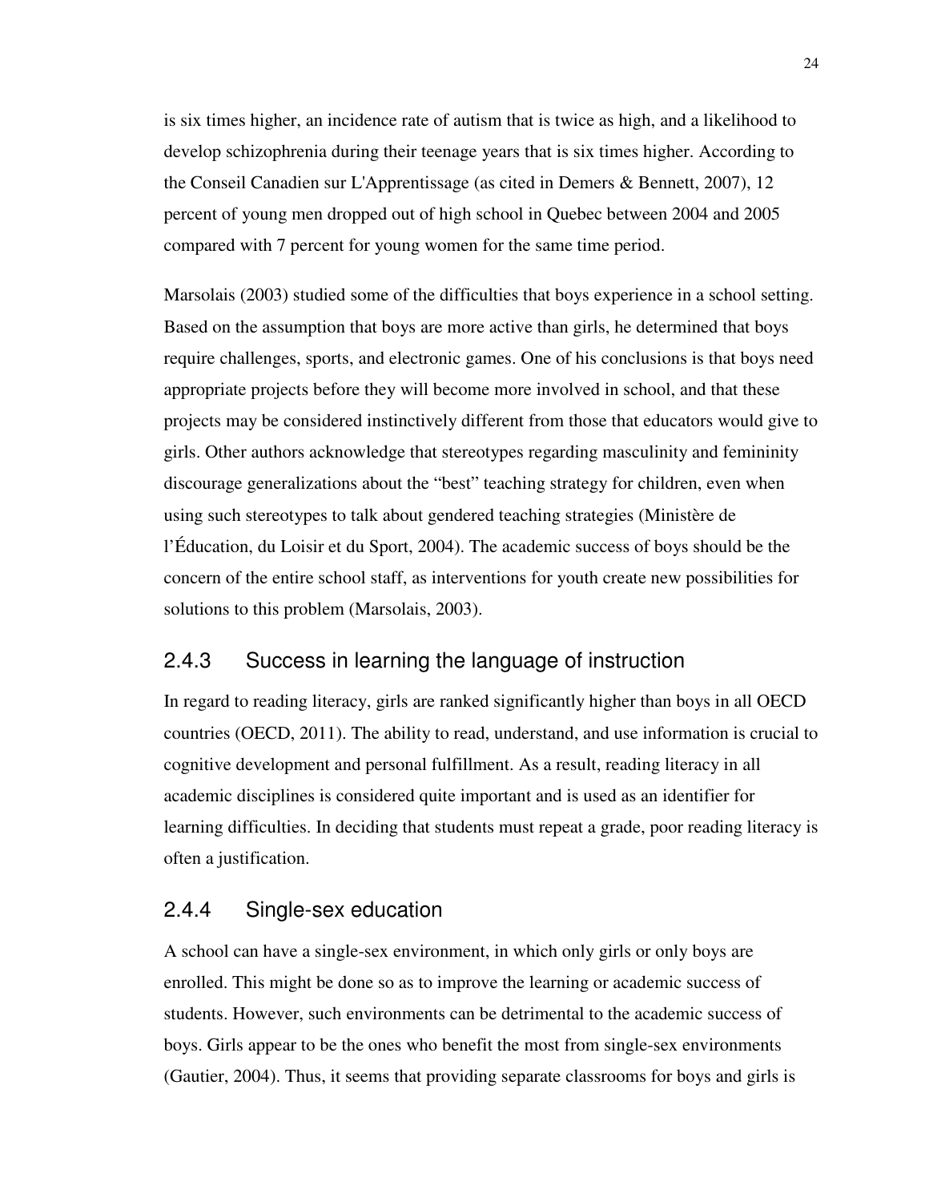is six times higher, an incidence rate of autism that is twice as high, and a likelihood to develop schizophrenia during their teenage years that is six times higher. According to the Conseil Canadien sur L'Apprentissage (as cited in Demers & Bennett, 2007), 12 percent of young men dropped out of high school in Quebec between 2004 and 2005 compared with 7 percent for young women for the same time period.

Marsolais (2003) studied some of the difficulties that boys experience in a school setting. Based on the assumption that boys are more active than girls, he determined that boys require challenges, sports, and electronic games. One of his conclusions is that boys need appropriate projects before they will become more involved in school, and that these projects may be considered instinctively different from those that educators would give to girls. Other authors acknowledge that stereotypes regarding masculinity and femininity discourage generalizations about the "best" teaching strategy for children, even when using such stereotypes to talk about gendered teaching strategies (Ministère de l'Éducation, du Loisir et du Sport, 2004). The academic success of boys should be the concern of the entire school staff, as interventions for youth create new possibilities for solutions to this problem (Marsolais, 2003).

### 2.4.3 Success in learning the language of instruction

In regard to reading literacy, girls are ranked significantly higher than boys in all OECD countries (OECD, 2011). The ability to read, understand, and use information is crucial to cognitive development and personal fulfillment. As a result, reading literacy in all academic disciplines is considered quite important and is used as an identifier for learning difficulties. In deciding that students must repeat a grade, poor reading literacy is often a justification.

### 2.4.4 Single-sex education

A school can have a single-sex environment, in which only girls or only boys are enrolled. This might be done so as to improve the learning or academic success of students. However, such environments can be detrimental to the academic success of boys. Girls appear to be the ones who benefit the most from single-sex environments (Gautier, 2004). Thus, it seems that providing separate classrooms for boys and girls is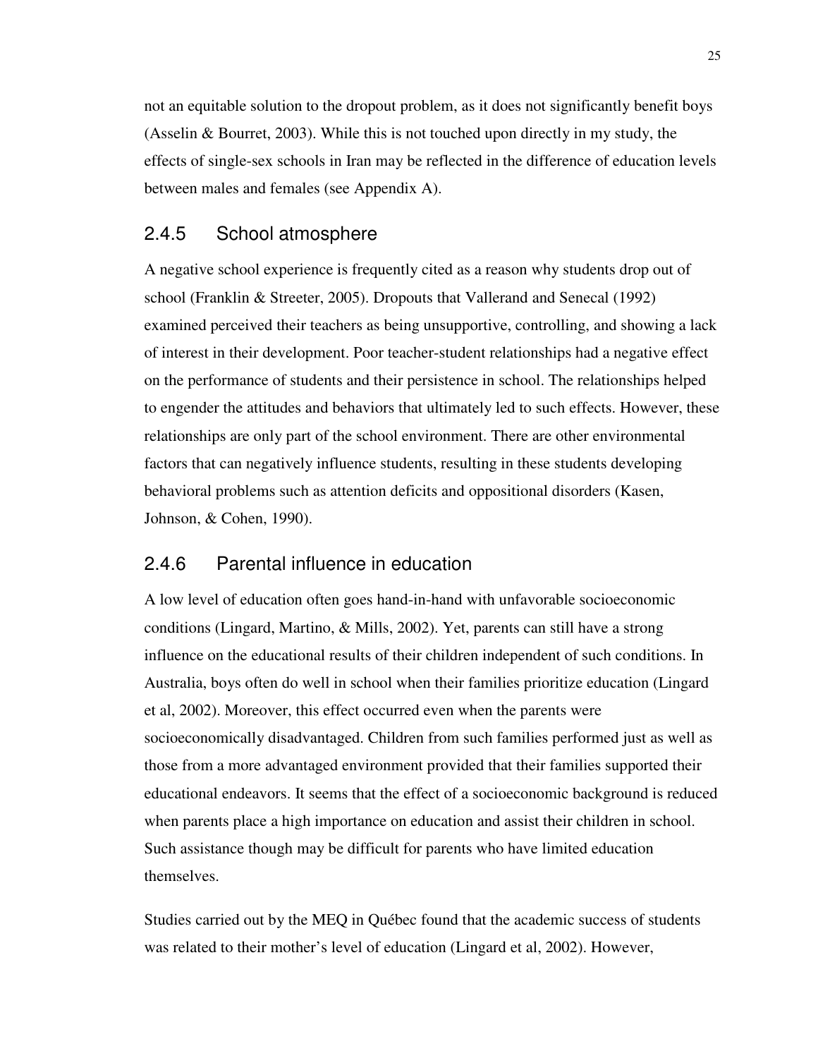not an equitable solution to the dropout problem, as it does not significantly benefit boys (Asselin & Bourret, 2003). While this is not touched upon directly in my study, the effects of single-sex schools in Iran may be reflected in the difference of education levels between males and females (see Appendix A).

### 2.4.5 School atmosphere

A negative school experience is frequently cited as a reason why students drop out of school (Franklin & Streeter, 2005). Dropouts that Vallerand and Senecal (1992) examined perceived their teachers as being unsupportive, controlling, and showing a lack of interest in their development. Poor teacher-student relationships had a negative effect on the performance of students and their persistence in school. The relationships helped to engender the attitudes and behaviors that ultimately led to such effects. However, these relationships are only part of the school environment. There are other environmental factors that can negatively influence students, resulting in these students developing behavioral problems such as attention deficits and oppositional disorders (Kasen, Johnson, & Cohen, 1990).

### 2.4.6 Parental influence in education

A low level of education often goes hand-in-hand with unfavorable socioeconomic conditions (Lingard, Martino, & Mills, 2002). Yet, parents can still have a strong influence on the educational results of their children independent of such conditions. In Australia, boys often do well in school when their families prioritize education (Lingard et al, 2002). Moreover, this effect occurred even when the parents were socioeconomically disadvantaged. Children from such families performed just as well as those from a more advantaged environment provided that their families supported their educational endeavors. It seems that the effect of a socioeconomic background is reduced when parents place a high importance on education and assist their children in school. Such assistance though may be difficult for parents who have limited education themselves.

Studies carried out by the MEQ in Québec found that the academic success of students was related to their mother's level of education (Lingard et al, 2002). However,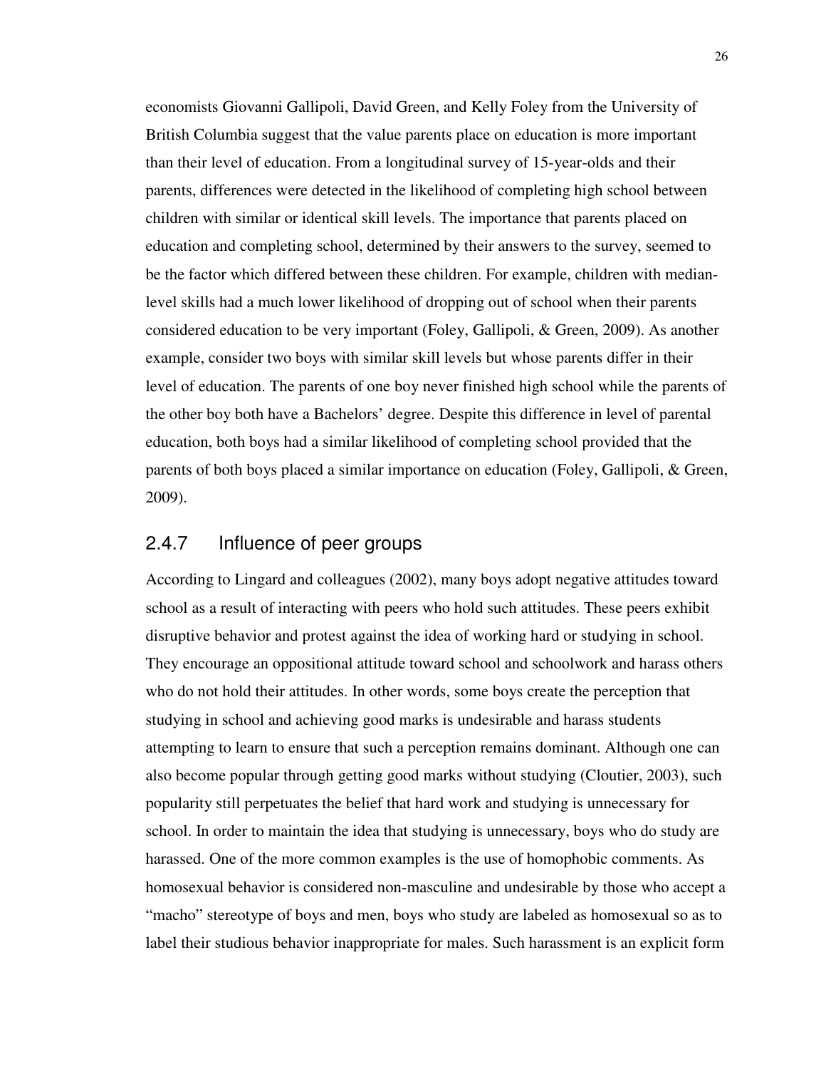economists Giovanni Gallipoli, David Green, and Kelly Foley from the University of British Columbia suggest that the value parents place on education is more important than their level of education. From a longitudinal survey of 15-year-olds and their parents, differences were detected in the likelihood of completing high school between children with similar or identical skill levels. The importance that parents placed on education and completing school, determined by their answers to the survey, seemed to be the factor which differed between these children. For example, children with median-level skills had a much lower likelihood of dropping out of school when their parents considered education to be very important (Foley, Gallipoli, & Green, 2009). As another example, consider two boys with similar skill levels but whose parents differ in their level of education. The parents of one boy never finished high school while the parents of the other boy both have a Bachelors' degree. Despite this difference in level of parental education, both boys had a similar likelihood of completing school provided that the parents of both boys placed a similar importance on education (Foley, Gallipoli, & Green, 2009).

### 2.4.7 Influence of peer groups

According to Lingard and colleagues (2002), many boys adopt negative attitudes toward school as a result of interacting with peers who hold such attitudes. These peers exhibit disruptive behavior and protest against the idea of working hard or studying in school. They encourage an oppositional attitude toward school and schoolwork and harass others who do not hold their attitudes. In other words, some boys create the perception that studying in school and achieving good marks is undesirable and harass students attempting to learn to ensure that such a perception remains dominant. Although one can also become popular through getting good marks without studying (Cloutier, 2003), such popularity still perpetuates the belief that hard work and studying is unnecessary for school. In order to maintain the idea that studying is unnecessary, boys who do study are harassed. One of the more common examples is the use of homophobic comments. As homosexual behavior is considered non-masculine and undesirable by those who accept a "macho" stereotype of boys and men, boys who study are labeled as homosexual so as to label their studious behavior inappropriate for males. Such harassment is an explicit form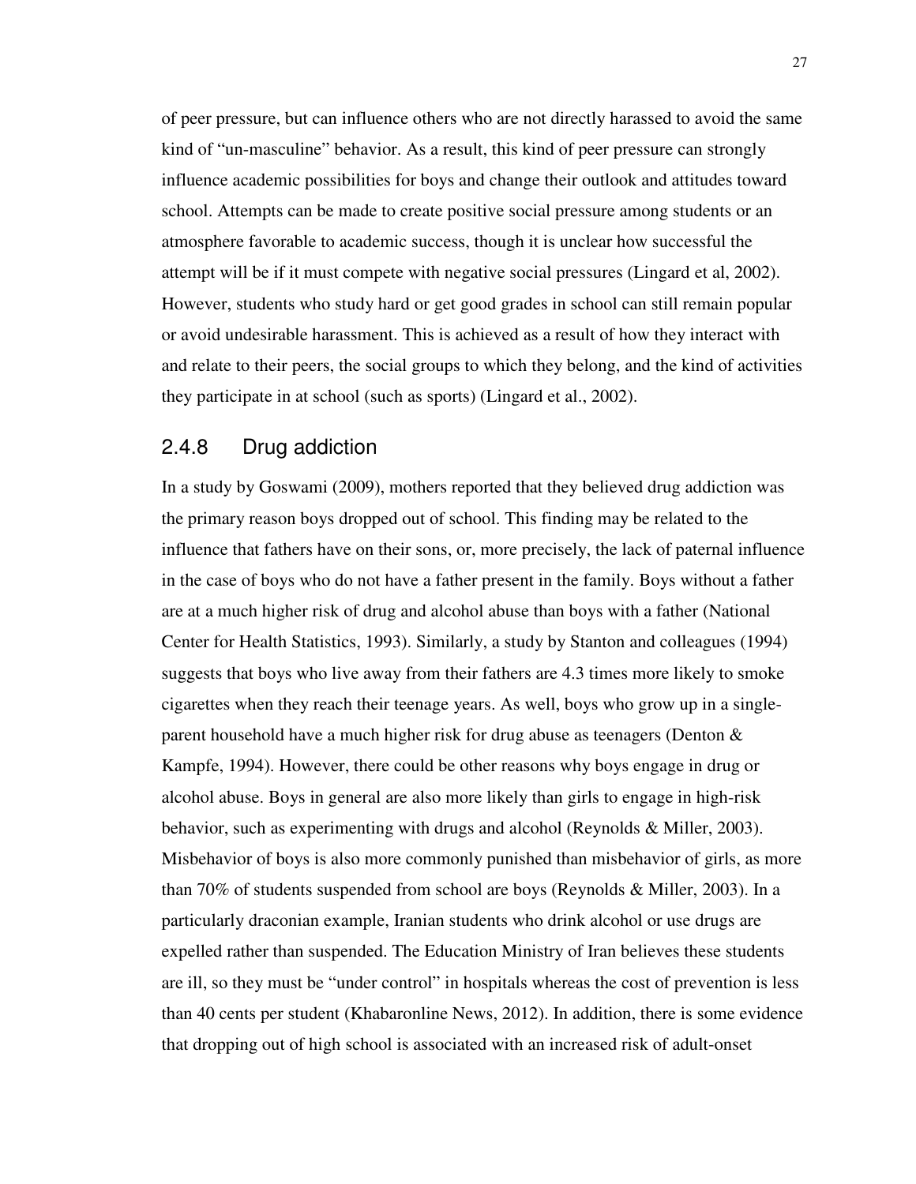of peer pressure, but can influence others who are not directly harassed to avoid the same kind of "un-masculine" behavior. As a result, this kind of peer pressure can strongly influence academic possibilities for boys and change their outlook and attitudes toward school. Attempts can be made to create positive social pressure among students or an atmosphere favorable to academic success, though it is unclear how successful the attempt will be if it must compete with negative social pressures (Lingard et al, 2002). However, students who study hard or get good grades in school can still remain popular or avoid undesirable harassment. This is achieved as a result of how they interact with and relate to their peers, the social groups to which they belong, and the kind of activities they participate in at school (such as sports) (Lingard et al., 2002).

### 2.4.8 Drug addiction

In a study by Goswami (2009), mothers reported that they believed drug addiction was the primary reason boys dropped out of school. This finding may be related to the influence that fathers have on their sons, or, more precisely, the lack of paternal influence in the case of boys who do not have a father present in the family. Boys without a father are at a much higher risk of drug and alcohol abuse than boys with a father (National Center for Health Statistics, 1993). Similarly, a study by Stanton and colleagues (1994) suggests that boys who live away from their fathers are 4.3 times more likely to smoke cigarettes when they reach their teenage years. As well, boys who grow up in a single-parent household have a much higher risk for drug abuse as teenagers (Denton & Kampfe, 1994). However, there could be other reasons why boys engage in drug or alcohol abuse. Boys in general are also more likely than girls to engage in high-risk behavior, such as experimenting with drugs and alcohol (Reynolds & Miller, 2003). Misbehavior of boys is also more commonly punished than misbehavior of girls, as more than 70% of students suspended from school are boys (Reynolds & Miller, 2003). In a particularly draconian example, Iranian students who drink alcohol or use drugs are expelled rather than suspended. The Education Ministry of Iran believes these students are ill, so they must be "under control" in hospitals whereas the cost of prevention is less than 40 cents per student (Khabaronline News, 2012). In addition, there is some evidence that dropping out of high school is associated with an increased risk of adult-onset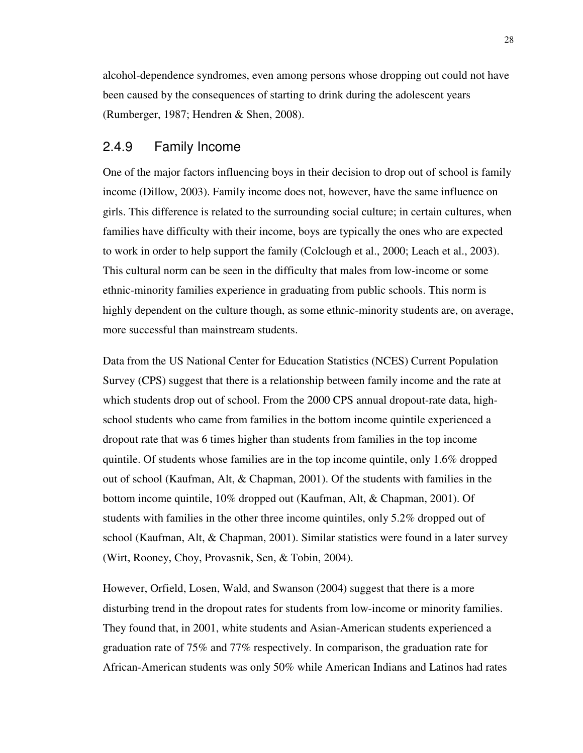alcohol-dependence syndromes, even among persons whose dropping out could not have been caused by the consequences of starting to drink during the adolescent years (Rumberger, 1987; Hendren & Shen, 2008).

### 2.4.9 Family Income

One of the major factors influencing boys in their decision to drop out of school is family income (Dillow, 2003). Family income does not, however, have the same influence on girls. This difference is related to the surrounding social culture; in certain cultures, when families have difficulty with their income, boys are typically the ones who are expected to work in order to help support the family (Colclough et al., 2000; Leach et al., 2003). This cultural norm can be seen in the difficulty that males from low-income or some ethnic-minority families experience in graduating from public schools. This norm is highly dependent on the culture though, as some ethnic-minority students are, on average, more successful than mainstream students.

Data from the US National Center for Education Statistics (NCES) Current Population Survey (CPS) suggest that there is a relationship between family income and the rate at which students drop out of school. From the 2000 CPS annual dropout-rate data, high-school students who came from families in the bottom income quintile experienced a dropout rate that was 6 times higher than students from families in the top income quintile. Of students whose families are in the top income quintile, only 1.6% dropped out of school (Kaufman, Alt, & Chapman, 2001). Of the students with families in the bottom income quintile, 10% dropped out (Kaufman, Alt, & Chapman, 2001). Of students with families in the other three income quintiles, only 5.2% dropped out of school (Kaufman, Alt, & Chapman, 2001). Similar statistics were found in a later survey (Wirt, Rooney, Choy, Provasnik, Sen, & Tobin, 2004).

However, Orfield, Losen, Wald, and Swanson (2004) suggest that there is a more disturbing trend in the dropout rates for students from low-income or minority families. They found that, in 2001, white students and Asian-American students experienced a graduation rate of 75% and 77% respectively. In comparison, the graduation rate for African-American students was only 50% while American Indians and Latinos had rates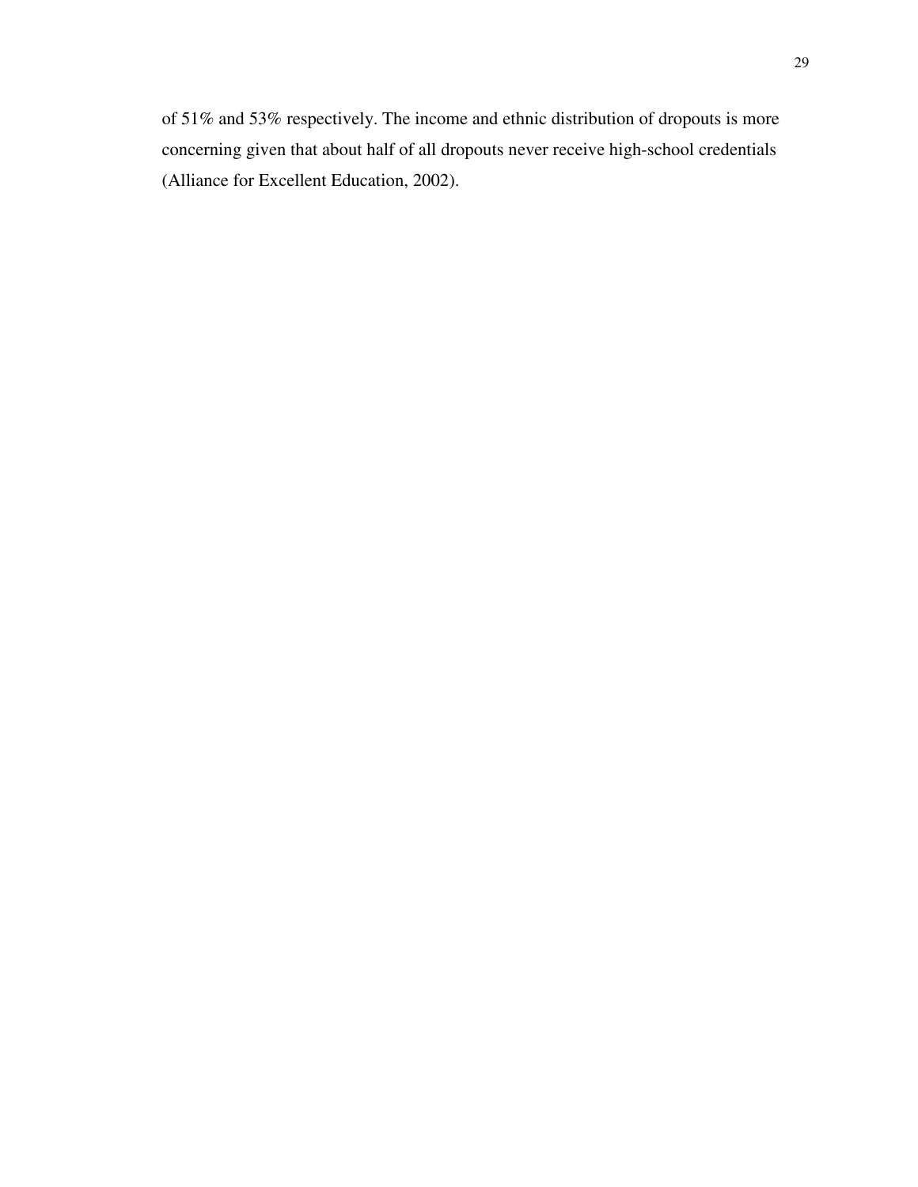of 51% and 53% respectively. The income and ethnic distribution of dropouts is more concerning given that about half of all dropouts never receive high-school credentials (Alliance for Excellent Education, 2002).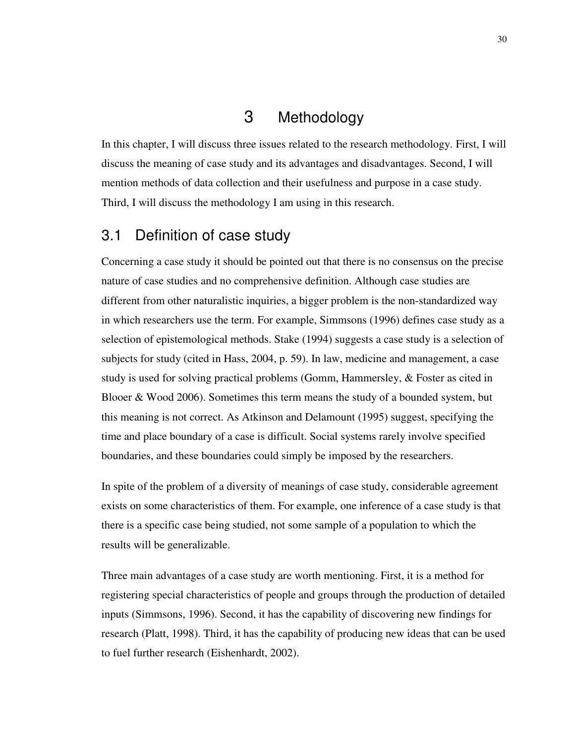# 3 Methodology

In this chapter, I will discuss three issues related to the research methodology. First, I will discuss the meaning of case study and its advantages and disadvantages. Second, I will mention methods of data collection and their usefulness and purpose in a case study. Third, I will discuss the methodology I am using in this research.

## 3.1 Definition of case study

Concerning a case study it should be pointed out that there is no consensus on the precise nature of case studies and no comprehensive definition. Although case studies are different from other naturalistic inquiries, a bigger problem is the non-standardized way in which researchers use the term. For example, Simmsons (1996) defines case study as a selection of epistemological methods. Stake (1994) suggests a case study is a selection of subjects for study (cited in Hass, 2004, p. 59). In law, medicine and management, a case study is used for solving practical problems (Gomm, Hammersley, & Foster as cited in Blooer & Wood 2006). Sometimes this term means the study of a bounded system, but this meaning is not correct. As Atkinson and Delamount (1995) suggest, specifying the time and place boundary of a case is difficult. Social systems rarely involve specified boundaries, and these boundaries could simply be imposed by the researchers.

In spite of the problem of a diversity of meanings of case study, considerable agreement exists on some characteristics of them. For example, one inference of a case study is that there is a specific case being studied, not some sample of a population to which the results will be generalizable.

Three main advantages of a case study are worth mentioning. First, it is a method for registering special characteristics of people and groups through the production of detailed inputs (Simmsons, 1996). Second, it has the capability of discovering new findings for research (Platt, 1998). Third, it has the capability of producing new ideas that can be used to fuel further research (Eishenhardt, 2002).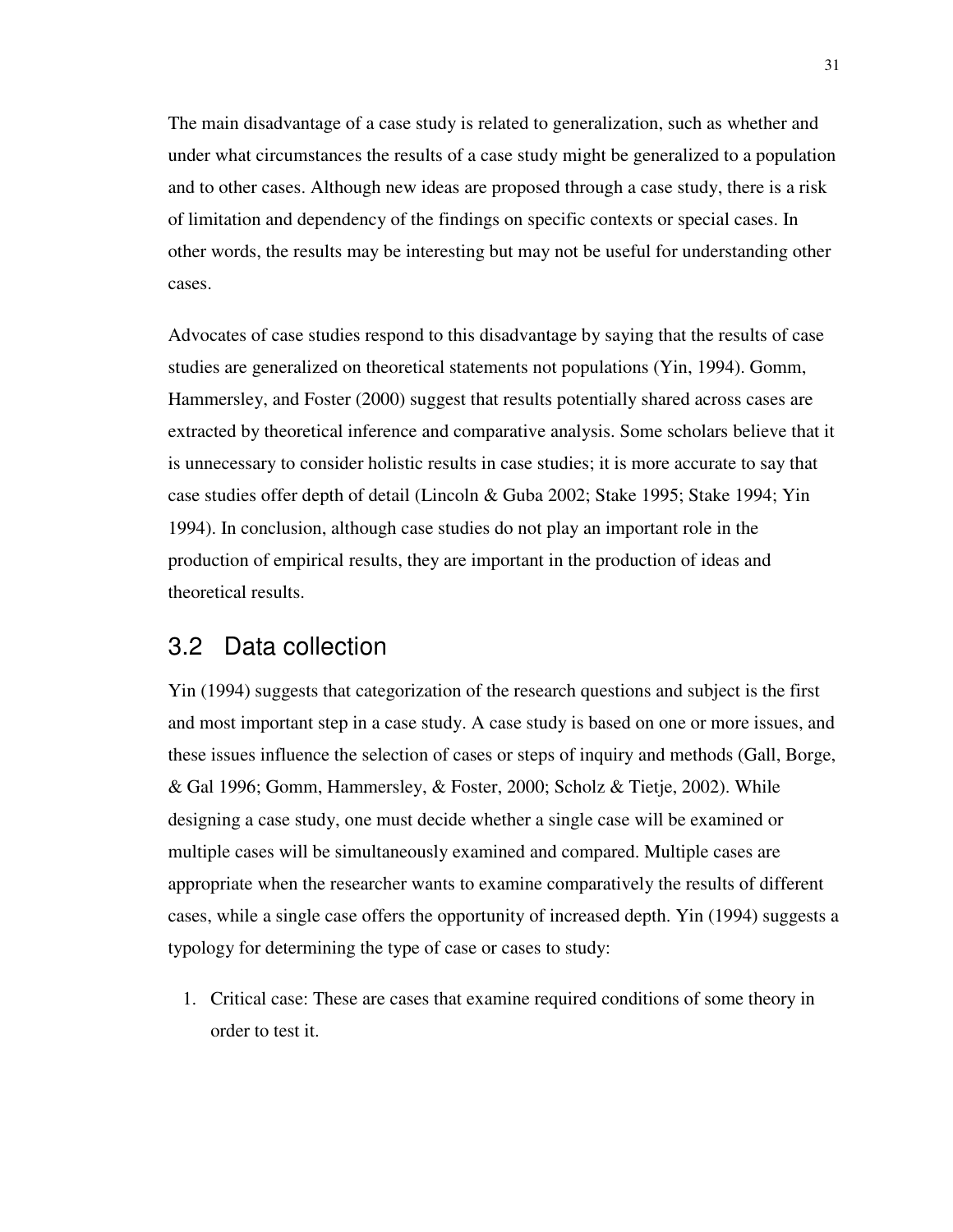The main disadvantage of a case study is related to generalization, such as whether and under what circumstances the results of a case study might be generalized to a population and to other cases. Although new ideas are proposed through a case study, there is a risk of limitation and dependency of the findings on specific contexts or special cases. In other words, the results may be interesting but may not be useful for understanding other cases.

Advocates of case studies respond to this disadvantage by saying that the results of case studies are generalized on theoretical statements not populations (Yin, 1994). Gomm, Hammersley, and Foster (2000) suggest that results potentially shared across cases are extracted by theoretical inference and comparative analysis. Some scholars believe that it is unnecessary to consider holistic results in case studies; it is more accurate to say that case studies offer depth of detail (Lincoln & Guba 2002; Stake 1995; Stake 1994; Yin 1994). In conclusion, although case studies do not play an important role in the production of empirical results, they are important in the production of ideas and theoretical results.

## 3.2 Data collection

Yin (1994) suggests that categorization of the research questions and subject is the first and most important step in a case study. A case study is based on one or more issues, and these issues influence the selection of cases or steps of inquiry and methods (Gall, Borge, & Gal 1996; Gomm, Hammersley, & Foster, 2000; Scholz & Tietje, 2002). While designing a case study, one must decide whether a single case will be examined or multiple cases will be simultaneously examined and compared. Multiple cases are appropriate when the researcher wants to examine comparatively the results of different cases, while a single case offers the opportunity of increased depth. Yin (1994) suggests a typology for determining the type of case or cases to study:

1. Critical case: These are cases that examine required conditions of some theory in order to test it.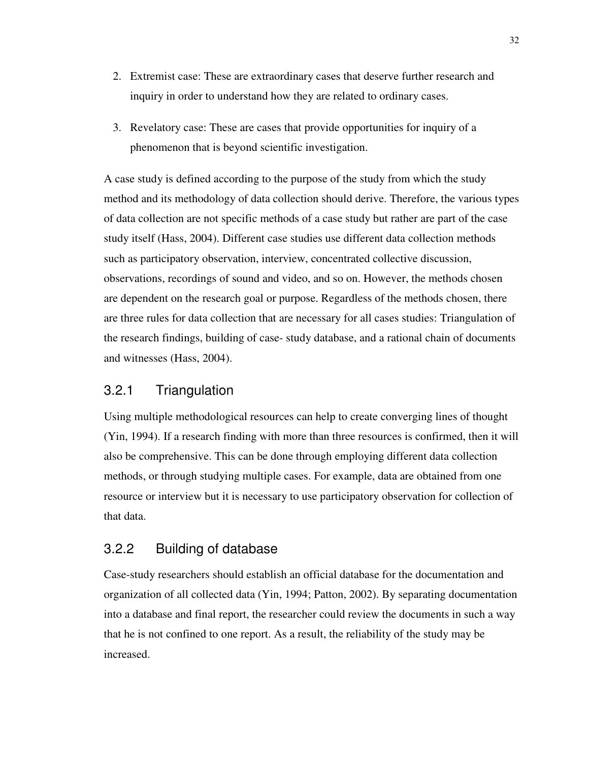2. Extremist case: These are extraordinary cases that deserve further research and inquiry in order to understand how they are related to ordinary cases.
3. Revelatory case: These are cases that provide opportunities for inquiry of a phenomenon that is beyond scientific investigation.

A case study is defined according to the purpose of the study from which the study method and its methodology of data collection should derive. Therefore, the various types of data collection are not specific methods of a case study but rather are part of the case study itself (Hass, 2004). Different case studies use different data collection methods such as participatory observation, interview, concentrated collective discussion, observations, recordings of sound and video, and so on. However, the methods chosen are dependent on the research goal or purpose. Regardless of the methods chosen, there are three rules for data collection that are necessary for all cases studies: Triangulation of the research findings, building of case- study database, and a rational chain of documents and witnesses (Hass, 2004).

### 3.2.1 Triangulation

Using multiple methodological resources can help to create converging lines of thought (Yin, 1994). If a research finding with more than three resources is confirmed, then it will also be comprehensive. This can be done through employing different data collection methods, or through studying multiple cases. For example, data are obtained from one resource or interview but it is necessary to use participatory observation for collection of that data.

### 3.2.2 Building of database

Case-study researchers should establish an official database for the documentation and organization of all collected data (Yin, 1994; Patton, 2002). By separating documentation into a database and final report, the researcher could review the documents in such a way that he is not confined to one report. As a result, the reliability of the study may be increased.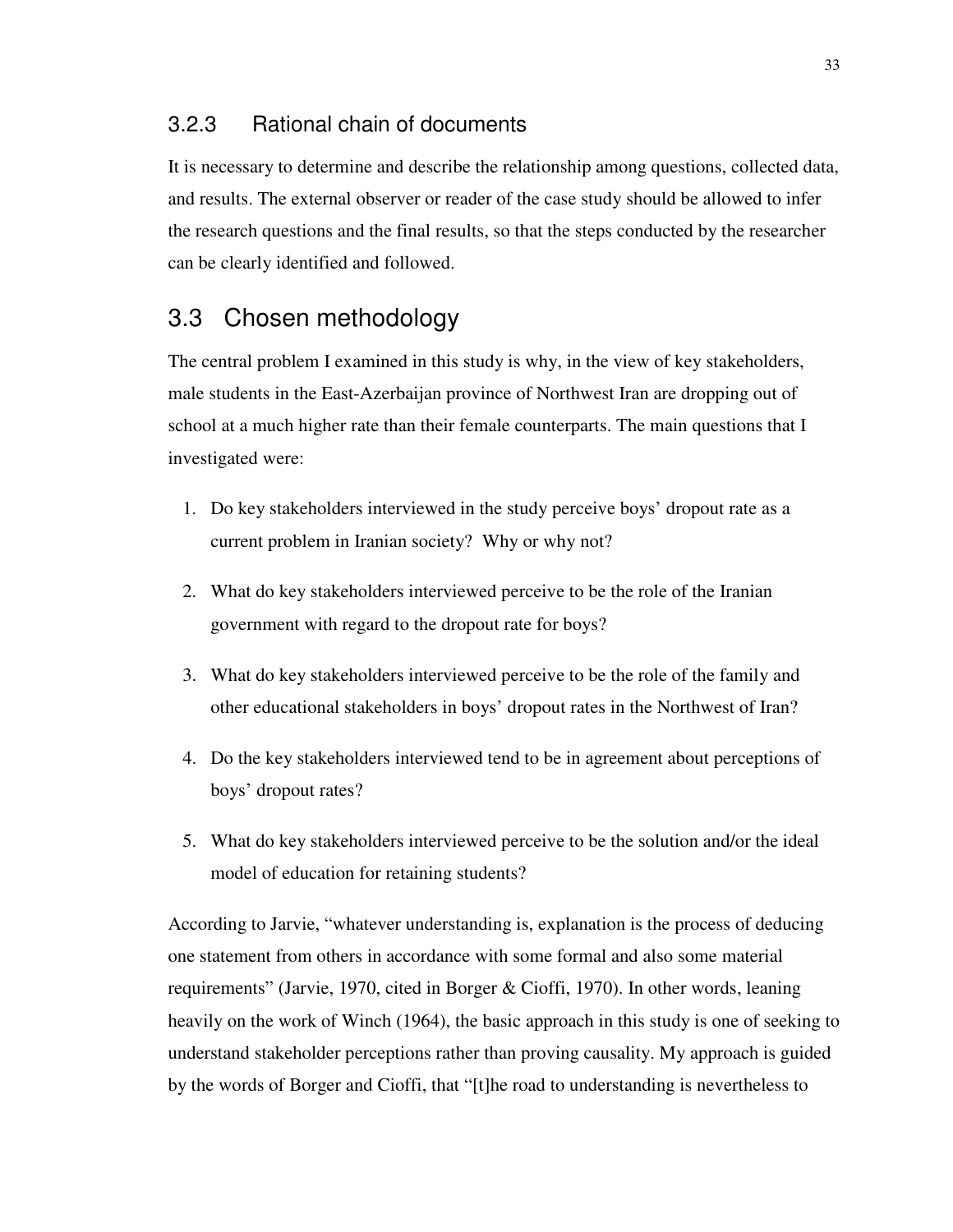### 3.2.3 Rational chain of documents

It is necessary to determine and describe the relationship among questions, collected data, and results. The external observer or reader of the case study should be allowed to infer the research questions and the final results, so that the steps conducted by the researcher can be clearly identified and followed.

## 3.3 Chosen methodology

The central problem I examined in this study is why, in the view of key stakeholders, male students in the East-Azerbaijan province of Northwest Iran are dropping out of school at a much higher rate than their female counterparts. The main questions that I investigated were:

1. Do key stakeholders interviewed in the study perceive boys' dropout rate as a current problem in Iranian society? Why or why not?
2. What do key stakeholders interviewed perceive to be the role of the Iranian government with regard to the dropout rate for boys?
3. What do key stakeholders interviewed perceive to be the role of the family and other educational stakeholders in boys' dropout rates in the Northwest of Iran?
4. Do the key stakeholders interviewed tend to be in agreement about perceptions of boys' dropout rates?
5. What do key stakeholders interviewed perceive to be the solution and/or the ideal model of education for retaining students?

According to Jarvie, "whatever understanding is, explanation is the process of deducing one statement from others in accordance with some formal and also some material requirements" (Jarvie, 1970, cited in Borger & Cioffi, 1970). In other words, leaning heavily on the work of Winch (1964), the basic approach in this study is one of seeking to understand stakeholder perceptions rather than proving causality. My approach is guided by the words of Borger and Cioffi, that "[t]he road to understanding is nevertheless to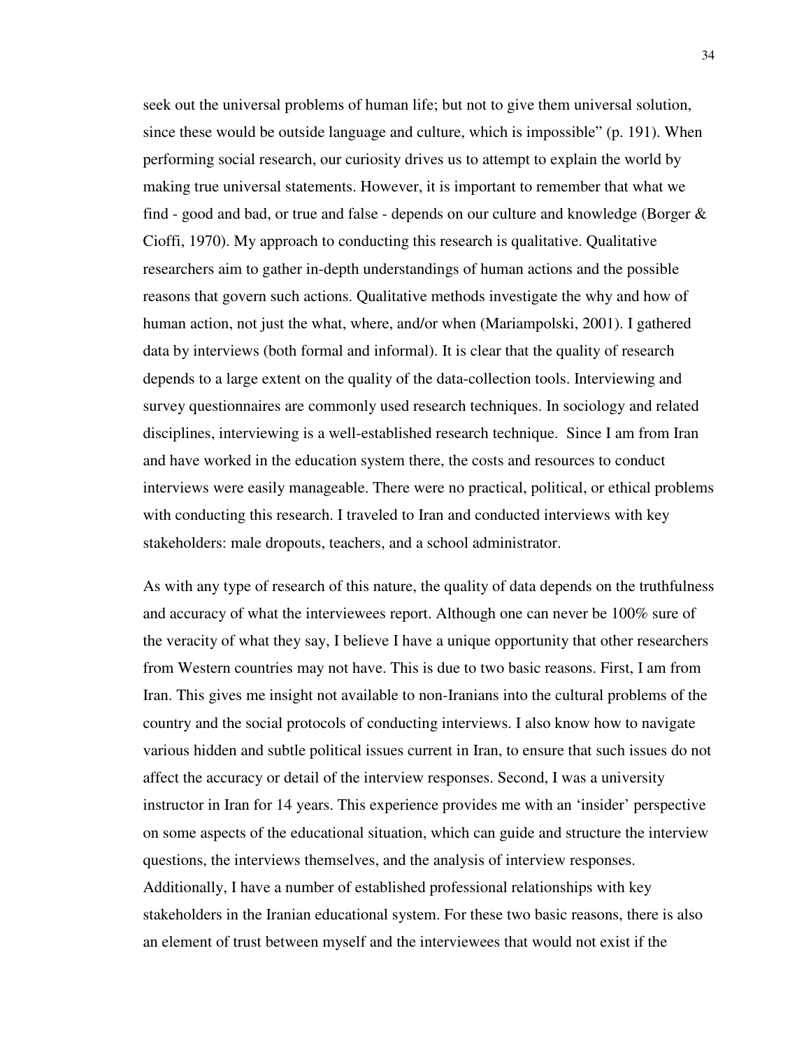seek out the universal problems of human life; but not to give them universal solution, since these would be outside language and culture, which is impossible" (p. 191). When performing social research, our curiosity drives us to attempt to explain the world by making true universal statements. However, it is important to remember that what we find - good and bad, or true and false - depends on our culture and knowledge (Borger & Cioffi, 1970). My approach to conducting this research is qualitative. Qualitative researchers aim to gather in-depth understandings of human actions and the possible reasons that govern such actions. Qualitative methods investigate the why and how of human action, not just the what, where, and/or when (Mariampolski, 2001). I gathered data by interviews (both formal and informal). It is clear that the quality of research depends to a large extent on the quality of the data-collection tools. Interviewing and survey questionnaires are commonly used research techniques. In sociology and related disciplines, interviewing is a well-established research technique.  Since I am from Iran and have worked in the education system there, the costs and resources to conduct interviews were easily manageable. There were no practical, political, or ethical problems with conducting this research. I traveled to Iran and conducted interviews with key stakeholders: male dropouts, teachers, and a school administrator.

As with any type of research of this nature, the quality of data depends on the truthfulness and accuracy of what the interviewees report. Although one can never be 100% sure of the veracity of what they say, I believe I have a unique opportunity that other researchers from Western countries may not have. This is due to two basic reasons. First, I am from Iran. This gives me insight not available to non-Iranians into the cultural problems of the country and the social protocols of conducting interviews. I also know how to navigate various hidden and subtle political issues current in Iran, to ensure that such issues do not affect the accuracy or detail of the interview responses. Second, I was a university instructor in Iran for 14 years. This experience provides me with an 'insider' perspective on some aspects of the educational situation, which can guide and structure the interview questions, the interviews themselves, and the analysis of interview responses. Additionally, I have a number of established professional relationships with key stakeholders in the Iranian educational system. For these two basic reasons, there is also an element of trust between myself and the interviewees that would not exist if the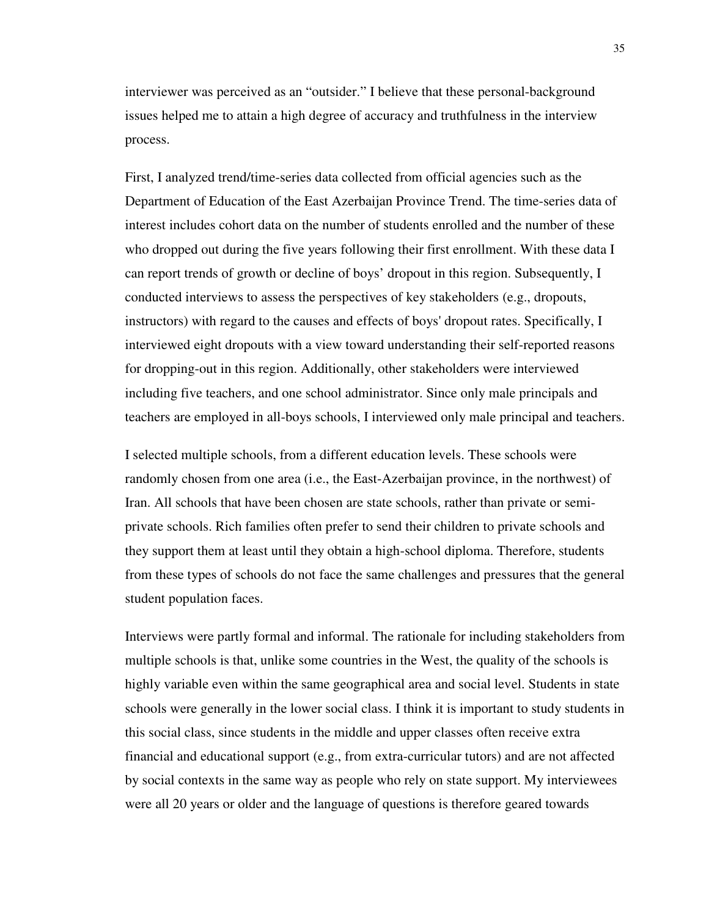interviewer was perceived as an "outsider." I believe that these personal-background issues helped me to attain a high degree of accuracy and truthfulness in the interview process.

First, I analyzed trend/time-series data collected from official agencies such as the Department of Education of the East Azerbaijan Province Trend. The time-series data of interest includes cohort data on the number of students enrolled and the number of these who dropped out during the five years following their first enrollment. With these data I can report trends of growth or decline of boys' dropout in this region. Subsequently, I conducted interviews to assess the perspectives of key stakeholders (e.g., dropouts, instructors) with regard to the causes and effects of boys' dropout rates. Specifically, I interviewed eight dropouts with a view toward understanding their self-reported reasons for dropping-out in this region. Additionally, other stakeholders were interviewed including five teachers, and one school administrator. Since only male principals and teachers are employed in all-boys schools, I interviewed only male principal and teachers.

I selected multiple schools, from a different education levels. These schools were randomly chosen from one area (i.e., the East-Azerbaijan province, in the northwest) of Iran. All schools that have been chosen are state schools, rather than private or semi-private schools. Rich families often prefer to send their children to private schools and they support them at least until they obtain a high-school diploma. Therefore, students from these types of schools do not face the same challenges and pressures that the general student population faces.

Interviews were partly formal and informal. The rationale for including stakeholders from multiple schools is that, unlike some countries in the West, the quality of the schools is highly variable even within the same geographical area and social level. Students in state schools were generally in the lower social class. I think it is important to study students in this social class, since students in the middle and upper classes often receive extra financial and educational support (e.g., from extra-curricular tutors) and are not affected by social contexts in the same way as people who rely on state support. My interviewees were all 20 years or older and the language of questions is therefore geared towards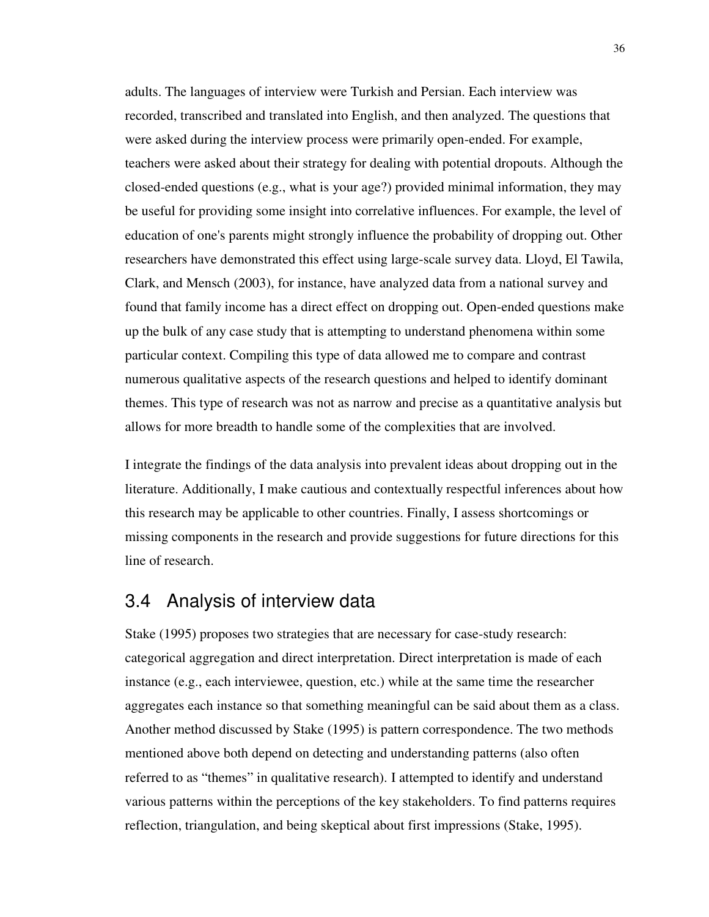adults. The languages of interview were Turkish and Persian. Each interview was recorded, transcribed and translated into English, and then analyzed. The questions that were asked during the interview process were primarily open-ended. For example, teachers were asked about their strategy for dealing with potential dropouts. Although the closed-ended questions (e.g., what is your age?) provided minimal information, they may be useful for providing some insight into correlative influences. For example, the level of education of one's parents might strongly influence the probability of dropping out. Other researchers have demonstrated this effect using large-scale survey data. Lloyd, El Tawila, Clark, and Mensch (2003), for instance, have analyzed data from a national survey and found that family income has a direct effect on dropping out. Open-ended questions make up the bulk of any case study that is attempting to understand phenomena within some particular context. Compiling this type of data allowed me to compare and contrast numerous qualitative aspects of the research questions and helped to identify dominant themes. This type of research was not as narrow and precise as a quantitative analysis but allows for more breadth to handle some of the complexities that are involved.

I integrate the findings of the data analysis into prevalent ideas about dropping out in the literature. Additionally, I make cautious and contextually respectful inferences about how this research may be applicable to other countries. Finally, I assess shortcomings or missing components in the research and provide suggestions for future directions for this line of research.

## 3.4 Analysis of interview data

Stake (1995) proposes two strategies that are necessary for case-study research: categorical aggregation and direct interpretation. Direct interpretation is made of each instance (e.g., each interviewee, question, etc.) while at the same time the researcher aggregates each instance so that something meaningful can be said about them as a class. Another method discussed by Stake (1995) is pattern correspondence. The two methods mentioned above both depend on detecting and understanding patterns (also often referred to as "themes" in qualitative research). I attempted to identify and understand various patterns within the perceptions of the key stakeholders. To find patterns requires reflection, triangulation, and being skeptical about first impressions (Stake, 1995).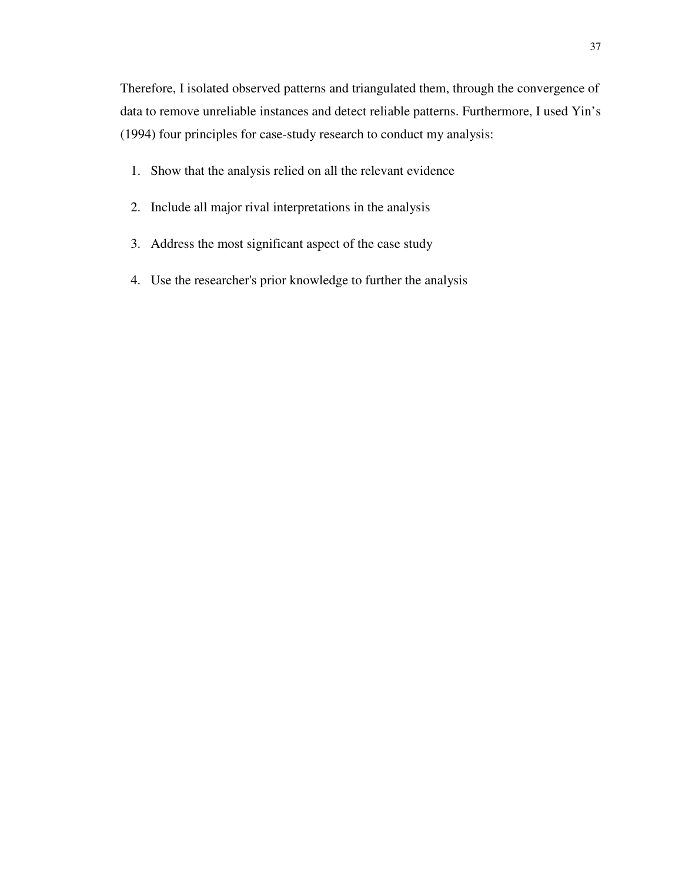Therefore, I isolated observed patterns and triangulated them, through the convergence of data to remove unreliable instances and detect reliable patterns. Furthermore, I used Yin's (1994) four principles for case-study research to conduct my analysis:

1. Show that the analysis relied on all the relevant evidence
2. Include all major rival interpretations in the analysis
3. Address the most significant aspect of the case study
4. Use the researcher's prior knowledge to further the analysis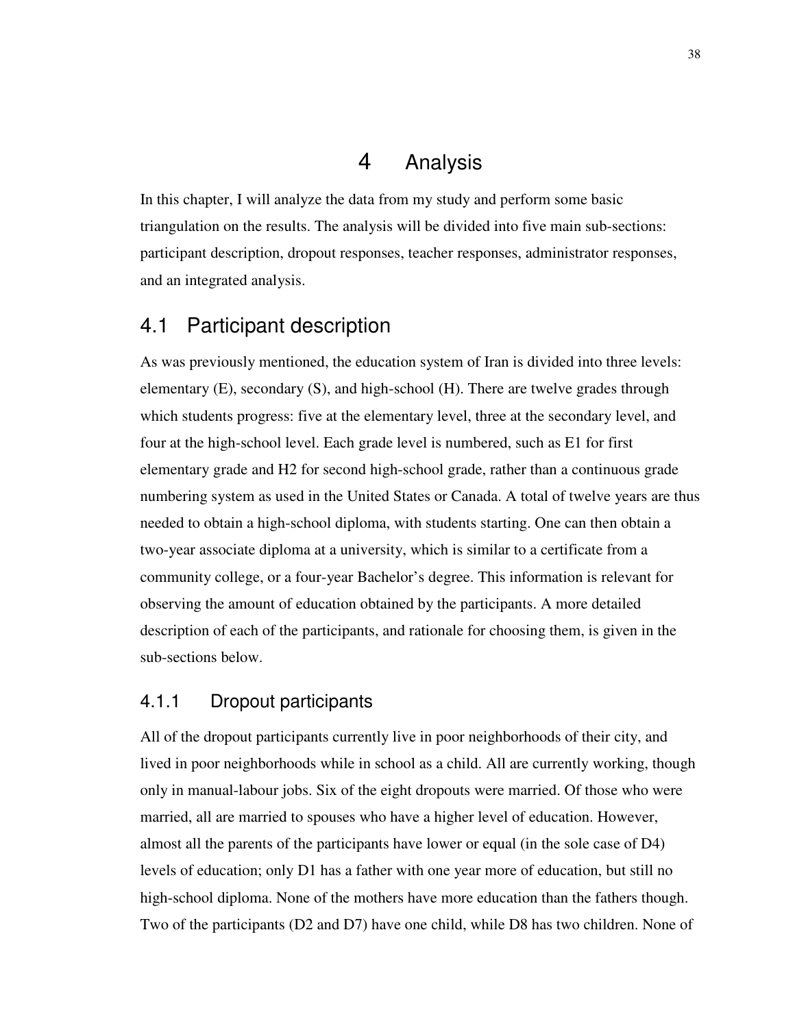# 4 Analysis

In this chapter, I will analyze the data from my study and perform some basic triangulation on the results. The analysis will be divided into five main sub-sections: participant description, dropout responses, teacher responses, administrator responses, and an integrated analysis.

## 4.1 Participant description

As was previously mentioned, the education system of Iran is divided into three levels: elementary (E), secondary (S), and high-school (H). There are twelve grades through which students progress: five at the elementary level, three at the secondary level, and four at the high-school level. Each grade level is numbered, such as E1 for first elementary grade and H2 for second high-school grade, rather than a continuous grade numbering system as used in the United States or Canada. A total of twelve years are thus needed to obtain a high-school diploma, with students starting. One can then obtain a two-year associate diploma at a university, which is similar to a certificate from a community college, or a four-year Bachelor's degree. This information is relevant for observing the amount of education obtained by the participants. A more detailed description of each of the participants, and rationale for choosing them, is given in the sub-sections below.

### 4.1.1 Dropout participants

All of the dropout participants currently live in poor neighborhoods of their city, and lived in poor neighborhoods while in school as a child. All are currently working, though only in manual-labour jobs. Six of the eight dropouts were married. Of those who were married, all are married to spouses who have a higher level of education. However, almost all the parents of the participants have lower or equal (in the sole case of D4) levels of education; only D1 has a father with one year more of education, but still no high-school diploma. None of the mothers have more education than the fathers though. Two of the participants (D2 and D7) have one child, while D8 has two children. None of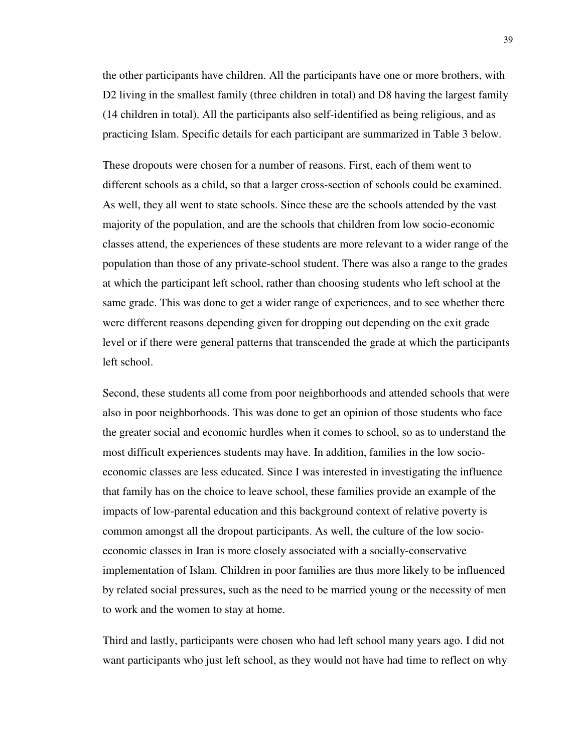the other participants have children. All the participants have one or more brothers, with D2 living in the smallest family (three children in total) and D8 having the largest family (14 children in total). All the participants also self-identified as being religious, and as practicing Islam. Specific details for each participant are summarized in Table 3 below.

These dropouts were chosen for a number of reasons. First, each of them went to different schools as a child, so that a larger cross-section of schools could be examined. As well, they all went to state schools. Since these are the schools attended by the vast majority of the population, and are the schools that children from low socio-economic classes attend, the experiences of these students are more relevant to a wider range of the population than those of any private-school student. There was also a range to the grades at which the participant left school, rather than choosing students who left school at the same grade. This was done to get a wider range of experiences, and to see whether there were different reasons depending given for dropping out depending on the exit grade level or if there were general patterns that transcended the grade at which the participants left school.

Second, these students all come from poor neighborhoods and attended schools that were also in poor neighborhoods. This was done to get an opinion of those students who face the greater social and economic hurdles when it comes to school, so as to understand the most difficult experiences students may have. In addition, families in the low socio-economic classes are less educated. Since I was interested in investigating the influence that family has on the choice to leave school, these families provide an example of the impacts of low-parental education and this background context of relative poverty is common amongst all the dropout participants. As well, the culture of the low socio-economic classes in Iran is more closely associated with a socially-conservative implementation of Islam. Children in poor families are thus more likely to be influenced by related social pressures, such as the need to be married young or the necessity of men to work and the women to stay at home.

Third and lastly, participants were chosen who had left school many years ago. I did not want participants who just left school, as they would not have had time to reflect on why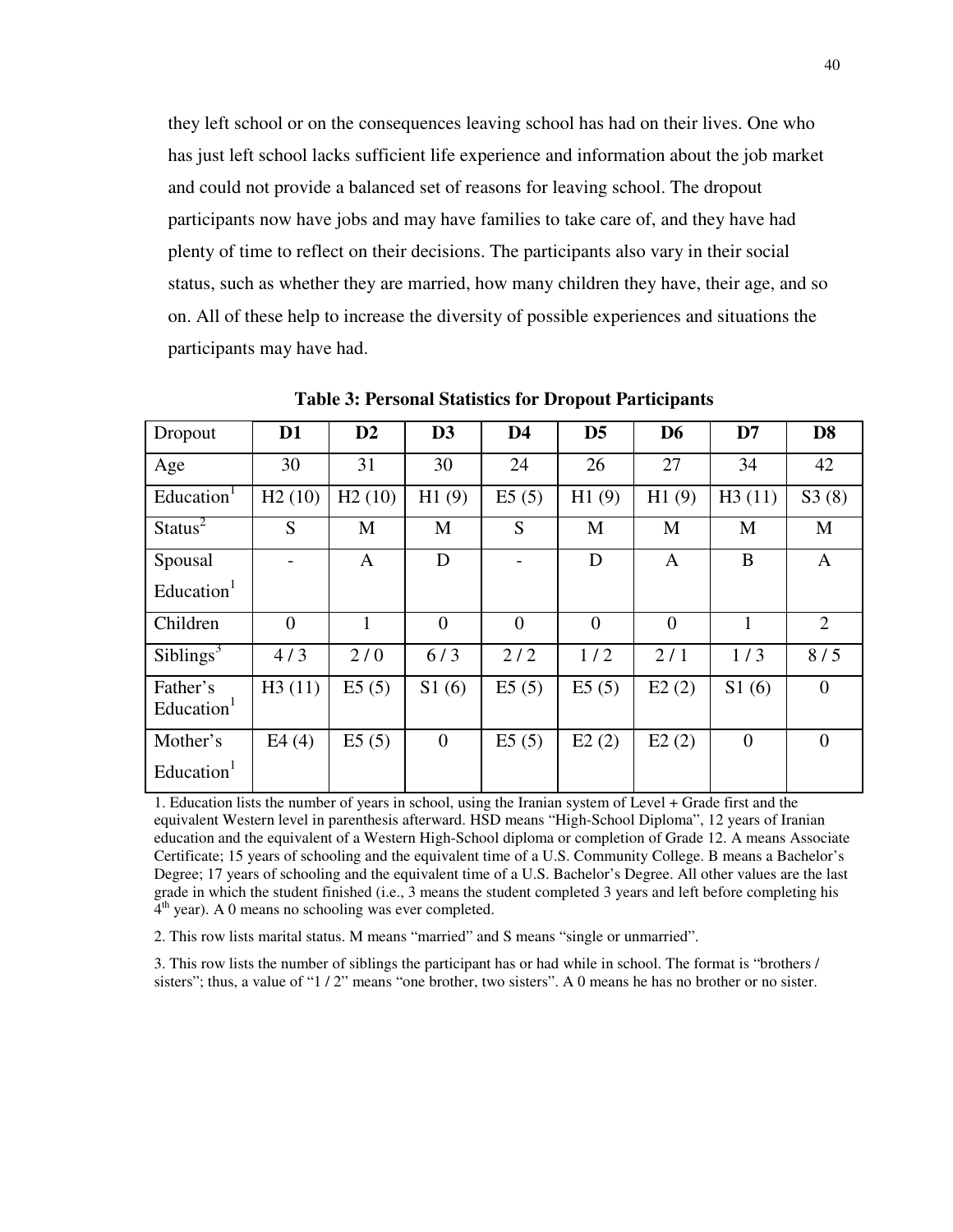they left school or on the consequences leaving school has had on their lives. One who has just left school lacks sufficient life experience and information about the job market and could not provide a balanced set of reasons for leaving school. The dropout participants now have jobs and may have families to take care of, and they have had plenty of time to reflect on their decisions. The participants also vary in their social status, such as whether they are married, how many children they have, their age, and so on. All of these help to increase the diversity of possible experiences and situations the participants may have had.

**Table 3: Personal Statistics for Dropout Participants**

| Dropout | **D1** | **D2** | **D3** | **D4** | **D5** | **D6** | **D7** | **D8** |
|---|---|---|---|---|---|---|---|---|
| Age | 30 | 31 | 30 | 24 | 26 | 27 | 34 | 42 |
| Education[1] | H2 (10) | H2 (10) | H1 (9) | E5 (5) | H1 (9) | H1 (9) | H3 (11) | S3 (8) |
| Status[2] | S | M | M | S | M | M | M | M |
| Spousal Education[1] | - | A | D | - | D | A | B | A |
| Children | 0 | 1 | 0 | 0 | 0 | 0 | 1 | 2 |
| Siblings[3] | 4 / 3 | 2 / 0 | 6 / 3 | 2 / 2 | 1 / 2 | 2 / 1 | 1 / 3 | 8 / 5 |
| Father's Education[1] | H3 (11) | E5 (5) | S1 (6) | E5 (5) | E5 (5) | E2 (2) | S1 (6) | 0 |
| Mother's Education[1] | E4 (4) | E5 (5) | 0 | E5 (5) | E2 (2) | E2 (2) | 0 | 0 |

1. Education lists the number of years in school, using the Iranian system of Level + Grade first and the equivalent Western level in parenthesis afterward. HSD means "High-School Diploma", 12 years of Iranian education and the equivalent of a Western High-School diploma or completion of Grade 12. A means Associate Certificate; 15 years of schooling and the equivalent time of a U.S. Community College. B means a Bachelor's Degree; 17 years of schooling and the equivalent time of a U.S. Bachelor's Degree. All other values are the last grade in which the student finished (i.e., 3 means the student completed 3 years and left before completing his 4th year). A 0 means no schooling was ever completed.

2. This row lists marital status. M means "married" and S means "single or unmarried".

3. This row lists the number of siblings the participant has or had while in school. The format is "brothers / sisters"; thus, a value of "1 / 2" means "one brother, two sisters". A 0 means he has no brother or no sister.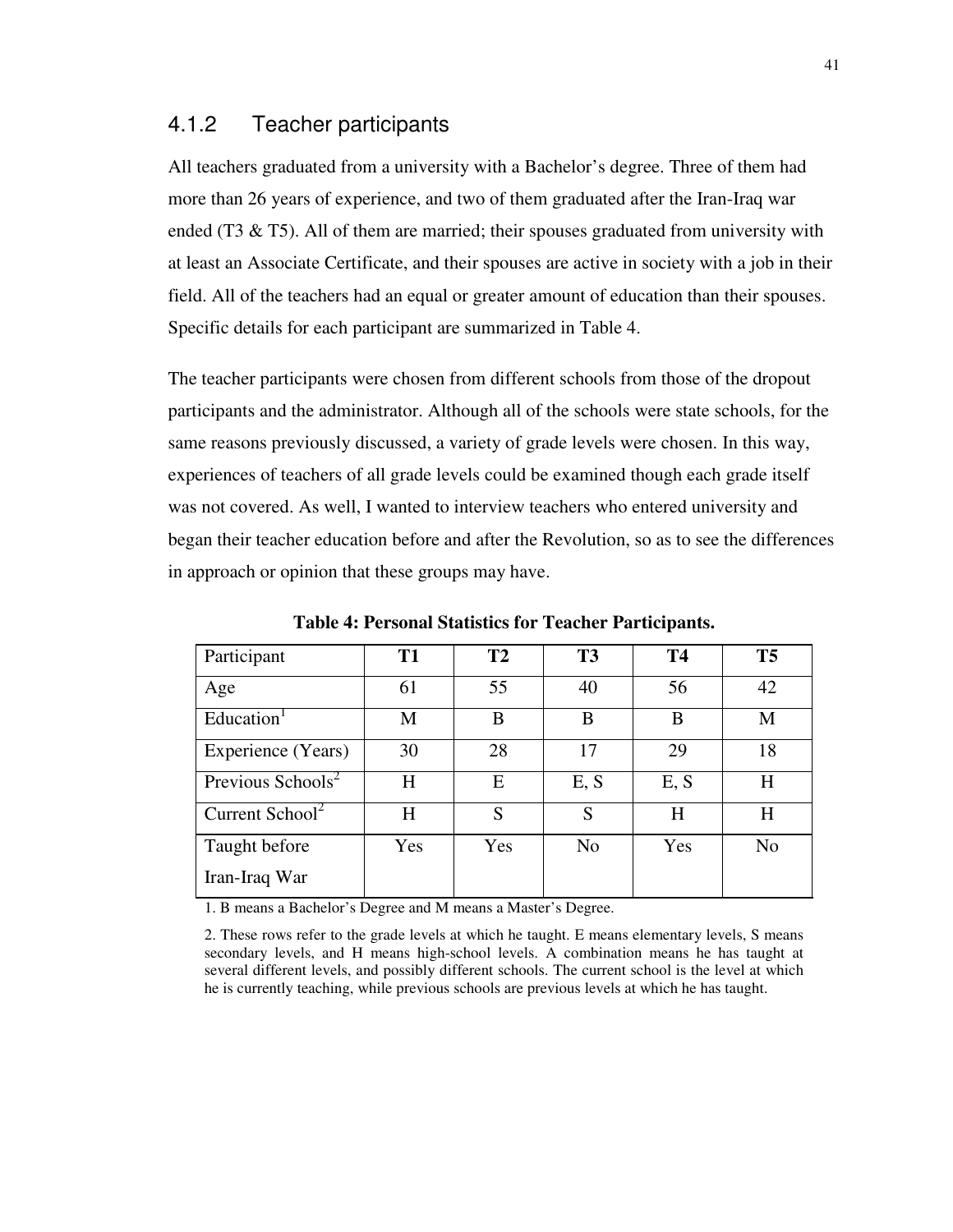### 4.1.2 Teacher participants

All teachers graduated from a university with a Bachelor's degree. Three of them had more than 26 years of experience, and two of them graduated after the Iran-Iraq war ended (T3 & T5). All of them are married; their spouses graduated from university with at least an Associate Certificate, and their spouses are active in society with a job in their field. All of the teachers had an equal or greater amount of education than their spouses. Specific details for each participant are summarized in Table 4.

The teacher participants were chosen from different schools from those of the dropout participants and the administrator. Although all of the schools were state schools, for the same reasons previously discussed, a variety of grade levels were chosen. In this way, experiences of teachers of all grade levels could be examined though each grade itself was not covered. As well, I wanted to interview teachers who entered university and began their teacher education before and after the Revolution, so as to see the differences in approach or opinion that these groups may have.

**Table 4: Personal Statistics for Teacher Participants.**

| Participant | **T1** | **T2** | **T3** | **T4** | **T5** |
|---|---|---|---|---|---|
| Age | 61 | 55 | 40 | 56 | 42 |
| Education[1] | M | B | B | B | M |
| Experience (Years) | 30 | 28 | 17 | 29 | 18 |
| Previous Schools[2] | H | E | E, S | E, S | H |
| Current School[2] | H | S | S | H | H |
| Taught before Iran-Iraq War | Yes | Yes | No | Yes | No |

1. B means a Bachelor's Degree and M means a Master's Degree.

2. These rows refer to the grade levels at which he taught. E means elementary levels, S means secondary levels, and H means high-school levels. A combination means he has taught at several different levels, and possibly different schools. The current school is the level at which he is currently teaching, while previous schools are previous levels at which he has taught.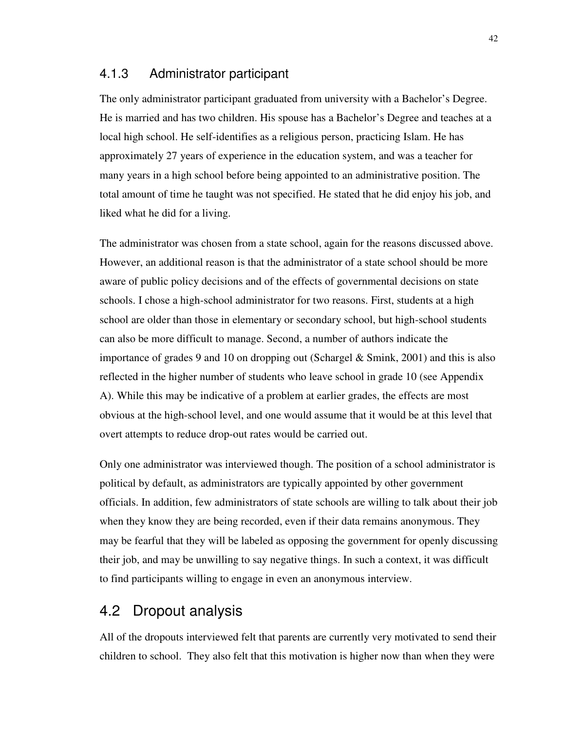### 4.1.3 Administrator participant

The only administrator participant graduated from university with a Bachelor's Degree. He is married and has two children. His spouse has a Bachelor's Degree and teaches at a local high school. He self-identifies as a religious person, practicing Islam. He has approximately 27 years of experience in the education system, and was a teacher for many years in a high school before being appointed to an administrative position. The total amount of time he taught was not specified. He stated that he did enjoy his job, and liked what he did for a living.

The administrator was chosen from a state school, again for the reasons discussed above. However, an additional reason is that the administrator of a state school should be more aware of public policy decisions and of the effects of governmental decisions on state schools. I chose a high-school administrator for two reasons. First, students at a high school are older than those in elementary or secondary school, but high-school students can also be more difficult to manage. Second, a number of authors indicate the importance of grades 9 and 10 on dropping out (Schargel & Smink, 2001) and this is also reflected in the higher number of students who leave school in grade 10 (see Appendix A). While this may be indicative of a problem at earlier grades, the effects are most obvious at the high-school level, and one would assume that it would be at this level that overt attempts to reduce drop-out rates would be carried out.

Only one administrator was interviewed though. The position of a school administrator is political by default, as administrators are typically appointed by other government officials. In addition, few administrators of state schools are willing to talk about their job when they know they are being recorded, even if their data remains anonymous. They may be fearful that they will be labeled as opposing the government for openly discussing their job, and may be unwilling to say negative things. In such a context, it was difficult to find participants willing to engage in even an anonymous interview.

## 4.2 Dropout analysis

All of the dropouts interviewed felt that parents are currently very motivated to send their children to school. They also felt that this motivation is higher now than when they were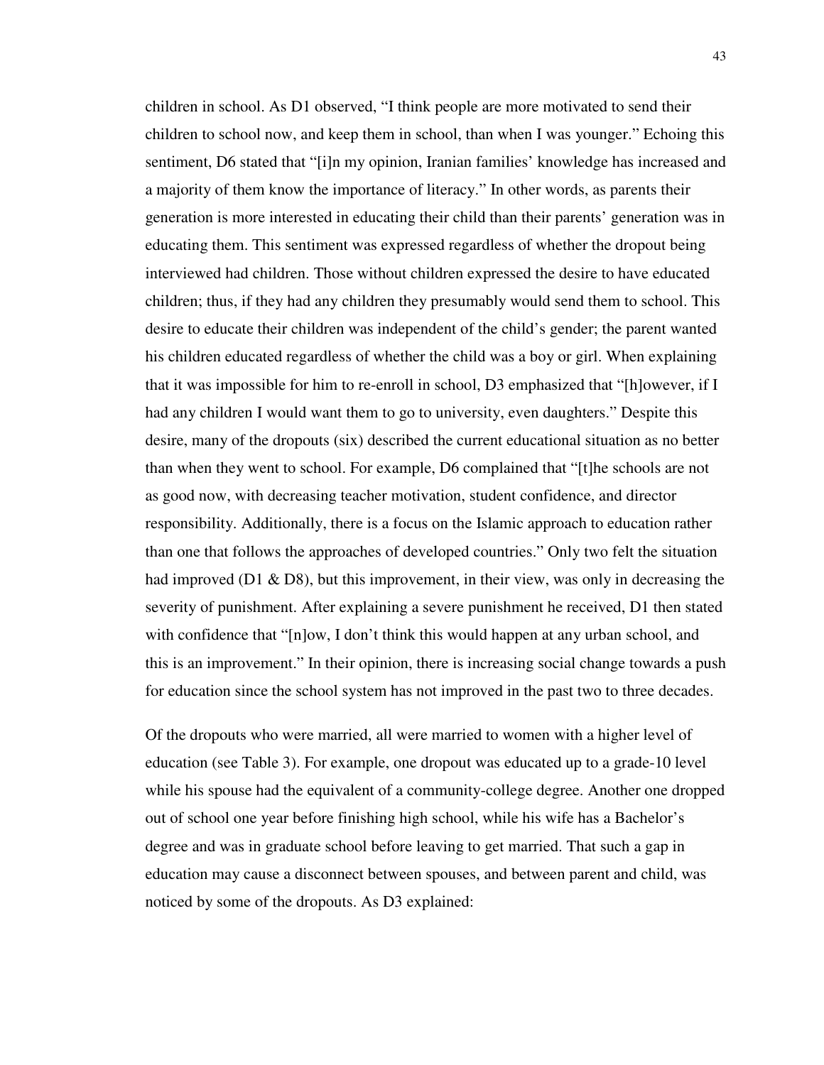children in school. As D1 observed, "I think people are more motivated to send their children to school now, and keep them in school, than when I was younger." Echoing this sentiment, D6 stated that "[i]n my opinion, Iranian families' knowledge has increased and a majority of them know the importance of literacy." In other words, as parents their generation is more interested in educating their child than their parents' generation was in educating them. This sentiment was expressed regardless of whether the dropout being interviewed had children. Those without children expressed the desire to have educated children; thus, if they had any children they presumably would send them to school. This desire to educate their children was independent of the child's gender; the parent wanted his children educated regardless of whether the child was a boy or girl. When explaining that it was impossible for him to re-enroll in school, D3 emphasized that "[h]owever, if I had any children I would want them to go to university, even daughters." Despite this desire, many of the dropouts (six) described the current educational situation as no better than when they went to school. For example, D6 complained that "[t]he schools are not as good now, with decreasing teacher motivation, student confidence, and director responsibility. Additionally, there is a focus on the Islamic approach to education rather than one that follows the approaches of developed countries." Only two felt the situation had improved (D1 & D8), but this improvement, in their view, was only in decreasing the severity of punishment. After explaining a severe punishment he received, D1 then stated with confidence that "[n]ow, I don't think this would happen at any urban school, and this is an improvement." In their opinion, there is increasing social change towards a push for education since the school system has not improved in the past two to three decades.

Of the dropouts who were married, all were married to women with a higher level of education (see Table 3). For example, one dropout was educated up to a grade-10 level while his spouse had the equivalent of a community-college degree. Another one dropped out of school one year before finishing high school, while his wife has a Bachelor's degree and was in graduate school before leaving to get married. That such a gap in education may cause a disconnect between spouses, and between parent and child, was noticed by some of the dropouts. As D3 explained: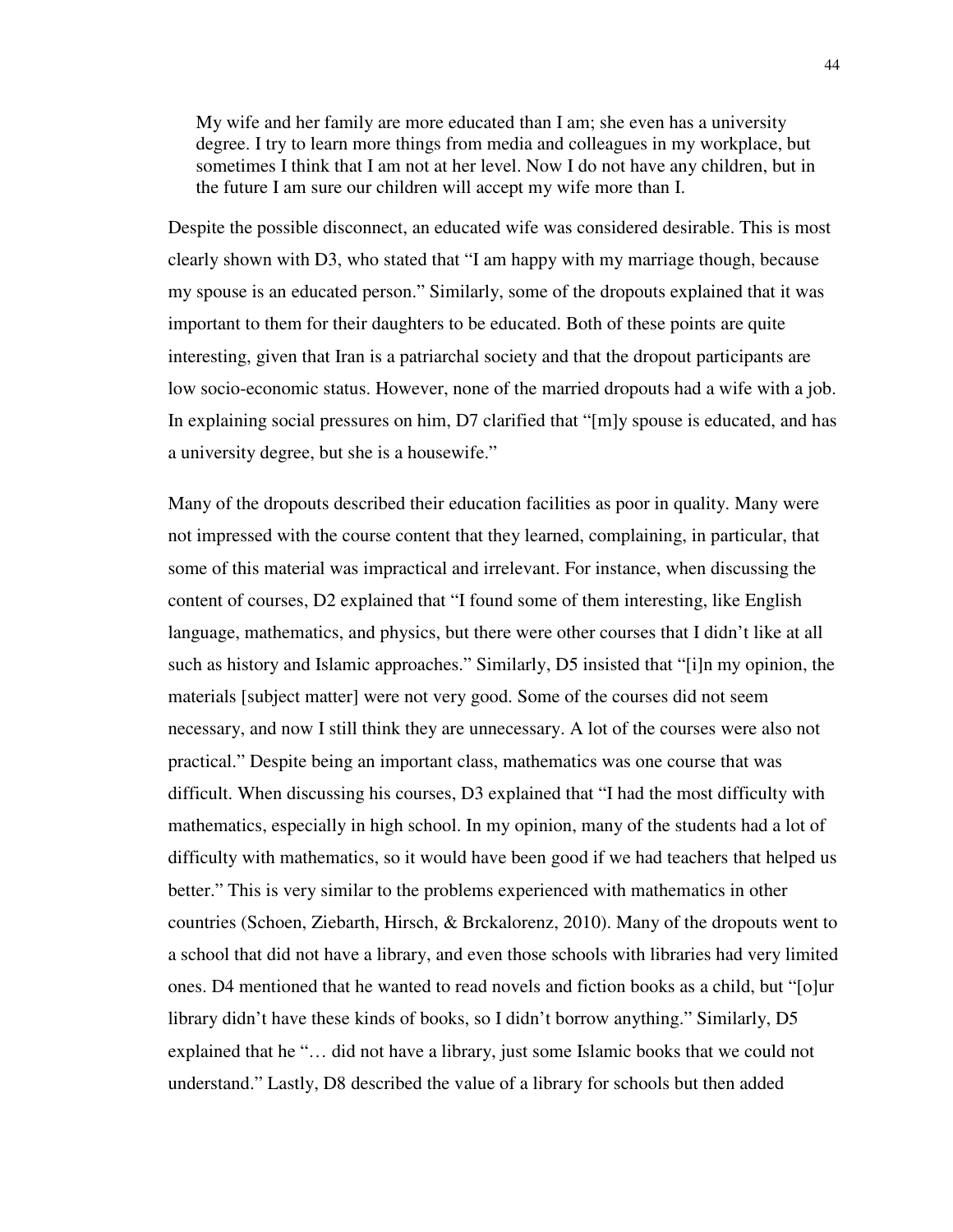> My wife and her family are more educated than I am; she even has a university degree. I try to learn more things from media and colleagues in my workplace, but sometimes I think that I am not at her level. Now I do not have any children, but in the future I am sure our children will accept my wife more than I.

Despite the possible disconnect, an educated wife was considered desirable. This is most clearly shown with D3, who stated that "I am happy with my marriage though, because my spouse is an educated person." Similarly, some of the dropouts explained that it was important to them for their daughters to be educated. Both of these points are quite interesting, given that Iran is a patriarchal society and that the dropout participants are low socio-economic status. However, none of the married dropouts had a wife with a job. In explaining social pressures on him, D7 clarified that "[m]y spouse is educated, and has a university degree, but she is a housewife."

Many of the dropouts described their education facilities as poor in quality. Many were not impressed with the course content that they learned, complaining, in particular, that some of this material was impractical and irrelevant. For instance, when discussing the content of courses, D2 explained that "I found some of them interesting, like English language, mathematics, and physics, but there were other courses that I didn't like at all such as history and Islamic approaches." Similarly, D5 insisted that "[i]n my opinion, the materials [subject matter] were not very good. Some of the courses did not seem necessary, and now I still think they are unnecessary. A lot of the courses were also not practical." Despite being an important class, mathematics was one course that was difficult. When discussing his courses, D3 explained that "I had the most difficulty with mathematics, especially in high school. In my opinion, many of the students had a lot of difficulty with mathematics, so it would have been good if we had teachers that helped us better." This is very similar to the problems experienced with mathematics in other countries (Schoen, Ziebarth, Hirsch, & Brckalorenz, 2010). Many of the dropouts went to a school that did not have a library, and even those schools with libraries had very limited ones. D4 mentioned that he wanted to read novels and fiction books as a child, but "[o]ur library didn't have these kinds of books, so I didn't borrow anything." Similarly, D5 explained that he "… did not have a library, just some Islamic books that we could not understand." Lastly, D8 described the value of a library for schools but then added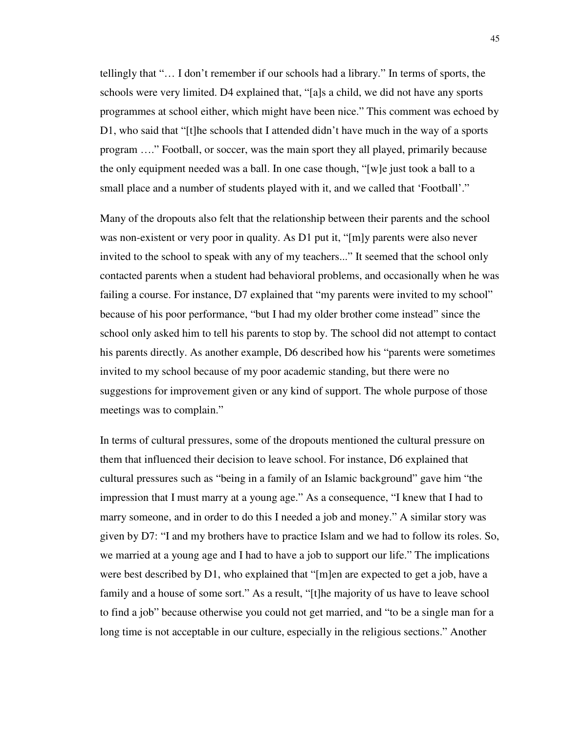tellingly that "… I don't remember if our schools had a library." In terms of sports, the schools were very limited. D4 explained that, "[a]s a child, we did not have any sports programmes at school either, which might have been nice." This comment was echoed by D1, who said that "[t]he schools that I attended didn't have much in the way of a sports program …." Football, or soccer, was the main sport they all played, primarily because the only equipment needed was a ball. In one case though, "[w]e just took a ball to a small place and a number of students played with it, and we called that 'Football'."

Many of the dropouts also felt that the relationship between their parents and the school was non-existent or very poor in quality. As D1 put it, "[m]y parents were also never invited to the school to speak with any of my teachers..." It seemed that the school only contacted parents when a student had behavioral problems, and occasionally when he was failing a course. For instance, D7 explained that "my parents were invited to my school" because of his poor performance, "but I had my older brother come instead" since the school only asked him to tell his parents to stop by. The school did not attempt to contact his parents directly. As another example, D6 described how his "parents were sometimes invited to my school because of my poor academic standing, but there were no suggestions for improvement given or any kind of support. The whole purpose of those meetings was to complain."

In terms of cultural pressures, some of the dropouts mentioned the cultural pressure on them that influenced their decision to leave school. For instance, D6 explained that cultural pressures such as "being in a family of an Islamic background" gave him "the impression that I must marry at a young age." As a consequence, "I knew that I had to marry someone, and in order to do this I needed a job and money." A similar story was given by D7: "I and my brothers have to practice Islam and we had to follow its roles. So, we married at a young age and I had to have a job to support our life." The implications were best described by D1, who explained that "[m]en are expected to get a job, have a family and a house of some sort." As a result, "[t]he majority of us have to leave school to find a job" because otherwise you could not get married, and "to be a single man for a long time is not acceptable in our culture, especially in the religious sections." Another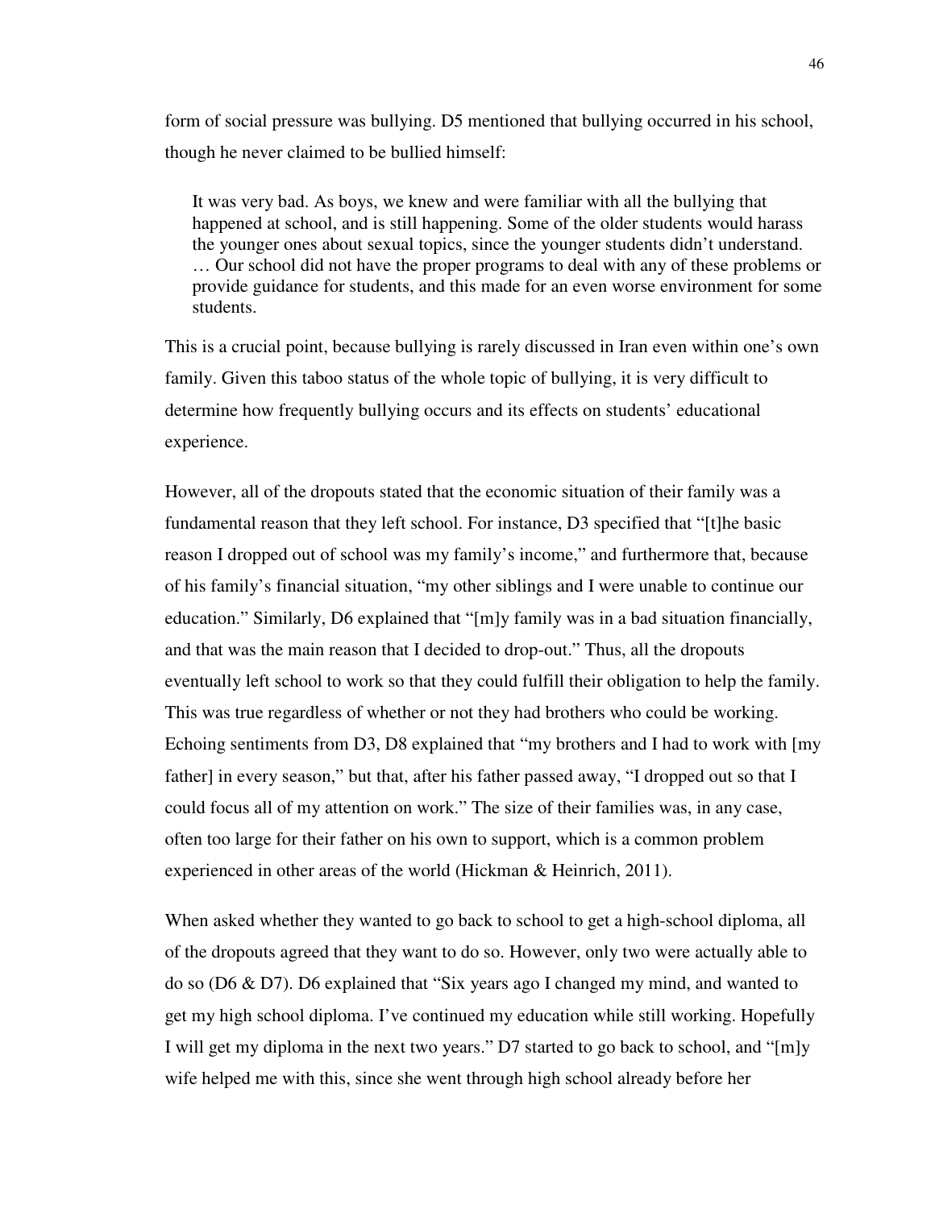form of social pressure was bullying. D5 mentioned that bullying occurred in his school, though he never claimed to be bullied himself:

> It was very bad. As boys, we knew and were familiar with all the bullying that happened at school, and is still happening. Some of the older students would harass the younger ones about sexual topics, since the younger students didn't understand. … Our school did not have the proper programs to deal with any of these problems or provide guidance for students, and this made for an even worse environment for some students.

This is a crucial point, because bullying is rarely discussed in Iran even within one's own family. Given this taboo status of the whole topic of bullying, it is very difficult to determine how frequently bullying occurs and its effects on students' educational experience.

However, all of the dropouts stated that the economic situation of their family was a fundamental reason that they left school. For instance, D3 specified that "[t]he basic reason I dropped out of school was my family's income," and furthermore that, because of his family's financial situation, "my other siblings and I were unable to continue our education." Similarly, D6 explained that "[m]y family was in a bad situation financially, and that was the main reason that I decided to drop-out." Thus, all the dropouts eventually left school to work so that they could fulfill their obligation to help the family. This was true regardless of whether or not they had brothers who could be working. Echoing sentiments from D3, D8 explained that "my brothers and I had to work with [my father] in every season," but that, after his father passed away, "I dropped out so that I could focus all of my attention on work." The size of their families was, in any case, often too large for their father on his own to support, which is a common problem experienced in other areas of the world (Hickman & Heinrich, 2011).

When asked whether they wanted to go back to school to get a high-school diploma, all of the dropouts agreed that they want to do so. However, only two were actually able to do so (D6 & D7). D6 explained that "Six years ago I changed my mind, and wanted to get my high school diploma. I've continued my education while still working. Hopefully I will get my diploma in the next two years." D7 started to go back to school, and "[m]y wife helped me with this, since she went through high school already before her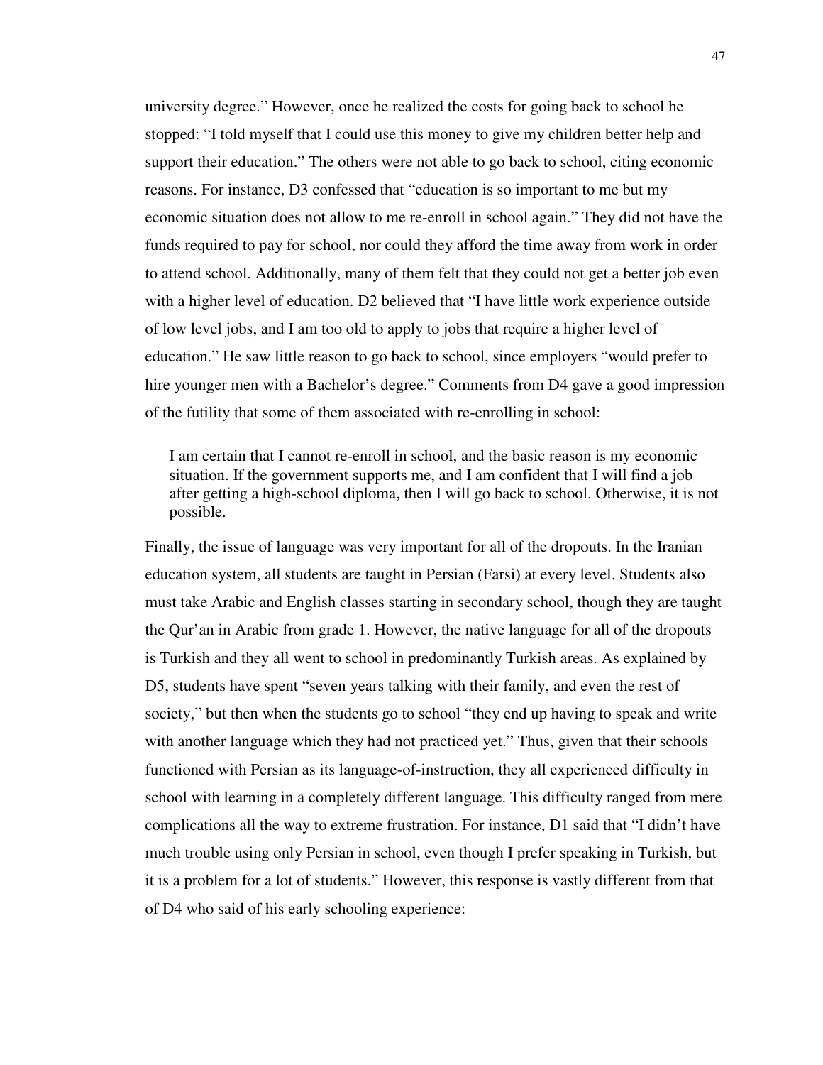university degree." However, once he realized the costs for going back to school he stopped: "I told myself that I could use this money to give my children better help and support their education." The others were not able to go back to school, citing economic reasons. For instance, D3 confessed that "education is so important to me but my economic situation does not allow to me re-enroll in school again." They did not have the funds required to pay for school, nor could they afford the time away from work in order to attend school. Additionally, many of them felt that they could not get a better job even with a higher level of education. D2 believed that "I have little work experience outside of low level jobs, and I am too old to apply to jobs that require a higher level of education." He saw little reason to go back to school, since employers "would prefer to hire younger men with a Bachelor's degree." Comments from D4 gave a good impression of the futility that some of them associated with re-enrolling in school:

> I am certain that I cannot re-enroll in school, and the basic reason is my economic situation. If the government supports me, and I am confident that I will find a job after getting a high-school diploma, then I will go back to school. Otherwise, it is not possible.

Finally, the issue of language was very important for all of the dropouts. In the Iranian education system, all students are taught in Persian (Farsi) at every level. Students also must take Arabic and English classes starting in secondary school, though they are taught the Qur'an in Arabic from grade 1. However, the native language for all of the dropouts is Turkish and they all went to school in predominantly Turkish areas. As explained by D5, students have spent "seven years talking with their family, and even the rest of society," but then when the students go to school "they end up having to speak and write with another language which they had not practiced yet." Thus, given that their schools functioned with Persian as its language-of-instruction, they all experienced difficulty in school with learning in a completely different language. This difficulty ranged from mere complications all the way to extreme frustration. For instance, D1 said that "I didn't have much trouble using only Persian in school, even though I prefer speaking in Turkish, but it is a problem for a lot of students." However, this response is vastly different from that of D4 who said of his early schooling experience: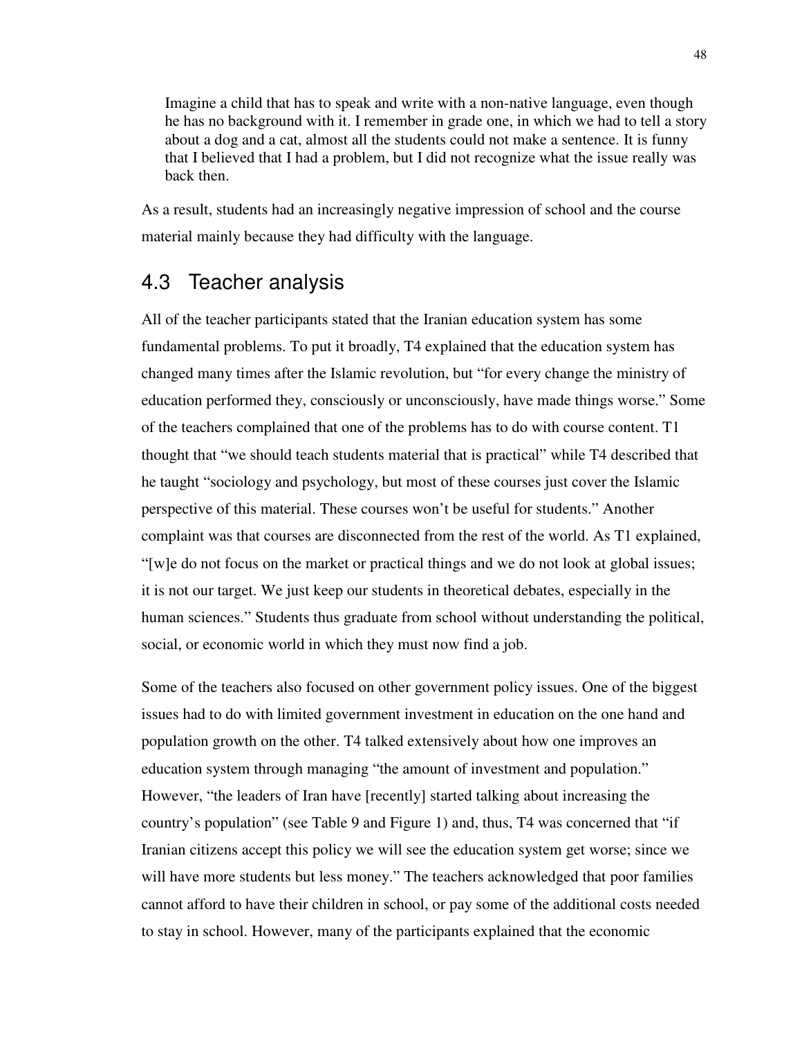> Imagine a child that has to speak and write with a non-native language, even though he has no background with it. I remember in grade one, in which we had to tell a story about a dog and a cat, almost all the students could not make a sentence. It is funny that I believed that I had a problem, but I did not recognize what the issue really was back then.

As a result, students had an increasingly negative impression of school and the course material mainly because they had difficulty with the language.

## 4.3 Teacher analysis

All of the teacher participants stated that the Iranian education system has some fundamental problems. To put it broadly, T4 explained that the education system has changed many times after the Islamic revolution, but "for every change the ministry of education performed they, consciously or unconsciously, have made things worse." Some of the teachers complained that one of the problems has to do with course content. T1 thought that "we should teach students material that is practical" while T4 described that he taught "sociology and psychology, but most of these courses just cover the Islamic perspective of this material. These courses won't be useful for students." Another complaint was that courses are disconnected from the rest of the world. As T1 explained, "[w]e do not focus on the market or practical things and we do not look at global issues; it is not our target. We just keep our students in theoretical debates, especially in the human sciences." Students thus graduate from school without understanding the political, social, or economic world in which they must now find a job.

Some of the teachers also focused on other government policy issues. One of the biggest issues had to do with limited government investment in education on the one hand and population growth on the other. T4 talked extensively about how one improves an education system through managing "the amount of investment and population." However, "the leaders of Iran have [recently] started talking about increasing the country's population" (see Table 9 and Figure 1) and, thus, T4 was concerned that "if Iranian citizens accept this policy we will see the education system get worse; since we will have more students but less money." The teachers acknowledged that poor families cannot afford to have their children in school, or pay some of the additional costs needed to stay in school. However, many of the participants explained that the economic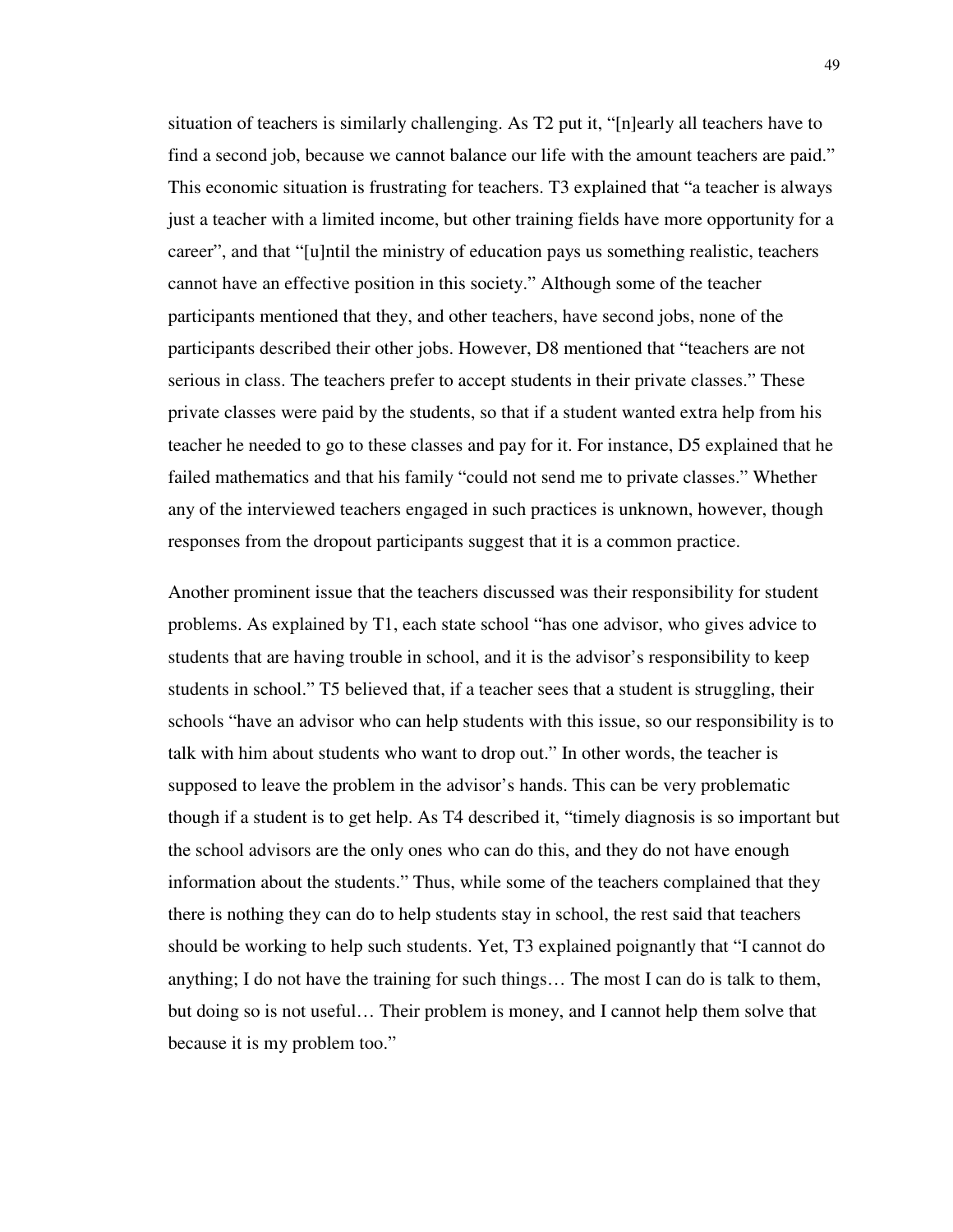situation of teachers is similarly challenging. As T2 put it, "[n]early all teachers have to find a second job, because we cannot balance our life with the amount teachers are paid." This economic situation is frustrating for teachers. T3 explained that "a teacher is always just a teacher with a limited income, but other training fields have more opportunity for a career", and that "[u]ntil the ministry of education pays us something realistic, teachers cannot have an effective position in this society." Although some of the teacher participants mentioned that they, and other teachers, have second jobs, none of the participants described their other jobs. However, D8 mentioned that "teachers are not serious in class. The teachers prefer to accept students in their private classes." These private classes were paid by the students, so that if a student wanted extra help from his teacher he needed to go to these classes and pay for it. For instance, D5 explained that he failed mathematics and that his family "could not send me to private classes." Whether any of the interviewed teachers engaged in such practices is unknown, however, though responses from the dropout participants suggest that it is a common practice.

Another prominent issue that the teachers discussed was their responsibility for student problems. As explained by T1, each state school "has one advisor, who gives advice to students that are having trouble in school, and it is the advisor's responsibility to keep students in school." T5 believed that, if a teacher sees that a student is struggling, their schools "have an advisor who can help students with this issue, so our responsibility is to talk with him about students who want to drop out." In other words, the teacher is supposed to leave the problem in the advisor's hands. This can be very problematic though if a student is to get help. As T4 described it, "timely diagnosis is so important but the school advisors are the only ones who can do this, and they do not have enough information about the students." Thus, while some of the teachers complained that they there is nothing they can do to help students stay in school, the rest said that teachers should be working to help such students. Yet, T3 explained poignantly that "I cannot do anything; I do not have the training for such things… The most I can do is talk to them, but doing so is not useful… Their problem is money, and I cannot help them solve that because it is my problem too."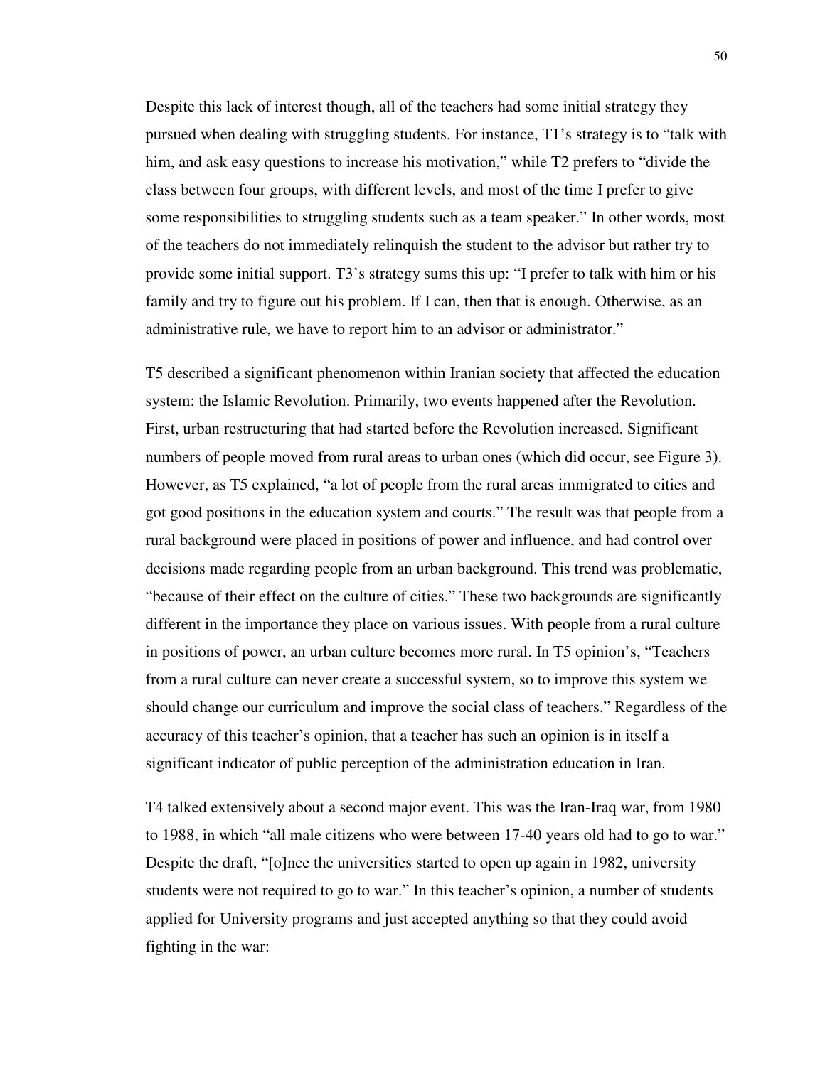Despite this lack of interest though, all of the teachers had some initial strategy they pursued when dealing with struggling students. For instance, T1's strategy is to "talk with him, and ask easy questions to increase his motivation," while T2 prefers to "divide the class between four groups, with different levels, and most of the time I prefer to give some responsibilities to struggling students such as a team speaker." In other words, most of the teachers do not immediately relinquish the student to the advisor but rather try to provide some initial support. T3's strategy sums this up: "I prefer to talk with him or his family and try to figure out his problem. If I can, then that is enough. Otherwise, as an administrative rule, we have to report him to an advisor or administrator."

T5 described a significant phenomenon within Iranian society that affected the education system: the Islamic Revolution. Primarily, two events happened after the Revolution. First, urban restructuring that had started before the Revolution increased. Significant numbers of people moved from rural areas to urban ones (which did occur, see Figure 3). However, as T5 explained, "a lot of people from the rural areas immigrated to cities and got good positions in the education system and courts." The result was that people from a rural background were placed in positions of power and influence, and had control over decisions made regarding people from an urban background. This trend was problematic, "because of their effect on the culture of cities." These two backgrounds are significantly different in the importance they place on various issues. With people from a rural culture in positions of power, an urban culture becomes more rural. In T5 opinion's, "Teachers from a rural culture can never create a successful system, so to improve this system we should change our curriculum and improve the social class of teachers." Regardless of the accuracy of this teacher's opinion, that a teacher has such an opinion is in itself a significant indicator of public perception of the administration education in Iran.

T4 talked extensively about a second major event. This was the Iran-Iraq war, from 1980 to 1988, in which "all male citizens who were between 17-40 years old had to go to war." Despite the draft, "[o]nce the universities started to open up again in 1982, university students were not required to go to war." In this teacher's opinion, a number of students applied for University programs and just accepted anything so that they could avoid fighting in the war: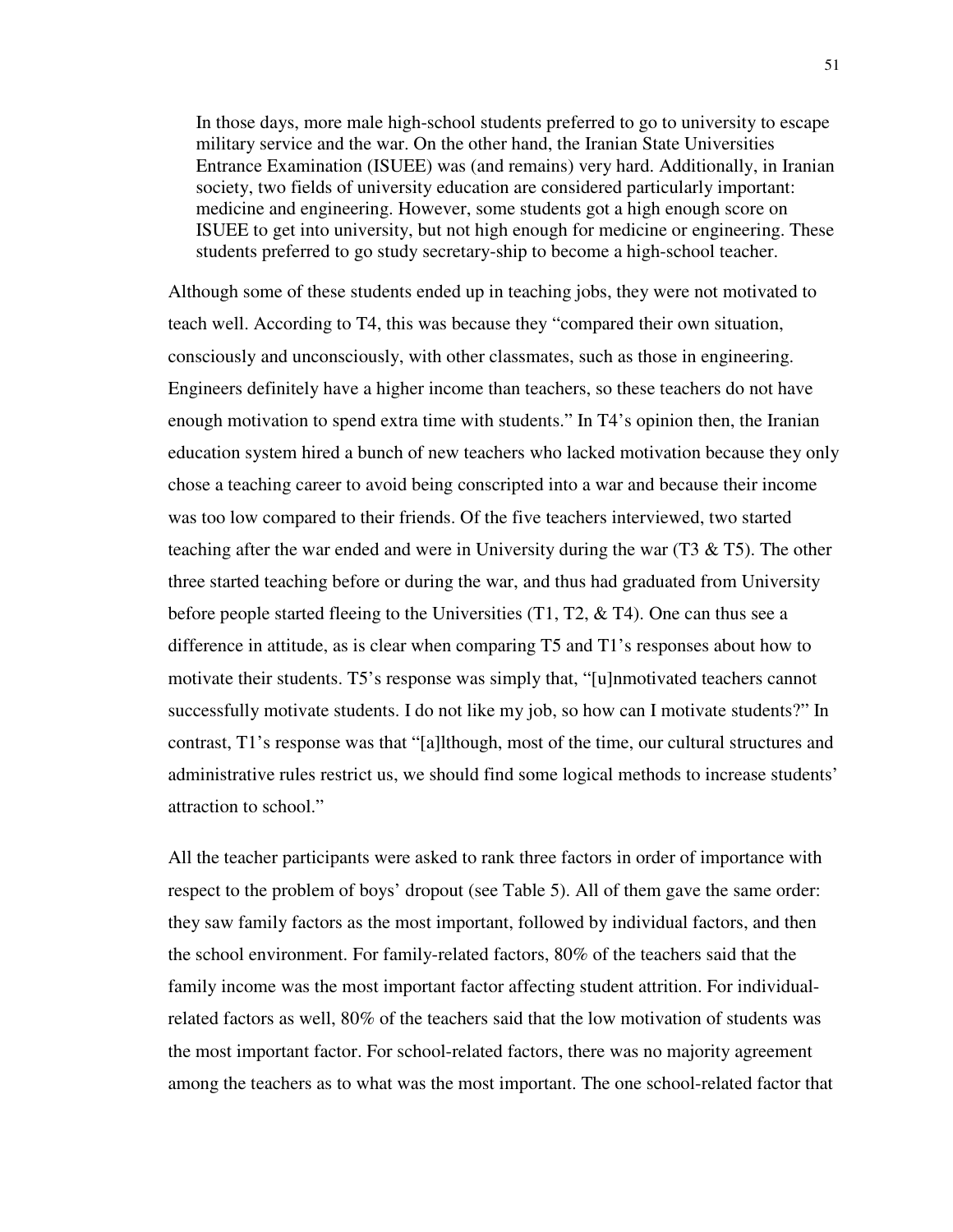> In those days, more male high-school students preferred to go to university to escape military service and the war. On the other hand, the Iranian State Universities Entrance Examination (ISUEE) was (and remains) very hard. Additionally, in Iranian society, two fields of university education are considered particularly important: medicine and engineering. However, some students got a high enough score on ISUEE to get into university, but not high enough for medicine or engineering. These students preferred to go study secretary-ship to become a high-school teacher.

Although some of these students ended up in teaching jobs, they were not motivated to teach well. According to T4, this was because they "compared their own situation, consciously and unconsciously, with other classmates, such as those in engineering. Engineers definitely have a higher income than teachers, so these teachers do not have enough motivation to spend extra time with students." In T4's opinion then, the Iranian education system hired a bunch of new teachers who lacked motivation because they only chose a teaching career to avoid being conscripted into a war and because their income was too low compared to their friends. Of the five teachers interviewed, two started teaching after the war ended and were in University during the war (T3 & T5). The other three started teaching before or during the war, and thus had graduated from University before people started fleeing to the Universities (T1, T2, & T4). One can thus see a difference in attitude, as is clear when comparing T5 and T1's responses about how to motivate their students. T5's response was simply that, "[u]nmotivated teachers cannot successfully motivate students. I do not like my job, so how can I motivate students?" In contrast, T1's response was that "[a]lthough, most of the time, our cultural structures and administrative rules restrict us, we should find some logical methods to increase students' attraction to school."

All the teacher participants were asked to rank three factors in order of importance with respect to the problem of boys' dropout (see Table 5). All of them gave the same order: they saw family factors as the most important, followed by individual factors, and then the school environment. For family-related factors, 80% of the teachers said that the family income was the most important factor affecting student attrition. For individual-related factors as well, 80% of the teachers said that the low motivation of students was the most important factor. For school-related factors, there was no majority agreement among the teachers as to what was the most important. The one school-related factor that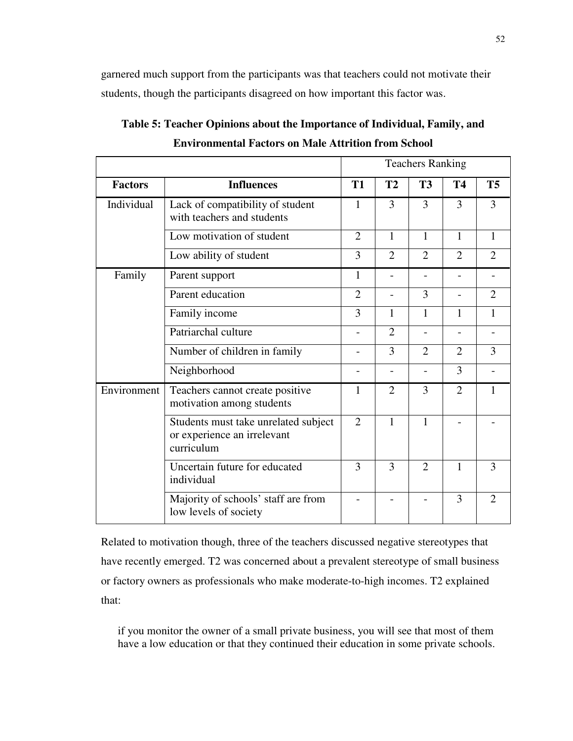garnered much support from the participants was that teachers could not motivate their students, though the participants disagreed on how important this factor was.

**Table 5: Teacher Opinions about the Importance of Individual, Family, and Environmental Factors on Male Attrition from School**

| | | Teachers Ranking | | | | |
|---|---|---|---|---|---|---|
| **Factors** | **Influences** | **T1** | **T2** | **T3** | **T4** | **T5** |
| Individual | Lack of compatibility of student with teachers and students | 1 | 3 | 3 | 3 | 3 |
| | Low motivation of student | 2 | 1 | 1 | 1 | 1 |
| | Low ability of student | 3 | 2 | 2 | 2 | 2 |
| Family | Parent support | 1 | - | - | - | - |
| | Parent education | 2 | - | 3 | - | 2 |
| | Family income | 3 | 1 | 1 | 1 | 1 |
| | Patriarchal culture | - | 2 | - | - | - |
| | Number of children in family | - | 3 | 2 | 2 | 3 |
| | Neighborhood | - | - | - | 3 | - |
| Environment | Teachers cannot create positive motivation among students | 1 | 2 | 3 | 2 | 1 |
| | Students must take unrelated subject or experience an irrelevant curriculum | 2 | 1 | 1 | - | - |
| | Uncertain future for educated individual | 3 | 3 | 2 | 1 | 3 |
| | Majority of schools' staff are from low levels of society | - | - | - | 3 | 2 |

Related to motivation though, three of the teachers discussed negative stereotypes that have recently emerged. T2 was concerned about a prevalent stereotype of small business or factory owners as professionals who make moderate-to-high incomes. T2 explained that:

> if you monitor the owner of a small private business, you will see that most of them have a low education or that they continued their education in some private schools.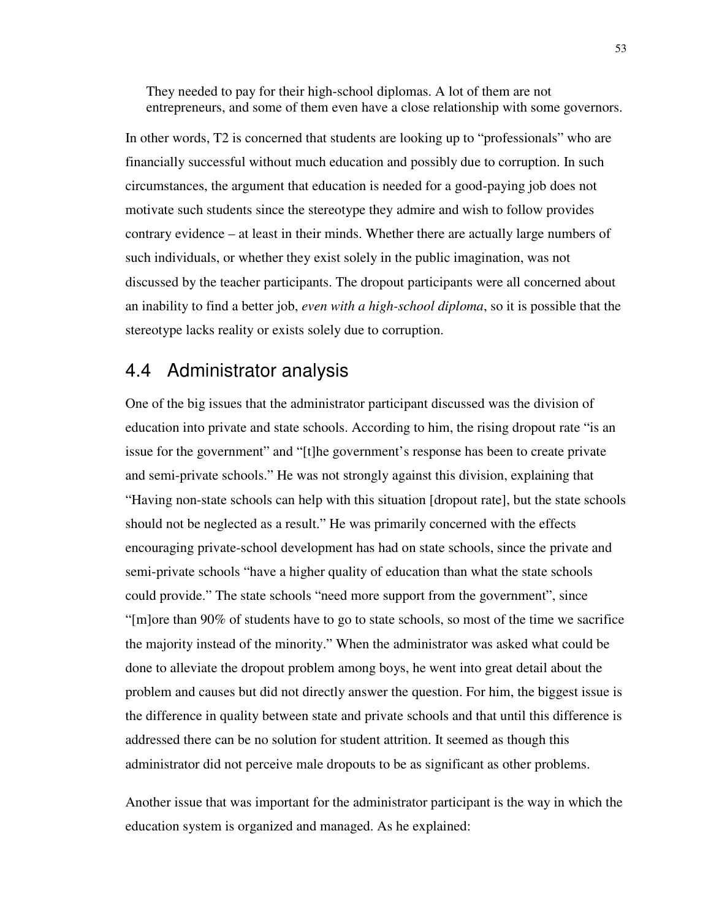> They needed to pay for their high-school diplomas. A lot of them are not entrepreneurs, and some of them even have a close relationship with some governors.

In other words, T2 is concerned that students are looking up to "professionals" who are financially successful without much education and possibly due to corruption. In such circumstances, the argument that education is needed for a good-paying job does not motivate such students since the stereotype they admire and wish to follow provides contrary evidence – at least in their minds. Whether there are actually large numbers of such individuals, or whether they exist solely in the public imagination, was not discussed by the teacher participants. The dropout participants were all concerned about an inability to find a better job, *even with a high-school diploma*, so it is possible that the stereotype lacks reality or exists solely due to corruption.

## 4.4 Administrator analysis

One of the big issues that the administrator participant discussed was the division of education into private and state schools. According to him, the rising dropout rate "is an issue for the government" and "[t]he government's response has been to create private and semi-private schools." He was not strongly against this division, explaining that "Having non-state schools can help with this situation [dropout rate], but the state schools should not be neglected as a result." He was primarily concerned with the effects encouraging private-school development has had on state schools, since the private and semi-private schools "have a higher quality of education than what the state schools could provide." The state schools "need more support from the government", since "[m]ore than 90% of students have to go to state schools, so most of the time we sacrifice the majority instead of the minority." When the administrator was asked what could be done to alleviate the dropout problem among boys, he went into great detail about the problem and causes but did not directly answer the question. For him, the biggest issue is the difference in quality between state and private schools and that until this difference is addressed there can be no solution for student attrition. It seemed as though this administrator did not perceive male dropouts to be as significant as other problems.

Another issue that was important for the administrator participant is the way in which the education system is organized and managed. As he explained: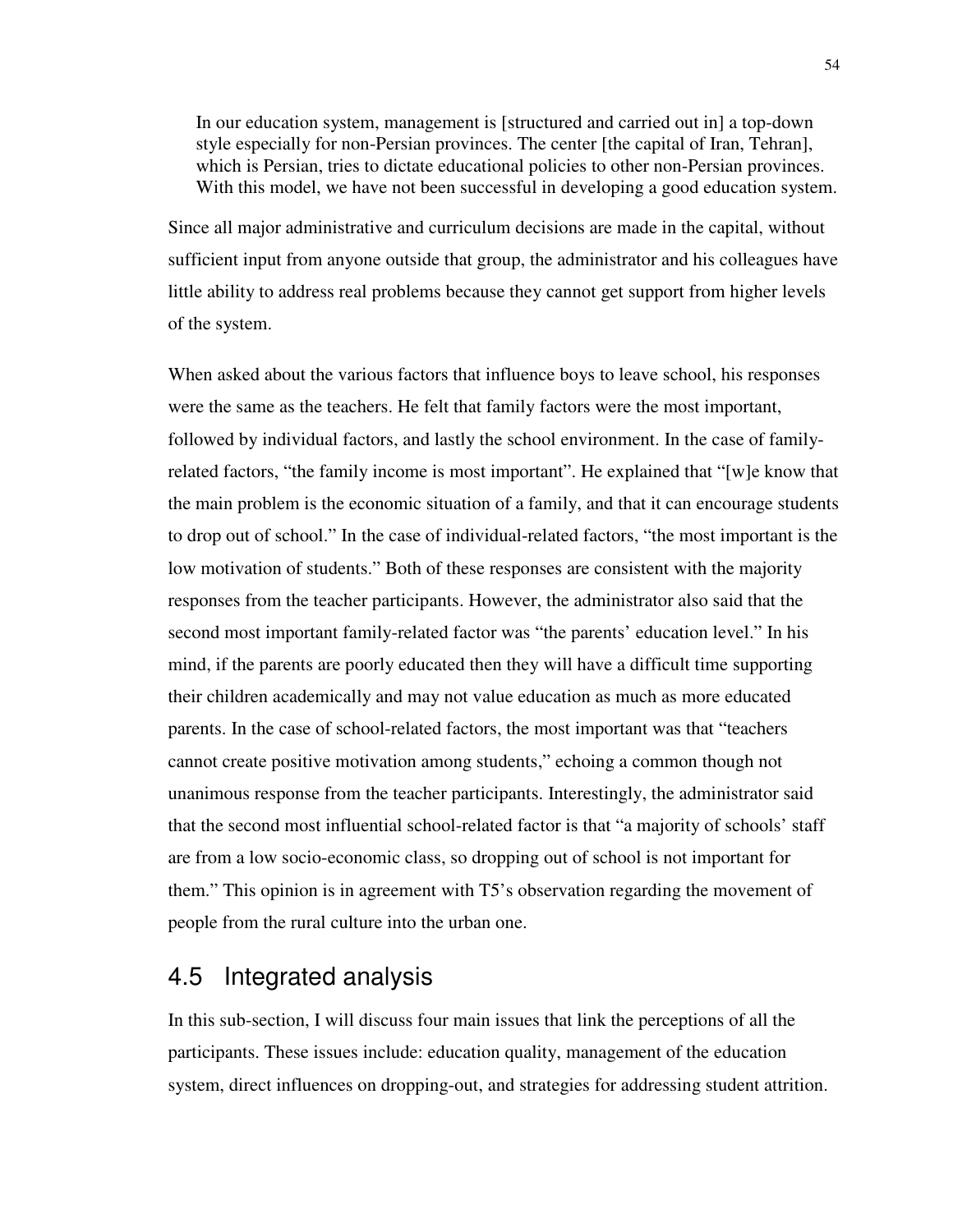> In our education system, management is [structured and carried out in] a top-down style especially for non-Persian provinces. The center [the capital of Iran, Tehran], which is Persian, tries to dictate educational policies to other non-Persian provinces. With this model, we have not been successful in developing a good education system.

Since all major administrative and curriculum decisions are made in the capital, without sufficient input from anyone outside that group, the administrator and his colleagues have little ability to address real problems because they cannot get support from higher levels of the system.

When asked about the various factors that influence boys to leave school, his responses were the same as the teachers. He felt that family factors were the most important, followed by individual factors, and lastly the school environment. In the case of family-related factors, "the family income is most important". He explained that "[w]e know that the main problem is the economic situation of a family, and that it can encourage students to drop out of school." In the case of individual-related factors, "the most important is the low motivation of students." Both of these responses are consistent with the majority responses from the teacher participants. However, the administrator also said that the second most important family-related factor was "the parents' education level." In his mind, if the parents are poorly educated then they will have a difficult time supporting their children academically and may not value education as much as more educated parents. In the case of school-related factors, the most important was that "teachers cannot create positive motivation among students," echoing a common though not unanimous response from the teacher participants. Interestingly, the administrator said that the second most influential school-related factor is that "a majority of schools' staff are from a low socio-economic class, so dropping out of school is not important for them." This opinion is in agreement with T5's observation regarding the movement of people from the rural culture into the urban one.

## 4.5 Integrated analysis

In this sub-section, I will discuss four main issues that link the perceptions of all the participants. These issues include: education quality, management of the education system, direct influences on dropping-out, and strategies for addressing student attrition.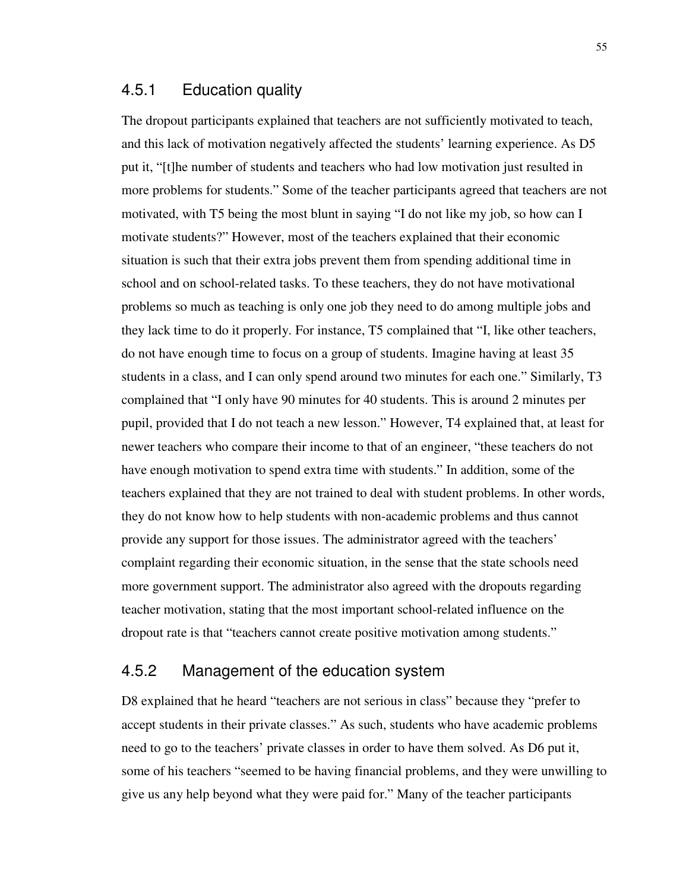### 4.5.1 Education quality

The dropout participants explained that teachers are not sufficiently motivated to teach, and this lack of motivation negatively affected the students' learning experience. As D5 put it, "[t]he number of students and teachers who had low motivation just resulted in more problems for students." Some of the teacher participants agreed that teachers are not motivated, with T5 being the most blunt in saying "I do not like my job, so how can I motivate students?" However, most of the teachers explained that their economic situation is such that their extra jobs prevent them from spending additional time in school and on school-related tasks. To these teachers, they do not have motivational problems so much as teaching is only one job they need to do among multiple jobs and they lack time to do it properly. For instance, T5 complained that "I, like other teachers, do not have enough time to focus on a group of students. Imagine having at least 35 students in a class, and I can only spend around two minutes for each one." Similarly, T3 complained that "I only have 90 minutes for 40 students. This is around 2 minutes per pupil, provided that I do not teach a new lesson." However, T4 explained that, at least for newer teachers who compare their income to that of an engineer, "these teachers do not have enough motivation to spend extra time with students." In addition, some of the teachers explained that they are not trained to deal with student problems. In other words, they do not know how to help students with non-academic problems and thus cannot provide any support for those issues. The administrator agreed with the teachers' complaint regarding their economic situation, in the sense that the state schools need more government support. The administrator also agreed with the dropouts regarding teacher motivation, stating that the most important school-related influence on the dropout rate is that "teachers cannot create positive motivation among students."

### 4.5.2 Management of the education system

D8 explained that he heard "teachers are not serious in class" because they "prefer to accept students in their private classes." As such, students who have academic problems need to go to the teachers' private classes in order to have them solved. As D6 put it, some of his teachers "seemed to be having financial problems, and they were unwilling to give us any help beyond what they were paid for." Many of the teacher participants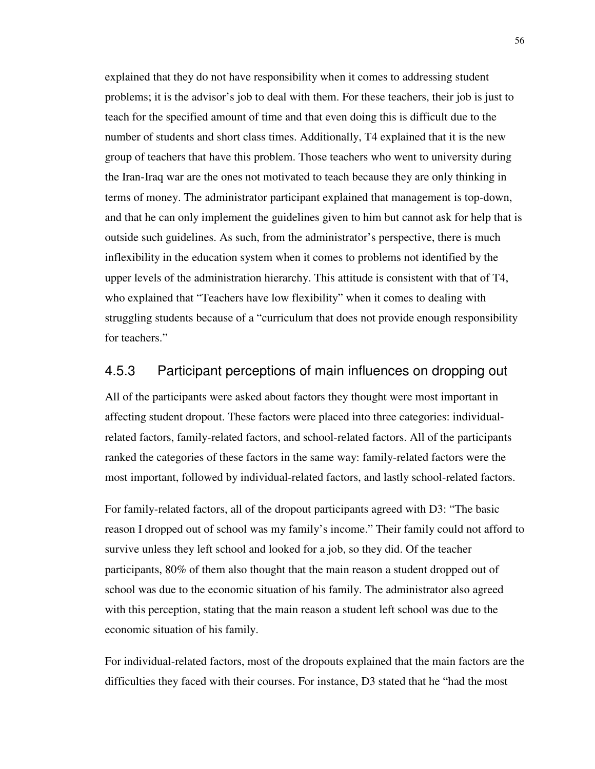explained that they do not have responsibility when it comes to addressing student problems; it is the advisor's job to deal with them. For these teachers, their job is just to teach for the specified amount of time and that even doing this is difficult due to the number of students and short class times. Additionally, T4 explained that it is the new group of teachers that have this problem. Those teachers who went to university during the Iran-Iraq war are the ones not motivated to teach because they are only thinking in terms of money. The administrator participant explained that management is top-down, and that he can only implement the guidelines given to him but cannot ask for help that is outside such guidelines. As such, from the administrator's perspective, there is much inflexibility in the education system when it comes to problems not identified by the upper levels of the administration hierarchy. This attitude is consistent with that of T4, who explained that "Teachers have low flexibility" when it comes to dealing with struggling students because of a "curriculum that does not provide enough responsibility for teachers."

### 4.5.3 Participant perceptions of main influences on dropping out

All of the participants were asked about factors they thought were most important in affecting student dropout. These factors were placed into three categories: individual-related factors, family-related factors, and school-related factors. All of the participants ranked the categories of these factors in the same way: family-related factors were the most important, followed by individual-related factors, and lastly school-related factors.

For family-related factors, all of the dropout participants agreed with D3: "The basic reason I dropped out of school was my family's income." Their family could not afford to survive unless they left school and looked for a job, so they did. Of the teacher participants, 80% of them also thought that the main reason a student dropped out of school was due to the economic situation of his family. The administrator also agreed with this perception, stating that the main reason a student left school was due to the economic situation of his family.

For individual-related factors, most of the dropouts explained that the main factors are the difficulties they faced with their courses. For instance, D3 stated that he "had the most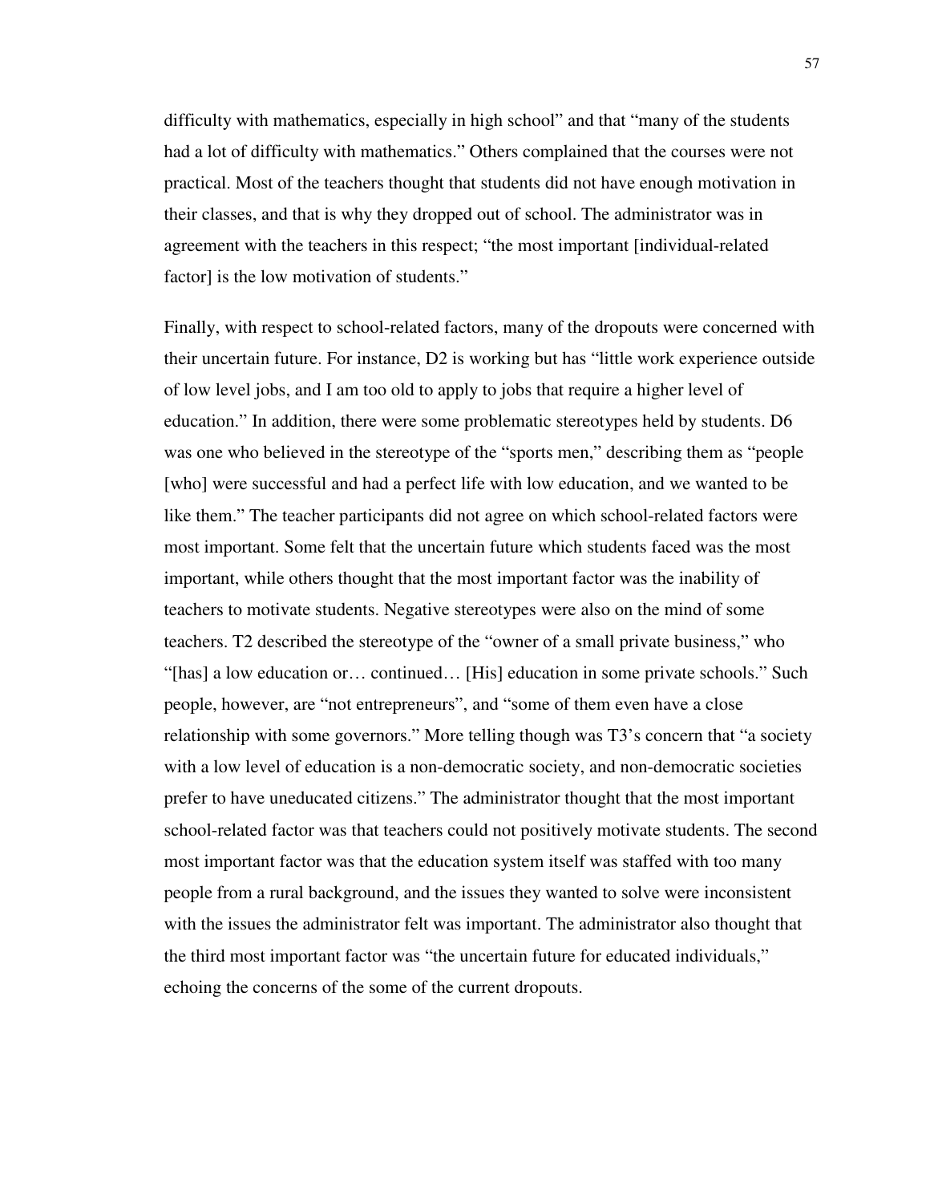difficulty with mathematics, especially in high school" and that "many of the students had a lot of difficulty with mathematics." Others complained that the courses were not practical. Most of the teachers thought that students did not have enough motivation in their classes, and that is why they dropped out of school. The administrator was in agreement with the teachers in this respect; "the most important [individual-related factor] is the low motivation of students."

Finally, with respect to school-related factors, many of the dropouts were concerned with their uncertain future. For instance, D2 is working but has "little work experience outside of low level jobs, and I am too old to apply to jobs that require a higher level of education." In addition, there were some problematic stereotypes held by students. D6 was one who believed in the stereotype of the "sports men," describing them as "people [who] were successful and had a perfect life with low education, and we wanted to be like them." The teacher participants did not agree on which school-related factors were most important. Some felt that the uncertain future which students faced was the most important, while others thought that the most important factor was the inability of teachers to motivate students. Negative stereotypes were also on the mind of some teachers. T2 described the stereotype of the "owner of a small private business," who "[has] a low education or… continued… [His] education in some private schools." Such people, however, are "not entrepreneurs", and "some of them even have a close relationship with some governors." More telling though was T3's concern that "a society with a low level of education is a non-democratic society, and non-democratic societies prefer to have uneducated citizens." The administrator thought that the most important school-related factor was that teachers could not positively motivate students. The second most important factor was that the education system itself was staffed with too many people from a rural background, and the issues they wanted to solve were inconsistent with the issues the administrator felt was important. The administrator also thought that the third most important factor was "the uncertain future for educated individuals," echoing the concerns of the some of the current dropouts.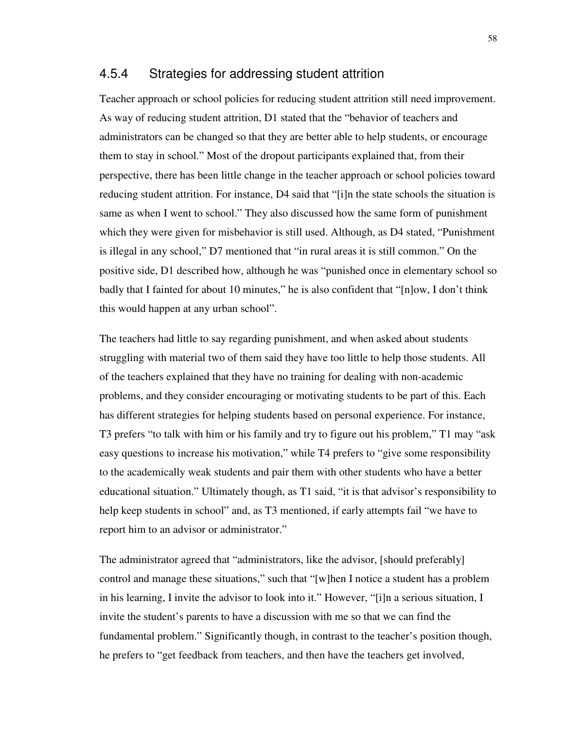### 4.5.4 Strategies for addressing student attrition

Teacher approach or school policies for reducing student attrition still need improvement. As way of reducing student attrition, D1 stated that the "behavior of teachers and administrators can be changed so that they are better able to help students, or encourage them to stay in school." Most of the dropout participants explained that, from their perspective, there has been little change in the teacher approach or school policies toward reducing student attrition. For instance, D4 said that "[i]n the state schools the situation is same as when I went to school." They also discussed how the same form of punishment which they were given for misbehavior is still used. Although, as D4 stated, "Punishment is illegal in any school," D7 mentioned that "in rural areas it is still common." On the positive side, D1 described how, although he was "punished once in elementary school so badly that I fainted for about 10 minutes," he is also confident that "[n]ow, I don't think this would happen at any urban school".

The teachers had little to say regarding punishment, and when asked about students struggling with material two of them said they have too little to help those students. All of the teachers explained that they have no training for dealing with non-academic problems, and they consider encouraging or motivating students to be part of this. Each has different strategies for helping students based on personal experience. For instance, T3 prefers "to talk with him or his family and try to figure out his problem," T1 may "ask easy questions to increase his motivation," while T4 prefers to "give some responsibility to the academically weak students and pair them with other students who have a better educational situation." Ultimately though, as T1 said, "it is that advisor's responsibility to help keep students in school" and, as T3 mentioned, if early attempts fail "we have to report him to an advisor or administrator."

The administrator agreed that "administrators, like the advisor, [should preferably] control and manage these situations," such that "[w]hen I notice a student has a problem in his learning, I invite the advisor to look into it." However, "[i]n a serious situation, I invite the student's parents to have a discussion with me so that we can find the fundamental problem." Significantly though, in contrast to the teacher's position though, he prefers to "get feedback from teachers, and then have the teachers get involved,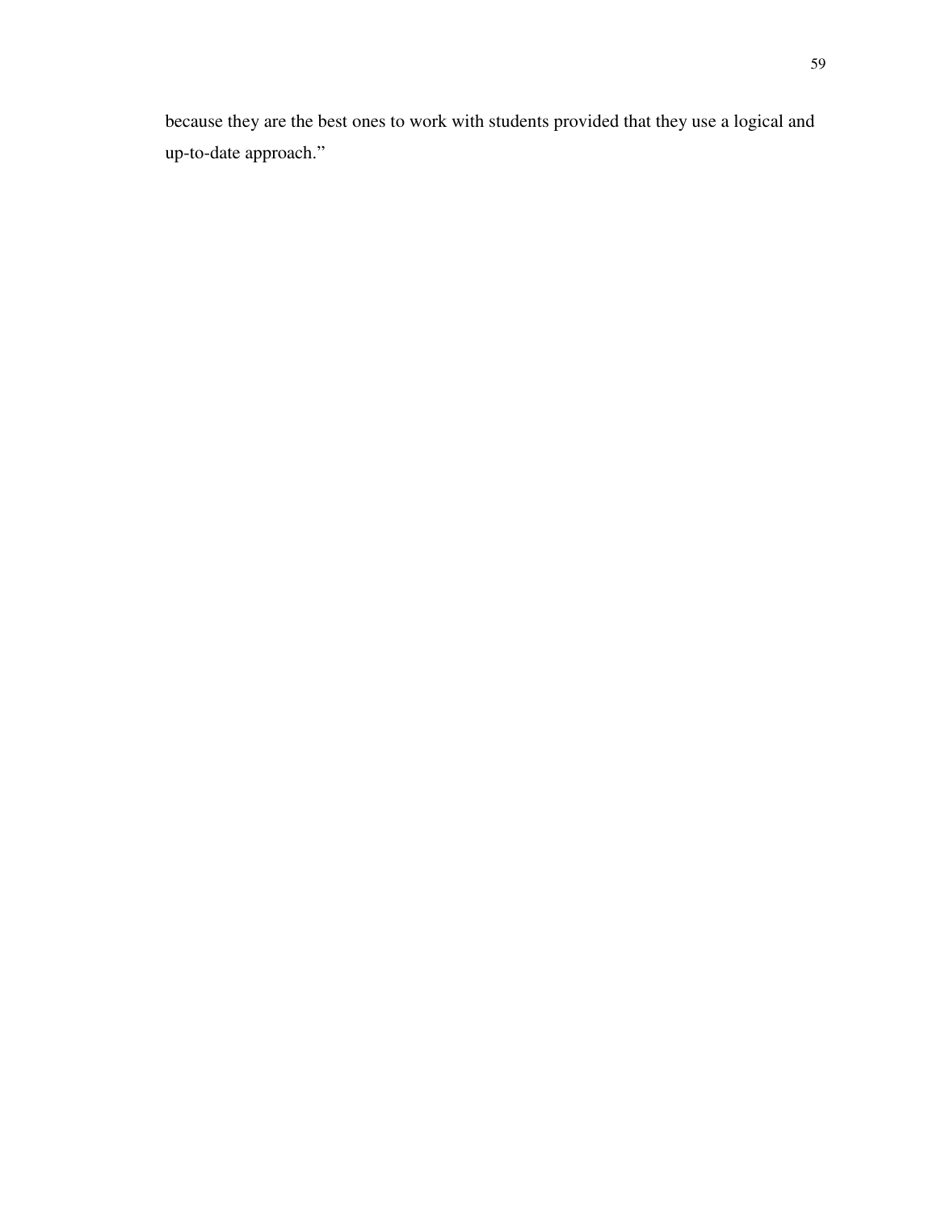because they are the best ones to work with students provided that they use a logical and up-to-date approach."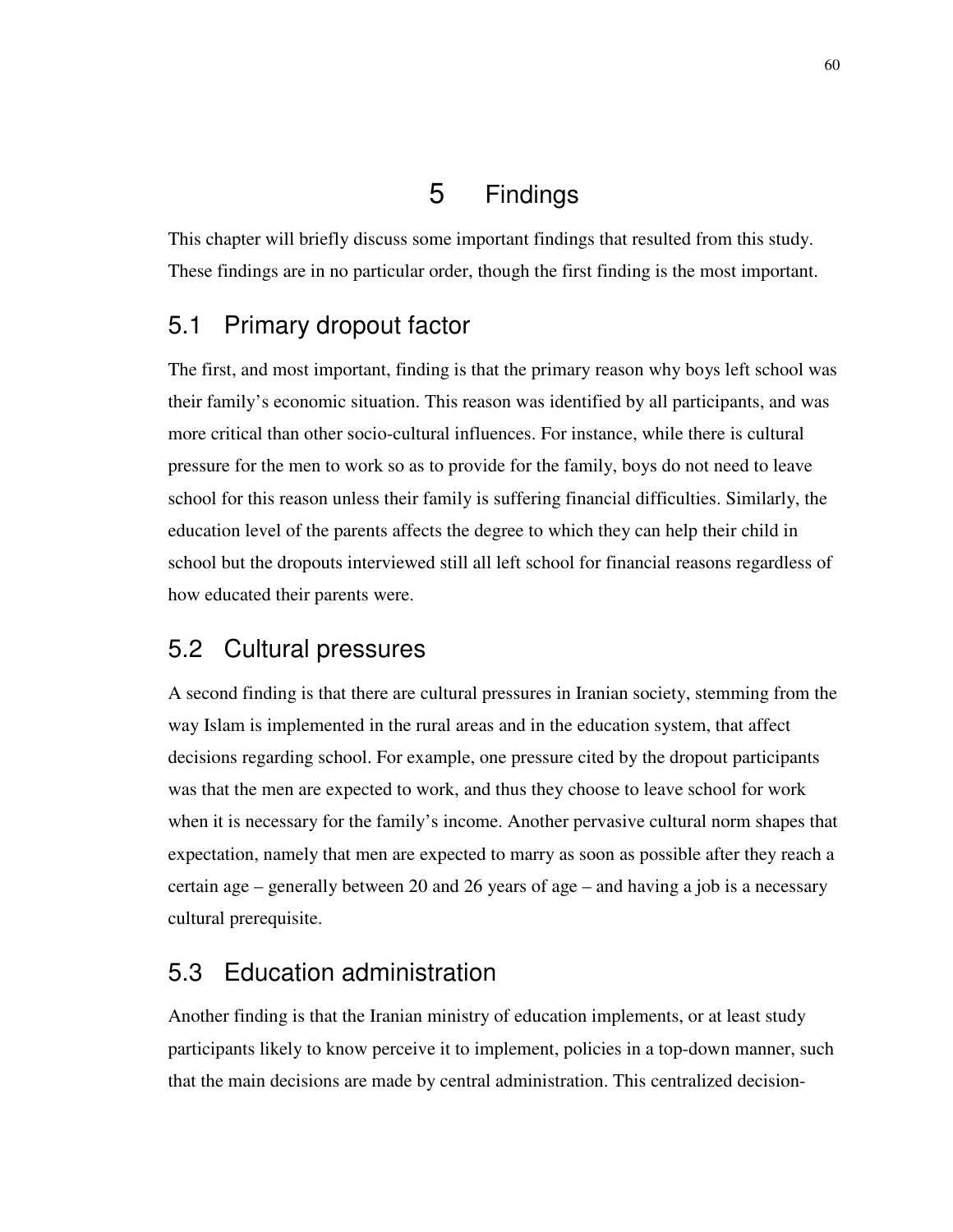# 5 Findings

This chapter will briefly discuss some important findings that resulted from this study. These findings are in no particular order, though the first finding is the most important.

## 5.1 Primary dropout factor

The first, and most important, finding is that the primary reason why boys left school was their family's economic situation. This reason was identified by all participants, and was more critical than other socio-cultural influences. For instance, while there is cultural pressure for the men to work so as to provide for the family, boys do not need to leave school for this reason unless their family is suffering financial difficulties. Similarly, the education level of the parents affects the degree to which they can help their child in school but the dropouts interviewed still all left school for financial reasons regardless of how educated their parents were.

## 5.2 Cultural pressures

A second finding is that there are cultural pressures in Iranian society, stemming from the way Islam is implemented in the rural areas and in the education system, that affect decisions regarding school. For example, one pressure cited by the dropout participants was that the men are expected to work, and thus they choose to leave school for work when it is necessary for the family's income. Another pervasive cultural norm shapes that expectation, namely that men are expected to marry as soon as possible after they reach a certain age – generally between 20 and 26 years of age – and having a job is a necessary cultural prerequisite.

## 5.3 Education administration

Another finding is that the Iranian ministry of education implements, or at least study participants likely to know perceive it to implement, policies in a top-down manner, such that the main decisions are made by central administration. This centralized decision-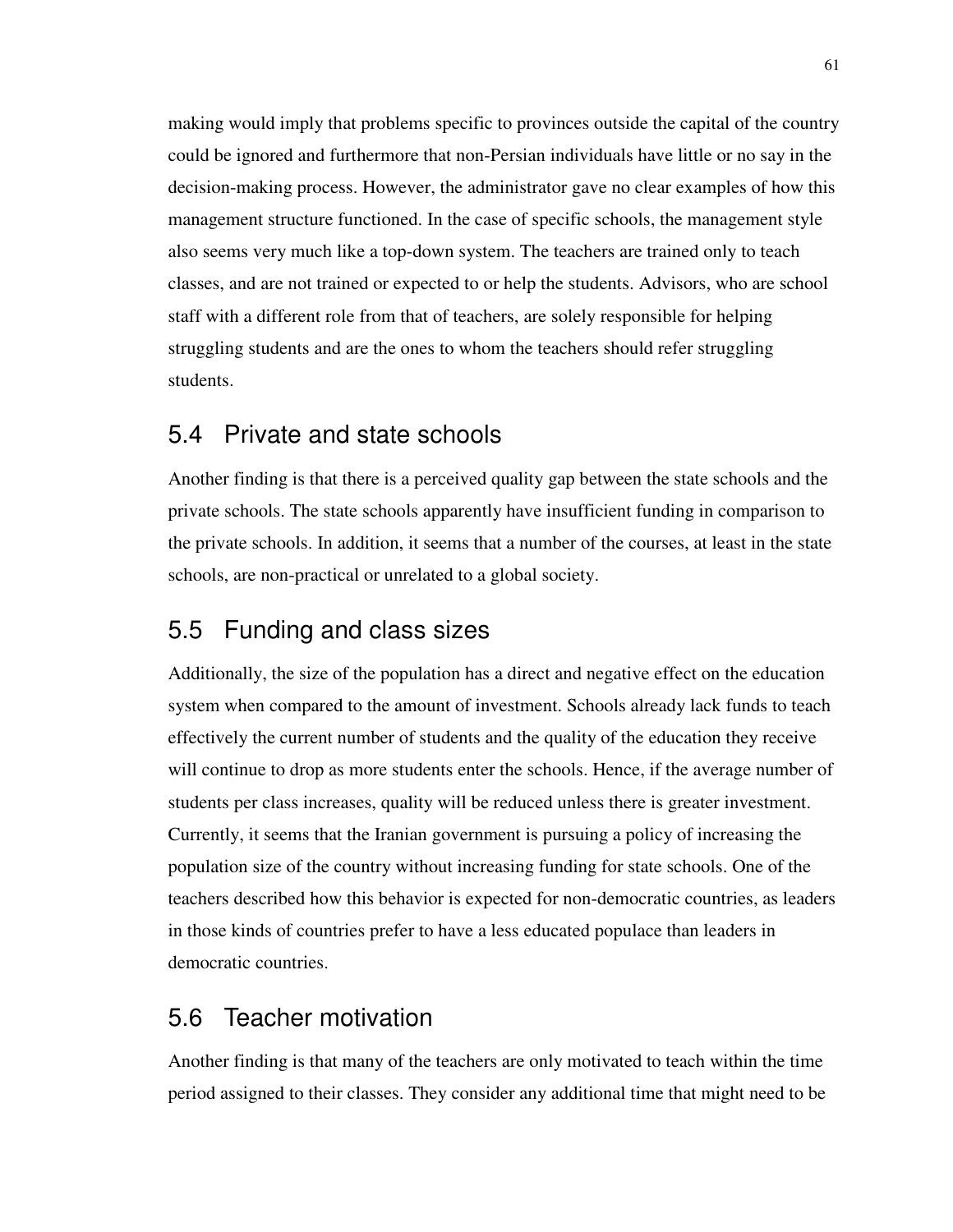making would imply that problems specific to provinces outside the capital of the country could be ignored and furthermore that non-Persian individuals have little or no say in the decision-making process. However, the administrator gave no clear examples of how this management structure functioned. In the case of specific schools, the management style also seems very much like a top-down system. The teachers are trained only to teach classes, and are not trained or expected to or help the students. Advisors, who are school staff with a different role from that of teachers, are solely responsible for helping struggling students and are the ones to whom the teachers should refer struggling students.

## 5.4 Private and state schools

Another finding is that there is a perceived quality gap between the state schools and the private schools. The state schools apparently have insufficient funding in comparison to the private schools. In addition, it seems that a number of the courses, at least in the state schools, are non-practical or unrelated to a global society.

## 5.5 Funding and class sizes

Additionally, the size of the population has a direct and negative effect on the education system when compared to the amount of investment. Schools already lack funds to teach effectively the current number of students and the quality of the education they receive will continue to drop as more students enter the schools. Hence, if the average number of students per class increases, quality will be reduced unless there is greater investment. Currently, it seems that the Iranian government is pursuing a policy of increasing the population size of the country without increasing funding for state schools. One of the teachers described how this behavior is expected for non-democratic countries, as leaders in those kinds of countries prefer to have a less educated populace than leaders in democratic countries.

## 5.6 Teacher motivation

Another finding is that many of the teachers are only motivated to teach within the time period assigned to their classes. They consider any additional time that might need to be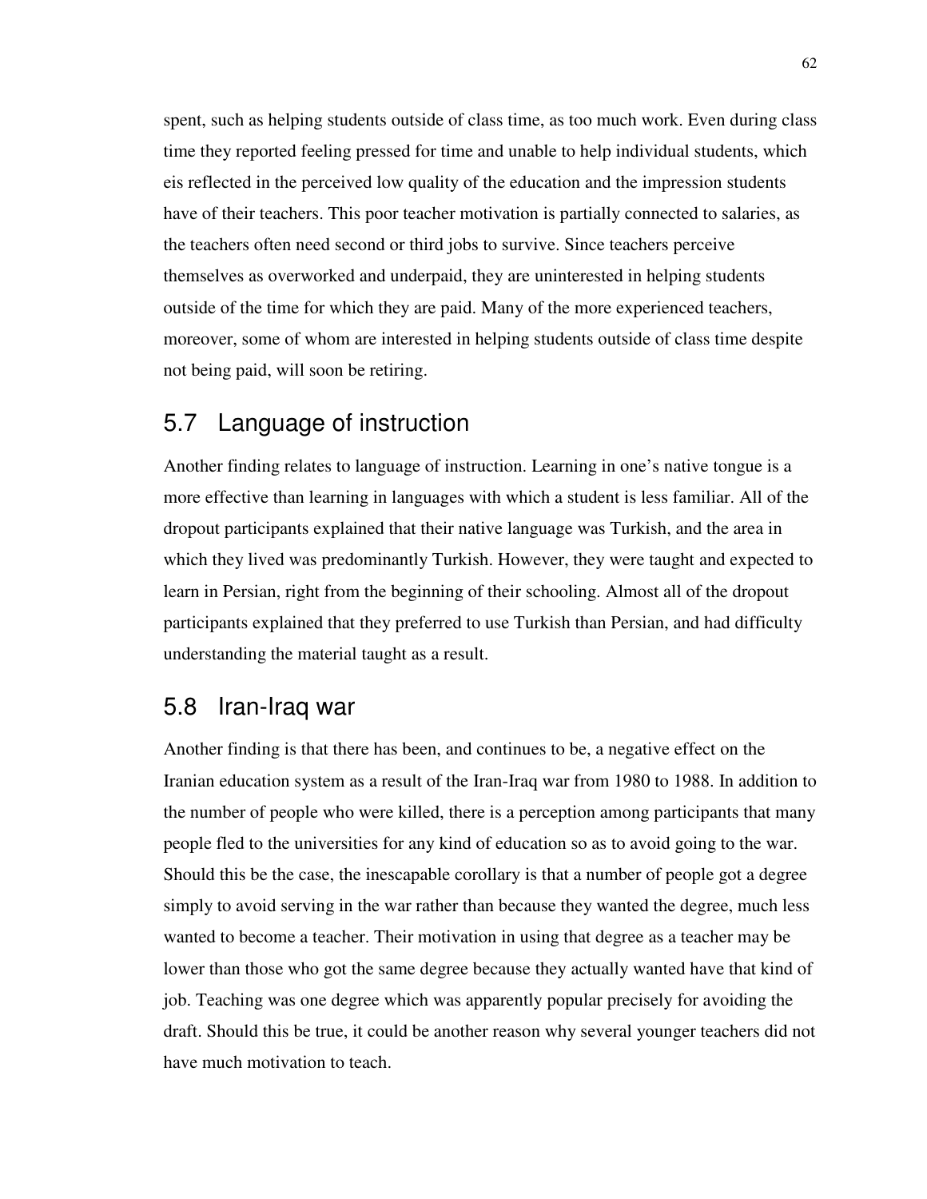spent, such as helping students outside of class time, as too much work. Even during class time they reported feeling pressed for time and unable to help individual students, which eis reflected in the perceived low quality of the education and the impression students have of their teachers. This poor teacher motivation is partially connected to salaries, as the teachers often need second or third jobs to survive. Since teachers perceive themselves as overworked and underpaid, they are uninterested in helping students outside of the time for which they are paid. Many of the more experienced teachers, moreover, some of whom are interested in helping students outside of class time despite not being paid, will soon be retiring.

## 5.7 Language of instruction

Another finding relates to language of instruction. Learning in one's native tongue is a more effective than learning in languages with which a student is less familiar. All of the dropout participants explained that their native language was Turkish, and the area in which they lived was predominantly Turkish. However, they were taught and expected to learn in Persian, right from the beginning of their schooling. Almost all of the dropout participants explained that they preferred to use Turkish than Persian, and had difficulty understanding the material taught as a result.

## 5.8 Iran-Iraq war

Another finding is that there has been, and continues to be, a negative effect on the Iranian education system as a result of the Iran-Iraq war from 1980 to 1988. In addition to the number of people who were killed, there is a perception among participants that many people fled to the universities for any kind of education so as to avoid going to the war. Should this be the case, the inescapable corollary is that a number of people got a degree simply to avoid serving in the war rather than because they wanted the degree, much less wanted to become a teacher. Their motivation in using that degree as a teacher may be lower than those who got the same degree because they actually wanted have that kind of job. Teaching was one degree which was apparently popular precisely for avoiding the draft. Should this be true, it could be another reason why several younger teachers did not have much motivation to teach.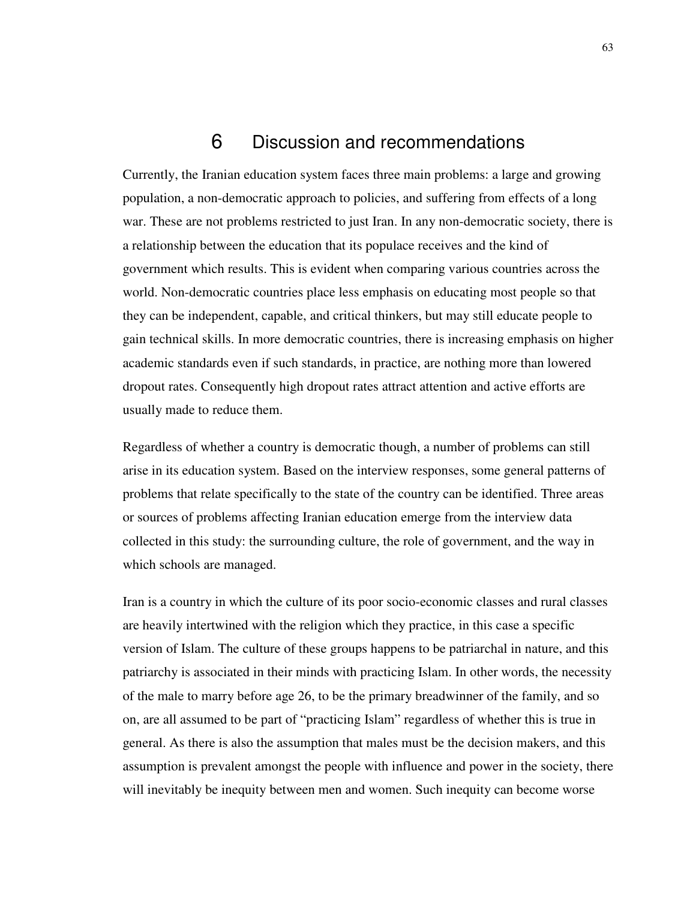# 6 Discussion and recommendations

Currently, the Iranian education system faces three main problems: a large and growing population, a non-democratic approach to policies, and suffering from effects of a long war. These are not problems restricted to just Iran. In any non-democratic society, there is a relationship between the education that its populace receives and the kind of government which results. This is evident when comparing various countries across the world. Non-democratic countries place less emphasis on educating most people so that they can be independent, capable, and critical thinkers, but may still educate people to gain technical skills. In more democratic countries, there is increasing emphasis on higher academic standards even if such standards, in practice, are nothing more than lowered dropout rates. Consequently high dropout rates attract attention and active efforts are usually made to reduce them.

Regardless of whether a country is democratic though, a number of problems can still arise in its education system. Based on the interview responses, some general patterns of problems that relate specifically to the state of the country can be identified. Three areas or sources of problems affecting Iranian education emerge from the interview data collected in this study: the surrounding culture, the role of government, and the way in which schools are managed.

Iran is a country in which the culture of its poor socio-economic classes and rural classes are heavily intertwined with the religion which they practice, in this case a specific version of Islam. The culture of these groups happens to be patriarchal in nature, and this patriarchy is associated in their minds with practicing Islam. In other words, the necessity of the male to marry before age 26, to be the primary breadwinner of the family, and so on, are all assumed to be part of "practicing Islam" regardless of whether this is true in general. As there is also the assumption that males must be the decision makers, and this assumption is prevalent amongst the people with influence and power in the society, there will inevitably be inequity between men and women. Such inequity can become worse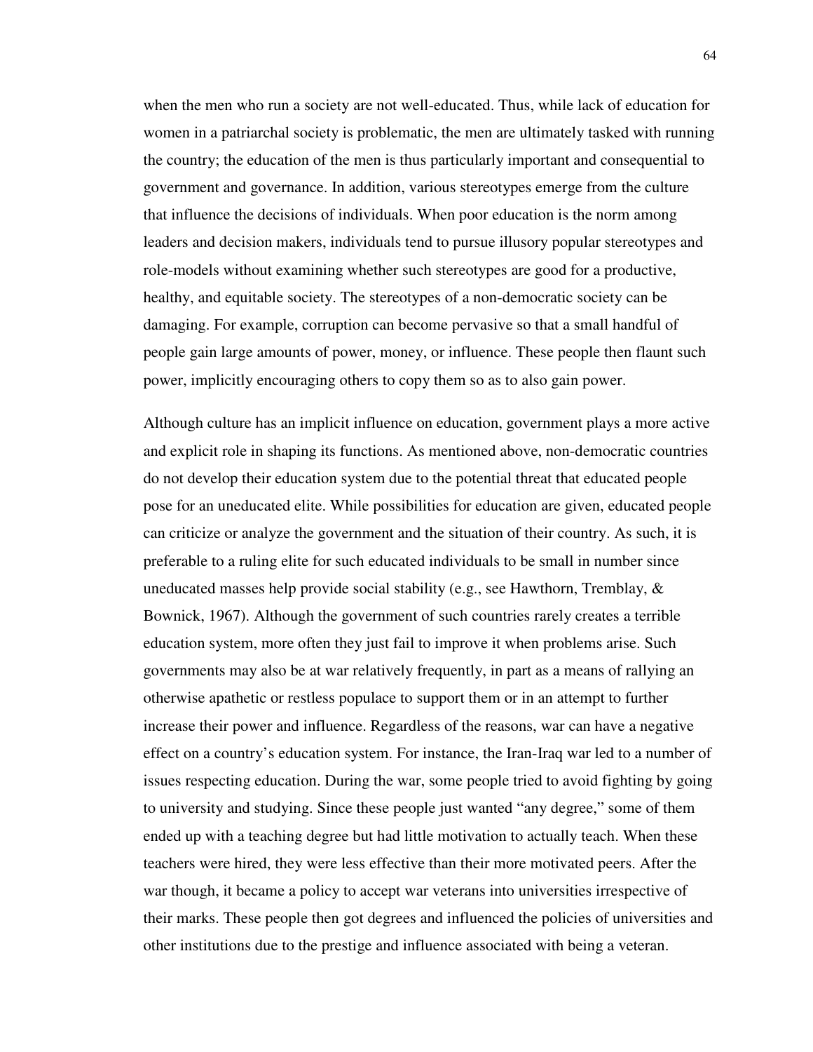when the men who run a society are not well-educated. Thus, while lack of education for women in a patriarchal society is problematic, the men are ultimately tasked with running the country; the education of the men is thus particularly important and consequential to government and governance. In addition, various stereotypes emerge from the culture that influence the decisions of individuals. When poor education is the norm among leaders and decision makers, individuals tend to pursue illusory popular stereotypes and role-models without examining whether such stereotypes are good for a productive, healthy, and equitable society. The stereotypes of a non-democratic society can be damaging. For example, corruption can become pervasive so that a small handful of people gain large amounts of power, money, or influence. These people then flaunt such power, implicitly encouraging others to copy them so as to also gain power.

Although culture has an implicit influence on education, government plays a more active and explicit role in shaping its functions. As mentioned above, non-democratic countries do not develop their education system due to the potential threat that educated people pose for an uneducated elite. While possibilities for education are given, educated people can criticize or analyze the government and the situation of their country. As such, it is preferable to a ruling elite for such educated individuals to be small in number since uneducated masses help provide social stability (e.g., see Hawthorn, Tremblay, & Bownick, 1967). Although the government of such countries rarely creates a terrible education system, more often they just fail to improve it when problems arise. Such governments may also be at war relatively frequently, in part as a means of rallying an otherwise apathetic or restless populace to support them or in an attempt to further increase their power and influence. Regardless of the reasons, war can have a negative effect on a country's education system. For instance, the Iran-Iraq war led to a number of issues respecting education. During the war, some people tried to avoid fighting by going to university and studying. Since these people just wanted "any degree," some of them ended up with a teaching degree but had little motivation to actually teach. When these teachers were hired, they were less effective than their more motivated peers. After the war though, it became a policy to accept war veterans into universities irrespective of their marks. These people then got degrees and influenced the policies of universities and other institutions due to the prestige and influence associated with being a veteran.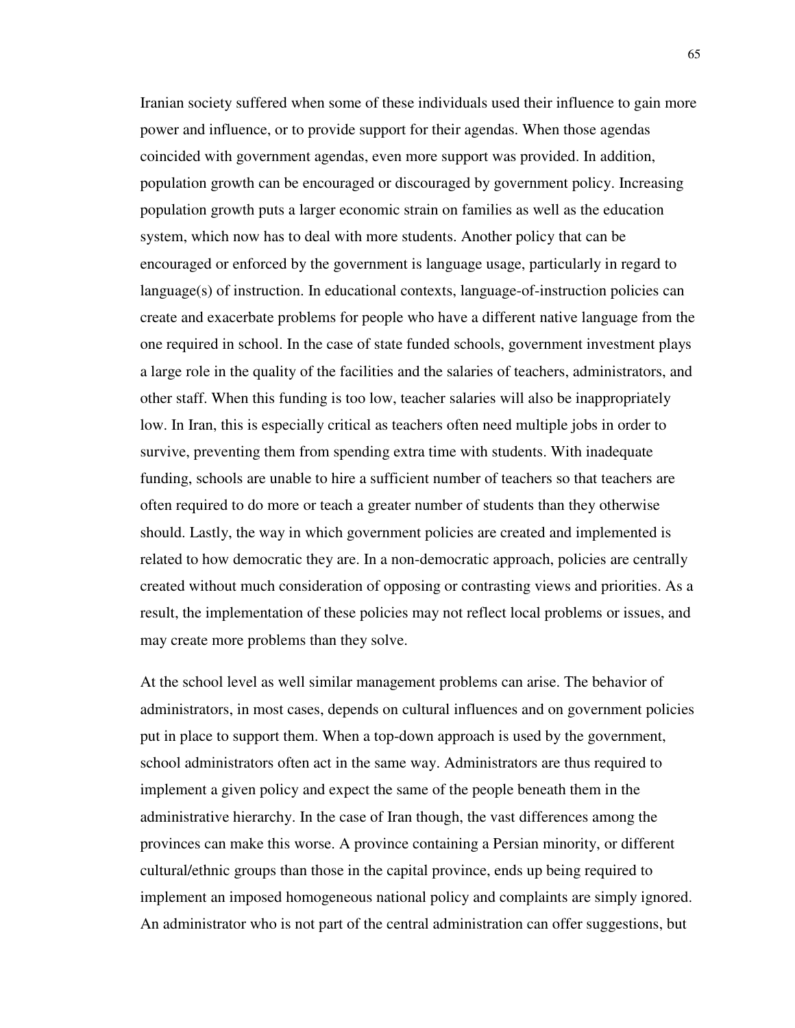Iranian society suffered when some of these individuals used their influence to gain more power and influence, or to provide support for their agendas. When those agendas coincided with government agendas, even more support was provided. In addition, population growth can be encouraged or discouraged by government policy. Increasing population growth puts a larger economic strain on families as well as the education system, which now has to deal with more students. Another policy that can be encouraged or enforced by the government is language usage, particularly in regard to language(s) of instruction. In educational contexts, language-of-instruction policies can create and exacerbate problems for people who have a different native language from the one required in school. In the case of state funded schools, government investment plays a large role in the quality of the facilities and the salaries of teachers, administrators, and other staff. When this funding is too low, teacher salaries will also be inappropriately low. In Iran, this is especially critical as teachers often need multiple jobs in order to survive, preventing them from spending extra time with students. With inadequate funding, schools are unable to hire a sufficient number of teachers so that teachers are often required to do more or teach a greater number of students than they otherwise should. Lastly, the way in which government policies are created and implemented is related to how democratic they are. In a non-democratic approach, policies are centrally created without much consideration of opposing or contrasting views and priorities. As a result, the implementation of these policies may not reflect local problems or issues, and may create more problems than they solve.

At the school level as well similar management problems can arise. The behavior of administrators, in most cases, depends on cultural influences and on government policies put in place to support them. When a top-down approach is used by the government, school administrators often act in the same way. Administrators are thus required to implement a given policy and expect the same of the people beneath them in the administrative hierarchy. In the case of Iran though, the vast differences among the provinces can make this worse. A province containing a Persian minority, or different cultural/ethnic groups than those in the capital province, ends up being required to implement an imposed homogeneous national policy and complaints are simply ignored. An administrator who is not part of the central administration can offer suggestions, but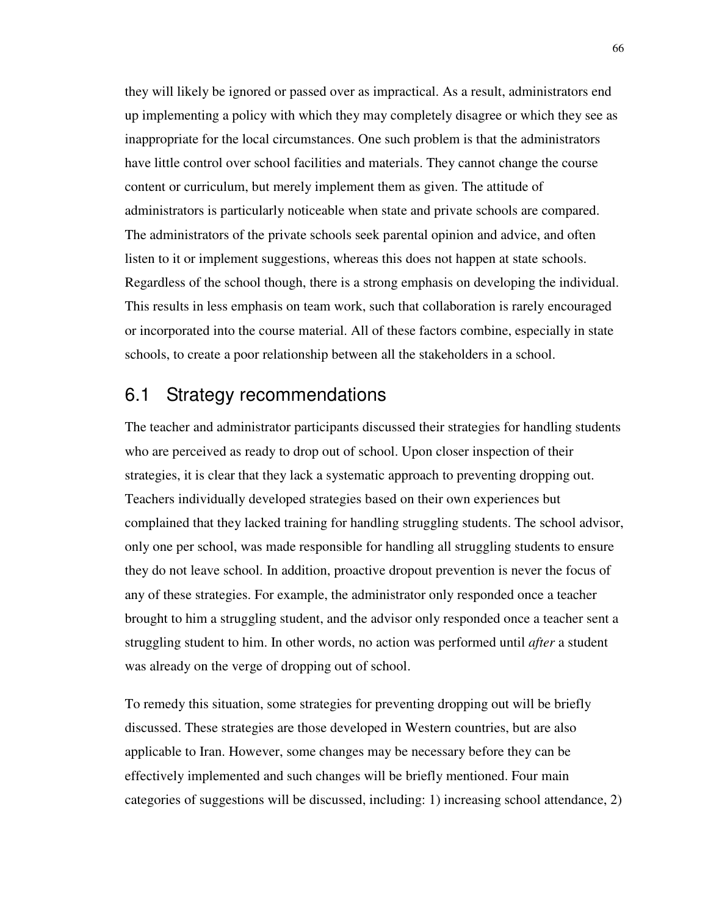they will likely be ignored or passed over as impractical. As a result, administrators end up implementing a policy with which they may completely disagree or which they see as inappropriate for the local circumstances. One such problem is that the administrators have little control over school facilities and materials. They cannot change the course content or curriculum, but merely implement them as given. The attitude of administrators is particularly noticeable when state and private schools are compared. The administrators of the private schools seek parental opinion and advice, and often listen to it or implement suggestions, whereas this does not happen at state schools. Regardless of the school though, there is a strong emphasis on developing the individual. This results in less emphasis on team work, such that collaboration is rarely encouraged or incorporated into the course material. All of these factors combine, especially in state schools, to create a poor relationship between all the stakeholders in a school.

## 6.1 Strategy recommendations

The teacher and administrator participants discussed their strategies for handling students who are perceived as ready to drop out of school. Upon closer inspection of their strategies, it is clear that they lack a systematic approach to preventing dropping out. Teachers individually developed strategies based on their own experiences but complained that they lacked training for handling struggling students. The school advisor, only one per school, was made responsible for handling all struggling students to ensure they do not leave school. In addition, proactive dropout prevention is never the focus of any of these strategies. For example, the administrator only responded once a teacher brought to him a struggling student, and the advisor only responded once a teacher sent a struggling student to him. In other words, no action was performed until *after* a student was already on the verge of dropping out of school.

To remedy this situation, some strategies for preventing dropping out will be briefly discussed. These strategies are those developed in Western countries, but are also applicable to Iran. However, some changes may be necessary before they can be effectively implemented and such changes will be briefly mentioned. Four main categories of suggestions will be discussed, including: 1) increasing school attendance, 2)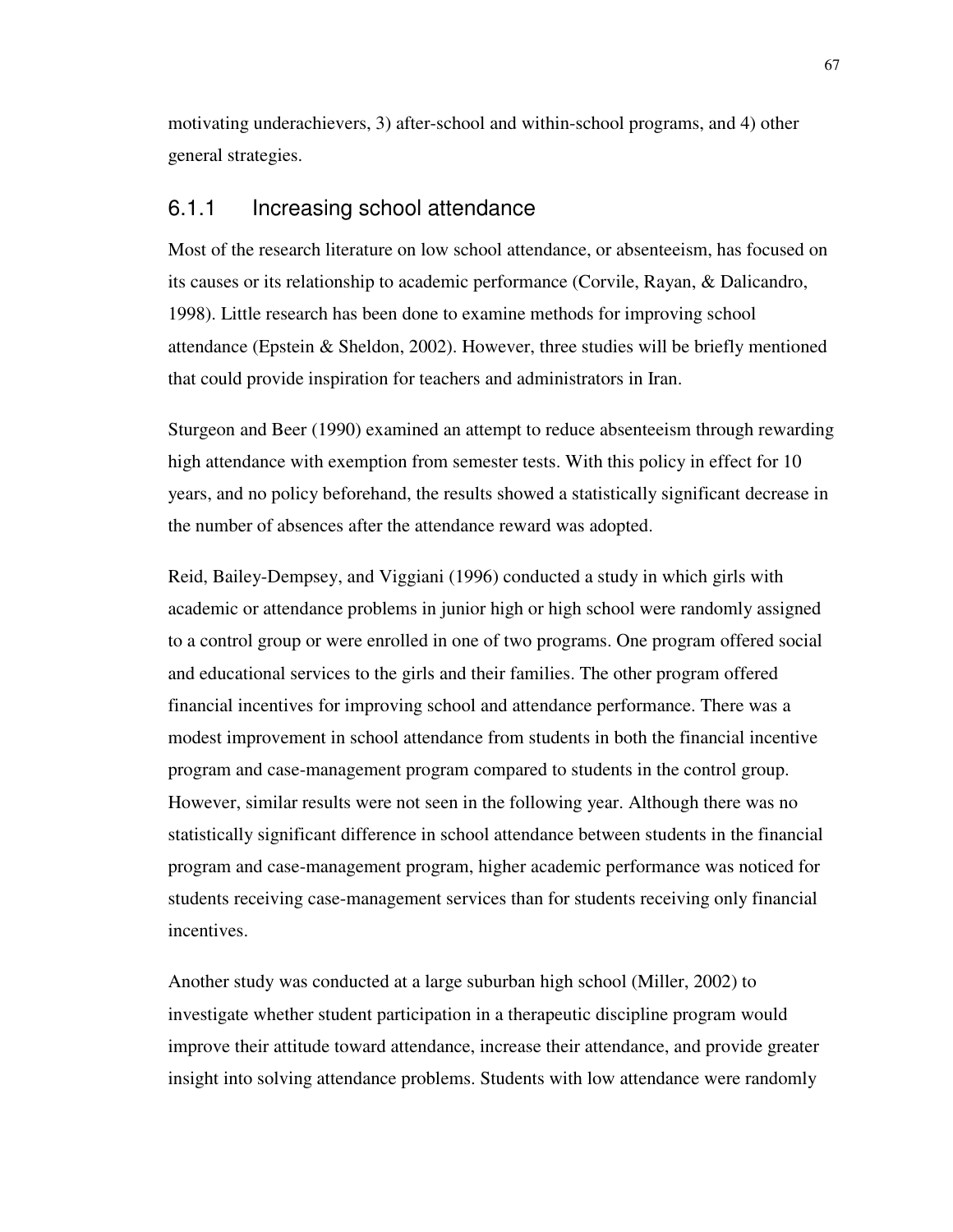motivating underachievers, 3) after-school and within-school programs, and 4) other general strategies.

### 6.1.1 Increasing school attendance

Most of the research literature on low school attendance, or absenteeism, has focused on its causes or its relationship to academic performance (Corvile, Rayan, & Dalicandro, 1998). Little research has been done to examine methods for improving school attendance (Epstein & Sheldon, 2002). However, three studies will be briefly mentioned that could provide inspiration for teachers and administrators in Iran.

Sturgeon and Beer (1990) examined an attempt to reduce absenteeism through rewarding high attendance with exemption from semester tests. With this policy in effect for 10 years, and no policy beforehand, the results showed a statistically significant decrease in the number of absences after the attendance reward was adopted.

Reid, Bailey-Dempsey, and Viggiani (1996) conducted a study in which girls with academic or attendance problems in junior high or high school were randomly assigned to a control group or were enrolled in one of two programs. One program offered social and educational services to the girls and their families. The other program offered financial incentives for improving school and attendance performance. There was a modest improvement in school attendance from students in both the financial incentive program and case-management program compared to students in the control group. However, similar results were not seen in the following year. Although there was no statistically significant difference in school attendance between students in the financial program and case-management program, higher academic performance was noticed for students receiving case-management services than for students receiving only financial incentives.

Another study was conducted at a large suburban high school (Miller, 2002) to investigate whether student participation in a therapeutic discipline program would improve their attitude toward attendance, increase their attendance, and provide greater insight into solving attendance problems. Students with low attendance were randomly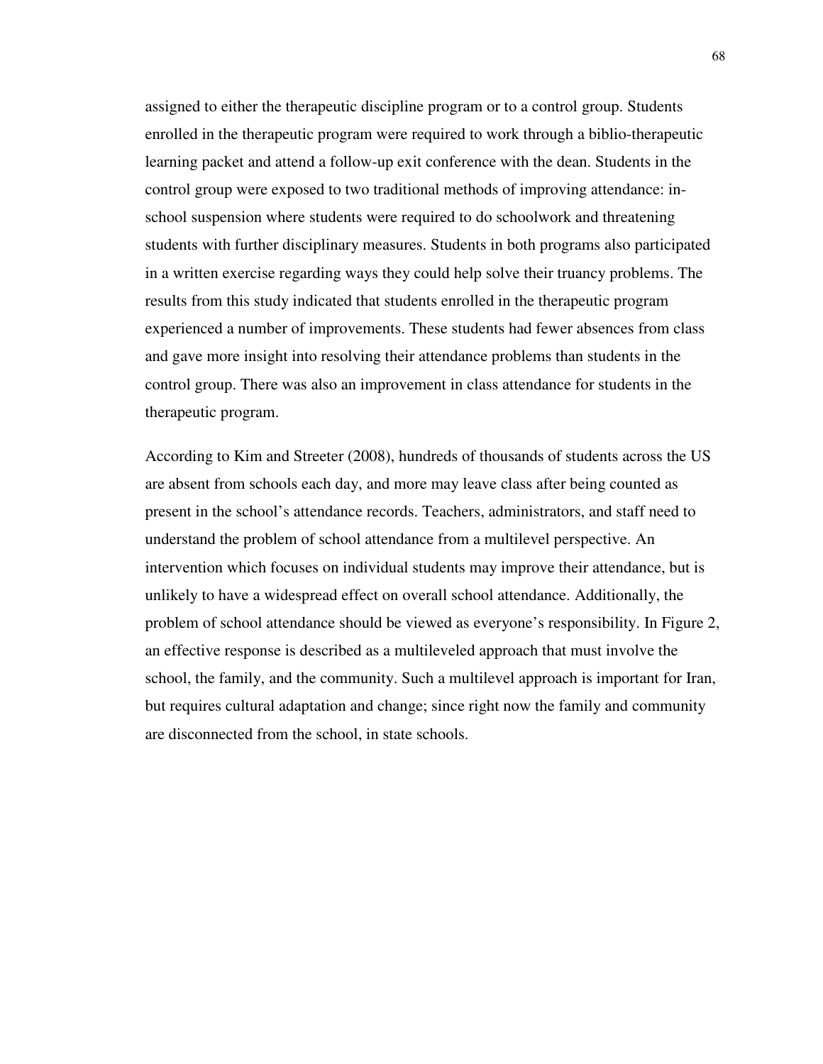assigned to either the therapeutic discipline program or to a control group. Students enrolled in the therapeutic program were required to work through a biblio-therapeutic learning packet and attend a follow-up exit conference with the dean. Students in the control group were exposed to two traditional methods of improving attendance: in-school suspension where students were required to do schoolwork and threatening students with further disciplinary measures. Students in both programs also participated in a written exercise regarding ways they could help solve their truancy problems. The results from this study indicated that students enrolled in the therapeutic program experienced a number of improvements. These students had fewer absences from class and gave more insight into resolving their attendance problems than students in the control group. There was also an improvement in class attendance for students in the therapeutic program.

According to Kim and Streeter (2008), hundreds of thousands of students across the US are absent from schools each day, and more may leave class after being counted as present in the school's attendance records. Teachers, administrators, and staff need to understand the problem of school attendance from a multilevel perspective. An intervention which focuses on individual students may improve their attendance, but is unlikely to have a widespread effect on overall school attendance. Additionally, the problem of school attendance should be viewed as everyone's responsibility. In Figure 2, an effective response is described as a multileveled approach that must involve the school, the family, and the community. Such a multilevel approach is important for Iran, but requires cultural adaptation and change; since right now the family and community are disconnected from the school, in state schools.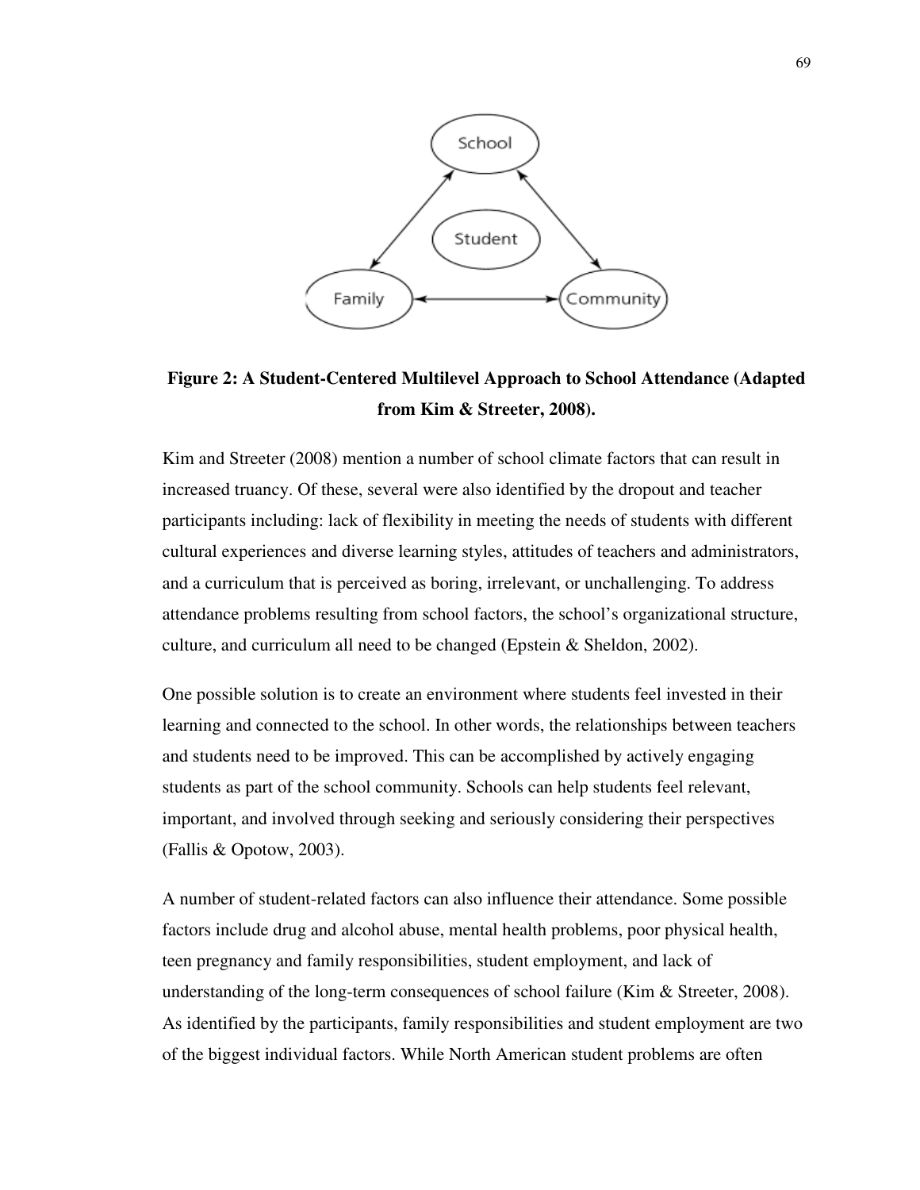**Figure 2: A Student-Centered Multilevel Approach to School Attendance (Adapted from Kim & Streeter, 2008).**

Kim and Streeter (2008) mention a number of school climate factors that can result in increased truancy. Of these, several were also identified by the dropout and teacher participants including: lack of flexibility in meeting the needs of students with different cultural experiences and diverse learning styles, attitudes of teachers and administrators, and a curriculum that is perceived as boring, irrelevant, or unchallenging. To address attendance problems resulting from school factors, the school's organizational structure, culture, and curriculum all need to be changed (Epstein & Sheldon, 2002).

One possible solution is to create an environment where students feel invested in their learning and connected to the school. In other words, the relationships between teachers and students need to be improved. This can be accomplished by actively engaging students as part of the school community. Schools can help students feel relevant, important, and involved through seeking and seriously considering their perspectives (Fallis & Opotow, 2003).

A number of student-related factors can also influence their attendance. Some possible factors include drug and alcohol abuse, mental health problems, poor physical health, teen pregnancy and family responsibilities, student employment, and lack of understanding of the long-term consequences of school failure (Kim & Streeter, 2008). As identified by the participants, family responsibilities and student employment are two of the biggest individual factors. While North American student problems are often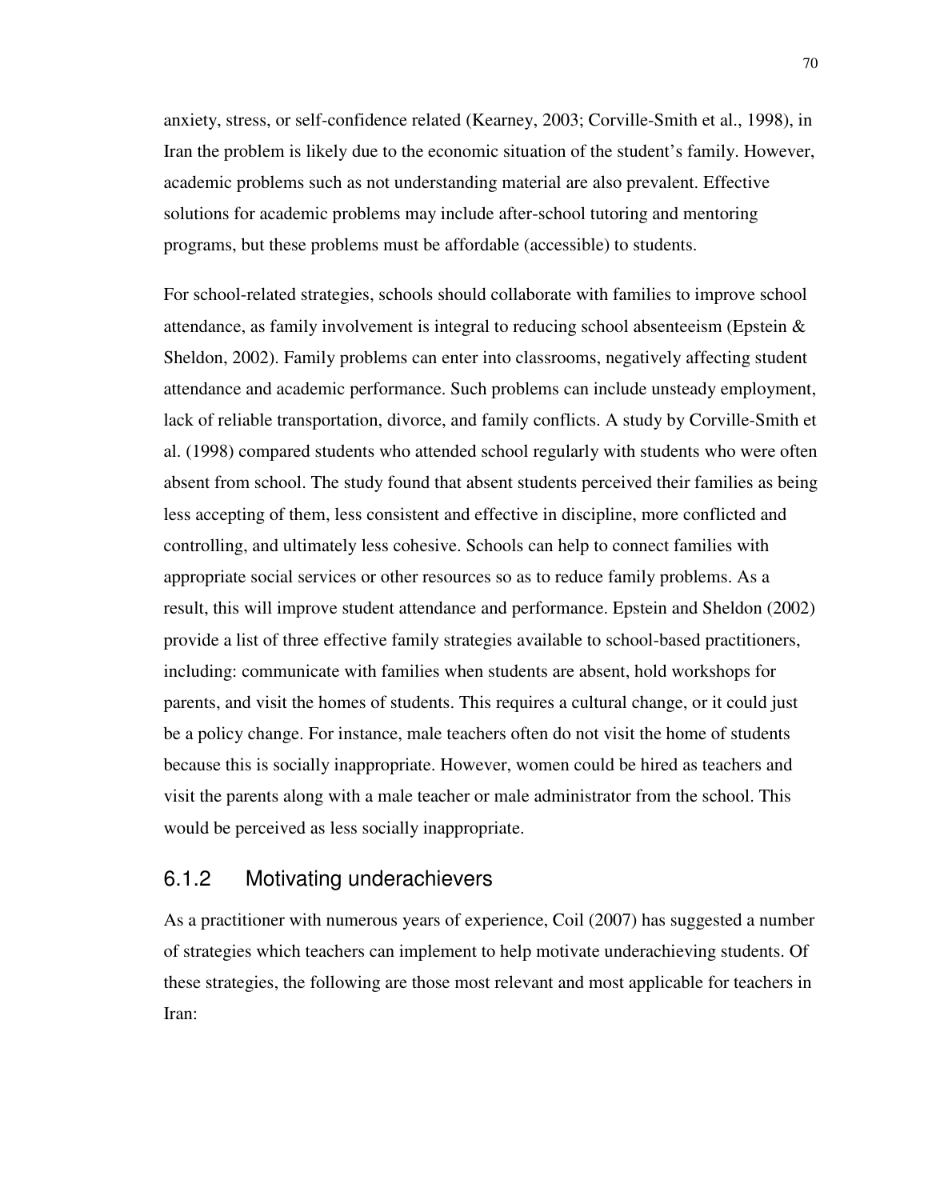anxiety, stress, or self-confidence related (Kearney, 2003; Corville-Smith et al., 1998), in Iran the problem is likely due to the economic situation of the student's family. However, academic problems such as not understanding material are also prevalent. Effective solutions for academic problems may include after-school tutoring and mentoring programs, but these problems must be affordable (accessible) to students.

For school-related strategies, schools should collaborate with families to improve school attendance, as family involvement is integral to reducing school absenteeism (Epstein & Sheldon, 2002). Family problems can enter into classrooms, negatively affecting student attendance and academic performance. Such problems can include unsteady employment, lack of reliable transportation, divorce, and family conflicts. A study by Corville-Smith et al. (1998) compared students who attended school regularly with students who were often absent from school. The study found that absent students perceived their families as being less accepting of them, less consistent and effective in discipline, more conflicted and controlling, and ultimately less cohesive. Schools can help to connect families with appropriate social services or other resources so as to reduce family problems. As a result, this will improve student attendance and performance. Epstein and Sheldon (2002) provide a list of three effective family strategies available to school-based practitioners, including: communicate with families when students are absent, hold workshops for parents, and visit the homes of students. This requires a cultural change, or it could just be a policy change. For instance, male teachers often do not visit the home of students because this is socially inappropriate. However, women could be hired as teachers and visit the parents along with a male teacher or male administrator from the school. This would be perceived as less socially inappropriate.

### 6.1.2 Motivating underachievers

As a practitioner with numerous years of experience, Coil (2007) has suggested a number of strategies which teachers can implement to help motivate underachieving students. Of these strategies, the following are those most relevant and most applicable for teachers in Iran: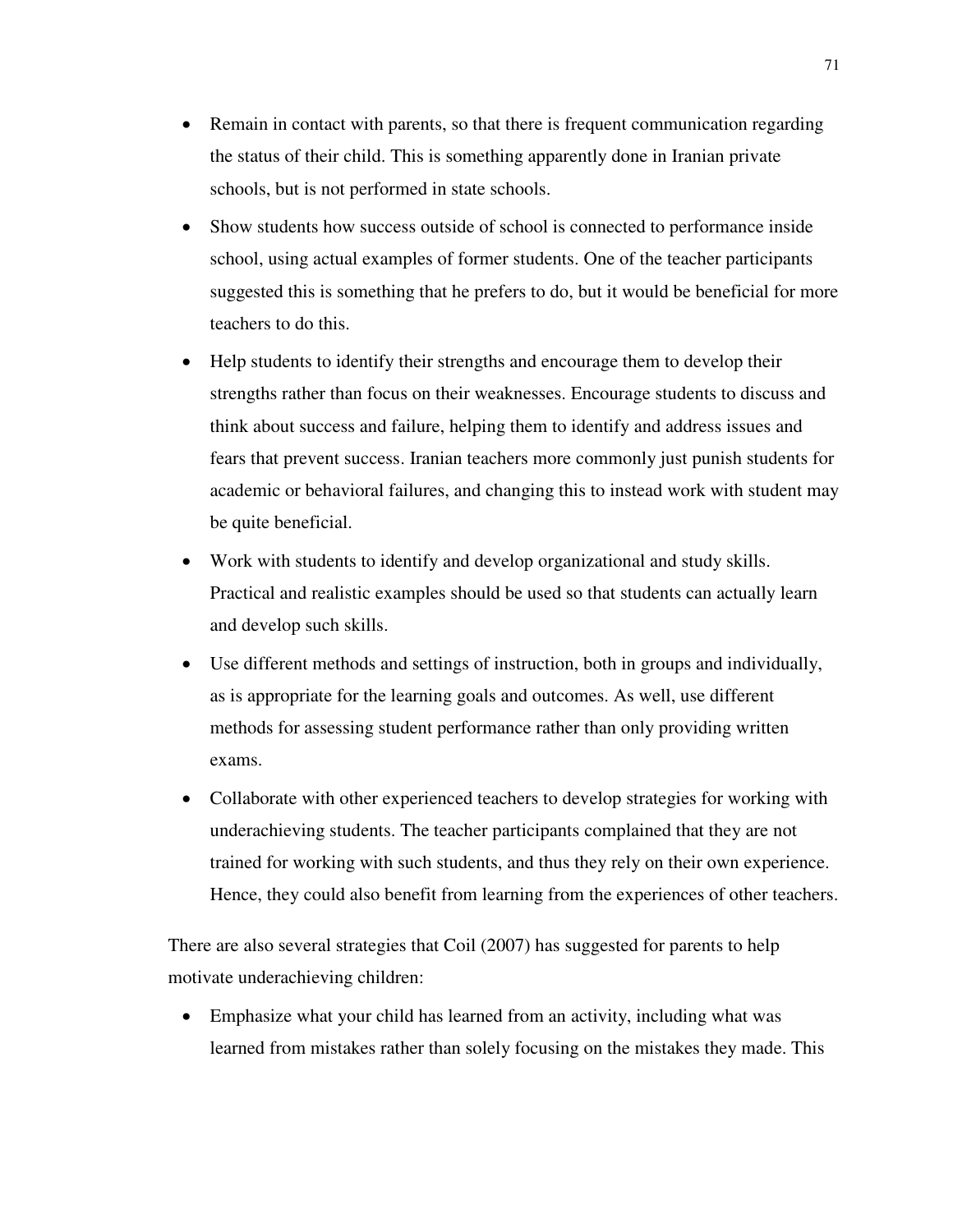- Remain in contact with parents, so that there is frequent communication regarding the status of their child. This is something apparently done in Iranian private schools, but is not performed in state schools.
- Show students how success outside of school is connected to performance inside school, using actual examples of former students. One of the teacher participants suggested this is something that he prefers to do, but it would be beneficial for more teachers to do this.
- Help students to identify their strengths and encourage them to develop their strengths rather than focus on their weaknesses. Encourage students to discuss and think about success and failure, helping them to identify and address issues and fears that prevent success. Iranian teachers more commonly just punish students for academic or behavioral failures, and changing this to instead work with student may be quite beneficial.
- Work with students to identify and develop organizational and study skills. Practical and realistic examples should be used so that students can actually learn and develop such skills.
- Use different methods and settings of instruction, both in groups and individually, as is appropriate for the learning goals and outcomes. As well, use different methods for assessing student performance rather than only providing written exams.
- Collaborate with other experienced teachers to develop strategies for working with underachieving students. The teacher participants complained that they are not trained for working with such students, and thus they rely on their own experience. Hence, they could also benefit from learning from the experiences of other teachers.

There are also several strategies that Coil (2007) has suggested for parents to help motivate underachieving children:

- Emphasize what your child has learned from an activity, including what was learned from mistakes rather than solely focusing on the mistakes they made. This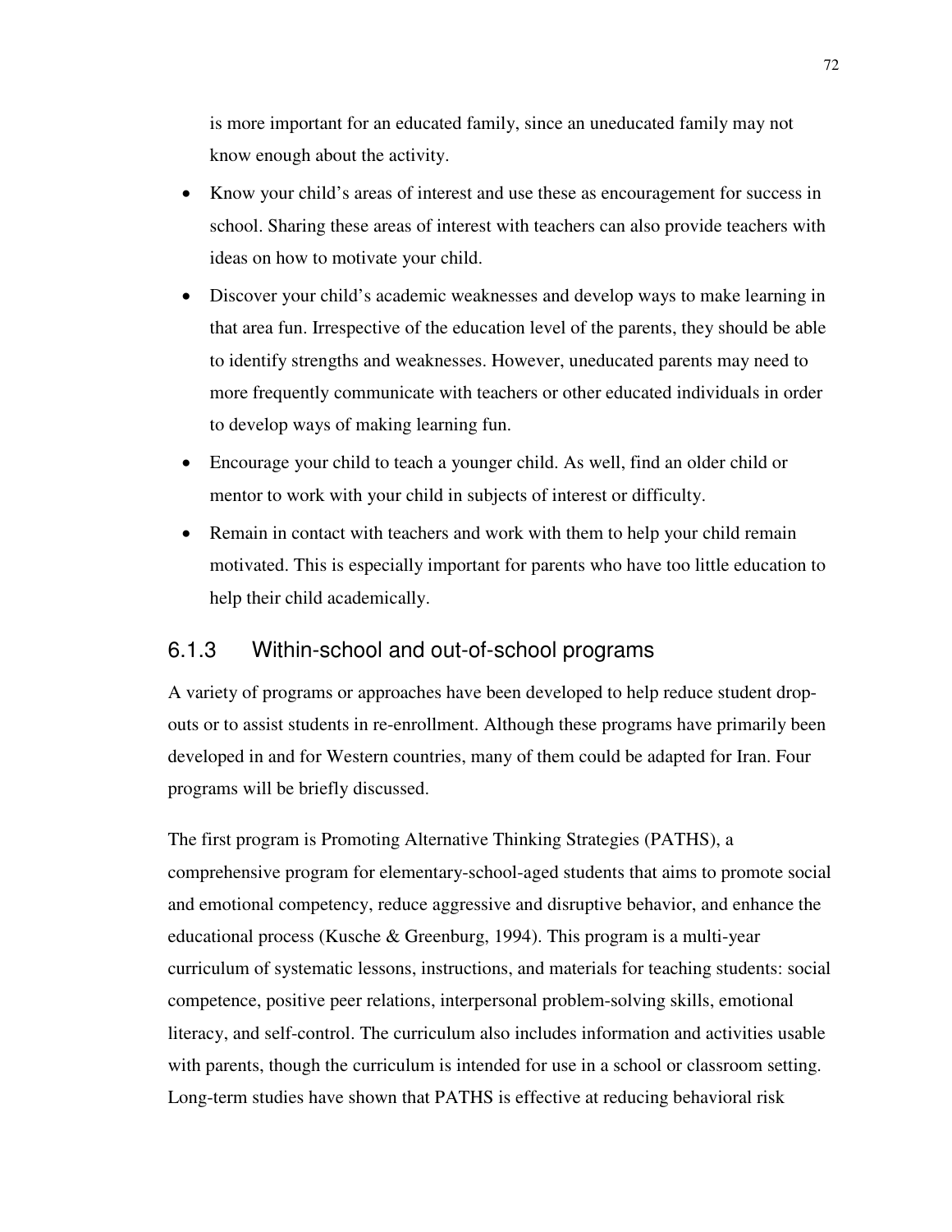is more important for an educated family, since an uneducated family may not know enough about the activity.

- Know your child's areas of interest and use these as encouragement for success in school. Sharing these areas of interest with teachers can also provide teachers with ideas on how to motivate your child.
- Discover your child's academic weaknesses and develop ways to make learning in that area fun. Irrespective of the education level of the parents, they should be able to identify strengths and weaknesses. However, uneducated parents may need to more frequently communicate with teachers or other educated individuals in order to develop ways of making learning fun.
- Encourage your child to teach a younger child. As well, find an older child or mentor to work with your child in subjects of interest or difficulty.
- Remain in contact with teachers and work with them to help your child remain motivated. This is especially important for parents who have too little education to help their child academically.

### 6.1.3 Within-school and out-of-school programs

A variety of programs or approaches have been developed to help reduce student drop-outs or to assist students in re-enrollment. Although these programs have primarily been developed in and for Western countries, many of them could be adapted for Iran. Four programs will be briefly discussed.

The first program is Promoting Alternative Thinking Strategies (PATHS), a comprehensive program for elementary-school-aged students that aims to promote social and emotional competency, reduce aggressive and disruptive behavior, and enhance the educational process (Kusche & Greenburg, 1994). This program is a multi-year curriculum of systematic lessons, instructions, and materials for teaching students: social competence, positive peer relations, interpersonal problem-solving skills, emotional literacy, and self-control. The curriculum also includes information and activities usable with parents, though the curriculum is intended for use in a school or classroom setting. Long-term studies have shown that PATHS is effective at reducing behavioral risk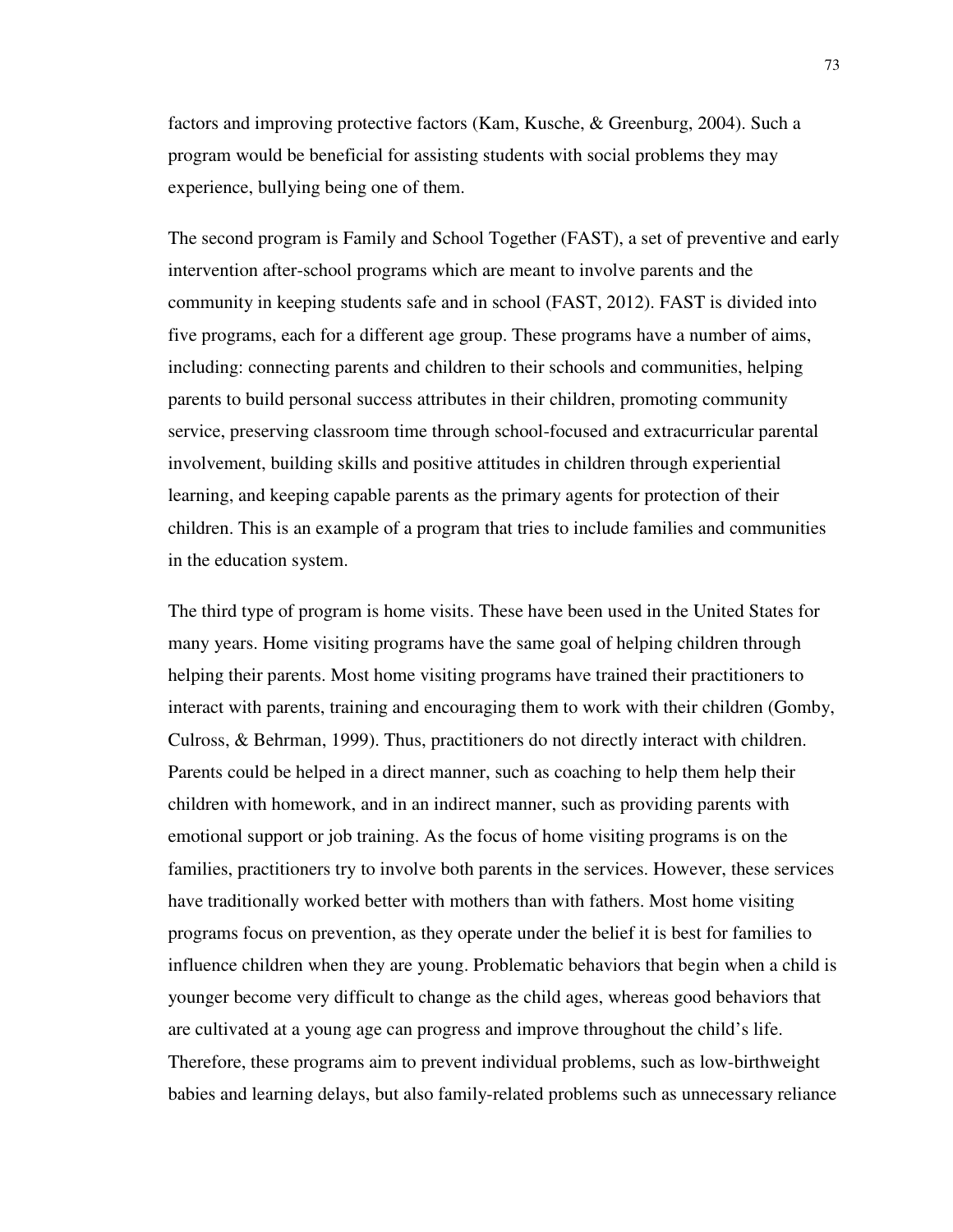factors and improving protective factors (Kam, Kusche, & Greenburg, 2004). Such a program would be beneficial for assisting students with social problems they may experience, bullying being one of them.

The second program is Family and School Together (FAST), a set of preventive and early intervention after-school programs which are meant to involve parents and the community in keeping students safe and in school (FAST, 2012). FAST is divided into five programs, each for a different age group. These programs have a number of aims, including: connecting parents and children to their schools and communities, helping parents to build personal success attributes in their children, promoting community service, preserving classroom time through school-focused and extracurricular parental involvement, building skills and positive attitudes in children through experiential learning, and keeping capable parents as the primary agents for protection of their children. This is an example of a program that tries to include families and communities in the education system.

The third type of program is home visits. These have been used in the United States for many years. Home visiting programs have the same goal of helping children through helping their parents. Most home visiting programs have trained their practitioners to interact with parents, training and encouraging them to work with their children (Gomby, Culross, & Behrman, 1999). Thus, practitioners do not directly interact with children. Parents could be helped in a direct manner, such as coaching to help them help their children with homework, and in an indirect manner, such as providing parents with emotional support or job training. As the focus of home visiting programs is on the families, practitioners try to involve both parents in the services. However, these services have traditionally worked better with mothers than with fathers. Most home visiting programs focus on prevention, as they operate under the belief it is best for families to influence children when they are young. Problematic behaviors that begin when a child is younger become very difficult to change as the child ages, whereas good behaviors that are cultivated at a young age can progress and improve throughout the child's life. Therefore, these programs aim to prevent individual problems, such as low-birthweight babies and learning delays, but also family-related problems such as unnecessary reliance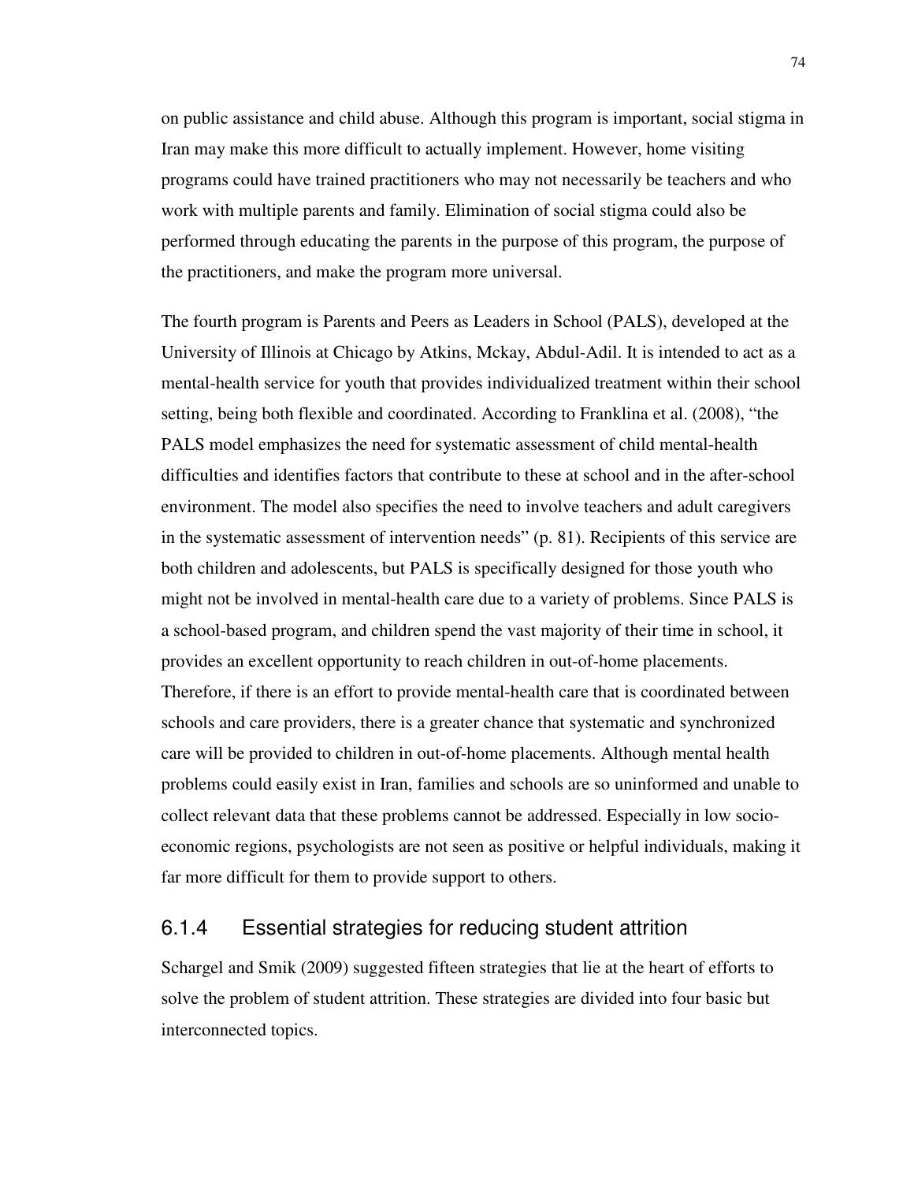on public assistance and child abuse. Although this program is important, social stigma in Iran may make this more difficult to actually implement. However, home visiting programs could have trained practitioners who may not necessarily be teachers and who work with multiple parents and family. Elimination of social stigma could also be performed through educating the parents in the purpose of this program, the purpose of the practitioners, and make the program more universal.

The fourth program is Parents and Peers as Leaders in School (PALS), developed at the University of Illinois at Chicago by Atkins, Mckay, Abdul-Adil. It is intended to act as a mental-health service for youth that provides individualized treatment within their school setting, being both flexible and coordinated. According to Franklina et al. (2008), "the PALS model emphasizes the need for systematic assessment of child mental-health difficulties and identifies factors that contribute to these at school and in the after-school environment. The model also specifies the need to involve teachers and adult caregivers in the systematic assessment of intervention needs" (p. 81). Recipients of this service are both children and adolescents, but PALS is specifically designed for those youth who might not be involved in mental-health care due to a variety of problems. Since PALS is a school-based program, and children spend the vast majority of their time in school, it provides an excellent opportunity to reach children in out-of-home placements. Therefore, if there is an effort to provide mental-health care that is coordinated between schools and care providers, there is a greater chance that systematic and synchronized care will be provided to children in out-of-home placements. Although mental health problems could easily exist in Iran, families and schools are so uninformed and unable to collect relevant data that these problems cannot be addressed. Especially in low socio-economic regions, psychologists are not seen as positive or helpful individuals, making it far more difficult for them to provide support to others.

### 6.1.4 Essential strategies for reducing student attrition

Schargel and Smik (2009) suggested fifteen strategies that lie at the heart of efforts to solve the problem of student attrition. These strategies are divided into four basic but interconnected topics.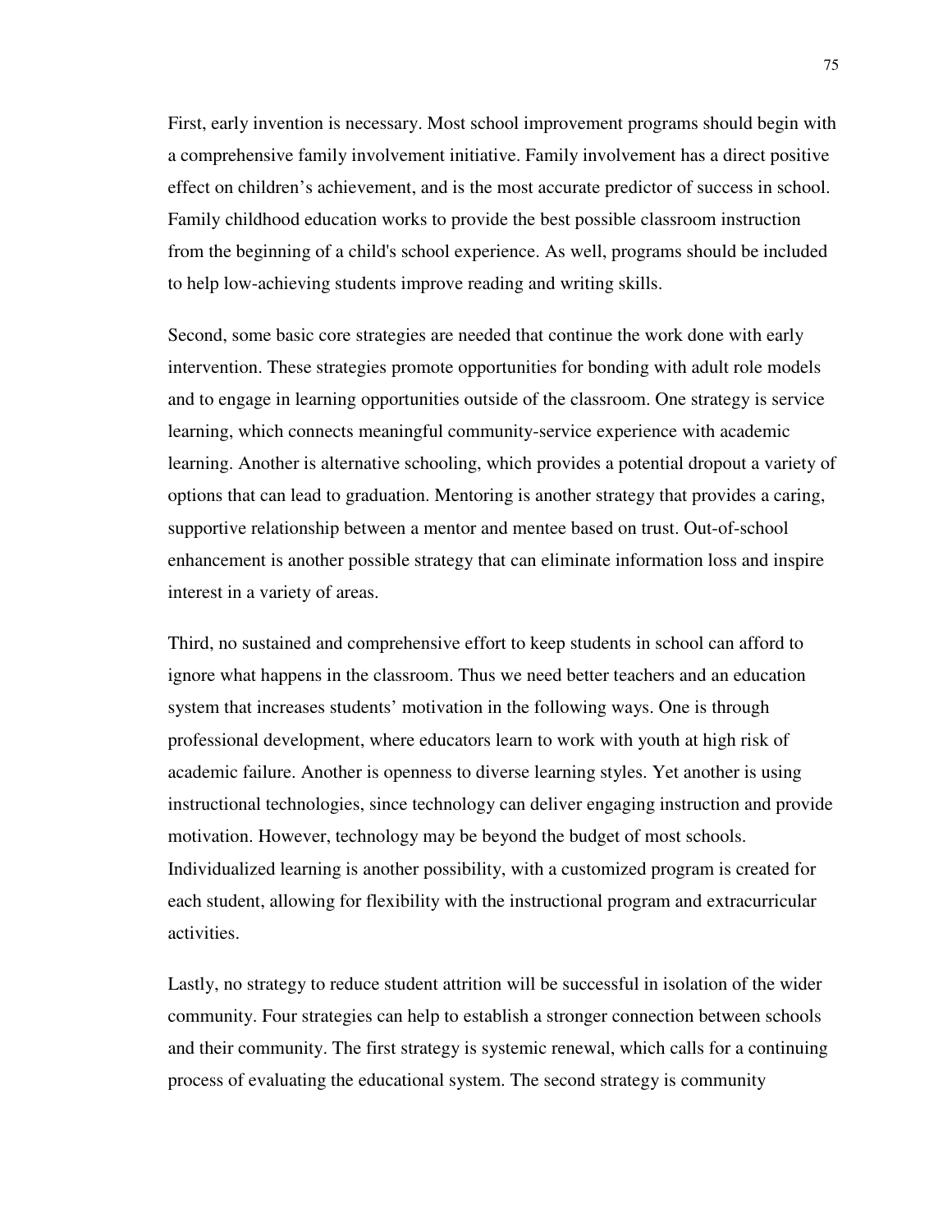First, early invention is necessary. Most school improvement programs should begin with a comprehensive family involvement initiative. Family involvement has a direct positive effect on children's achievement, and is the most accurate predictor of success in school. Family childhood education works to provide the best possible classroom instruction from the beginning of a child's school experience. As well, programs should be included to help low-achieving students improve reading and writing skills.

Second, some basic core strategies are needed that continue the work done with early intervention. These strategies promote opportunities for bonding with adult role models and to engage in learning opportunities outside of the classroom. One strategy is service learning, which connects meaningful community-service experience with academic learning. Another is alternative schooling, which provides a potential dropout a variety of options that can lead to graduation. Mentoring is another strategy that provides a caring, supportive relationship between a mentor and mentee based on trust. Out-of-school enhancement is another possible strategy that can eliminate information loss and inspire interest in a variety of areas.

Third, no sustained and comprehensive effort to keep students in school can afford to ignore what happens in the classroom. Thus we need better teachers and an education system that increases students' motivation in the following ways. One is through professional development, where educators learn to work with youth at high risk of academic failure. Another is openness to diverse learning styles. Yet another is using instructional technologies, since technology can deliver engaging instruction and provide motivation. However, technology may be beyond the budget of most schools. Individualized learning is another possibility, with a customized program is created for each student, allowing for flexibility with the instructional program and extracurricular activities.

Lastly, no strategy to reduce student attrition will be successful in isolation of the wider community. Four strategies can help to establish a stronger connection between schools and their community. The first strategy is systemic renewal, which calls for a continuing process of evaluating the educational system. The second strategy is community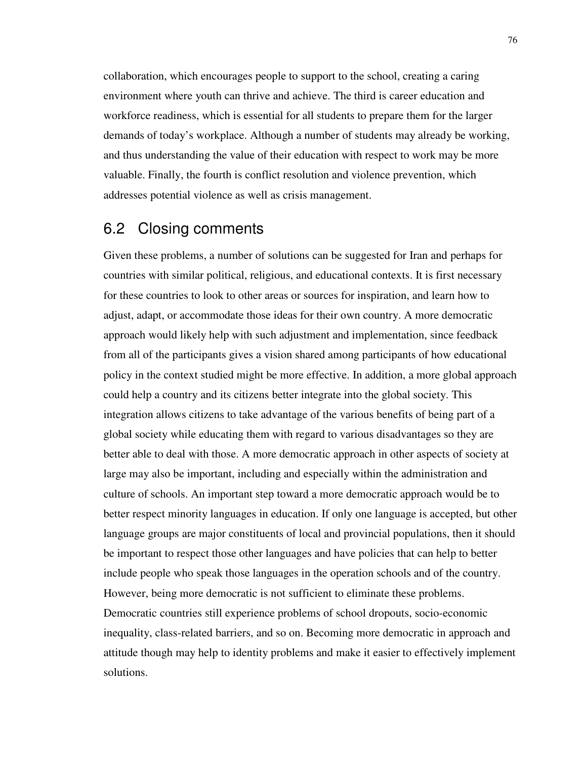collaboration, which encourages people to support to the school, creating a caring environment where youth can thrive and achieve. The third is career education and workforce readiness, which is essential for all students to prepare them for the larger demands of today's workplace. Although a number of students may already be working, and thus understanding the value of their education with respect to work may be more valuable. Finally, the fourth is conflict resolution and violence prevention, which addresses potential violence as well as crisis management.

## 6.2 Closing comments

Given these problems, a number of solutions can be suggested for Iran and perhaps for countries with similar political, religious, and educational contexts. It is first necessary for these countries to look to other areas or sources for inspiration, and learn how to adjust, adapt, or accommodate those ideas for their own country. A more democratic approach would likely help with such adjustment and implementation, since feedback from all of the participants gives a vision shared among participants of how educational policy in the context studied might be more effective. In addition, a more global approach could help a country and its citizens better integrate into the global society. This integration allows citizens to take advantage of the various benefits of being part of a global society while educating them with regard to various disadvantages so they are better able to deal with those. A more democratic approach in other aspects of society at large may also be important, including and especially within the administration and culture of schools. An important step toward a more democratic approach would be to better respect minority languages in education. If only one language is accepted, but other language groups are major constituents of local and provincial populations, then it should be important to respect those other languages and have policies that can help to better include people who speak those languages in the operation schools and of the country. However, being more democratic is not sufficient to eliminate these problems. Democratic countries still experience problems of school dropouts, socio-economic inequality, class-related barriers, and so on. Becoming more democratic in approach and attitude though may help to identity problems and make it easier to effectively implement solutions.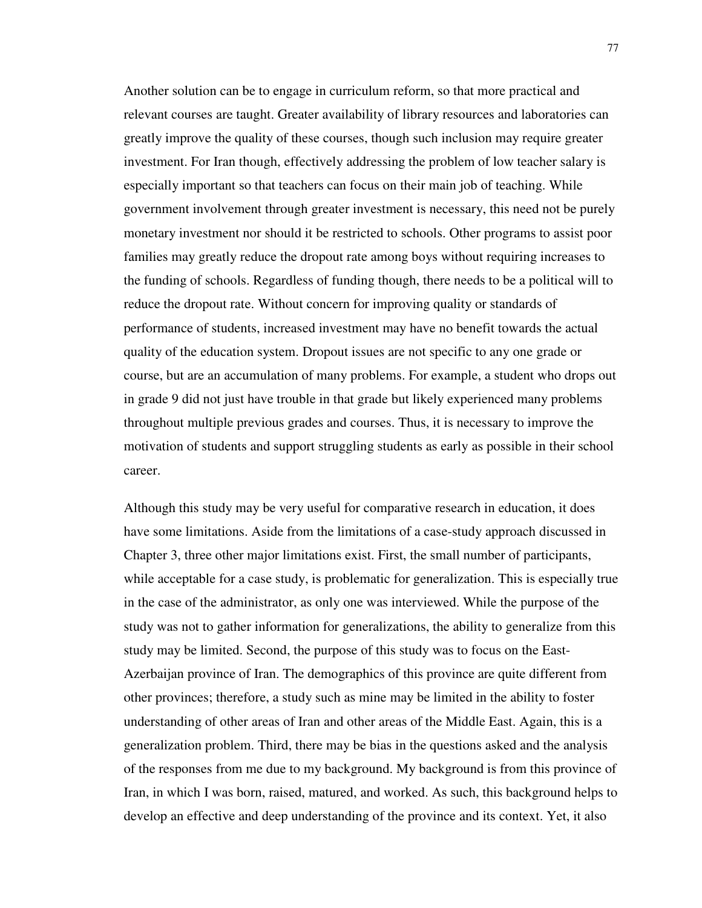Another solution can be to engage in curriculum reform, so that more practical and relevant courses are taught. Greater availability of library resources and laboratories can greatly improve the quality of these courses, though such inclusion may require greater investment. For Iran though, effectively addressing the problem of low teacher salary is especially important so that teachers can focus on their main job of teaching. While government involvement through greater investment is necessary, this need not be purely monetary investment nor should it be restricted to schools. Other programs to assist poor families may greatly reduce the dropout rate among boys without requiring increases to the funding of schools. Regardless of funding though, there needs to be a political will to reduce the dropout rate. Without concern for improving quality or standards of performance of students, increased investment may have no benefit towards the actual quality of the education system. Dropout issues are not specific to any one grade or course, but are an accumulation of many problems. For example, a student who drops out in grade 9 did not just have trouble in that grade but likely experienced many problems throughout multiple previous grades and courses. Thus, it is necessary to improve the motivation of students and support struggling students as early as possible in their school career.

Although this study may be very useful for comparative research in education, it does have some limitations. Aside from the limitations of a case-study approach discussed in Chapter 3, three other major limitations exist. First, the small number of participants, while acceptable for a case study, is problematic for generalization. This is especially true in the case of the administrator, as only one was interviewed. While the purpose of the study was not to gather information for generalizations, the ability to generalize from this study may be limited. Second, the purpose of this study was to focus on the East-Azerbaijan province of Iran. The demographics of this province are quite different from other provinces; therefore, a study such as mine may be limited in the ability to foster understanding of other areas of Iran and other areas of the Middle East. Again, this is a generalization problem. Third, there may be bias in the questions asked and the analysis of the responses from me due to my background. My background is from this province of Iran, in which I was born, raised, matured, and worked. As such, this background helps to develop an effective and deep understanding of the province and its context. Yet, it also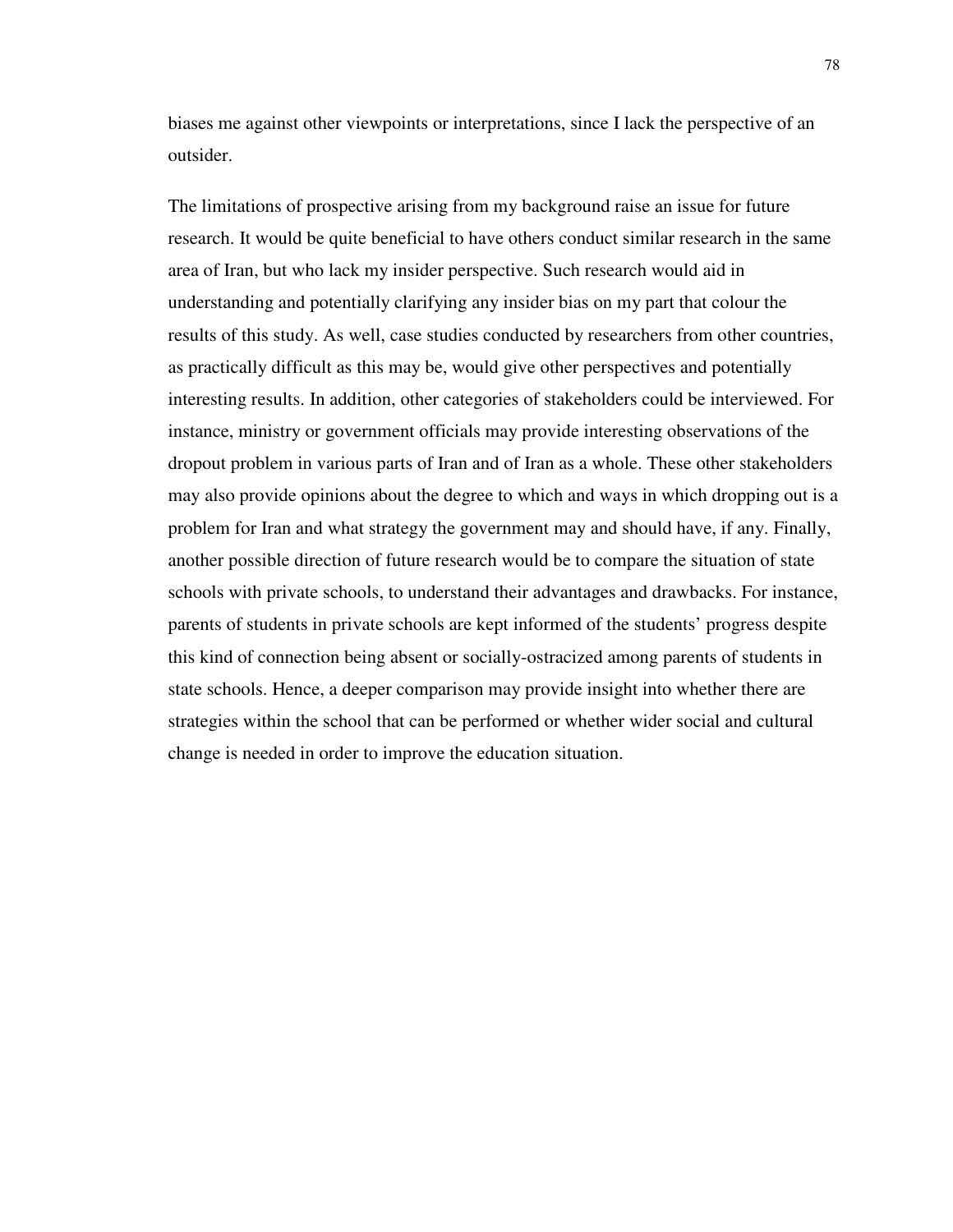biases me against other viewpoints or interpretations, since I lack the perspective of an outsider.

The limitations of prospective arising from my background raise an issue for future research. It would be quite beneficial to have others conduct similar research in the same area of Iran, but who lack my insider perspective. Such research would aid in understanding and potentially clarifying any insider bias on my part that colour the results of this study. As well, case studies conducted by researchers from other countries, as practically difficult as this may be, would give other perspectives and potentially interesting results. In addition, other categories of stakeholders could be interviewed. For instance, ministry or government officials may provide interesting observations of the dropout problem in various parts of Iran and of Iran as a whole. These other stakeholders may also provide opinions about the degree to which and ways in which dropping out is a problem for Iran and what strategy the government may and should have, if any. Finally, another possible direction of future research would be to compare the situation of state schools with private schools, to understand their advantages and drawbacks. For instance, parents of students in private schools are kept informed of the students' progress despite this kind of connection being absent or socially-ostracized among parents of students in state schools. Hence, a deeper comparison may provide insight into whether there are strategies within the school that can be performed or whether wider social and cultural change is needed in order to improve the education situation.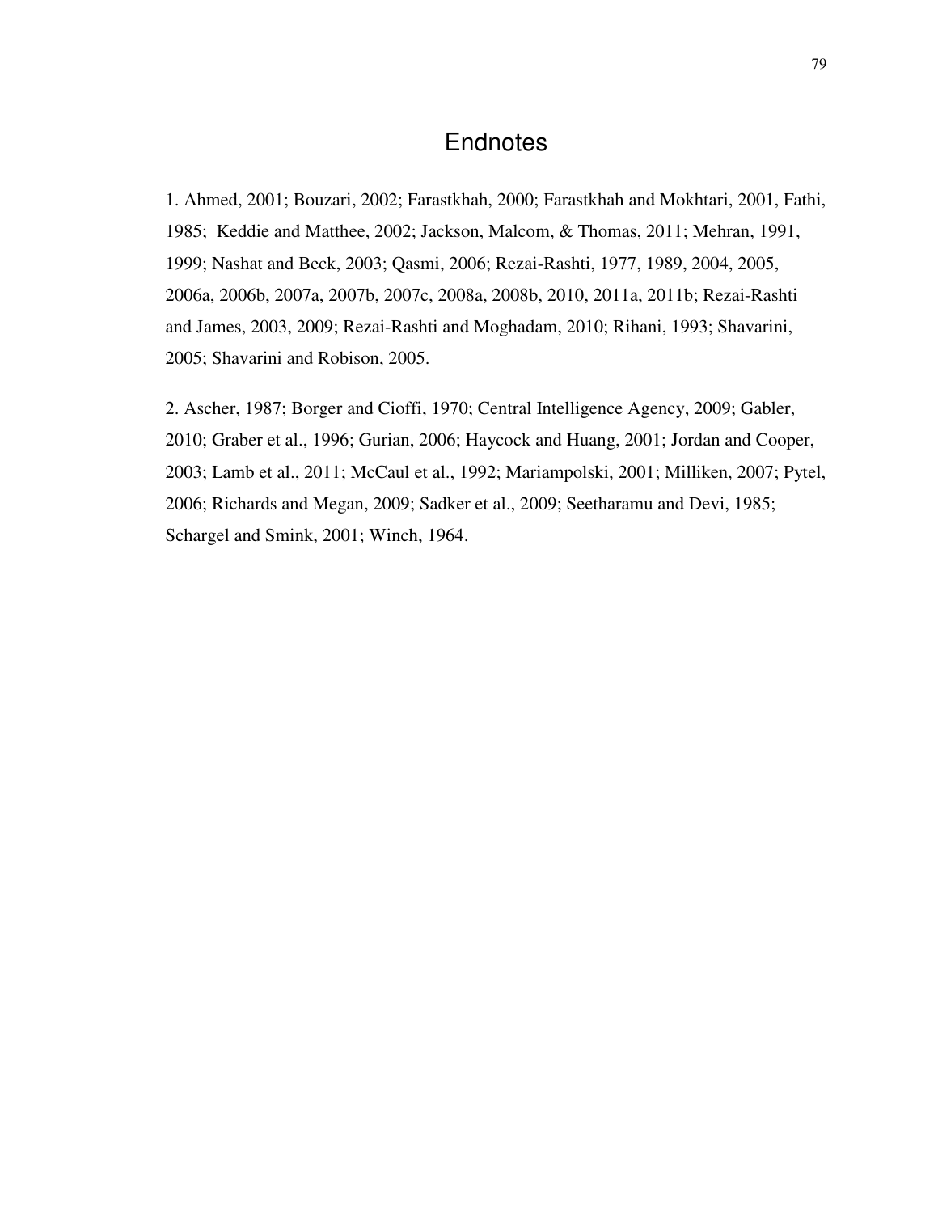# Endnotes

1. Ahmed, 2001; Bouzari, 2002; Farastkhah, 2000; Farastkhah and Mokhtari, 2001, Fathi, 1985; Keddie and Matthee, 2002; Jackson, Malcom, & Thomas, 2011; Mehran, 1991, 1999; Nashat and Beck, 2003; Qasmi, 2006; Rezai-Rashti, 1977, 1989, 2004, 2005, 2006a, 2006b, 2007a, 2007b, 2007c, 2008a, 2008b, 2010, 2011a, 2011b; Rezai-Rashti and James, 2003, 2009; Rezai-Rashti and Moghadam, 2010; Rihani, 1993; Shavarini, 2005; Shavarini and Robison, 2005.

2. Ascher, 1987; Borger and Cioffi, 1970; Central Intelligence Agency, 2009; Gabler, 2010; Graber et al., 1996; Gurian, 2006; Haycock and Huang, 2001; Jordan and Cooper, 2003; Lamb et al., 2011; McCaul et al., 1992; Mariampolski, 2001; Milliken, 2007; Pytel, 2006; Richards and Megan, 2009; Sadker et al., 2009; Seetharamu and Devi, 1985; Schargel and Smink, 2001; Winch, 1964.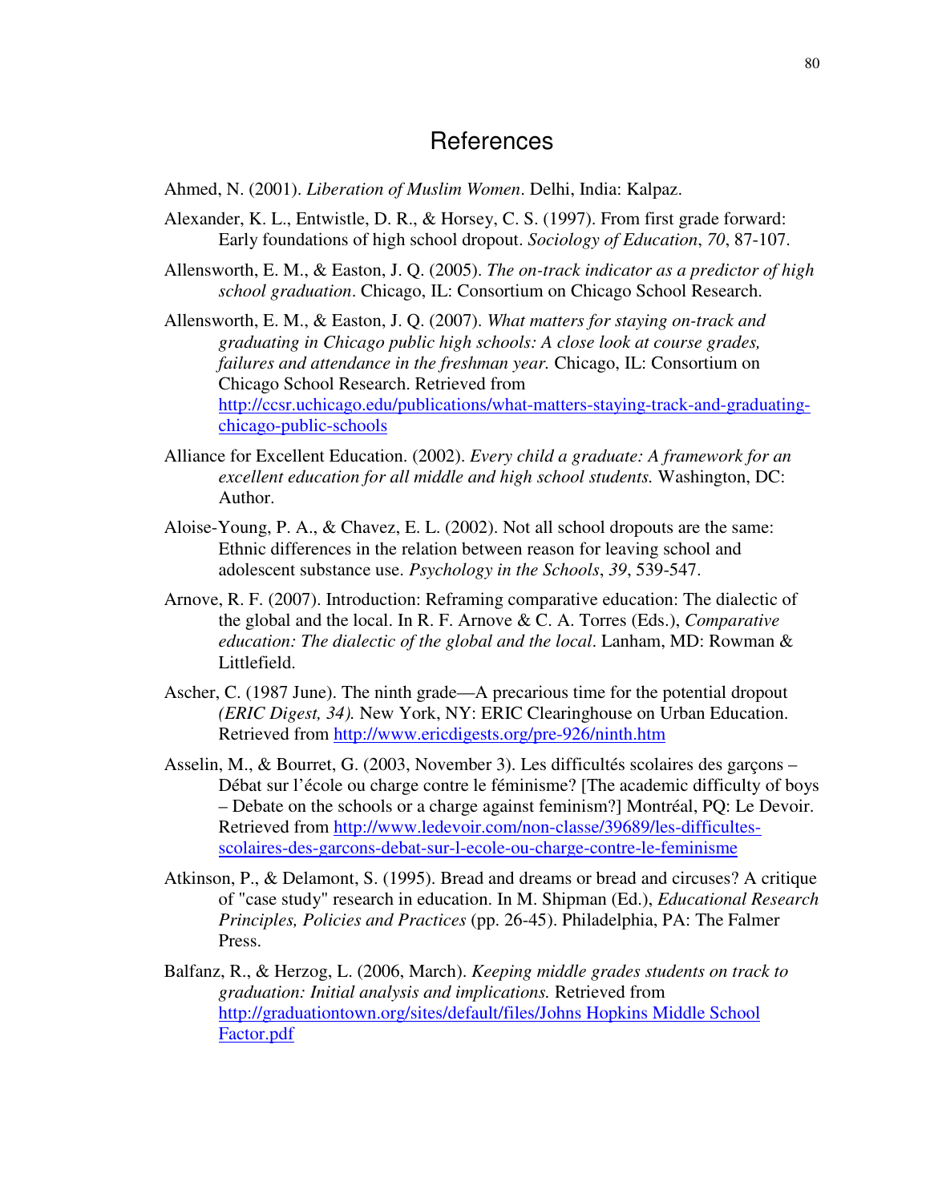# References

Ahmed, N. (2001). *Liberation of Muslim Women*. Delhi, India: Kalpaz.

Alexander, K. L., Entwistle, D. R., & Horsey, C. S. (1997). From first grade forward: Early foundations of high school dropout. *Sociology of Education*, *70*, 87-107.

Allensworth, E. M., & Easton, J. Q. (2005). *The on-track indicator as a predictor of high school graduation*. Chicago, IL: Consortium on Chicago School Research.

Allensworth, E. M., & Easton, J. Q. (2007). *What matters for staying on-track and graduating in Chicago public high schools: A close look at course grades, failures and attendance in the freshman year.* Chicago, IL: Consortium on Chicago School Research. Retrieved from http://ccsr.uchicago.edu/publications/what-matters-staying-track-and-graduating-chicago-public-schools

Alliance for Excellent Education. (2002). *Every child a graduate: A framework for an excellent education for all middle and high school students.* Washington, DC: Author.

Aloise-Young, P. A., & Chavez, E. L. (2002). Not all school dropouts are the same: Ethnic differences in the relation between reason for leaving school and adolescent substance use. *Psychology in the Schools*, *39*, 539-547.

Arnove, R. F. (2007). Introduction: Reframing comparative education: The dialectic of the global and the local. In R. F. Arnove & C. A. Torres (Eds.), *Comparative education: The dialectic of the global and the local*. Lanham, MD: Rowman & Littlefield.

Ascher, C. (1987 June). The ninth grade—A precarious time for the potential dropout *(ERIC Digest, 34).* New York, NY: ERIC Clearinghouse on Urban Education. Retrieved from http://www.ericdigests.org/pre-926/ninth.htm

Asselin, M., & Bourret, G. (2003, November 3). Les difficultés scolaires des garçons – Débat sur l'école ou charge contre le féminisme? [The academic difficulty of boys – Debate on the schools or a charge against feminism?] Montréal, PQ: Le Devoir. Retrieved from http://www.ledevoir.com/non-classe/39689/les-difficultes-scolaires-des-garcons-debat-sur-l-ecole-ou-charge-contre-le-feminisme

Atkinson, P., & Delamont, S. (1995). Bread and dreams or bread and circuses? A critique of "case study" research in education. In M. Shipman (Ed.), *Educational Research Principles, Policies and Practices* (pp. 26-45). Philadelphia, PA: The Falmer Press.

Balfanz, R., & Herzog, L. (2006, March). *Keeping middle grades students on track to graduation: Initial analysis and implications.* Retrieved from http://graduationtown.org/sites/default/files/Johns Hopkins Middle School Factor.pdf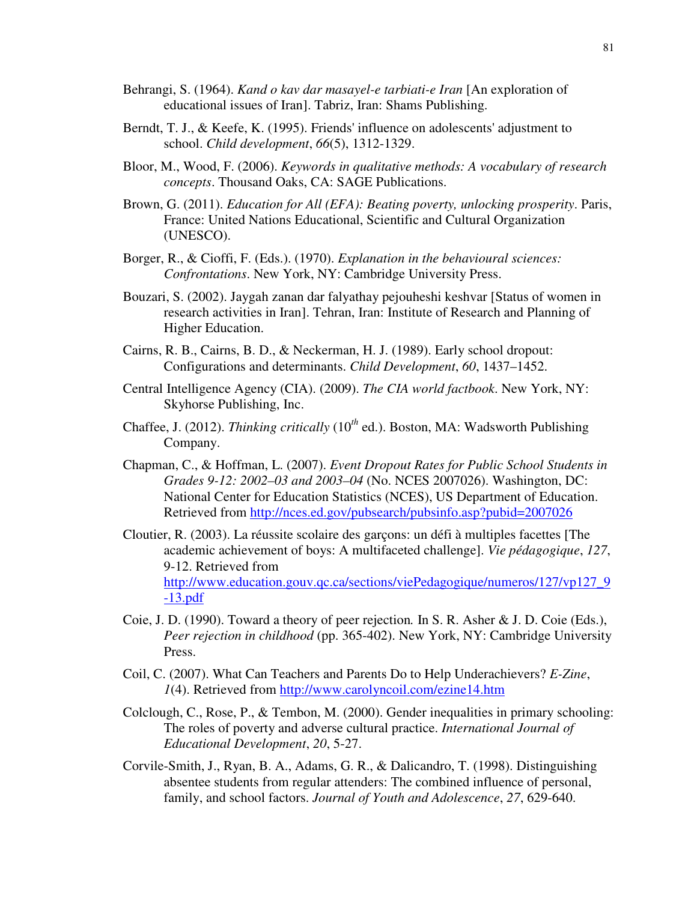Behrangi, S. (1964). *Kand o kav dar masayel-e tarbiati-e Iran* [An exploration of educational issues of Iran]. Tabriz, Iran: Shams Publishing.

Berndt, T. J., & Keefe, K. (1995). Friends' influence on adolescents' adjustment to school. *Child development*, *66*(5), 1312-1329.

Bloor, M., Wood, F. (2006). *Keywords in qualitative methods: A vocabulary of research concepts*. Thousand Oaks, CA: SAGE Publications.

Brown, G. (2011). *Education for All (EFA): Beating poverty, unlocking prosperity*. Paris, France: United Nations Educational, Scientific and Cultural Organization (UNESCO).

Borger, R., & Cioffi, F. (Eds.). (1970). *Explanation in the behavioural sciences: Confrontations*. New York, NY: Cambridge University Press.

Bouzari, S. (2002). Jaygah zanan dar falyathay pejouheshi keshvar [Status of women in research activities in Iran]. Tehran, Iran: Institute of Research and Planning of Higher Education.

Cairns, R. B., Cairns, B. D., & Neckerman, H. J. (1989). Early school dropout: Configurations and determinants. *Child Development*, *60*, 1437–1452.

Central Intelligence Agency (CIA). (2009). *The CIA world factbook*. New York, NY: Skyhorse Publishing, Inc.

Chaffee, J. (2012). *Thinking critically* (10th ed.). Boston, MA: Wadsworth Publishing Company.

Chapman, C., & Hoffman, L. (2007). *Event Dropout Rates for Public School Students in Grades 9-12: 2002–03 and 2003–04* (No. NCES 2007026). Washington, DC: National Center for Education Statistics (NCES), US Department of Education. Retrieved from http://nces.ed.gov/pubsearch/pubsinfo.asp?pubid=2007026

Cloutier, R. (2003). La réussite scolaire des garçons: un défi à multiples facettes [The academic achievement of boys: A multifaceted challenge]. *Vie pédagogique*, *127*, 9-12. Retrieved from http://www.education.gouv.qc.ca/sections/viePedagogique/numeros/127/vp127_9-13.pdf

Coie, J. D. (1990). Toward a theory of peer rejection. In S. R. Asher & J. D. Coie (Eds.), *Peer rejection in childhood* (pp. 365-402). New York, NY: Cambridge University Press.

Coil, C. (2007). What Can Teachers and Parents Do to Help Underachievers? *E-Zine*, *1*(4). Retrieved from http://www.carolyncoil.com/ezine14.htm

Colclough, C., Rose, P., & Tembon, M. (2000). Gender inequalities in primary schooling: The roles of poverty and adverse cultural practice. *International Journal of Educational Development*, *20*, 5-27.

Corvile-Smith, J., Ryan, B. A., Adams, G. R., & Dalicandro, T. (1998). Distinguishing absentee students from regular attenders: The combined influence of personal, family, and school factors. *Journal of Youth and Adolescence*, *27*, 629-640.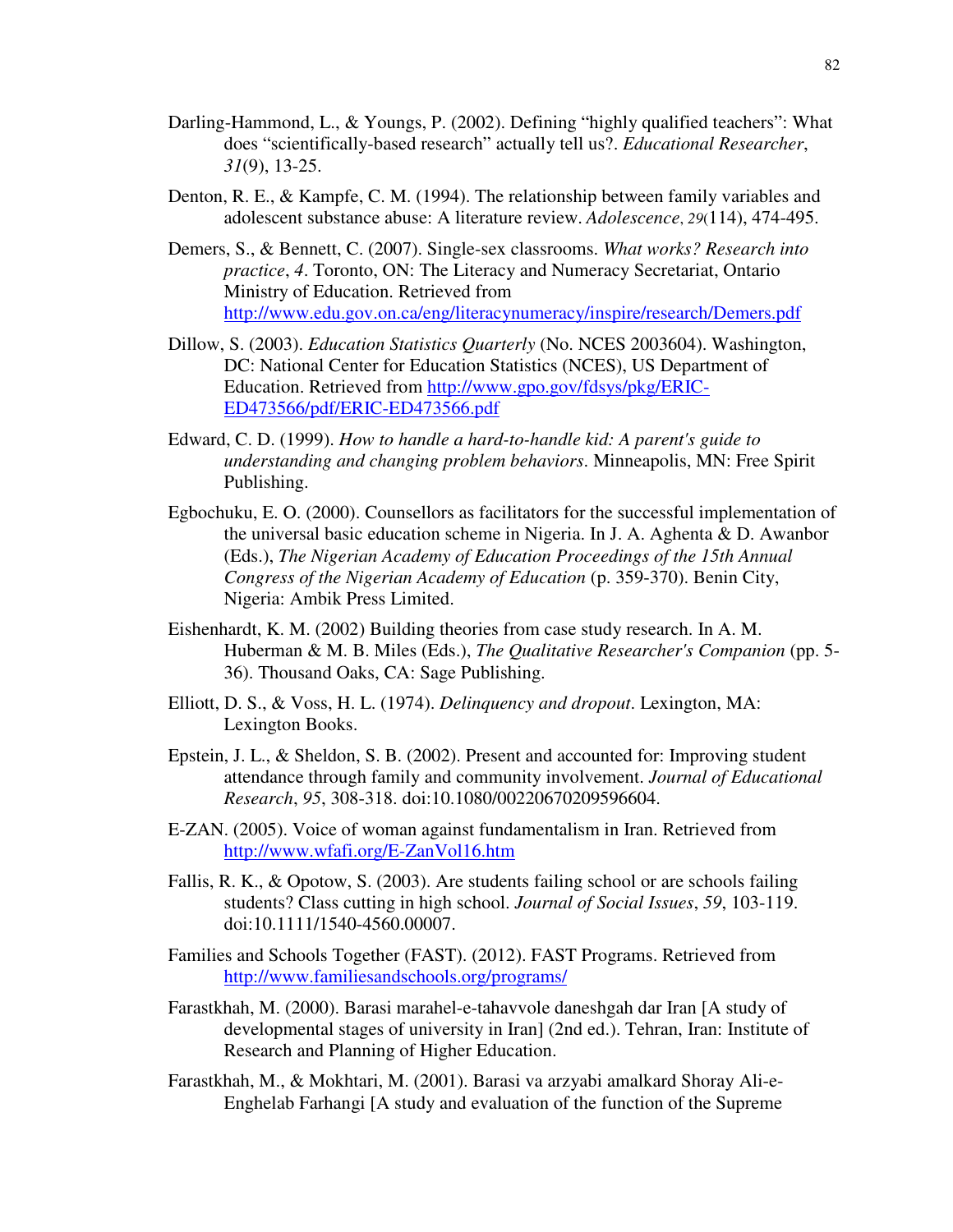Darling-Hammond, L., & Youngs, P. (2002). Defining “highly qualified teachers”: What does “scientifically-based research” actually tell us?. *Educational Researcher*, *31*(9), 13-25.

Denton, R. E., & Kampfe, C. M. (1994). The relationship between family variables and adolescent substance abuse: A literature review. *Adolescence*, *29*(114), 474-495.

Demers, S., & Bennett, C. (2007). Single-sex classrooms. *What works? Research into practice*, *4*. Toronto, ON: The Literacy and Numeracy Secretariat, Ontario Ministry of Education. Retrieved from http://www.edu.gov.on.ca/eng/literacynumeracy/inspire/research/Demers.pdf

Dillow, S. (2003). *Education Statistics Quarterly* (No. NCES 2003604). Washington, DC: National Center for Education Statistics (NCES), US Department of Education. Retrieved from http://www.gpo.gov/fdsys/pkg/ERIC-ED473566/pdf/ERIC-ED473566.pdf

Edward, C. D. (1999). *How to handle a hard-to-handle kid: A parent's guide to understanding and changing problem behaviors*. Minneapolis, MN: Free Spirit Publishing.

Egbochuku, E. O. (2000). Counsellors as facilitators for the successful implementation of the universal basic education scheme in Nigeria. In J. A. Aghenta & D. Awanbor (Eds.), *The Nigerian Academy of Education Proceedings of the 15th Annual Congress of the Nigerian Academy of Education* (p. 359-370). Benin City, Nigeria: Ambik Press Limited.

Eishenhardt, K. M. (2002) Building theories from case study research. In A. M. Huberman & M. B. Miles (Eds.), *The Qualitative Researcher's Companion* (pp. 5-36). Thousand Oaks, CA: Sage Publishing.

Elliott, D. S., & Voss, H. L. (1974). *Delinquency and dropout*. Lexington, MA: Lexington Books.

Epstein, J. L., & Sheldon, S. B. (2002). Present and accounted for: Improving student attendance through family and community involvement. *Journal of Educational Research*, *95*, 308-318. doi:10.1080/00220670209596604.

E-ZAN. (2005). Voice of woman against fundamentalism in Iran. Retrieved from http://www.wfafi.org/E-ZanVol16.htm

Fallis, R. K., & Opotow, S. (2003). Are students failing school or are schools failing students? Class cutting in high school. *Journal of Social Issues*, *59*, 103-119. doi:10.1111/1540-4560.00007.

Families and Schools Together (FAST). (2012). FAST Programs. Retrieved from http://www.familiesandschools.org/programs/

Farastkhah, M. (2000). Barasi marahel-e-tahavvole daneshgah dar Iran [A study of developmental stages of university in Iran] (2nd ed.). Tehran, Iran: Institute of Research and Planning of Higher Education.

Farastkhah, M., & Mokhtari, M. (2001). Barasi va arzyabi amalkard Shoray Ali-e-Enghelab Farhangi [A study and evaluation of the function of the Supreme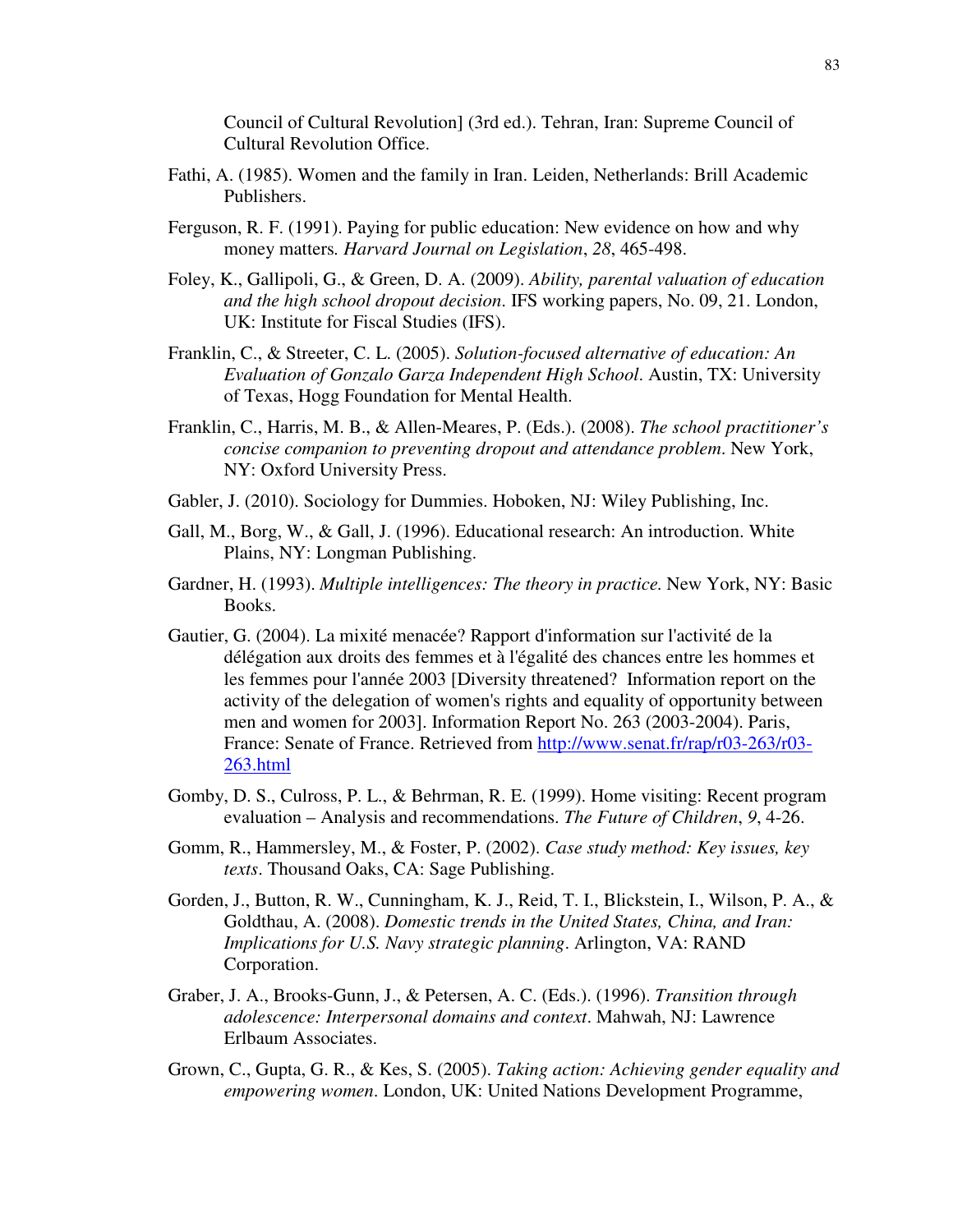Council of Cultural Revolution] (3rd ed.). Tehran, Iran: Supreme Council of Cultural Revolution Office.

Fathi, A. (1985). Women and the family in Iran. Leiden, Netherlands: Brill Academic Publishers.

Ferguson, R. F. (1991). Paying for public education: New evidence on how and why money matters. *Harvard Journal on Legislation*, *28*, 465-498.

Foley, K., Gallipoli, G., & Green, D. A. (2009). *Ability, parental valuation of education and the high school dropout decision*. IFS working papers, No. 09, 21. London, UK: Institute for Fiscal Studies (IFS).

Franklin, C., & Streeter, C. L. (2005). *Solution-focused alternative of education: An Evaluation of Gonzalo Garza Independent High School*. Austin, TX: University of Texas, Hogg Foundation for Mental Health.

Franklin, C., Harris, M. B., & Allen-Meares, P. (Eds.). (2008). *The school practitioner's concise companion to preventing dropout and attendance problem*. New York, NY: Oxford University Press.

Gabler, J. (2010). Sociology for Dummies. Hoboken, NJ: Wiley Publishing, Inc.

Gall, M., Borg, W., & Gall, J. (1996). Educational research: An introduction. White Plains, NY: Longman Publishing.

Gardner, H. (1993). *Multiple intelligences: The theory in practice.* New York, NY: Basic Books.

Gautier, G. (2004). La mixité menacée? Rapport d'information sur l'activité de la délégation aux droits des femmes et à l'égalité des chances entre les hommes et les femmes pour l'année 2003 [Diversity threatened? Information report on the activity of the delegation of women's rights and equality of opportunity between men and women for 2003]. Information Report No. 263 (2003-2004). Paris, France: Senate of France. Retrieved from http://www.senat.fr/rap/r03-263/r03-263.html

Gomby, D. S., Culross, P. L., & Behrman, R. E. (1999). Home visiting: Recent program evaluation – Analysis and recommendations. *The Future of Children*, *9*, 4-26.

Gomm, R., Hammersley, M., & Foster, P. (2002). *Case study method: Key issues, key texts*. Thousand Oaks, CA: Sage Publishing.

Gorden, J., Button, R. W., Cunningham, K. J., Reid, T. I., Blickstein, I., Wilson, P. A., & Goldthau, A. (2008). *Domestic trends in the United States, China, and Iran: Implications for U.S. Navy strategic planning*. Arlington, VA: RAND Corporation.

Graber, J. A., Brooks-Gunn, J., & Petersen, A. C. (Eds.). (1996). *Transition through adolescence: Interpersonal domains and context*. Mahwah, NJ: Lawrence Erlbaum Associates.

Grown, C., Gupta, G. R., & Kes, S. (2005). *Taking action: Achieving gender equality and empowering women*. London, UK: United Nations Development Programme,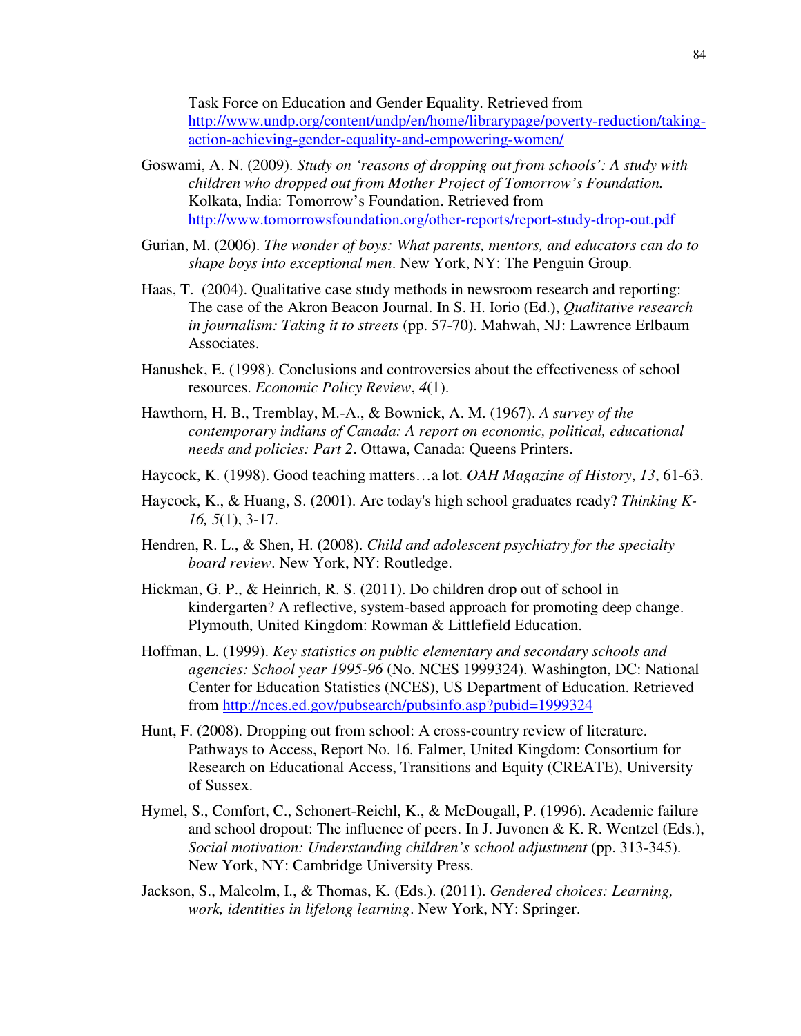Task Force on Education and Gender Equality. Retrieved from http://www.undp.org/content/undp/en/home/librarypage/poverty-reduction/taking-action-achieving-gender-equality-and-empowering-women/

Goswami, A. N. (2009). *Study on 'reasons of dropping out from schools': A study with children who dropped out from Mother Project of Tomorrow's Foundation.* Kolkata, India: Tomorrow's Foundation. Retrieved from http://www.tomorrowsfoundation.org/other-reports/report-study-drop-out.pdf

Gurian, M. (2006). *The wonder of boys: What parents, mentors, and educators can do to shape boys into exceptional men*. New York, NY: The Penguin Group.

Haas, T. (2004). Qualitative case study methods in newsroom research and reporting: The case of the Akron Beacon Journal. In S. H. Iorio (Ed.), *Qualitative research in journalism: Taking it to streets* (pp. 57-70). Mahwah, NJ: Lawrence Erlbaum Associates.

Hanushek, E. (1998). Conclusions and controversies about the effectiveness of school resources. *Economic Policy Review*, *4*(1).

Hawthorn, H. B., Tremblay, M.-A., & Bownick, A. M. (1967). *A survey of the contemporary indians of Canada: A report on economic, political, educational needs and policies: Part 2*. Ottawa, Canada: Queens Printers.

Haycock, K. (1998). Good teaching matters…a lot. *OAH Magazine of History*, *13*, 61-63.

Haycock, K., & Huang, S. (2001). Are today's high school graduates ready? *Thinking K-16, 5*(1), 3-17.

Hendren, R. L., & Shen, H. (2008). *Child and adolescent psychiatry for the specialty board review*. New York, NY: Routledge.

Hickman, G. P., & Heinrich, R. S. (2011). Do children drop out of school in kindergarten? A reflective, system-based approach for promoting deep change. Plymouth, United Kingdom: Rowman & Littlefield Education.

Hoffman, L. (1999). *Key statistics on public elementary and secondary schools and agencies: School year 1995-96* (No. NCES 1999324). Washington, DC: National Center for Education Statistics (NCES), US Department of Education. Retrieved from http://nces.ed.gov/pubsearch/pubsinfo.asp?pubid=1999324

Hunt, F. (2008). Dropping out from school: A cross-country review of literature. Pathways to Access, Report No. 16*.* Falmer, United Kingdom: Consortium for Research on Educational Access, Transitions and Equity (CREATE), University of Sussex.

Hymel, S., Comfort, C., Schonert-Reichl, K., & McDougall, P. (1996). Academic failure and school dropout: The influence of peers. In J. Juvonen & K. R. Wentzel (Eds.), *Social motivation: Understanding children's school adjustment* (pp. 313-345). New York, NY: Cambridge University Press.

Jackson, S., Malcolm, I., & Thomas, K. (Eds.). (2011). *Gendered choices: Learning, work, identities in lifelong learning*. New York, NY: Springer.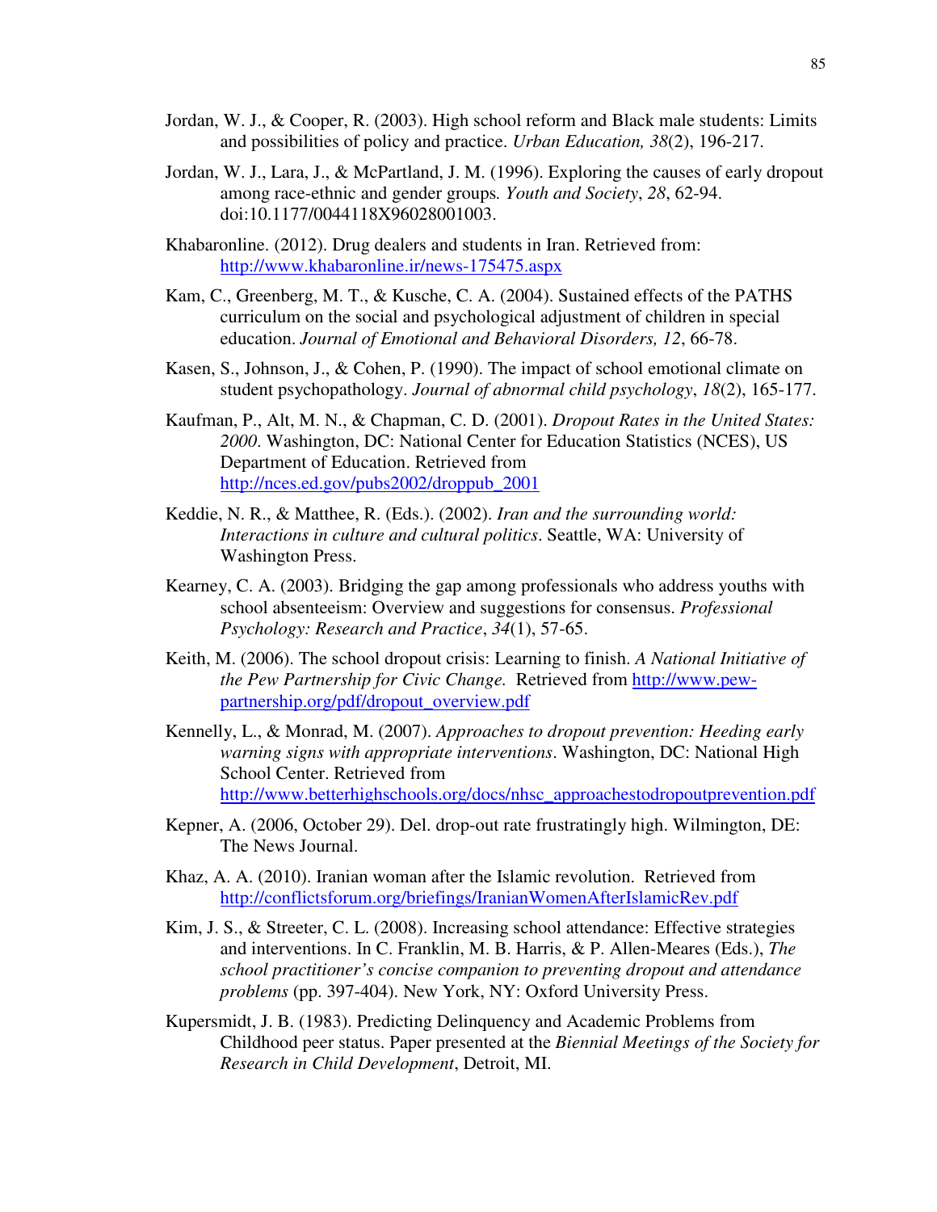Jordan, W. J., & Cooper, R. (2003). High school reform and Black male students: Limits and possibilities of policy and practice. *Urban Education, 38*(2), 196-217.

Jordan, W. J., Lara, J., & McPartland, J. M. (1996). Exploring the causes of early dropout among race-ethnic and gender groups*. Youth and Society*, *28*, 62-94. doi:10.1177/0044118X96028001003.

Khabaronline. (2012). Drug dealers and students in Iran. Retrieved from: http://www.khabaronline.ir/news-175475.aspx

Kam, C., Greenberg, M. T., & Kusche, C. A. (2004). Sustained effects of the PATHS curriculum on the social and psychological adjustment of children in special education. *Journal of Emotional and Behavioral Disorders, 12*, 66-78.

Kasen, S., Johnson, J., & Cohen, P. (1990). The impact of school emotional climate on student psychopathology. *Journal of abnormal child psychology*, *18*(2), 165-177.

Kaufman, P., Alt, M. N., & Chapman, C. D. (2001). *Dropout Rates in the United States: 2000*. Washington, DC: National Center for Education Statistics (NCES), US Department of Education. Retrieved from http://nces.ed.gov/pubs2002/droppub_2001

Keddie, N. R., & Matthee, R. (Eds.). (2002). *Iran and the surrounding world: Interactions in culture and cultural politics*. Seattle, WA: University of Washington Press.

Kearney, C. A. (2003). Bridging the gap among professionals who address youths with school absenteeism: Overview and suggestions for consensus. *Professional Psychology: Research and Practice*, *34*(1), 57-65.

Keith, M. (2006). The school dropout crisis: Learning to finish. *A National Initiative of the Pew Partnership for Civic Change.* Retrieved from http://www.pew-partnership.org/pdf/dropout_overview.pdf

Kennelly, L., & Monrad, M. (2007). *Approaches to dropout prevention: Heeding early warning signs with appropriate interventions*. Washington, DC: National High School Center. Retrieved from http://www.betterhighschools.org/docs/nhsc_approachestodropoutprevention.pdf

Kepner, A. (2006, October 29). Del. drop-out rate frustratingly high. Wilmington, DE: The News Journal.

Khaz, A. A. (2010). Iranian woman after the Islamic revolution. Retrieved from http://conflictsforum.org/briefings/IranianWomenAfterIslamicRev.pdf

Kim, J. S., & Streeter, C. L. (2008). Increasing school attendance: Effective strategies and interventions. In C. Franklin, M. B. Harris, & P. Allen-Meares (Eds.), *The school practitioner's concise companion to preventing dropout and attendance problems* (pp. 397-404). New York, NY: Oxford University Press.

Kupersmidt, J. B. (1983). Predicting Delinquency and Academic Problems from Childhood peer status. Paper presented at the *Biennial Meetings of the Society for Research in Child Development*, Detroit, MI.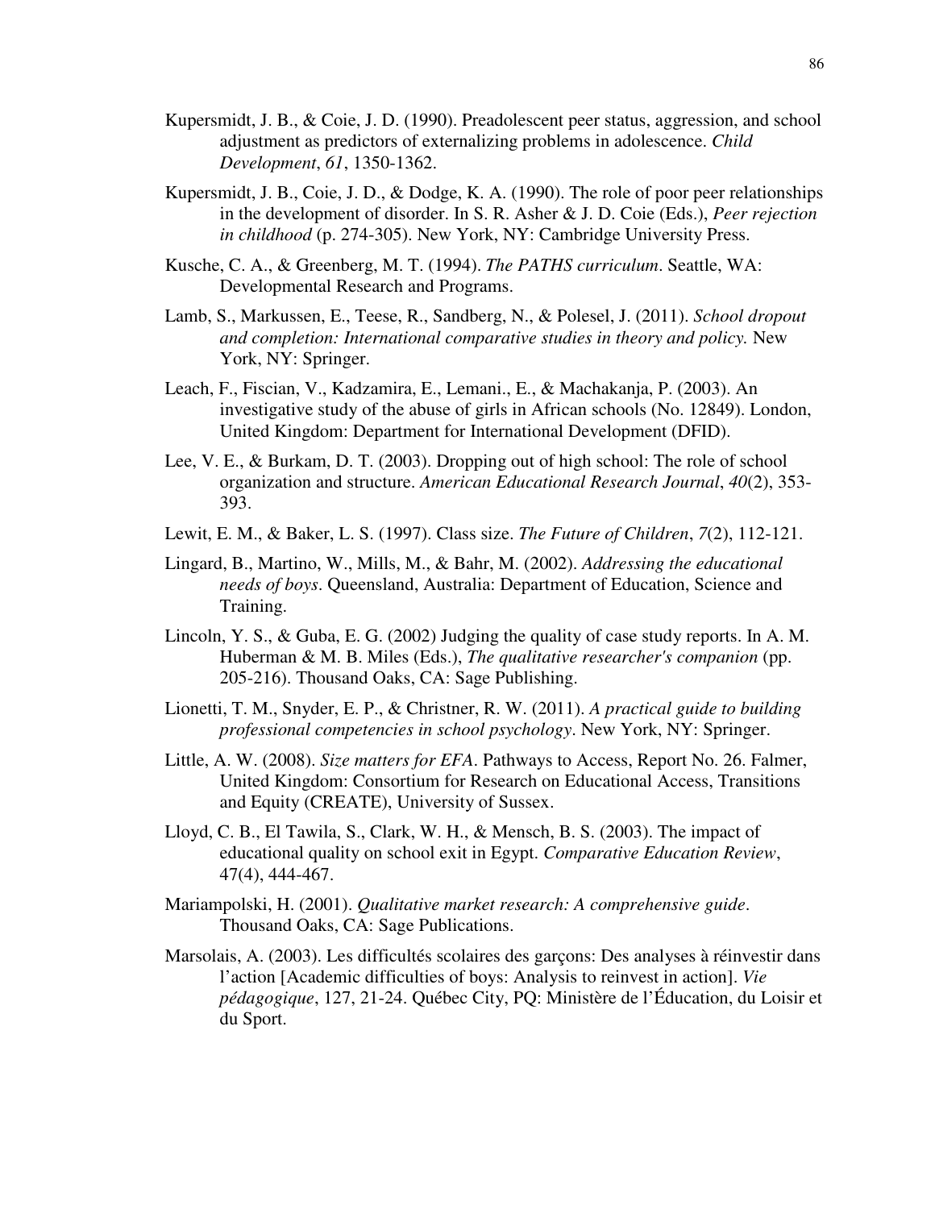Kupersmidt, J. B., & Coie, J. D. (1990). Preadolescent peer status, aggression, and school adjustment as predictors of externalizing problems in adolescence. *Child Development*, *61*, 1350-1362.

Kupersmidt, J. B., Coie, J. D., & Dodge, K. A. (1990). The role of poor peer relationships in the development of disorder. In S. R. Asher & J. D. Coie (Eds.), *Peer rejection in childhood* (p. 274-305). New York, NY: Cambridge University Press.

Kusche, C. A., & Greenberg, M. T. (1994). *The PATHS curriculum*. Seattle, WA: Developmental Research and Programs.

Lamb, S., Markussen, E., Teese, R., Sandberg, N., & Polesel, J. (2011). *School dropout and completion: International comparative studies in theory and policy.* New York, NY: Springer.

Leach, F., Fiscian, V., Kadzamira, E., Lemani., E., & Machakanja, P. (2003). An investigative study of the abuse of girls in African schools (No. 12849). London, United Kingdom: Department for International Development (DFID).

Lee, V. E., & Burkam, D. T. (2003). Dropping out of high school: The role of school organization and structure. *American Educational Research Journal*, *40*(2), 353-393.

Lewit, E. M., & Baker, L. S. (1997). Class size. *The Future of Children*, *7*(2), 112-121.

Lingard, B., Martino, W., Mills, M., & Bahr, M. (2002). *Addressing the educational needs of boys*. Queensland, Australia: Department of Education, Science and Training.

Lincoln, Y. S., & Guba, E. G. (2002) Judging the quality of case study reports. In A. M. Huberman & M. B. Miles (Eds.), *The qualitative researcher's companion* (pp. 205-216). Thousand Oaks, CA: Sage Publishing.

Lionetti, T. M., Snyder, E. P., & Christner, R. W. (2011). *A practical guide to building professional competencies in school psychology*. New York, NY: Springer.

Little, A. W. (2008). *Size matters for EFA*. Pathways to Access, Report No. 26. Falmer, United Kingdom: Consortium for Research on Educational Access, Transitions and Equity (CREATE), University of Sussex.

Lloyd, C. B., El Tawila, S., Clark, W. H., & Mensch, B. S. (2003). The impact of educational quality on school exit in Egypt. *Comparative Education Review*, 47(4), 444-467.

Mariampolski, H. (2001). *Qualitative market research: A comprehensive guide*. Thousand Oaks, CA: Sage Publications.

Marsolais, A. (2003). Les difficultés scolaires des garçons: Des analyses à réinvestir dans l'action [Academic difficulties of boys: Analysis to reinvest in action]. *Vie pédagogique*, 127, 21-24. Québec City, PQ: Ministère de l'Éducation, du Loisir et du Sport.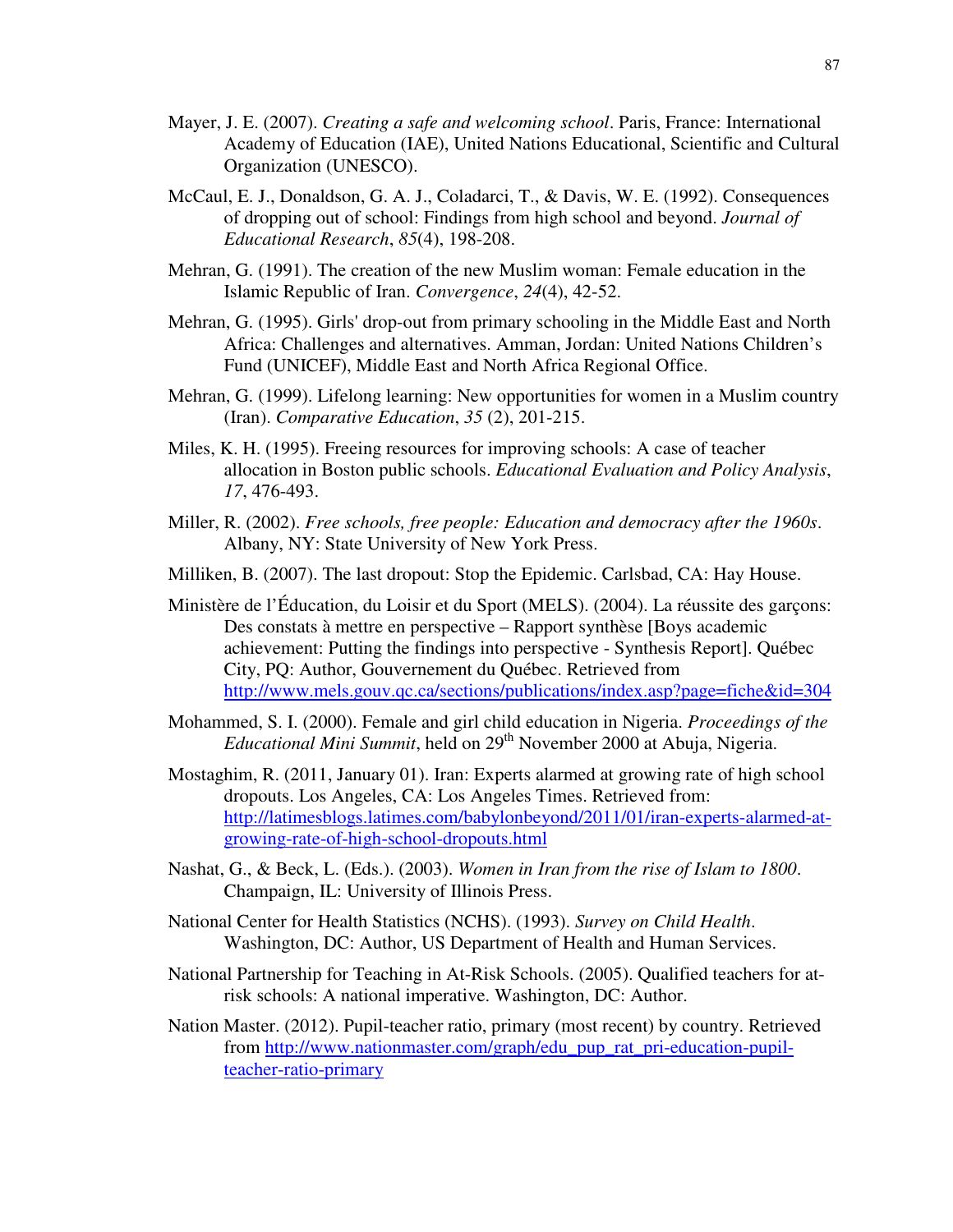Mayer, J. E. (2007). *Creating a safe and welcoming school*. Paris, France: International Academy of Education (IAE), United Nations Educational, Scientific and Cultural Organization (UNESCO).

McCaul, E. J., Donaldson, G. A. J., Coladarci, T., & Davis, W. E. (1992). Consequences of dropping out of school: Findings from high school and beyond. *Journal of Educational Research*, *85*(4), 198-208.

Mehran, G. (1991). The creation of the new Muslim woman: Female education in the Islamic Republic of Iran. *Convergence*, *24*(4), 42-52.

Mehran, G. (1995). Girls' drop-out from primary schooling in the Middle East and North Africa: Challenges and alternatives. Amman, Jordan: United Nations Children's Fund (UNICEF), Middle East and North Africa Regional Office.

Mehran, G. (1999). Lifelong learning: New opportunities for women in a Muslim country (Iran). *Comparative Education*, *35* (2), 201-215.

Miles, K. H. (1995). Freeing resources for improving schools: A case of teacher allocation in Boston public schools. *Educational Evaluation and Policy Analysis*, *17*, 476-493.

Miller, R. (2002). *Free schools, free people: Education and democracy after the 1960s*. Albany, NY: State University of New York Press.

Milliken, B. (2007). The last dropout: Stop the Epidemic. Carlsbad, CA: Hay House.

Ministère de l'Éducation, du Loisir et du Sport (MELS). (2004). La réussite des garçons: Des constats à mettre en perspective – Rapport synthèse [Boys academic achievement: Putting the findings into perspective - Synthesis Report]. Québec City, PQ: Author, Gouvernement du Québec. Retrieved from http://www.mels.gouv.qc.ca/sections/publications/index.asp?page=fiche&id=304

Mohammed, S. I. (2000). Female and girl child education in Nigeria. *Proceedings of the Educational Mini Summit*, held on 29th November 2000 at Abuja, Nigeria.

Mostaghim, R. (2011, January 01). Iran: Experts alarmed at growing rate of high school dropouts. Los Angeles, CA: Los Angeles Times. Retrieved from: http://latimesblogs.latimes.com/babylonbeyond/2011/01/iran-experts-alarmed-at-growing-rate-of-high-school-dropouts.html

Nashat, G., & Beck, L. (Eds.). (2003). *Women in Iran from the rise of Islam to 1800*. Champaign, IL: University of Illinois Press.

National Center for Health Statistics (NCHS). (1993). *Survey on Child Health*. Washington, DC: Author, US Department of Health and Human Services.

National Partnership for Teaching in At-Risk Schools. (2005). Qualified teachers for at-risk schools: A national imperative. Washington, DC: Author.

Nation Master. (2012). Pupil-teacher ratio, primary (most recent) by country. Retrieved from http://www.nationmaster.com/graph/edu_pup_rat_pri-education-pupil-teacher-ratio-primary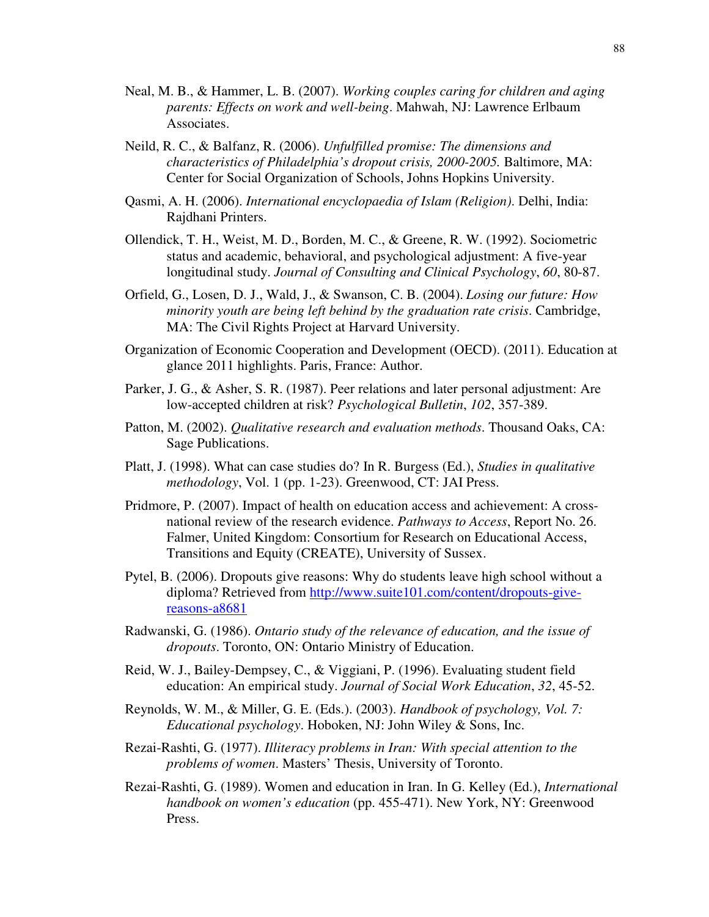Neal, M. B., & Hammer, L. B. (2007). *Working couples caring for children and aging parents: Effects on work and well-being*. Mahwah, NJ: Lawrence Erlbaum Associates.

Neild, R. C., & Balfanz, R. (2006). *Unfulfilled promise: The dimensions and characteristics of Philadelphia's dropout crisis, 2000-2005.* Baltimore, MA: Center for Social Organization of Schools, Johns Hopkins University.

Qasmi, A. H. (2006). *International encyclopaedia of Islam (Religion)*. Delhi, India: Rajdhani Printers.

Ollendick, T. H., Weist, M. D., Borden, M. C., & Greene, R. W. (1992). Sociometric status and academic, behavioral, and psychological adjustment: A five-year longitudinal study. *Journal of Consulting and Clinical Psychology*, *60*, 80-87.

Orfield, G., Losen, D. J., Wald, J., & Swanson, C. B. (2004). *Losing our future: How minority youth are being left behind by the graduation rate crisis*. Cambridge, MA: The Civil Rights Project at Harvard University.

Organization of Economic Cooperation and Development (OECD). (2011). Education at glance 2011 highlights. Paris, France: Author.

Parker, J. G., & Asher, S. R. (1987). Peer relations and later personal adjustment: Are low-accepted children at risk? *Psychological Bulletin*, *102*, 357-389.

Patton, M. (2002). *Qualitative research and evaluation methods*. Thousand Oaks, CA: Sage Publications.

Platt, J. (1998). What can case studies do? In R. Burgess (Ed.), *Studies in qualitative methodology*, Vol. 1 (pp. 1-23). Greenwood, CT: JAI Press.

Pridmore, P. (2007). Impact of health on education access and achievement: A cross-national review of the research evidence. *Pathways to Access*, Report No. 26. Falmer, United Kingdom: Consortium for Research on Educational Access, Transitions and Equity (CREATE), University of Sussex.

Pytel, B. (2006). Dropouts give reasons: Why do students leave high school without a diploma? Retrieved from http://www.suite101.com/content/dropouts-give-reasons-a8681

Radwanski, G. (1986). *Ontario study of the relevance of education, and the issue of dropouts*. Toronto, ON: Ontario Ministry of Education.

Reid, W. J., Bailey-Dempsey, C., & Viggiani, P. (1996). Evaluating student field education: An empirical study. *Journal of Social Work Education*, *32*, 45-52.

Reynolds, W. M., & Miller, G. E. (Eds.). (2003). *Handbook of psychology, Vol. 7: Educational psychology*. Hoboken, NJ: John Wiley & Sons, Inc.

Rezai-Rashti, G. (1977). *Illiteracy problems in Iran: With special attention to the problems of women*. Masters' Thesis, University of Toronto.

Rezai-Rashti, G. (1989). Women and education in Iran. In G. Kelley (Ed.), *International handbook on women's education* (pp. 455-471). New York, NY: Greenwood Press.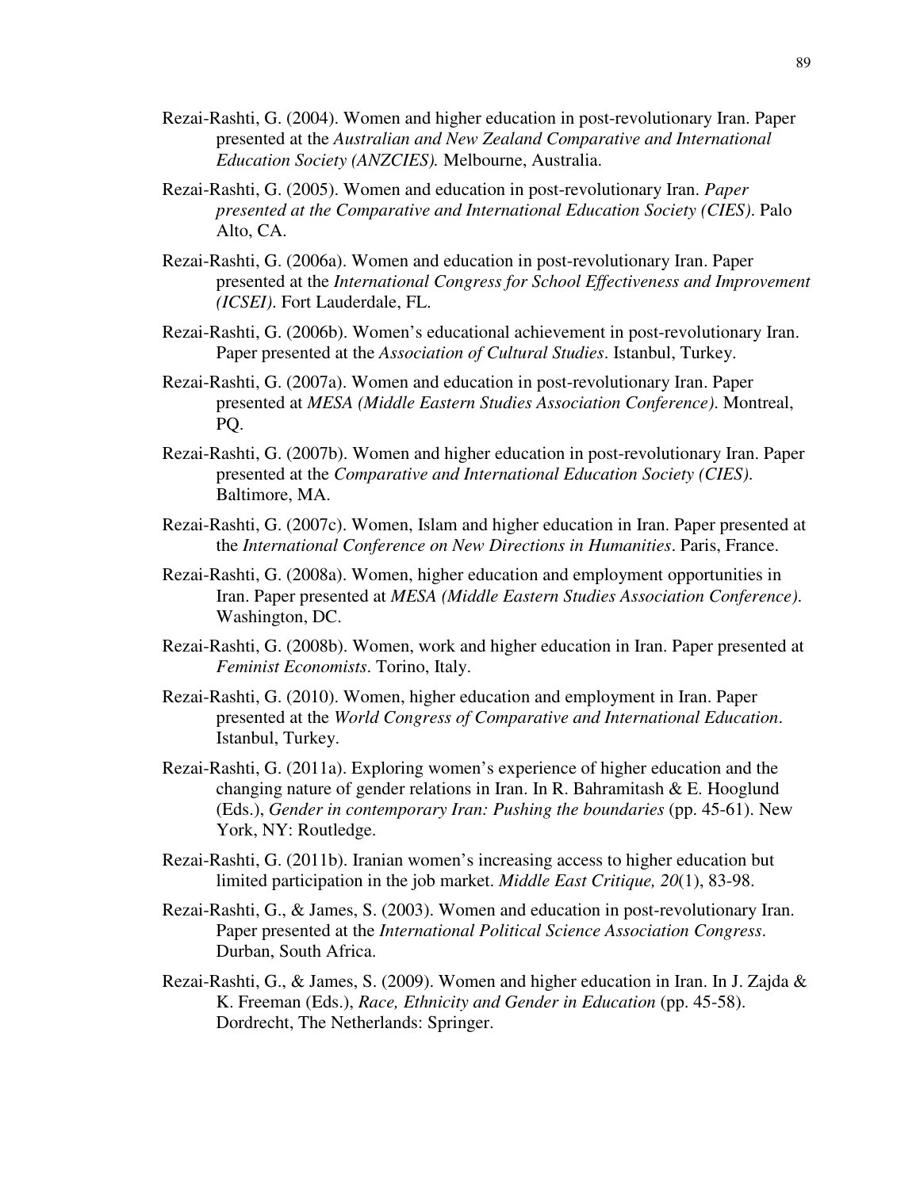Rezai-Rashti, G. (2004). Women and higher education in post-revolutionary Iran. Paper presented at the *Australian and New Zealand Comparative and International Education Society (ANZCIES).* Melbourne, Australia.

Rezai-Rashti, G. (2005). Women and education in post-revolutionary Iran. *Paper presented at the Comparative and International Education Society (CIES)*. Palo Alto, CA.

Rezai-Rashti, G. (2006a). Women and education in post-revolutionary Iran. Paper presented at the *International Congress for School Effectiveness and Improvement (ICSEI)*. Fort Lauderdale, FL.

Rezai-Rashti, G. (2006b). Women's educational achievement in post-revolutionary Iran. Paper presented at the *Association of Cultural Studies*. Istanbul, Turkey.

Rezai-Rashti, G. (2007a). Women and education in post-revolutionary Iran. Paper presented at *MESA (Middle Eastern Studies Association Conference)*. Montreal, PQ.

Rezai-Rashti, G. (2007b). Women and higher education in post-revolutionary Iran. Paper presented at the *Comparative and International Education Society (CIES)*. Baltimore, MA.

Rezai-Rashti, G. (2007c). Women, Islam and higher education in Iran. Paper presented at the *International Conference on New Directions in Humanities*. Paris, France.

Rezai-Rashti, G. (2008a). Women, higher education and employment opportunities in Iran. Paper presented at *MESA (Middle Eastern Studies Association Conference)*. Washington, DC.

Rezai-Rashti, G. (2008b). Women, work and higher education in Iran. Paper presented at *Feminist Economists*. Torino, Italy.

Rezai-Rashti, G. (2010). Women, higher education and employment in Iran. Paper presented at the *World Congress of Comparative and International Education*. Istanbul, Turkey.

Rezai-Rashti, G. (2011a). Exploring women's experience of higher education and the changing nature of gender relations in Iran. In R. Bahramitash & E. Hooglund (Eds.), *Gender in contemporary Iran: Pushing the boundaries* (pp. 45-61). New York, NY: Routledge.

Rezai-Rashti, G. (2011b). Iranian women's increasing access to higher education but limited participation in the job market. *Middle East Critique, 20*(1), 83-98.

Rezai-Rashti, G., & James, S. (2003). Women and education in post-revolutionary Iran. Paper presented at the *International Political Science Association Congress*. Durban, South Africa.

Rezai-Rashti, G., & James, S. (2009). Women and higher education in Iran. In J. Zajda & K. Freeman (Eds.), *Race, Ethnicity and Gender in Education* (pp. 45-58). Dordrecht, The Netherlands: Springer.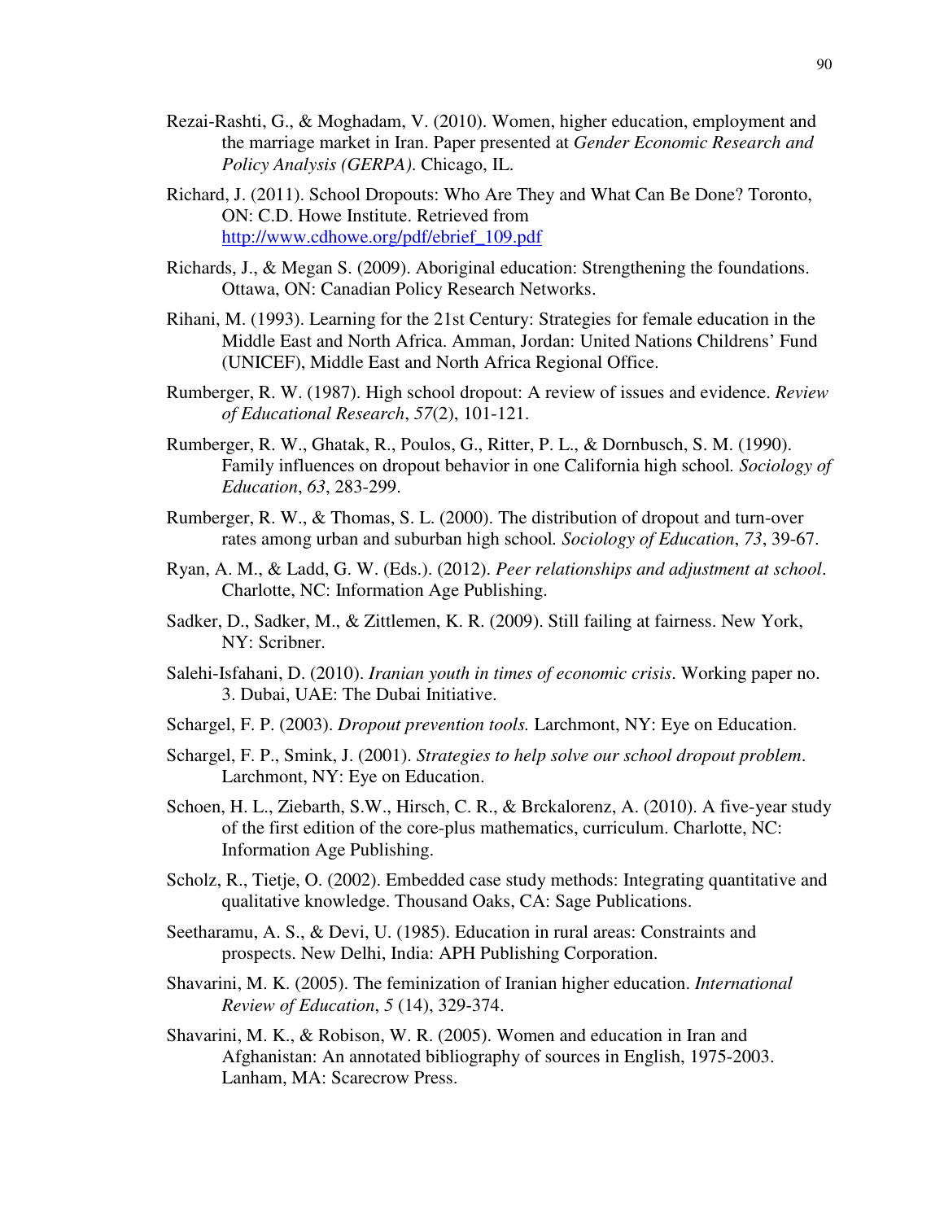Rezai-Rashti, G., & Moghadam, V. (2010). Women, higher education, employment and the marriage market in Iran. Paper presented at *Gender Economic Research and Policy Analysis (GERPA)*. Chicago, IL.

Richard, J. (2011). School Dropouts: Who Are They and What Can Be Done? Toronto, ON: C.D. Howe Institute. Retrieved from http://www.cdhowe.org/pdf/ebrief_109.pdf

Richards, J., & Megan S. (2009). Aboriginal education: Strengthening the foundations. Ottawa, ON: Canadian Policy Research Networks.

Rihani, M. (1993). Learning for the 21st Century: Strategies for female education in the Middle East and North Africa. Amman, Jordan: United Nations Childrens' Fund (UNICEF), Middle East and North Africa Regional Office.

Rumberger, R. W. (1987). High school dropout: A review of issues and evidence. *Review of Educational Research*, *57*(2), 101-121.

Rumberger, R. W., Ghatak, R., Poulos, G., Ritter, P. L., & Dornbusch, S. M. (1990). Family influences on dropout behavior in one California high school. *Sociology of Education*, *63*, 283-299.

Rumberger, R. W., & Thomas, S. L. (2000). The distribution of dropout and turn-over rates among urban and suburban high school. *Sociology of Education*, *73*, 39-67.

Ryan, A. M., & Ladd, G. W. (Eds.). (2012). *Peer relationships and adjustment at school*. Charlotte, NC: Information Age Publishing.

Sadker, D., Sadker, M., & Zittlemen, K. R. (2009). Still failing at fairness. New York, NY: Scribner.

Salehi-Isfahani, D. (2010). *Iranian youth in times of economic crisis*. Working paper no. 3. Dubai, UAE: The Dubai Initiative.

Schargel, F. P. (2003). *Dropout prevention tools.* Larchmont, NY: Eye on Education.

Schargel, F. P., Smink, J. (2001). *Strategies to help solve our school dropout problem*. Larchmont, NY: Eye on Education.

Schoen, H. L., Ziebarth, S.W., Hirsch, C. R., & Brckalorenz, A. (2010). A five-year study of the first edition of the core-plus mathematics, curriculum. Charlotte, NC: Information Age Publishing.

Scholz, R., Tietje, O. (2002). Embedded case study methods: Integrating quantitative and qualitative knowledge. Thousand Oaks, CA: Sage Publications.

Seetharamu, A. S., & Devi, U. (1985). Education in rural areas: Constraints and prospects. New Delhi, India: APH Publishing Corporation.

Shavarini, M. K. (2005). The feminization of Iranian higher education. *International Review of Education*, *5* (14), 329-374.

Shavarini, M. K., & Robison, W. R. (2005). Women and education in Iran and Afghanistan: An annotated bibliography of sources in English, 1975-2003. Lanham, MA: Scarecrow Press.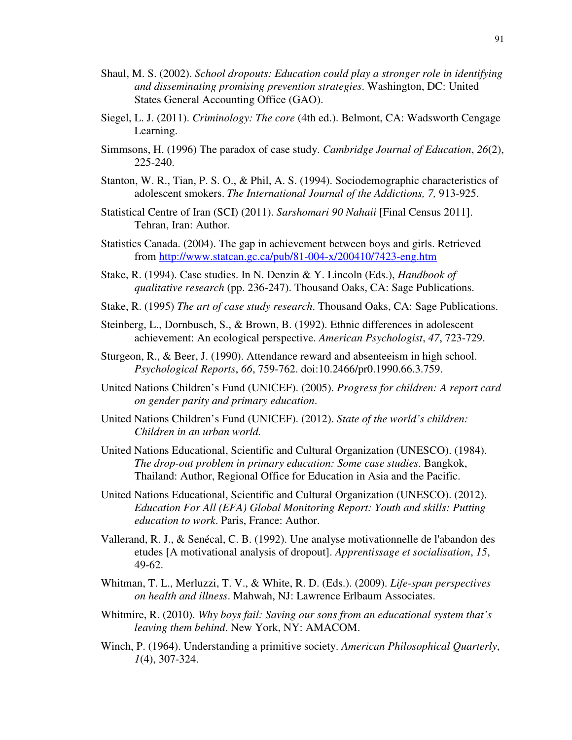Shaul, M. S. (2002). *School dropouts: Education could play a stronger role in identifying and disseminating promising prevention strategies*. Washington, DC: United States General Accounting Office (GAO).

Siegel, L. J. (2011). *Criminology: The core* (4th ed.). Belmont, CA: Wadsworth Cengage Learning.

Simmsons, H. (1996) The paradox of case study. *Cambridge Journal of Education*, *26*(2), 225-240.

Stanton, W. R., Tian, P. S. O., & Phil, A. S. (1994). Sociodemographic characteristics of adolescent smokers. *The International Journal of the Addictions, 7,* 913-925.

Statistical Centre of Iran (SCI) (2011). *Sarshomari 90 Nahaii* [Final Census 2011]. Tehran, Iran: Author.

Statistics Canada. (2004). The gap in achievement between boys and girls. Retrieved from http://www.statcan.gc.ca/pub/81-004-x/200410/7423-eng.htm

Stake, R. (1994). Case studies. In N. Denzin & Y. Lincoln (Eds.), *Handbook of qualitative research* (pp. 236-247). Thousand Oaks, CA: Sage Publications.

Stake, R. (1995) *The art of case study research*. Thousand Oaks, CA: Sage Publications.

Steinberg, L., Dornbusch, S., & Brown, B. (1992). Ethnic differences in adolescent achievement: An ecological perspective. *American Psychologist*, *47*, 723-729.

Sturgeon, R., & Beer, J. (1990). Attendance reward and absenteeism in high school. *Psychological Reports*, *66*, 759-762. doi:10.2466/pr0.1990.66.3.759.

United Nations Children's Fund (UNICEF). (2005). *Progress for children: A report card on gender parity and primary education*.

United Nations Children's Fund (UNICEF). (2012). *State of the world's children: Children in an urban world.*

United Nations Educational, Scientific and Cultural Organization (UNESCO). (1984). *The drop-out problem in primary education: Some case studies*. Bangkok, Thailand: Author, Regional Office for Education in Asia and the Pacific.

United Nations Educational, Scientific and Cultural Organization (UNESCO). (2012). *Education For All (EFA) Global Monitoring Report: Youth and skills: Putting education to work*. Paris, France: Author.

Vallerand, R. J., & Senécal, C. B. (1992). Une analyse motivationnelle de l'abandon des etudes [A motivational analysis of dropout]. *Apprentissage et socialisation*, *15*, 49-62.

Whitman, T. L., Merluzzi, T. V., & White, R. D. (Eds.). (2009). *Life-span perspectives on health and illness*. Mahwah, NJ: Lawrence Erlbaum Associates.

Whitmire, R. (2010). *Why boys fail: Saving our sons from an educational system that's leaving them behind*. New York, NY: AMACOM.

Winch, P. (1964). Understanding a primitive society. *American Philosophical Quarterly*, *1*(4), 307-324.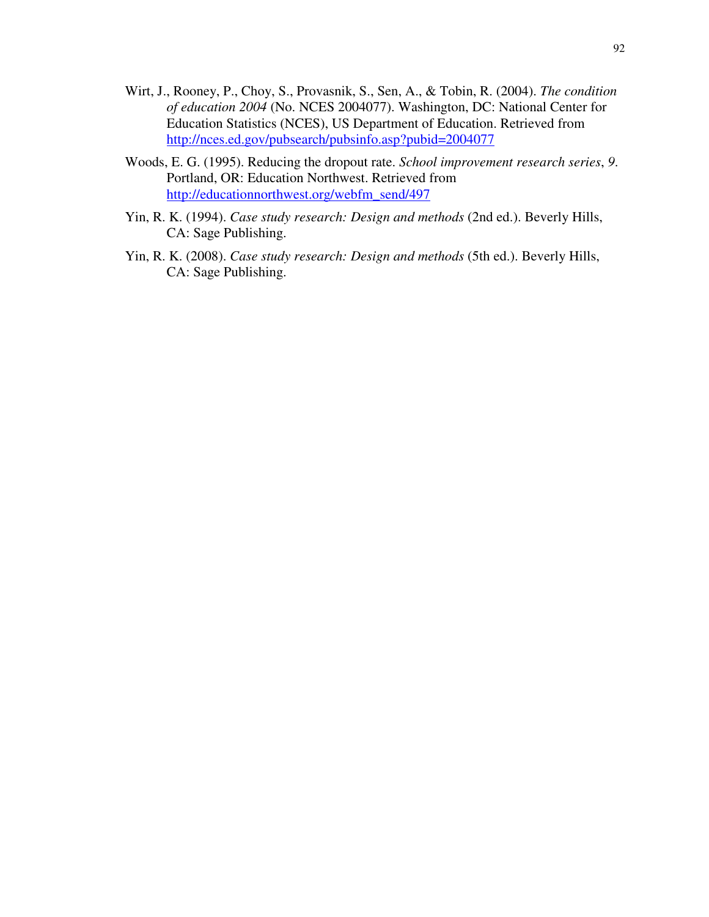Wirt, J., Rooney, P., Choy, S., Provasnik, S., Sen, A., & Tobin, R. (2004). *The condition of education 2004* (No. NCES 2004077). Washington, DC: National Center for Education Statistics (NCES), US Department of Education. Retrieved from http://nces.ed.gov/pubsearch/pubsinfo.asp?pubid=2004077

Woods, E. G. (1995). Reducing the dropout rate. *School improvement research series*, *9*. Portland, OR: Education Northwest. Retrieved from http://educationnorthwest.org/webfm_send/497

Yin, R. K. (1994). *Case study research: Design and methods* (2nd ed.). Beverly Hills, CA: Sage Publishing.

Yin, R. K. (2008). *Case study research: Design and methods* (5th ed.). Beverly Hills, CA: Sage Publishing.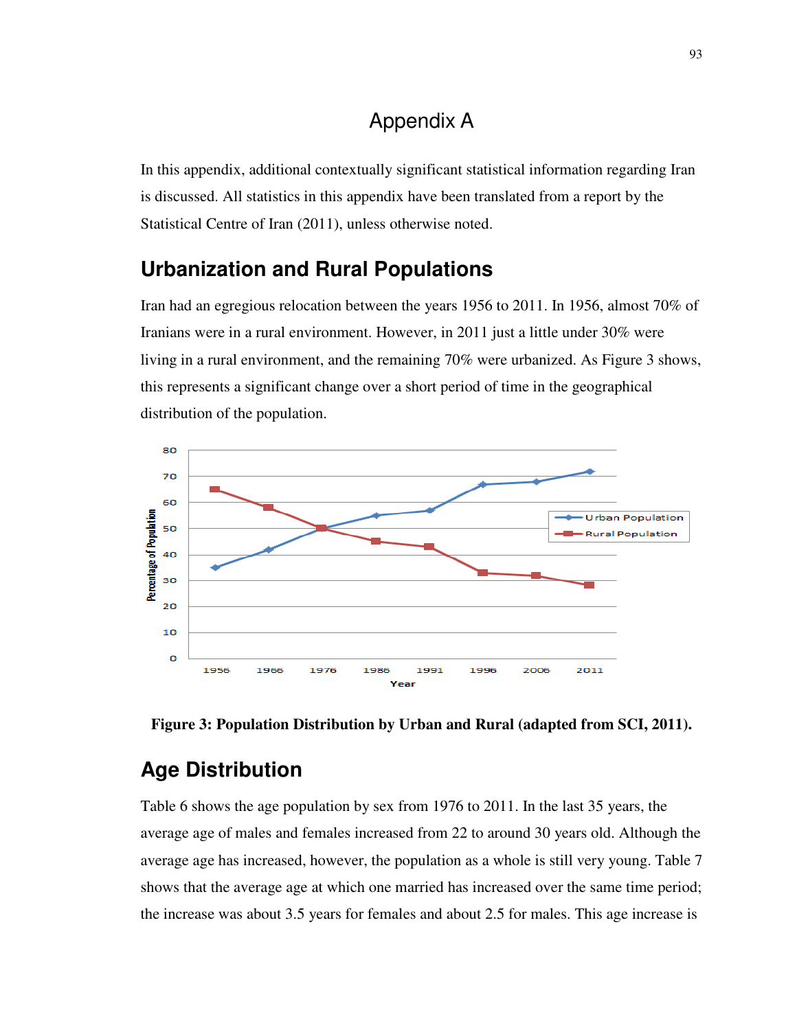// Appendix A

In this appendix, additional contextually significant statistical information regarding Iran is discussed. All statistics in this appendix have been translated from a report by the Statistical Centre of Iran (2011), unless otherwise noted.

## Urbanization and Rural Populations

Iran had an egregious relocation between the years 1956 to 2011. In 1956, almost 70% of Iranians were in a rural environment. However, in 2011 just a little under 30% were living in a rural environment, and the remaining 70% were urbanized. As Figure 3 shows, this represents a significant change over a short period of time in the geographical distribution of the population.

**Figure 3: Population Distribution by Urban and Rural (adapted from SCI, 2011).**

## Age Distribution

Table 6 shows the age population by sex from 1976 to 2011. In the last 35 years, the average age of males and females increased from 22 to around 30 years old. Although the average age has increased, however, the population as a whole is still very young. Table 7 shows that the average age at which one married has increased over the same time period; the increase was about 3.5 years for females and about 2.5 for males. This age increase is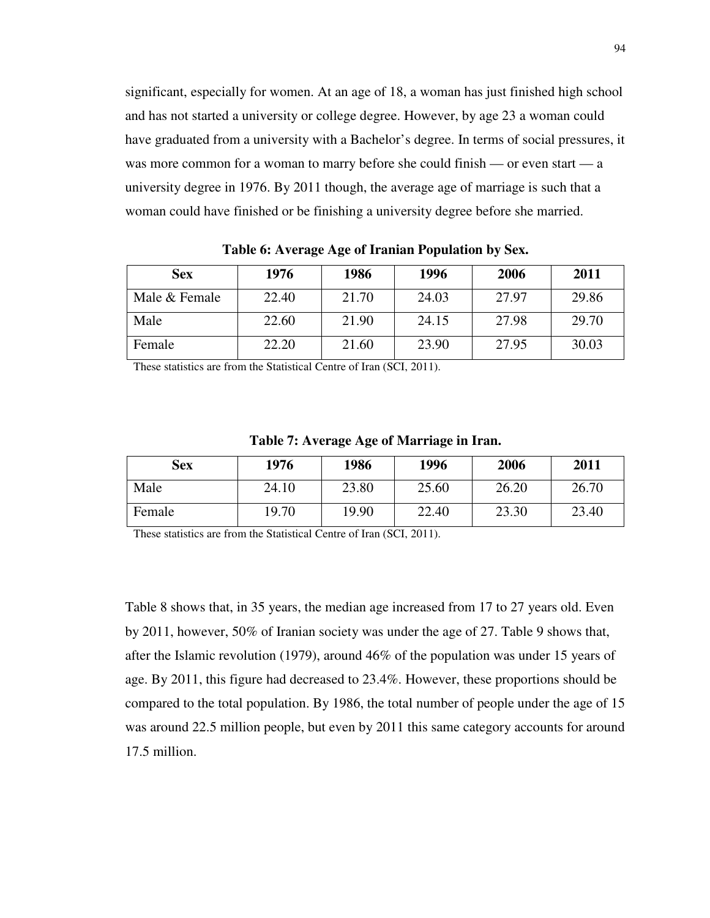significant, especially for women. At an age of 18, a woman has just finished high school and has not started a university or college degree. However, by age 23 a woman could have graduated from a university with a Bachelor's degree. In terms of social pressures, it was more common for a woman to marry before she could finish — or even start — a university degree in 1976. By 2011 though, the average age of marriage is such that a woman could have finished or be finishing a university degree before she married.

**Table 6: Average Age of Iranian Population by Sex.**

| Sex | 1976 | 1986 | 1996 | 2006 | 2011 |
|---|---|---|---|---|---|
| Male & Female | 22.40 | 21.70 | 24.03 | 27.97 | 29.86 |
| Male | 22.60 | 21.90 | 24.15 | 27.98 | 29.70 |
| Female | 22.20 | 21.60 | 23.90 | 27.95 | 30.03 |

These statistics are from the Statistical Centre of Iran (SCI, 2011).

**Table 7: Average Age of Marriage in Iran.**

| Sex | 1976 | 1986 | 1996 | 2006 | 2011 |
|---|---|---|---|---|---|
| Male | 24.10 | 23.80 | 25.60 | 26.20 | 26.70 |
| Female | 19.70 | 19.90 | 22.40 | 23.30 | 23.40 |

These statistics are from the Statistical Centre of Iran (SCI, 2011).

Table 8 shows that, in 35 years, the median age increased from 17 to 27 years old. Even by 2011, however, 50% of Iranian society was under the age of 27. Table 9 shows that, after the Islamic revolution (1979), around 46% of the population was under 15 years of age. By 2011, this figure had decreased to 23.4%. However, these proportions should be compared to the total population. By 1986, the total number of people under the age of 15 was around 22.5 million people, but even by 2011 this same category accounts for around 17.5 million.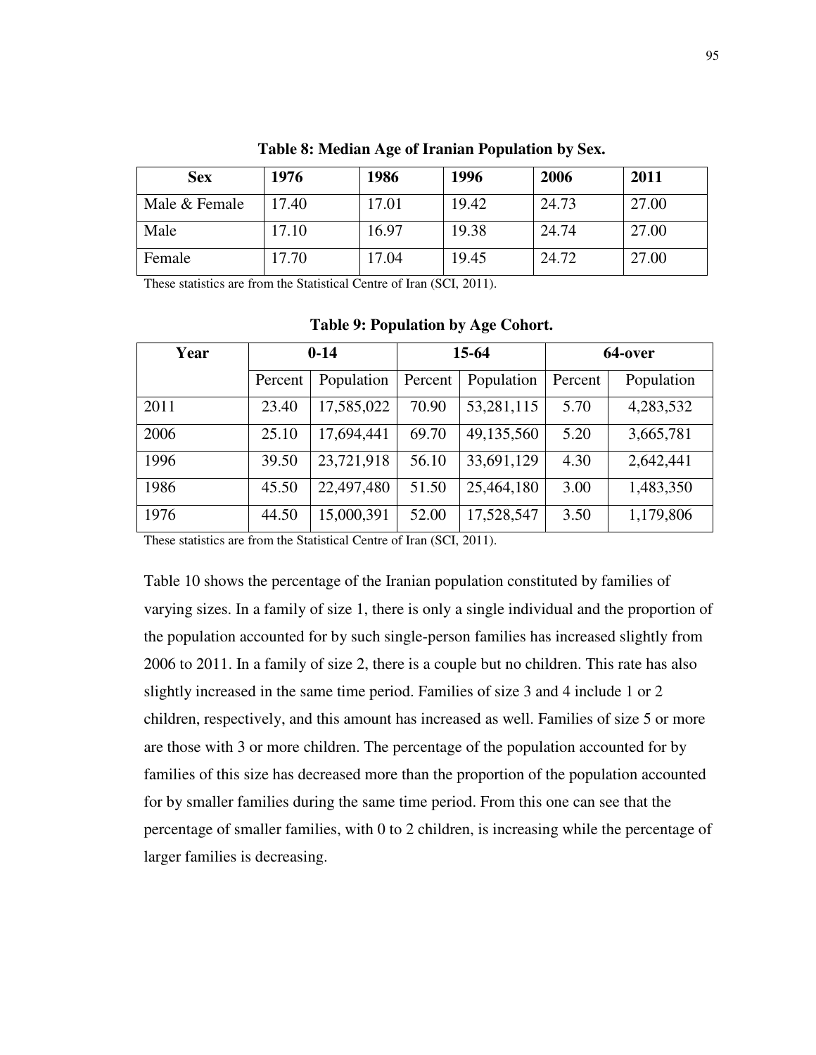**Table 8: Median Age of Iranian Population by Sex.**

| Sex | 1976 | 1986 | 1996 | 2006 | 2011 |
|---|---|---|---|---|---|
| Male & Female | 17.40 | 17.01 | 19.42 | 24.73 | 27.00 |
| Male | 17.10 | 16.97 | 19.38 | 24.74 | 27.00 |
| Female | 17.70 | 17.04 | 19.45 | 24.72 | 27.00 |

These statistics are from the Statistical Centre of Iran (SCI, 2011).

**Table 9: Population by Age Cohort.**

| Year | 0-14 | | 15-64 | | 64-over | |
|---|---|---|---|---|---|---|
| | Percent | Population | Percent | Population | Percent | Population |
| 2011 | 23.40 | 17,585,022 | 70.90 | 53,281,115 | 5.70 | 4,283,532 |
| 2006 | 25.10 | 17,694,441 | 69.70 | 49,135,560 | 5.20 | 3,665,781 |
| 1996 | 39.50 | 23,721,918 | 56.10 | 33,691,129 | 4.30 | 2,642,441 |
| 1986 | 45.50 | 22,497,480 | 51.50 | 25,464,180 | 3.00 | 1,483,350 |
| 1976 | 44.50 | 15,000,391 | 52.00 | 17,528,547 | 3.50 | 1,179,806 |

These statistics are from the Statistical Centre of Iran (SCI, 2011).

Table 10 shows the percentage of the Iranian population constituted by families of varying sizes. In a family of size 1, there is only a single individual and the proportion of the population accounted for by such single-person families has increased slightly from 2006 to 2011. In a family of size 2, there is a couple but no children. This rate has also slightly increased in the same time period. Families of size 3 and 4 include 1 or 2 children, respectively, and this amount has increased as well. Families of size 5 or more are those with 3 or more children. The percentage of the population accounted for by families of this size has decreased more than the proportion of the population accounted for by smaller families during the same time period. From this one can see that the percentage of smaller families, with 0 to 2 children, is increasing while the percentage of larger families is decreasing.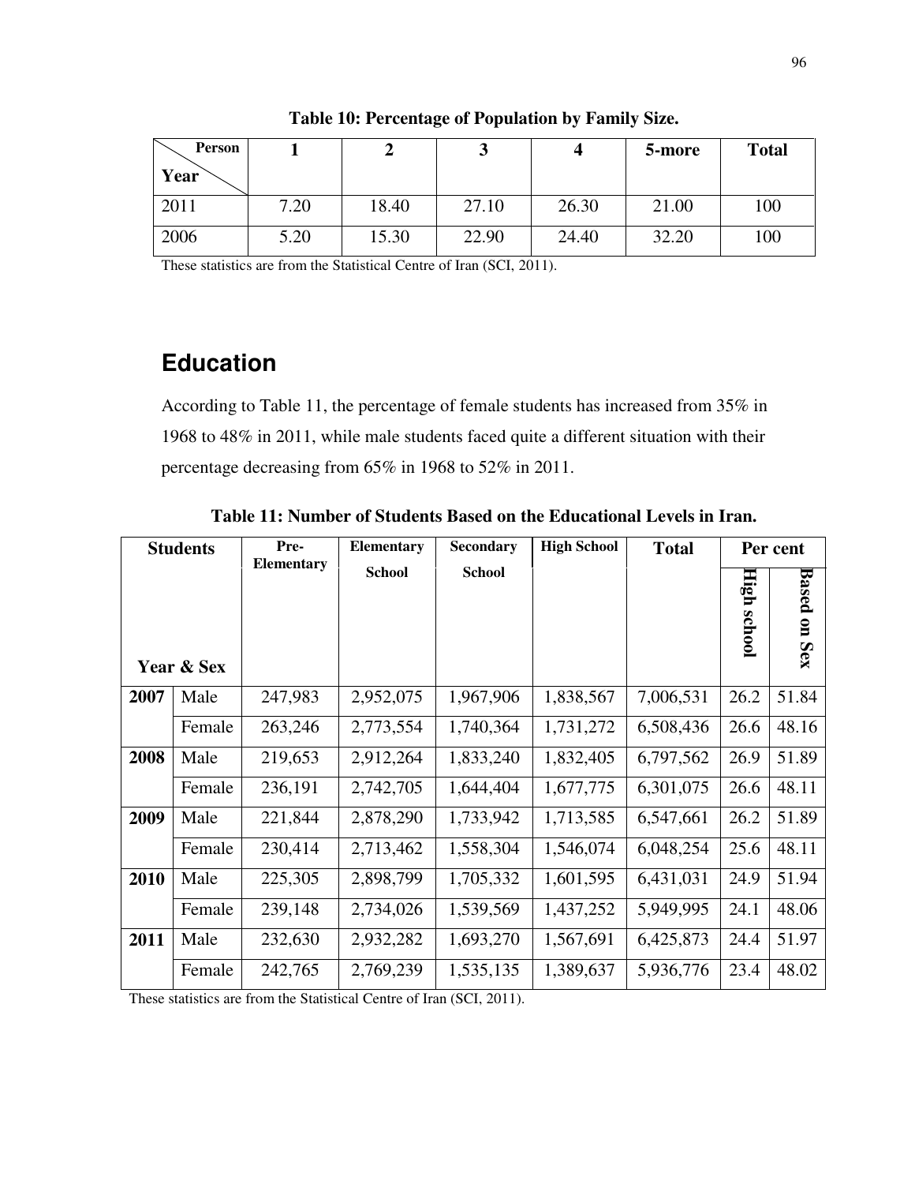**Table 10: Percentage of Population by Family Size.**

| Year \ Person | 1 | 2 | 3 | 4 | 5-more | Total |
|---|---|---|---|---|---|---|
| 2011 | 7.20 | 18.40 | 27.10 | 26.30 | 21.00 | 100 |
| 2006 | 5.20 | 15.30 | 22.90 | 24.40 | 32.20 | 100 |

These statistics are from the Statistical Centre of Iran (SCI, 2011).

## Education

According to Table 11, the percentage of female students has increased from 35% in 1968 to 48% in 2011, while male students faced quite a different situation with their percentage decreasing from 65% in 1968 to 52% in 2011.

**Table 11: Number of Students Based on the Educational Levels in Iran.**

| Students / Year & Sex | | Pre-Elementary | Elementary School | Secondary School | High School | Total | Per cent | |
|---|---|---|---|---|---|---|---|---|
| | | | | | | | High school | Based on Sex |
| 2007 | Male | 247,983 | 2,952,075 | 1,967,906 | 1,838,567 | 7,006,531 | 26.2 | 51.84 |
| | Female | 263,246 | 2,773,554 | 1,740,364 | 1,731,272 | 6,508,436 | 26.6 | 48.16 |
| 2008 | Male | 219,653 | 2,912,264 | 1,833,240 | 1,832,405 | 6,797,562 | 26.9 | 51.89 |
| | Female | 236,191 | 2,742,705 | 1,644,404 | 1,677,775 | 6,301,075 | 26.6 | 48.11 |
| 2009 | Male | 221,844 | 2,878,290 | 1,733,942 | 1,713,585 | 6,547,661 | 26.2 | 51.89 |
| | Female | 230,414 | 2,713,462 | 1,558,304 | 1,546,074 | 6,048,254 | 25.6 | 48.11 |
| 2010 | Male | 225,305 | 2,898,799 | 1,705,332 | 1,601,595 | 6,431,031 | 24.9 | 51.94 |
| | Female | 239,148 | 2,734,026 | 1,539,569 | 1,437,252 | 5,949,995 | 24.1 | 48.06 |
| 2011 | Male | 232,630 | 2,932,282 | 1,693,270 | 1,567,691 | 6,425,873 | 24.4 | 51.97 |
| | Female | 242,765 | 2,769,239 | 1,535,135 | 1,389,637 | 5,936,776 | 23.4 | 48.02 |

These statistics are from the Statistical Centre of Iran (SCI, 2011).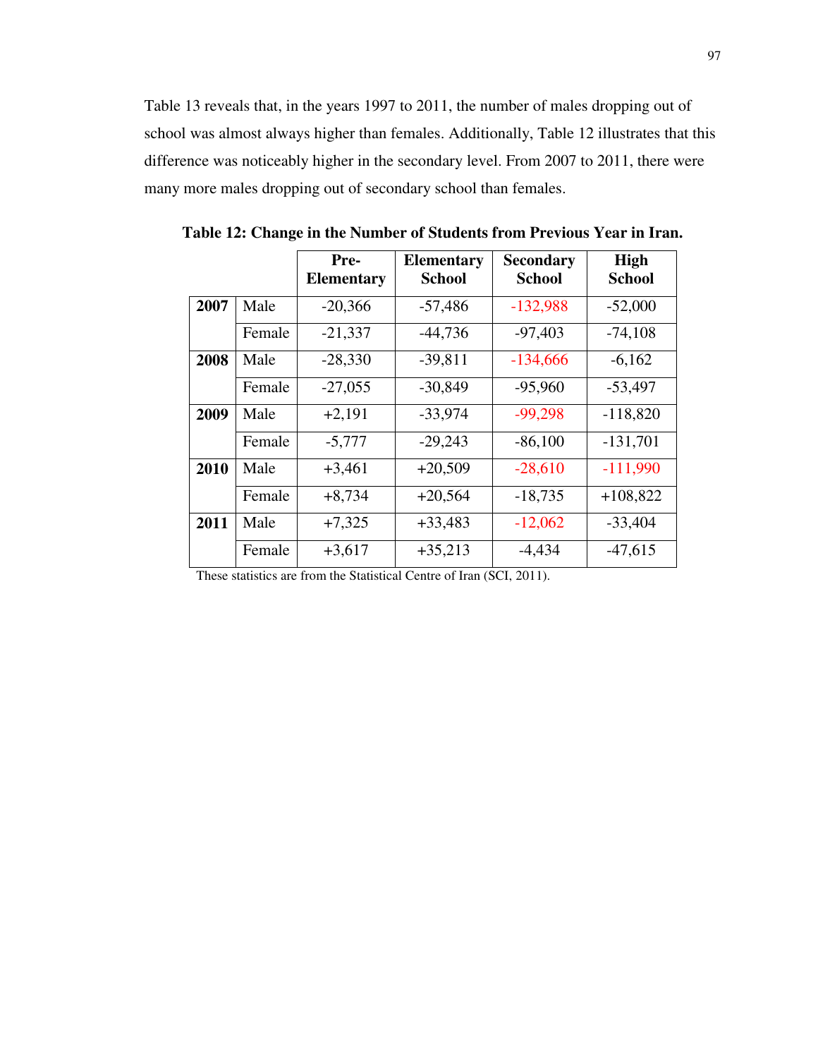Table 13 reveals that, in the years 1997 to 2011, the number of males dropping out of school was almost always higher than females. Additionally, Table 12 illustrates that this difference was noticeably higher in the secondary level. From 2007 to 2011, there were many more males dropping out of secondary school than females.

**Table 12: Change in the Number of Students from Previous Year in Iran.**

| | | Pre-Elementary | Elementary School | Secondary School | High School |
|---|---|---|---|---|---|
| **2007** | Male | -20,366 | -57,486 | -132,988 | -52,000 |
| | Female | -21,337 | -44,736 | -97,403 | -74,108 |
| **2008** | Male | -28,330 | -39,811 | -134,666 | -6,162 |
| | Female | -27,055 | -30,849 | -95,960 | -53,497 |
| **2009** | Male | +2,191 | -33,974 | -99,298 | -118,820 |
| | Female | -5,777 | -29,243 | -86,100 | -131,701 |
| **2010** | Male | +3,461 | +20,509 | -28,610 | -111,990 |
| | Female | +8,734 | +20,564 | -18,735 | +108,822 |
| **2011** | Male | +7,325 | +33,483 | -12,062 | -33,404 |
| | Female | +3,617 | +35,213 | -4,434 | -47,615 |

These statistics are from the Statistical Centre of Iran (SCI, 2011).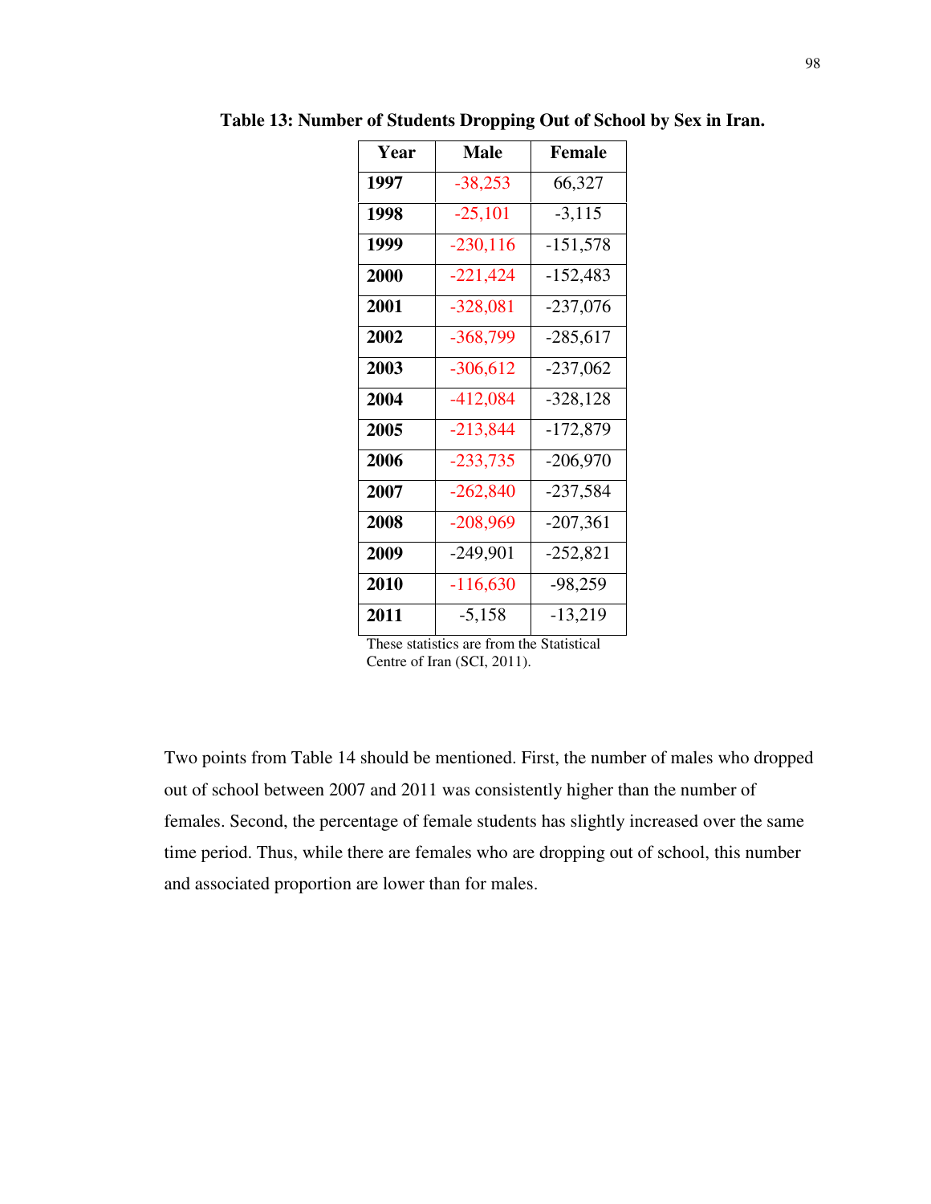**Table 13: Number of Students Dropping Out of School by Sex in Iran.**

| Year | Male | Female |
|---|---|---|
| **1997** | -38,253 | 66,327 |
| **1998** | -25,101 | -3,115 |
| **1999** | -230,116 | -151,578 |
| **2000** | -221,424 | -152,483 |
| **2001** | -328,081 | -237,076 |
| **2002** | -368,799 | -285,617 |
| **2003** | -306,612 | -237,062 |
| **2004** | -412,084 | -328,128 |
| **2005** | -213,844 | -172,879 |
| **2006** | -233,735 | -206,970 |
| **2007** | -262,840 | -237,584 |
| **2008** | -208,969 | -207,361 |
| **2009** | -249,901 | -252,821 |
| **2010** | -116,630 | -98,259 |
| **2011** | -5,158 | -13,219 |

These statistics are from the Statistical Centre of Iran (SCI, 2011).

Two points from Table 14 should be mentioned. First, the number of males who dropped out of school between 2007 and 2011 was consistently higher than the number of females. Second, the percentage of female students has slightly increased over the same time period. Thus, while there are females who are dropping out of school, this number and associated proportion are lower than for males.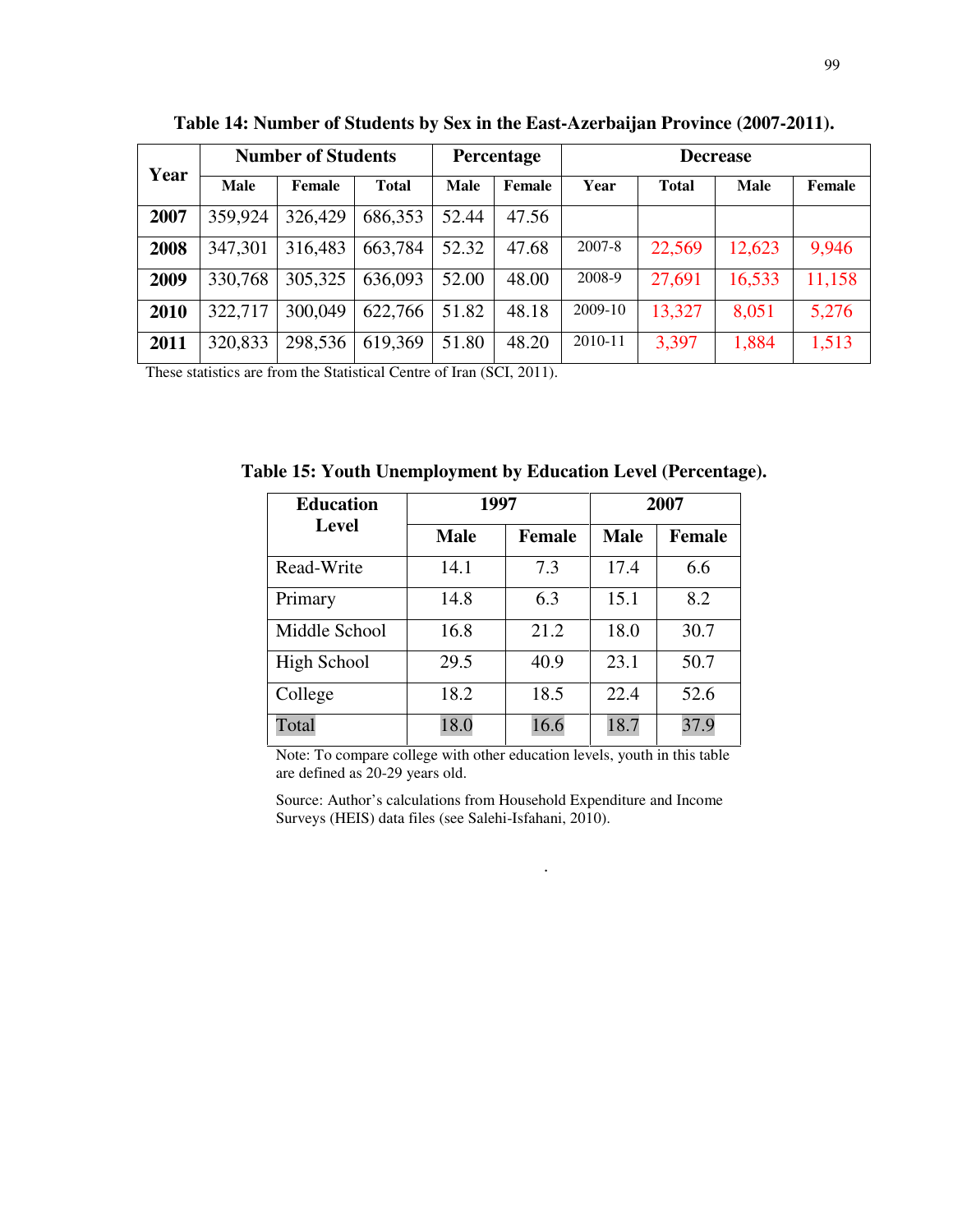**Table 14: Number of Students by Sex in the East-Azerbaijan Province (2007-2011).**

| Year | Number of Students | | | Percentage | | Decrease | | | |
|---|---|---|---|---|---|---|---|---|---|
| | Male | Female | Total | Male | Female | Year | Total | Male | Female |
| **2007** | 359,924 | 326,429 | 686,353 | 52.44 | 47.56 | | | | |
| **2008** | 347,301 | 316,483 | 663,784 | 52.32 | 47.68 | 2007-8 | 22,569 | 12,623 | 9,946 |
| **2009** | 330,768 | 305,325 | 636,093 | 52.00 | 48.00 | 2008-9 | 27,691 | 16,533 | 11,158 |
| **2010** | 322,717 | 300,049 | 622,766 | 51.82 | 48.18 | 2009-10 | 13,327 | 8,051 | 5,276 |
| **2011** | 320,833 | 298,536 | 619,369 | 51.80 | 48.20 | 2010-11 | 3,397 | 1,884 | 1,513 |

These statistics are from the Statistical Centre of Iran (SCI, 2011).

**Table 15: Youth Unemployment by Education Level (Percentage).**

| Education Level | 1997 | | 2007 | |
|---|---|---|---|---|
| | Male | Female | Male | Female |
| Read-Write | 14.1 | 7.3 | 17.4 | 6.6 |
| Primary | 14.8 | 6.3 | 15.1 | 8.2 |
| Middle School | 16.8 | 21.2 | 18.0 | 30.7 |
| High School | 29.5 | 40.9 | 23.1 | 50.7 |
| College | 18.2 | 18.5 | 22.4 | 52.6 |
| Total | 18.0 | 16.6 | 18.7 | 37.9 |

Note: To compare college with other education levels, youth in this table are defined as 20-29 years old.

Source: Author's calculations from Household Expenditure and Income Surveys (HEIS) data files (see Salehi-Isfahani, 2010).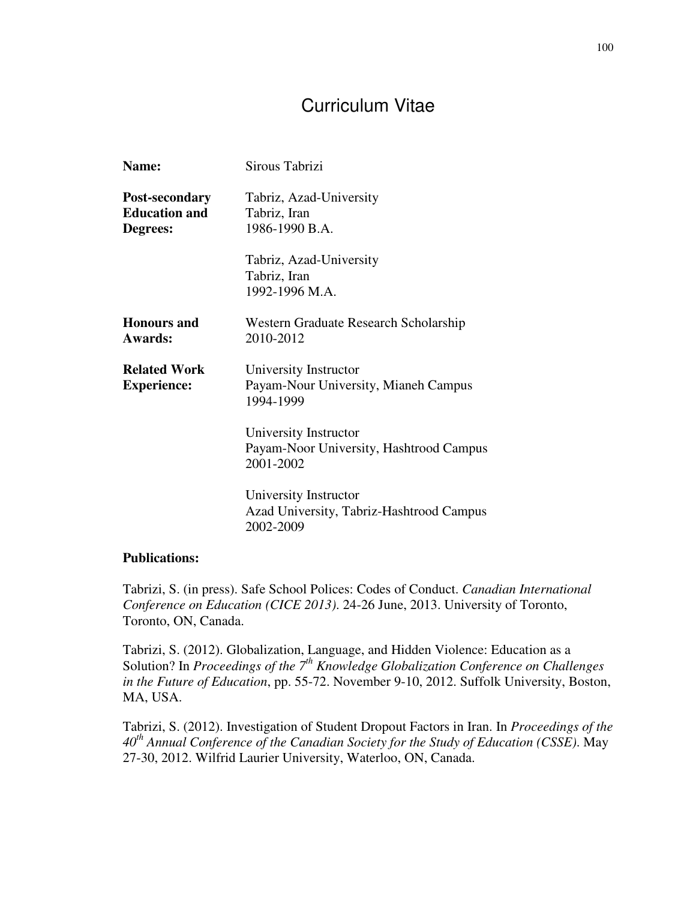# Curriculum Vitae

**Name:** Sirous Tabrizi

**Post-secondary Education and Degrees:**
Tabriz, Azad-University
Tabriz, Iran
1986-1990 B.A.

Tabriz, Azad-University
Tabriz, Iran
1992-1996 M.A.

**Honours and Awards:**
Western Graduate Research Scholarship
2010-2012

**Related Work Experience:**
University Instructor
Payam-Nour University, Mianeh Campus
1994-1999

University Instructor
Payam-Noor University, Hashtrood Campus
2001-2002

University Instructor
Azad University, Tabriz-Hashtrood Campus
2002-2009

**Publications:**

Tabrizi, S. (in press). Safe School Polices: Codes of Conduct. *Canadian International Conference on Education (CICE 2013)*. 24-26 June, 2013. University of Toronto, Toronto, ON, Canada.

Tabrizi, S. (2012). Globalization, Language, and Hidden Violence: Education as a Solution? In *Proceedings of the 7th Knowledge Globalization Conference on Challenges in the Future of Education*, pp. 55-72. November 9-10, 2012. Suffolk University, Boston, MA, USA.

Tabrizi, S. (2012). Investigation of Student Dropout Factors in Iran. In *Proceedings of the 40th Annual Conference of the Canadian Society for the Study of Education (CSSE)*. May 27-30, 2012. Wilfrid Laurier University, Waterloo, ON, Canada.